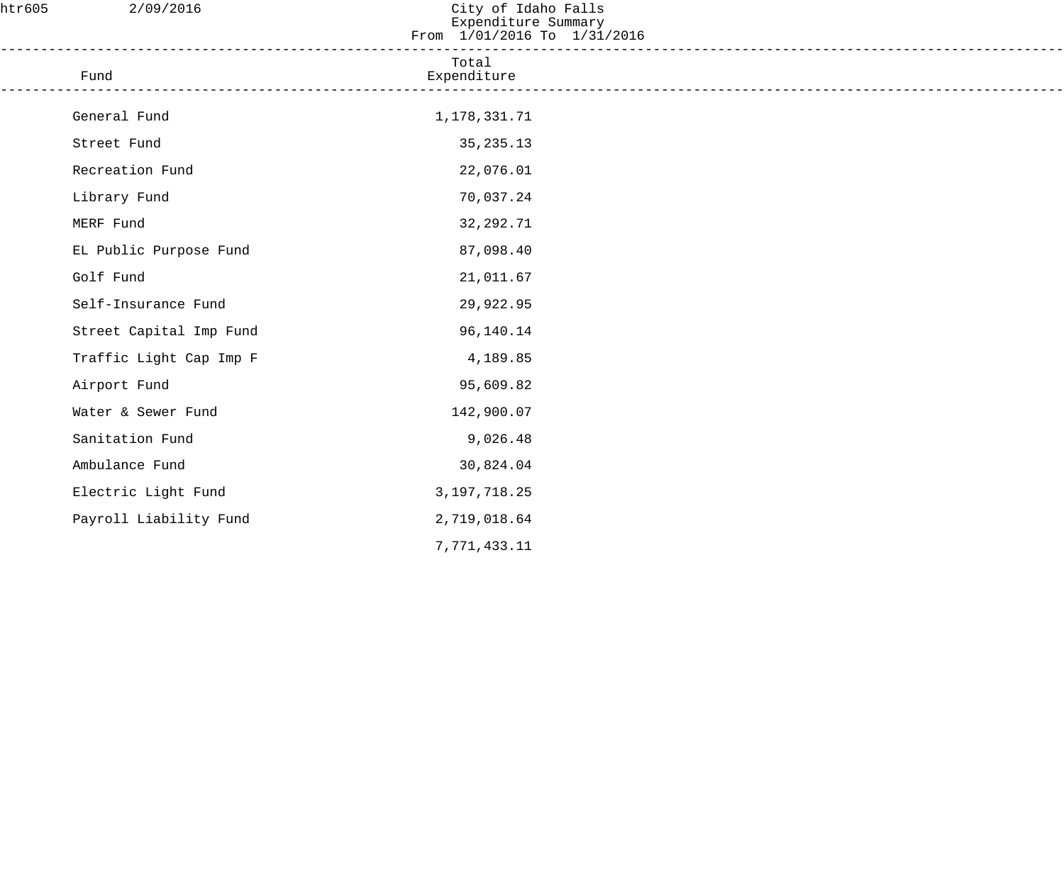htr605 2/09/2016

# City of Idaho Falls
## Expenditure Summary
From 1/01/2016 To 1/31/2016

| Fund | Total Expenditure |
|---|---|
| General Fund | 1,178,331.71 |
| Street Fund | 35,235.13 |
| Recreation Fund | 22,076.01 |
| Library Fund | 70,037.24 |
| MERF Fund | 32,292.71 |
| EL Public Purpose Fund | 87,098.40 |
| Golf Fund | 21,011.67 |
| Self-Insurance Fund | 29,922.95 |
| Street Capital Imp Fund | 96,140.14 |
| Traffic Light Cap Imp F | 4,189.85 |
| Airport Fund | 95,609.82 |
| Water & Sewer Fund | 142,900.07 |
| Sanitation Fund | 9,026.48 |
| Ambulance Fund | 30,824.04 |
| Electric Light Fund | 3,197,718.25 |
| Payroll Liability Fund | 2,719,018.64 |
| | 7,771,433.11 |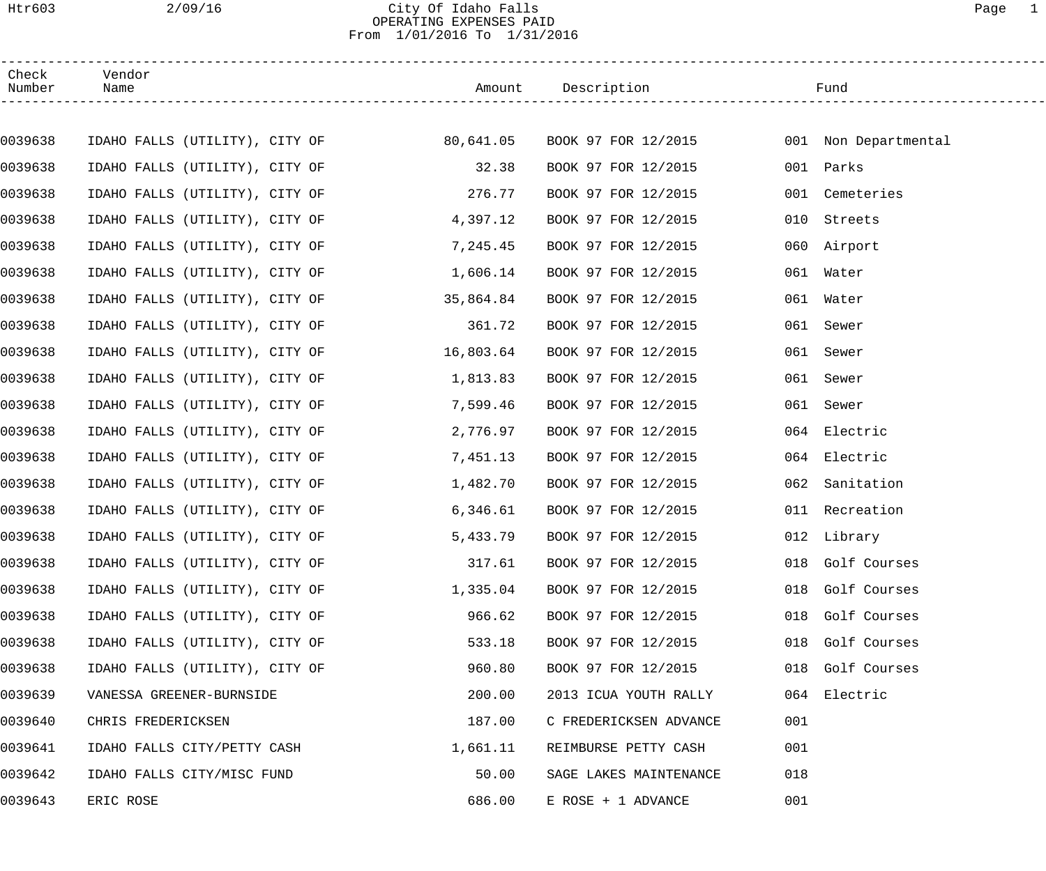# City Of Idaho Falls
## OPERATING EXPENSES PAID
From 1/01/2016 To 1/31/2016

| Check Number | Vendor Name | Amount | Description | Fund |
|---|---|---|---|---|
| 0039638 | IDAHO FALLS (UTILITY), CITY OF | 80,641.05 | BOOK 97 FOR 12/2015 | 001 Non Departmental |
| 0039638 | IDAHO FALLS (UTILITY), CITY OF | 32.38 | BOOK 97 FOR 12/2015 | 001 Parks |
| 0039638 | IDAHO FALLS (UTILITY), CITY OF | 276.77 | BOOK 97 FOR 12/2015 | 001 Cemeteries |
| 0039638 | IDAHO FALLS (UTILITY), CITY OF | 4,397.12 | BOOK 97 FOR 12/2015 | 010 Streets |
| 0039638 | IDAHO FALLS (UTILITY), CITY OF | 7,245.45 | BOOK 97 FOR 12/2015 | 060 Airport |
| 0039638 | IDAHO FALLS (UTILITY), CITY OF | 1,606.14 | BOOK 97 FOR 12/2015 | 061 Water |
| 0039638 | IDAHO FALLS (UTILITY), CITY OF | 35,864.84 | BOOK 97 FOR 12/2015 | 061 Water |
| 0039638 | IDAHO FALLS (UTILITY), CITY OF | 361.72 | BOOK 97 FOR 12/2015 | 061 Sewer |
| 0039638 | IDAHO FALLS (UTILITY), CITY OF | 16,803.64 | BOOK 97 FOR 12/2015 | 061 Sewer |
| 0039638 | IDAHO FALLS (UTILITY), CITY OF | 1,813.83 | BOOK 97 FOR 12/2015 | 061 Sewer |
| 0039638 | IDAHO FALLS (UTILITY), CITY OF | 7,599.46 | BOOK 97 FOR 12/2015 | 061 Sewer |
| 0039638 | IDAHO FALLS (UTILITY), CITY OF | 2,776.97 | BOOK 97 FOR 12/2015 | 064 Electric |
| 0039638 | IDAHO FALLS (UTILITY), CITY OF | 7,451.13 | BOOK 97 FOR 12/2015 | 064 Electric |
| 0039638 | IDAHO FALLS (UTILITY), CITY OF | 1,482.70 | BOOK 97 FOR 12/2015 | 062 Sanitation |
| 0039638 | IDAHO FALLS (UTILITY), CITY OF | 6,346.61 | BOOK 97 FOR 12/2015 | 011 Recreation |
| 0039638 | IDAHO FALLS (UTILITY), CITY OF | 5,433.79 | BOOK 97 FOR 12/2015 | 012 Library |
| 0039638 | IDAHO FALLS (UTILITY), CITY OF | 317.61 | BOOK 97 FOR 12/2015 | 018 Golf Courses |
| 0039638 | IDAHO FALLS (UTILITY), CITY OF | 1,335.04 | BOOK 97 FOR 12/2015 | 018 Golf Courses |
| 0039638 | IDAHO FALLS (UTILITY), CITY OF | 966.62 | BOOK 97 FOR 12/2015 | 018 Golf Courses |
| 0039638 | IDAHO FALLS (UTILITY), CITY OF | 533.18 | BOOK 97 FOR 12/2015 | 018 Golf Courses |
| 0039638 | IDAHO FALLS (UTILITY), CITY OF | 960.80 | BOOK 97 FOR 12/2015 | 018 Golf Courses |
| 0039639 | VANESSA GREENER-BURNSIDE | 200.00 | 2013 ICUA YOUTH RALLY | 064 Electric |
| 0039640 | CHRIS FREDERICKSEN | 187.00 | C FREDERICKSEN ADVANCE | 001 |
| 0039641 | IDAHO FALLS CITY/PETTY CASH | 1,661.11 | REIMBURSE PETTY CASH | 001 |
| 0039642 | IDAHO FALLS CITY/MISC FUND | 50.00 | SAGE LAKES MAINTENANCE | 018 |
| 0039643 | ERIC ROSE | 686.00 | E ROSE + 1 ADVANCE | 001 |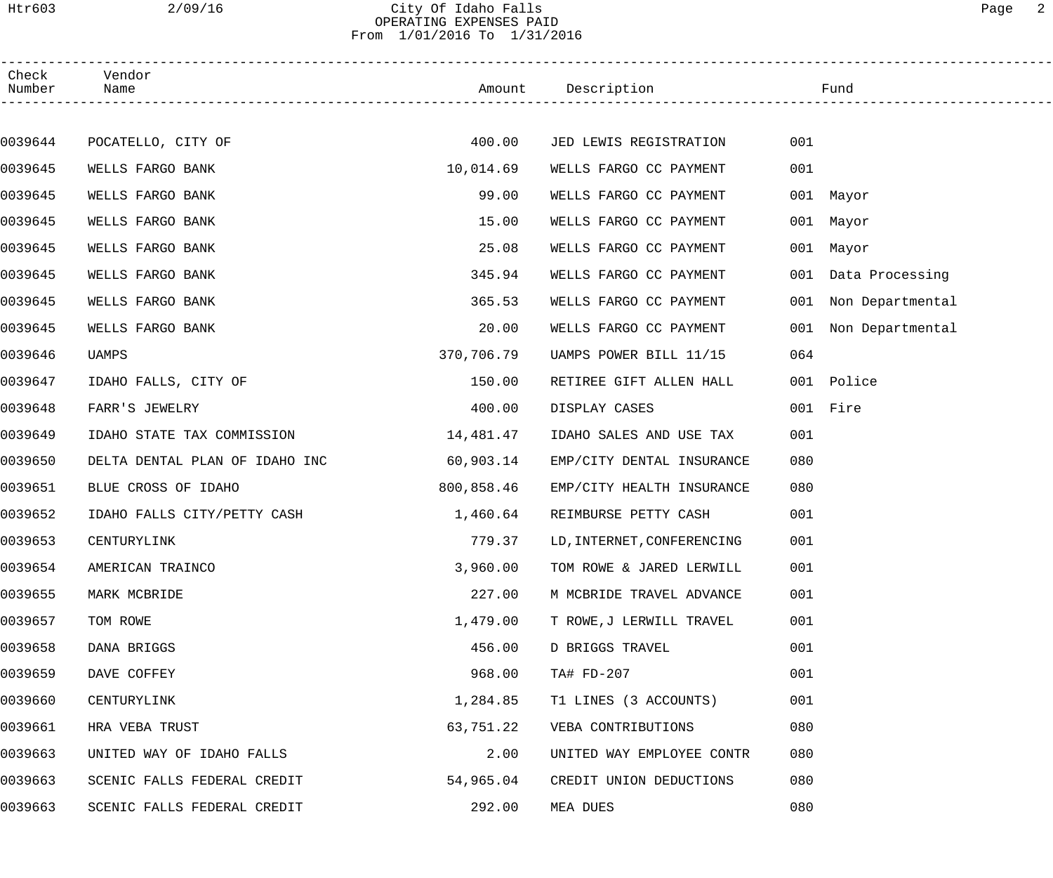# City Of Idaho Falls
## OPERATING EXPENSES PAID
### From 1/01/2016 To 1/31/2016

| Check Number | Vendor Name | Amount | Description | Fund | |
|---|---|---|---|---|---|
| 0039644 | POCATELLO, CITY OF | 400.00 | JED LEWIS REGISTRATION | 001 | |
| 0039645 | WELLS FARGO BANK | 10,014.69 | WELLS FARGO CC PAYMENT | 001 | |
| 0039645 | WELLS FARGO BANK | 99.00 | WELLS FARGO CC PAYMENT | 001 | Mayor |
| 0039645 | WELLS FARGO BANK | 15.00 | WELLS FARGO CC PAYMENT | 001 | Mayor |
| 0039645 | WELLS FARGO BANK | 25.08 | WELLS FARGO CC PAYMENT | 001 | Mayor |
| 0039645 | WELLS FARGO BANK | 345.94 | WELLS FARGO CC PAYMENT | 001 | Data Processing |
| 0039645 | WELLS FARGO BANK | 365.53 | WELLS FARGO CC PAYMENT | 001 | Non Departmental |
| 0039645 | WELLS FARGO BANK | 20.00 | WELLS FARGO CC PAYMENT | 001 | Non Departmental |
| 0039646 | UAMPS | 370,706.79 | UAMPS POWER BILL 11/15 | 064 | |
| 0039647 | IDAHO FALLS, CITY OF | 150.00 | RETIREE GIFT ALLEN HALL | 001 | Police |
| 0039648 | FARR'S JEWELRY | 400.00 | DISPLAY CASES | 001 | Fire |
| 0039649 | IDAHO STATE TAX COMMISSION | 14,481.47 | IDAHO SALES AND USE TAX | 001 | |
| 0039650 | DELTA DENTAL PLAN OF IDAHO INC | 60,903.14 | EMP/CITY DENTAL INSURANCE | 080 | |
| 0039651 | BLUE CROSS OF IDAHO | 800,858.46 | EMP/CITY HEALTH INSURANCE | 080 | |
| 0039652 | IDAHO FALLS CITY/PETTY CASH | 1,460.64 | REIMBURSE PETTY CASH | 001 | |
| 0039653 | CENTURYLINK | 779.37 | LD,INTERNET,CONFERENCING | 001 | |
| 0039654 | AMERICAN TRAINCO | 3,960.00 | TOM ROWE & JARED LERWILL | 001 | |
| 0039655 | MARK MCBRIDE | 227.00 | M MCBRIDE TRAVEL ADVANCE | 001 | |
| 0039657 | TOM ROWE | 1,479.00 | T ROWE,J LERWILL TRAVEL | 001 | |
| 0039658 | DANA BRIGGS | 456.00 | D BRIGGS TRAVEL | 001 | |
| 0039659 | DAVE COFFEY | 968.00 | TA# FD-207 | 001 | |
| 0039660 | CENTURYLINK | 1,284.85 | T1 LINES (3 ACCOUNTS) | 001 | |
| 0039661 | HRA VEBA TRUST | 63,751.22 | VEBA CONTRIBUTIONS | 080 | |
| 0039663 | UNITED WAY OF IDAHO FALLS | 2.00 | UNITED WAY EMPLOYEE CONTR | 080 | |
| 0039663 | SCENIC FALLS FEDERAL CREDIT | 54,965.04 | CREDIT UNION DEDUCTIONS | 080 | |
| 0039663 | SCENIC FALLS FEDERAL CREDIT | 292.00 | MEA DUES | 080 | |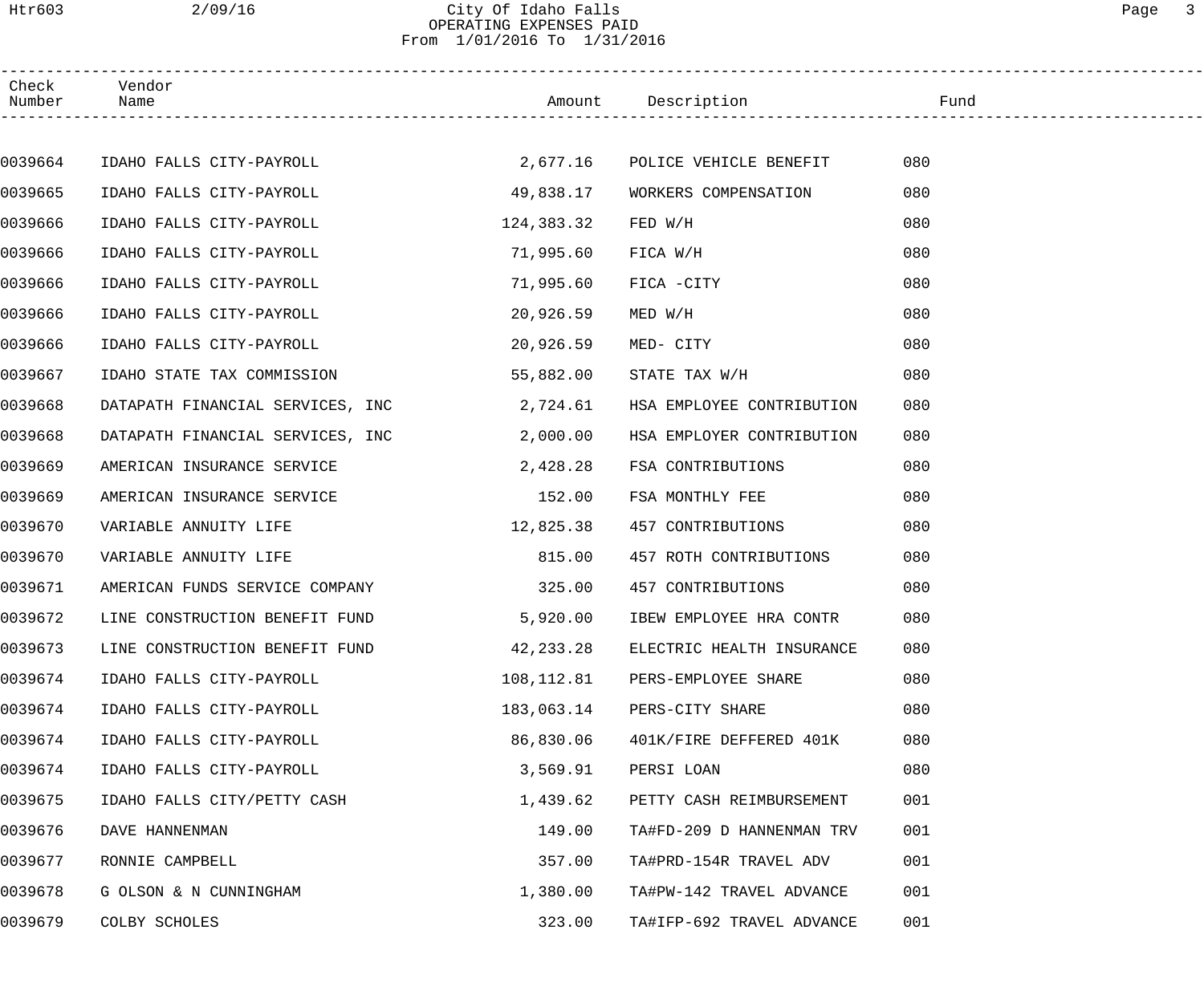City Of Idaho Falls
OPERATING EXPENSES PAID
From 1/01/2016 To 1/31/2016

| Check Number | Vendor Name | Amount | Description | Fund |
|---|---|---|---|---|
| 0039664 | IDAHO FALLS CITY-PAYROLL | 2,677.16 | POLICE VEHICLE BENEFIT | 080 |
| 0039665 | IDAHO FALLS CITY-PAYROLL | 49,838.17 | WORKERS COMPENSATION | 080 |
| 0039666 | IDAHO FALLS CITY-PAYROLL | 124,383.32 | FED W/H | 080 |
| 0039666 | IDAHO FALLS CITY-PAYROLL | 71,995.60 | FICA W/H | 080 |
| 0039666 | IDAHO FALLS CITY-PAYROLL | 71,995.60 | FICA -CITY | 080 |
| 0039666 | IDAHO FALLS CITY-PAYROLL | 20,926.59 | MED W/H | 080 |
| 0039666 | IDAHO FALLS CITY-PAYROLL | 20,926.59 | MED- CITY | 080 |
| 0039667 | IDAHO STATE TAX COMMISSION | 55,882.00 | STATE TAX W/H | 080 |
| 0039668 | DATAPATH FINANCIAL SERVICES, INC | 2,724.61 | HSA EMPLOYEE CONTRIBUTION | 080 |
| 0039668 | DATAPATH FINANCIAL SERVICES, INC | 2,000.00 | HSA EMPLOYER CONTRIBUTION | 080 |
| 0039669 | AMERICAN INSURANCE SERVICE | 2,428.28 | FSA CONTRIBUTIONS | 080 |
| 0039669 | AMERICAN INSURANCE SERVICE | 152.00 | FSA MONTHLY FEE | 080 |
| 0039670 | VARIABLE ANNUITY LIFE | 12,825.38 | 457 CONTRIBUTIONS | 080 |
| 0039670 | VARIABLE ANNUITY LIFE | 815.00 | 457 ROTH CONTRIBUTIONS | 080 |
| 0039671 | AMERICAN FUNDS SERVICE COMPANY | 325.00 | 457 CONTRIBUTIONS | 080 |
| 0039672 | LINE CONSTRUCTION BENEFIT FUND | 5,920.00 | IBEW EMPLOYEE HRA CONTR | 080 |
| 0039673 | LINE CONSTRUCTION BENEFIT FUND | 42,233.28 | ELECTRIC HEALTH INSURANCE | 080 |
| 0039674 | IDAHO FALLS CITY-PAYROLL | 108,112.81 | PERS-EMPLOYEE SHARE | 080 |
| 0039674 | IDAHO FALLS CITY-PAYROLL | 183,063.14 | PERS-CITY SHARE | 080 |
| 0039674 | IDAHO FALLS CITY-PAYROLL | 86,830.06 | 401K/FIRE DEFFERED 401K | 080 |
| 0039674 | IDAHO FALLS CITY-PAYROLL | 3,569.91 | PERSI LOAN | 080 |
| 0039675 | IDAHO FALLS CITY/PETTY CASH | 1,439.62 | PETTY CASH REIMBURSEMENT | 001 |
| 0039676 | DAVE HANNENMAN | 149.00 | TA#FD-209 D HANNENMAN TRV | 001 |
| 0039677 | RONNIE CAMPBELL | 357.00 | TA#PRD-154R TRAVEL ADV | 001 |
| 0039678 | G OLSON & N CUNNINGHAM | 1,380.00 | TA#PW-142 TRAVEL ADVANCE | 001 |
| 0039679 | COLBY SCHOLES | 323.00 | TA#IFP-692 TRAVEL ADVANCE | 001 |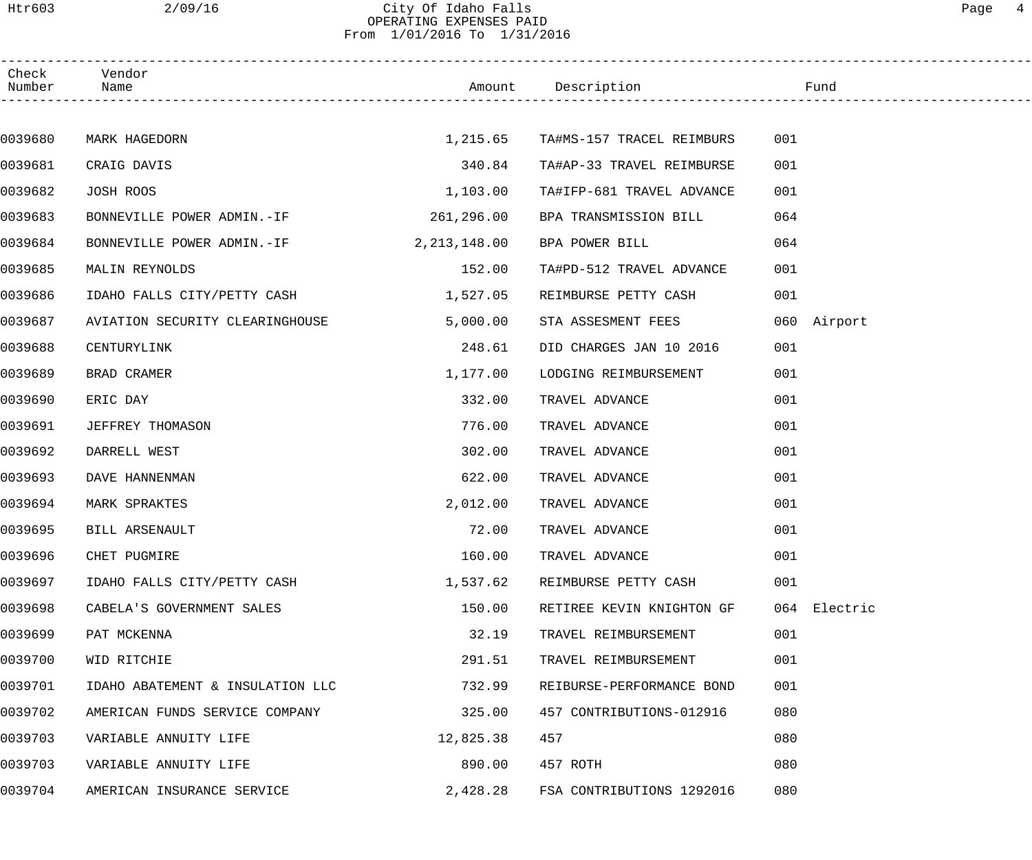# City Of Idaho Falls
## OPERATING EXPENSES PAID
From 1/01/2016 To 1/31/2016

| Check Number | Vendor Name | Amount | Description | Fund |
|---|---|---|---|---|
| 0039680 | MARK HAGEDORN | 1,215.65 | TA#MS-157 TRACEL REIMBURS | 001 |
| 0039681 | CRAIG DAVIS | 340.84 | TA#AP-33 TRAVEL REIMBURSE | 001 |
| 0039682 | JOSH ROOS | 1,103.00 | TA#IFP-681 TRAVEL ADVANCE | 001 |
| 0039683 | BONNEVILLE POWER ADMIN.-IF | 261,296.00 | BPA TRANSMISSION BILL | 064 |
| 0039684 | BONNEVILLE POWER ADMIN.-IF | 2,213,148.00 | BPA POWER BILL | 064 |
| 0039685 | MALIN REYNOLDS | 152.00 | TA#PD-512 TRAVEL ADVANCE | 001 |
| 0039686 | IDAHO FALLS CITY/PETTY CASH | 1,527.05 | REIMBURSE PETTY CASH | 001 |
| 0039687 | AVIATION SECURITY CLEARINGHOUSE | 5,000.00 | STA ASSESMENT FEES | 060 Airport |
| 0039688 | CENTURYLINK | 248.61 | DID CHARGES JAN 10 2016 | 001 |
| 0039689 | BRAD CRAMER | 1,177.00 | LODGING REIMBURSEMENT | 001 |
| 0039690 | ERIC DAY | 332.00 | TRAVEL ADVANCE | 001 |
| 0039691 | JEFFREY THOMASON | 776.00 | TRAVEL ADVANCE | 001 |
| 0039692 | DARRELL WEST | 302.00 | TRAVEL ADVANCE | 001 |
| 0039693 | DAVE HANNENMAN | 622.00 | TRAVEL ADVANCE | 001 |
| 0039694 | MARK SPRAKTES | 2,012.00 | TRAVEL ADVANCE | 001 |
| 0039695 | BILL ARSENAULT | 72.00 | TRAVEL ADVANCE | 001 |
| 0039696 | CHET PUGMIRE | 160.00 | TRAVEL ADVANCE | 001 |
| 0039697 | IDAHO FALLS CITY/PETTY CASH | 1,537.62 | REIMBURSE PETTY CASH | 001 |
| 0039698 | CABELA'S GOVERNMENT SALES | 150.00 | RETIREE KEVIN KNIGHTON GF | 064 Electric |
| 0039699 | PAT MCKENNA | 32.19 | TRAVEL REIMBURSEMENT | 001 |
| 0039700 | WID RITCHIE | 291.51 | TRAVEL REIMBURSEMENT | 001 |
| 0039701 | IDAHO ABATEMENT & INSULATION LLC | 732.99 | REIBURSE-PERFORMANCE BOND | 001 |
| 0039702 | AMERICAN FUNDS SERVICE COMPANY | 325.00 | 457 CONTRIBUTIONS-012916 | 080 |
| 0039703 | VARIABLE ANNUITY LIFE | 12,825.38 | 457 | 080 |
| 0039703 | VARIABLE ANNUITY LIFE | 890.00 | 457 ROTH | 080 |
| 0039704 | AMERICAN INSURANCE SERVICE | 2,428.28 | FSA CONTRIBUTIONS 1292016 | 080 |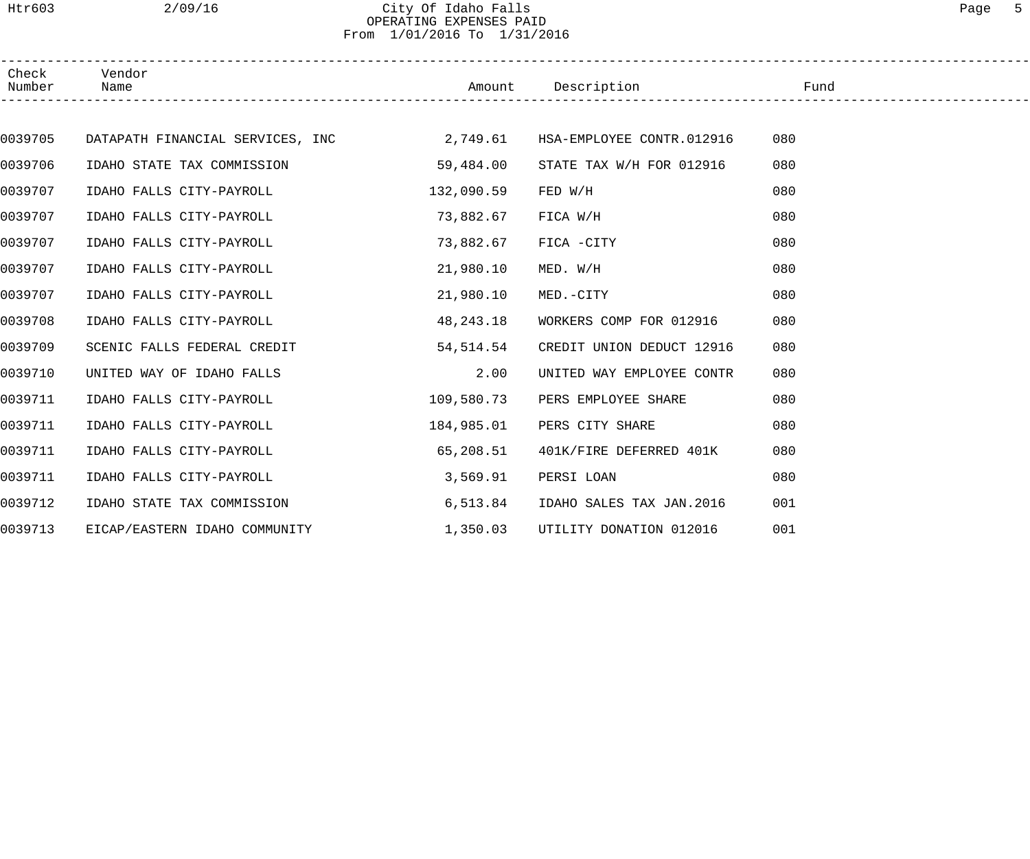City Of Idaho Falls
OPERATING EXPENSES PAID
From 1/01/2016 To 1/31/2016

| Check Number | Vendor Name | Amount | Description | Fund |
|---|---|---|---|---|
| 0039705 | DATAPATH FINANCIAL SERVICES, INC | 2,749.61 | HSA-EMPLOYEE CONTR.012916 | 080 |
| 0039706 | IDAHO STATE TAX COMMISSION | 59,484.00 | STATE TAX W/H FOR 012916 | 080 |
| 0039707 | IDAHO FALLS CITY-PAYROLL | 132,090.59 | FED W/H | 080 |
| 0039707 | IDAHO FALLS CITY-PAYROLL | 73,882.67 | FICA W/H | 080 |
| 0039707 | IDAHO FALLS CITY-PAYROLL | 73,882.67 | FICA -CITY | 080 |
| 0039707 | IDAHO FALLS CITY-PAYROLL | 21,980.10 | MED. W/H | 080 |
| 0039707 | IDAHO FALLS CITY-PAYROLL | 21,980.10 | MED.-CITY | 080 |
| 0039708 | IDAHO FALLS CITY-PAYROLL | 48,243.18 | WORKERS COMP FOR 012916 | 080 |
| 0039709 | SCENIC FALLS FEDERAL CREDIT | 54,514.54 | CREDIT UNION DEDUCT 12916 | 080 |
| 0039710 | UNITED WAY OF IDAHO FALLS | 2.00 | UNITED WAY EMPLOYEE CONTR | 080 |
| 0039711 | IDAHO FALLS CITY-PAYROLL | 109,580.73 | PERS EMPLOYEE SHARE | 080 |
| 0039711 | IDAHO FALLS CITY-PAYROLL | 184,985.01 | PERS CITY SHARE | 080 |
| 0039711 | IDAHO FALLS CITY-PAYROLL | 65,208.51 | 401K/FIRE DEFERRED 401K | 080 |
| 0039711 | IDAHO FALLS CITY-PAYROLL | 3,569.91 | PERSI LOAN | 080 |
| 0039712 | IDAHO STATE TAX COMMISSION | 6,513.84 | IDAHO SALES TAX JAN.2016 | 001 |
| 0039713 | EICAP/EASTERN IDAHO COMMUNITY | 1,350.03 | UTILITY DONATION 012016 | 001 |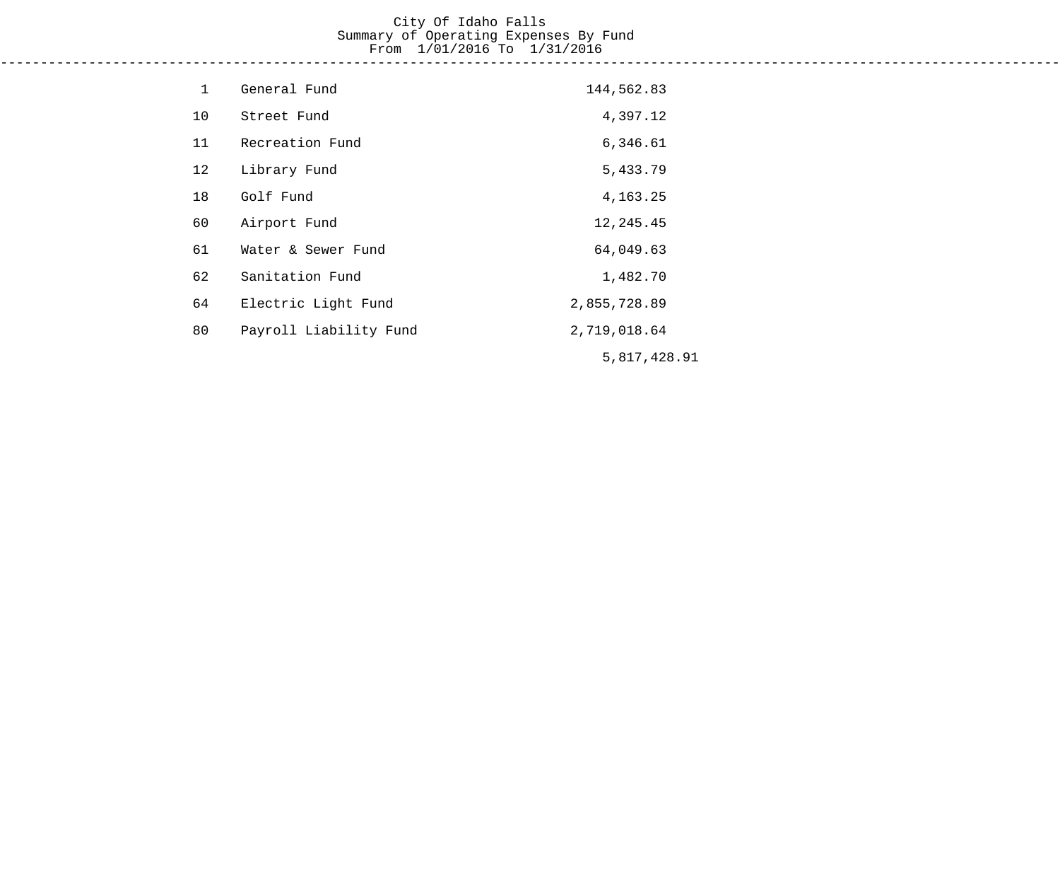# City Of Idaho Falls

## Summary of Operating Expenses By Fund

From 1/01/2016 To 1/31/2016

| Fund | Name | Amount | Total |
|---|---|---|---|
| 1 | General Fund | 144,562.83 | |
| 10 | Street Fund | 4,397.12 | |
| 11 | Recreation Fund | 6,346.61 | |
| 12 | Library Fund | 5,433.79 | |
| 18 | Golf Fund | 4,163.25 | |
| 60 | Airport Fund | 12,245.45 | |
| 61 | Water & Sewer Fund | 64,049.63 | |
| 62 | Sanitation Fund | 1,482.70 | |
| 64 | Electric Light Fund | 2,855,728.89 | |
| 80 | Payroll Liability Fund | 2,719,018.64 | |
| | | | 5,817,428.91 |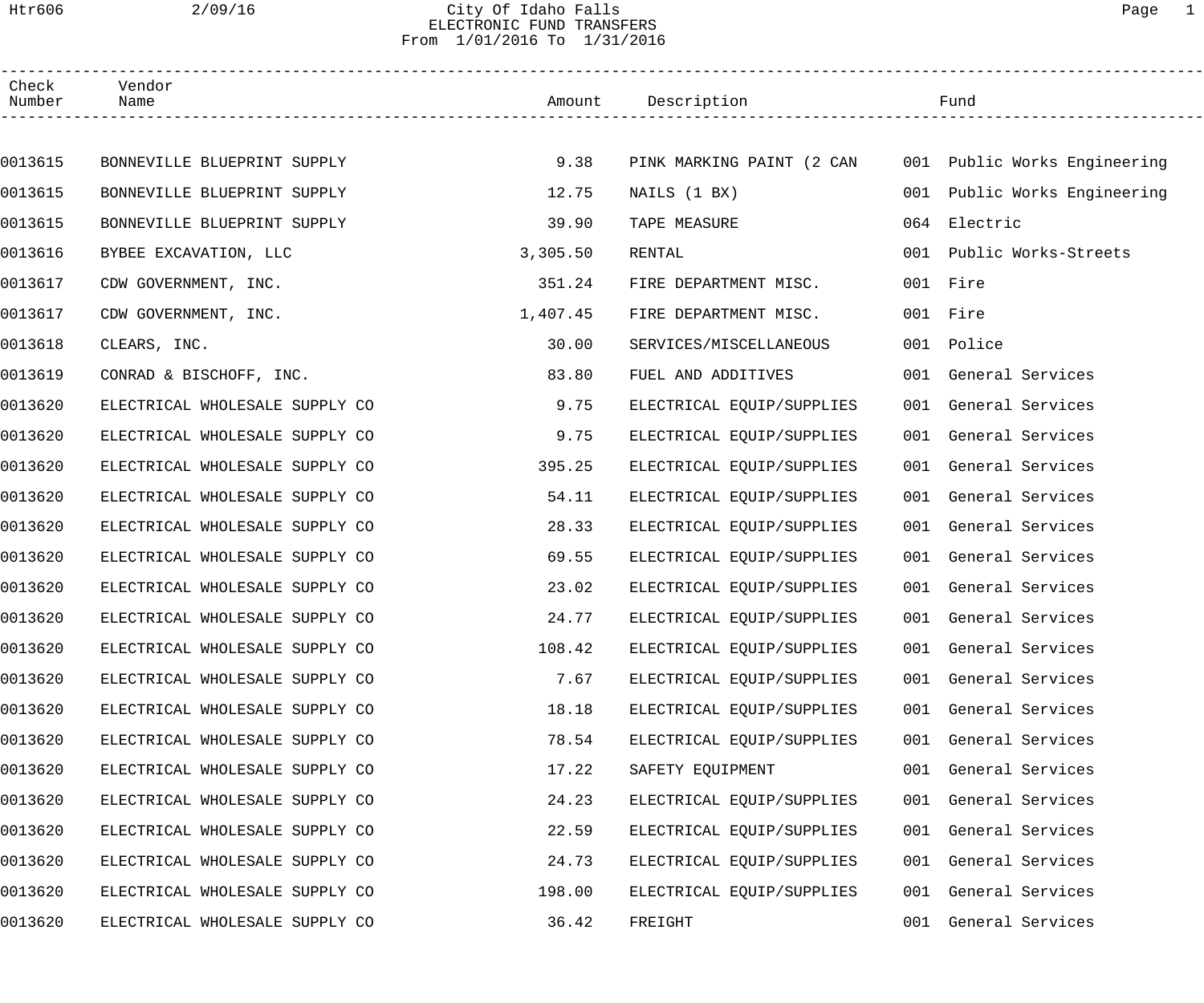City Of Idaho Falls
ELECTRONIC FUND TRANSFERS
From 1/01/2016 To 1/31/2016

| Check Number | Vendor Name | Amount | Description | Fund |
|---|---|---|---|---|
| 0013615 | BONNEVILLE BLUEPRINT SUPPLY | 9.38 | PINK MARKING PAINT (2 CAN | 001 Public Works Engineering |
| 0013615 | BONNEVILLE BLUEPRINT SUPPLY | 12.75 | NAILS (1 BX) | 001 Public Works Engineering |
| 0013615 | BONNEVILLE BLUEPRINT SUPPLY | 39.90 | TAPE MEASURE | 064 Electric |
| 0013616 | BYBEE EXCAVATION, LLC | 3,305.50 | RENTAL | 001 Public Works-Streets |
| 0013617 | CDW GOVERNMENT, INC. | 351.24 | FIRE DEPARTMENT MISC. | 001 Fire |
| 0013617 | CDW GOVERNMENT, INC. | 1,407.45 | FIRE DEPARTMENT MISC. | 001 Fire |
| 0013618 | CLEARS, INC. | 30.00 | SERVICES/MISCELLANEOUS | 001 Police |
| 0013619 | CONRAD & BISCHOFF, INC. | 83.80 | FUEL AND ADDITIVES | 001 General Services |
| 0013620 | ELECTRICAL WHOLESALE SUPPLY CO | 9.75 | ELECTRICAL EQUIP/SUPPLIES | 001 General Services |
| 0013620 | ELECTRICAL WHOLESALE SUPPLY CO | 9.75 | ELECTRICAL EQUIP/SUPPLIES | 001 General Services |
| 0013620 | ELECTRICAL WHOLESALE SUPPLY CO | 395.25 | ELECTRICAL EQUIP/SUPPLIES | 001 General Services |
| 0013620 | ELECTRICAL WHOLESALE SUPPLY CO | 54.11 | ELECTRICAL EQUIP/SUPPLIES | 001 General Services |
| 0013620 | ELECTRICAL WHOLESALE SUPPLY CO | 28.33 | ELECTRICAL EQUIP/SUPPLIES | 001 General Services |
| 0013620 | ELECTRICAL WHOLESALE SUPPLY CO | 69.55 | ELECTRICAL EQUIP/SUPPLIES | 001 General Services |
| 0013620 | ELECTRICAL WHOLESALE SUPPLY CO | 23.02 | ELECTRICAL EQUIP/SUPPLIES | 001 General Services |
| 0013620 | ELECTRICAL WHOLESALE SUPPLY CO | 24.77 | ELECTRICAL EQUIP/SUPPLIES | 001 General Services |
| 0013620 | ELECTRICAL WHOLESALE SUPPLY CO | 108.42 | ELECTRICAL EQUIP/SUPPLIES | 001 General Services |
| 0013620 | ELECTRICAL WHOLESALE SUPPLY CO | 7.67 | ELECTRICAL EQUIP/SUPPLIES | 001 General Services |
| 0013620 | ELECTRICAL WHOLESALE SUPPLY CO | 18.18 | ELECTRICAL EQUIP/SUPPLIES | 001 General Services |
| 0013620 | ELECTRICAL WHOLESALE SUPPLY CO | 78.54 | ELECTRICAL EQUIP/SUPPLIES | 001 General Services |
| 0013620 | ELECTRICAL WHOLESALE SUPPLY CO | 17.22 | SAFETY EQUIPMENT | 001 General Services |
| 0013620 | ELECTRICAL WHOLESALE SUPPLY CO | 24.23 | ELECTRICAL EQUIP/SUPPLIES | 001 General Services |
| 0013620 | ELECTRICAL WHOLESALE SUPPLY CO | 22.59 | ELECTRICAL EQUIP/SUPPLIES | 001 General Services |
| 0013620 | ELECTRICAL WHOLESALE SUPPLY CO | 24.73 | ELECTRICAL EQUIP/SUPPLIES | 001 General Services |
| 0013620 | ELECTRICAL WHOLESALE SUPPLY CO | 198.00 | ELECTRICAL EQUIP/SUPPLIES | 001 General Services |
| 0013620 | ELECTRICAL WHOLESALE SUPPLY CO | 36.42 | FREIGHT | 001 General Services |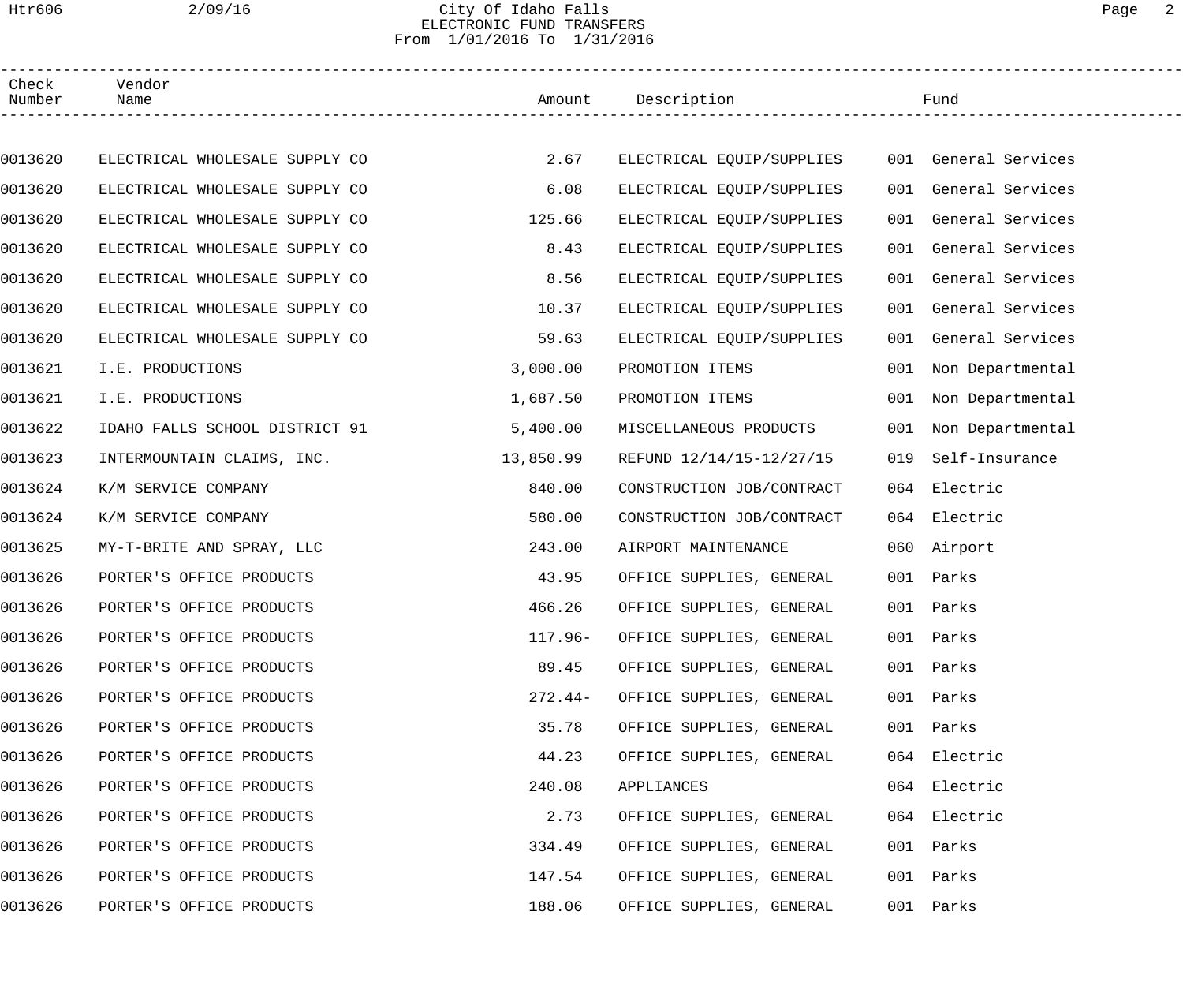# City Of Idaho Falls
## ELECTRONIC FUND TRANSFERS
From 1/01/2016 To 1/31/2016

| Check Number | Vendor Name | Amount | Description | Fund |
|---|---|---|---|---|
| 0013620 | ELECTRICAL WHOLESALE SUPPLY CO | 2.67 | ELECTRICAL EQUIP/SUPPLIES | 001 General Services |
| 0013620 | ELECTRICAL WHOLESALE SUPPLY CO | 6.08 | ELECTRICAL EQUIP/SUPPLIES | 001 General Services |
| 0013620 | ELECTRICAL WHOLESALE SUPPLY CO | 125.66 | ELECTRICAL EQUIP/SUPPLIES | 001 General Services |
| 0013620 | ELECTRICAL WHOLESALE SUPPLY CO | 8.43 | ELECTRICAL EQUIP/SUPPLIES | 001 General Services |
| 0013620 | ELECTRICAL WHOLESALE SUPPLY CO | 8.56 | ELECTRICAL EQUIP/SUPPLIES | 001 General Services |
| 0013620 | ELECTRICAL WHOLESALE SUPPLY CO | 10.37 | ELECTRICAL EQUIP/SUPPLIES | 001 General Services |
| 0013620 | ELECTRICAL WHOLESALE SUPPLY CO | 59.63 | ELECTRICAL EQUIP/SUPPLIES | 001 General Services |
| 0013621 | I.E. PRODUCTIONS | 3,000.00 | PROMOTION ITEMS | 001 Non Departmental |
| 0013621 | I.E. PRODUCTIONS | 1,687.50 | PROMOTION ITEMS | 001 Non Departmental |
| 0013622 | IDAHO FALLS SCHOOL DISTRICT 91 | 5,400.00 | MISCELLANEOUS PRODUCTS | 001 Non Departmental |
| 0013623 | INTERMOUNTAIN CLAIMS, INC. | 13,850.99 | REFUND 12/14/15-12/27/15 | 019 Self-Insurance |
| 0013624 | K/M SERVICE COMPANY | 840.00 | CONSTRUCTION JOB/CONTRACT | 064 Electric |
| 0013624 | K/M SERVICE COMPANY | 580.00 | CONSTRUCTION JOB/CONTRACT | 064 Electric |
| 0013625 | MY-T-BRITE AND SPRAY, LLC | 243.00 | AIRPORT MAINTENANCE | 060 Airport |
| 0013626 | PORTER'S OFFICE PRODUCTS | 43.95 | OFFICE SUPPLIES, GENERAL | 001 Parks |
| 0013626 | PORTER'S OFFICE PRODUCTS | 466.26 | OFFICE SUPPLIES, GENERAL | 001 Parks |
| 0013626 | PORTER'S OFFICE PRODUCTS | 117.96- | OFFICE SUPPLIES, GENERAL | 001 Parks |
| 0013626 | PORTER'S OFFICE PRODUCTS | 89.45 | OFFICE SUPPLIES, GENERAL | 001 Parks |
| 0013626 | PORTER'S OFFICE PRODUCTS | 272.44- | OFFICE SUPPLIES, GENERAL | 001 Parks |
| 0013626 | PORTER'S OFFICE PRODUCTS | 35.78 | OFFICE SUPPLIES, GENERAL | 001 Parks |
| 0013626 | PORTER'S OFFICE PRODUCTS | 44.23 | OFFICE SUPPLIES, GENERAL | 064 Electric |
| 0013626 | PORTER'S OFFICE PRODUCTS | 240.08 | APPLIANCES | 064 Electric |
| 0013626 | PORTER'S OFFICE PRODUCTS | 2.73 | OFFICE SUPPLIES, GENERAL | 064 Electric |
| 0013626 | PORTER'S OFFICE PRODUCTS | 334.49 | OFFICE SUPPLIES, GENERAL | 001 Parks |
| 0013626 | PORTER'S OFFICE PRODUCTS | 147.54 | OFFICE SUPPLIES, GENERAL | 001 Parks |
| 0013626 | PORTER'S OFFICE PRODUCTS | 188.06 | OFFICE SUPPLIES, GENERAL | 001 Parks |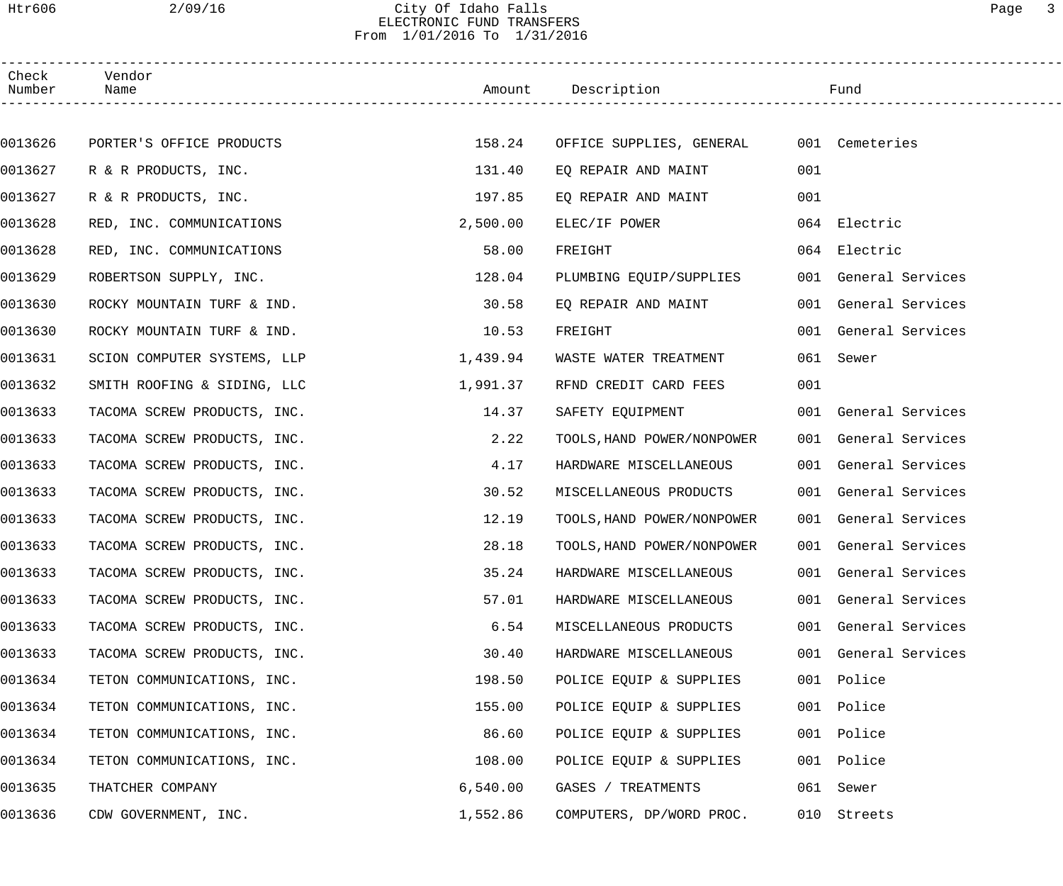City Of Idaho Falls
ELECTRONIC FUND TRANSFERS
From 1/01/2016 To 1/31/2016

| Check Number | Vendor Name | Amount | Description | Fund |
|---|---|---|---|---|
| 0013626 | PORTER'S OFFICE PRODUCTS | 158.24 | OFFICE SUPPLIES, GENERAL | 001 Cemeteries |
| 0013627 | R & R PRODUCTS, INC. | 131.40 | EQ REPAIR AND MAINT | 001 |
| 0013627 | R & R PRODUCTS, INC. | 197.85 | EQ REPAIR AND MAINT | 001 |
| 0013628 | RED, INC. COMMUNICATIONS | 2,500.00 | ELEC/IF POWER | 064 Electric |
| 0013628 | RED, INC. COMMUNICATIONS | 58.00 | FREIGHT | 064 Electric |
| 0013629 | ROBERTSON SUPPLY, INC. | 128.04 | PLUMBING EQUIP/SUPPLIES | 001 General Services |
| 0013630 | ROCKY MOUNTAIN TURF & IND. | 30.58 | EQ REPAIR AND MAINT | 001 General Services |
| 0013630 | ROCKY MOUNTAIN TURF & IND. | 10.53 | FREIGHT | 001 General Services |
| 0013631 | SCION COMPUTER SYSTEMS, LLP | 1,439.94 | WASTE WATER TREATMENT | 061 Sewer |
| 0013632 | SMITH ROOFING & SIDING, LLC | 1,991.37 | RFND CREDIT CARD FEES | 001 |
| 0013633 | TACOMA SCREW PRODUCTS, INC. | 14.37 | SAFETY EQUIPMENT | 001 General Services |
| 0013633 | TACOMA SCREW PRODUCTS, INC. | 2.22 | TOOLS,HAND POWER/NONPOWER | 001 General Services |
| 0013633 | TACOMA SCREW PRODUCTS, INC. | 4.17 | HARDWARE MISCELLANEOUS | 001 General Services |
| 0013633 | TACOMA SCREW PRODUCTS, INC. | 30.52 | MISCELLANEOUS PRODUCTS | 001 General Services |
| 0013633 | TACOMA SCREW PRODUCTS, INC. | 12.19 | TOOLS,HAND POWER/NONPOWER | 001 General Services |
| 0013633 | TACOMA SCREW PRODUCTS, INC. | 28.18 | TOOLS,HAND POWER/NONPOWER | 001 General Services |
| 0013633 | TACOMA SCREW PRODUCTS, INC. | 35.24 | HARDWARE MISCELLANEOUS | 001 General Services |
| 0013633 | TACOMA SCREW PRODUCTS, INC. | 57.01 | HARDWARE MISCELLANEOUS | 001 General Services |
| 0013633 | TACOMA SCREW PRODUCTS, INC. | 6.54 | MISCELLANEOUS PRODUCTS | 001 General Services |
| 0013633 | TACOMA SCREW PRODUCTS, INC. | 30.40 | HARDWARE MISCELLANEOUS | 001 General Services |
| 0013634 | TETON COMMUNICATIONS, INC. | 198.50 | POLICE EQUIP & SUPPLIES | 001 Police |
| 0013634 | TETON COMMUNICATIONS, INC. | 155.00 | POLICE EQUIP & SUPPLIES | 001 Police |
| 0013634 | TETON COMMUNICATIONS, INC. | 86.60 | POLICE EQUIP & SUPPLIES | 001 Police |
| 0013634 | TETON COMMUNICATIONS, INC. | 108.00 | POLICE EQUIP & SUPPLIES | 001 Police |
| 0013635 | THATCHER COMPANY | 6,540.00 | GASES / TREATMENTS | 061 Sewer |
| 0013636 | CDW GOVERNMENT, INC. | 1,552.86 | COMPUTERS, DP/WORD PROC. | 010 Streets |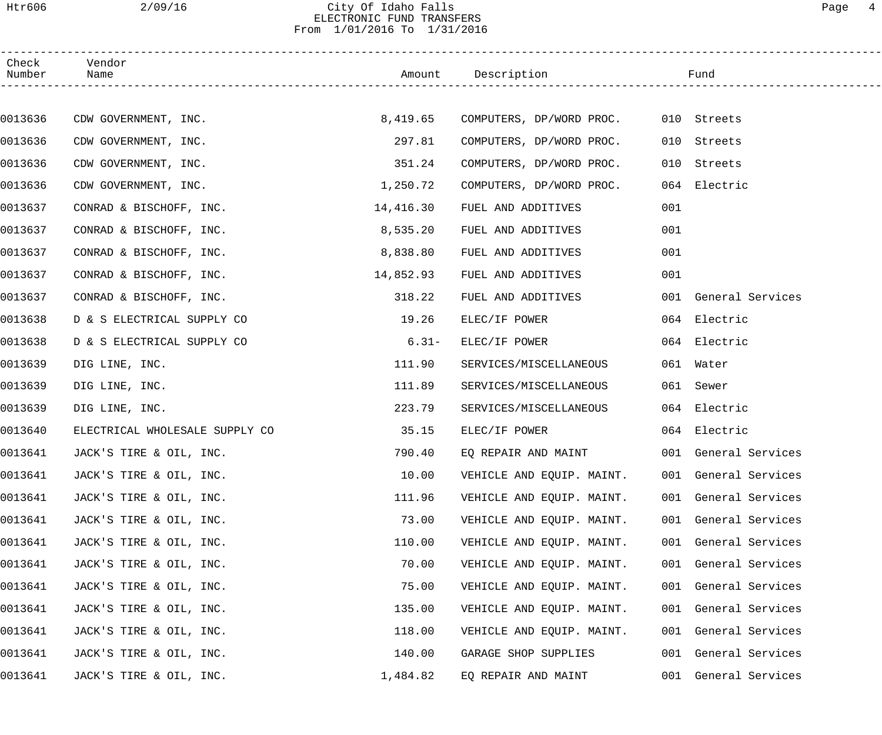# City Of Idaho Falls
## ELECTRONIC FUND TRANSFERS
From 1/01/2016 To 1/31/2016

| Check Number | Vendor Name | Amount | Description | Fund |
|---|---|---|---|---|
| 0013636 | CDW GOVERNMENT, INC. | 8,419.65 | COMPUTERS, DP/WORD PROC. | 010 Streets |
| 0013636 | CDW GOVERNMENT, INC. | 297.81 | COMPUTERS, DP/WORD PROC. | 010 Streets |
| 0013636 | CDW GOVERNMENT, INC. | 351.24 | COMPUTERS, DP/WORD PROC. | 010 Streets |
| 0013636 | CDW GOVERNMENT, INC. | 1,250.72 | COMPUTERS, DP/WORD PROC. | 064 Electric |
| 0013637 | CONRAD & BISCHOFF, INC. | 14,416.30 | FUEL AND ADDITIVES | 001 |
| 0013637 | CONRAD & BISCHOFF, INC. | 8,535.20 | FUEL AND ADDITIVES | 001 |
| 0013637 | CONRAD & BISCHOFF, INC. | 8,838.80 | FUEL AND ADDITIVES | 001 |
| 0013637 | CONRAD & BISCHOFF, INC. | 14,852.93 | FUEL AND ADDITIVES | 001 |
| 0013637 | CONRAD & BISCHOFF, INC. | 318.22 | FUEL AND ADDITIVES | 001 General Services |
| 0013638 | D & S ELECTRICAL SUPPLY CO | 19.26 | ELEC/IF POWER | 064 Electric |
| 0013638 | D & S ELECTRICAL SUPPLY CO | 6.31- | ELEC/IF POWER | 064 Electric |
| 0013639 | DIG LINE, INC. | 111.90 | SERVICES/MISCELLANEOUS | 061 Water |
| 0013639 | DIG LINE, INC. | 111.89 | SERVICES/MISCELLANEOUS | 061 Sewer |
| 0013639 | DIG LINE, INC. | 223.79 | SERVICES/MISCELLANEOUS | 064 Electric |
| 0013640 | ELECTRICAL WHOLESALE SUPPLY CO | 35.15 | ELEC/IF POWER | 064 Electric |
| 0013641 | JACK'S TIRE & OIL, INC. | 790.40 | EQ REPAIR AND MAINT | 001 General Services |
| 0013641 | JACK'S TIRE & OIL, INC. | 10.00 | VEHICLE AND EQUIP. MAINT. | 001 General Services |
| 0013641 | JACK'S TIRE & OIL, INC. | 111.96 | VEHICLE AND EQUIP. MAINT. | 001 General Services |
| 0013641 | JACK'S TIRE & OIL, INC. | 73.00 | VEHICLE AND EQUIP. MAINT. | 001 General Services |
| 0013641 | JACK'S TIRE & OIL, INC. | 110.00 | VEHICLE AND EQUIP. MAINT. | 001 General Services |
| 0013641 | JACK'S TIRE & OIL, INC. | 70.00 | VEHICLE AND EQUIP. MAINT. | 001 General Services |
| 0013641 | JACK'S TIRE & OIL, INC. | 75.00 | VEHICLE AND EQUIP. MAINT. | 001 General Services |
| 0013641 | JACK'S TIRE & OIL, INC. | 135.00 | VEHICLE AND EQUIP. MAINT. | 001 General Services |
| 0013641 | JACK'S TIRE & OIL, INC. | 118.00 | VEHICLE AND EQUIP. MAINT. | 001 General Services |
| 0013641 | JACK'S TIRE & OIL, INC. | 140.00 | GARAGE SHOP SUPPLIES | 001 General Services |
| 0013641 | JACK'S TIRE & OIL, INC. | 1,484.82 | EQ REPAIR AND MAINT | 001 General Services |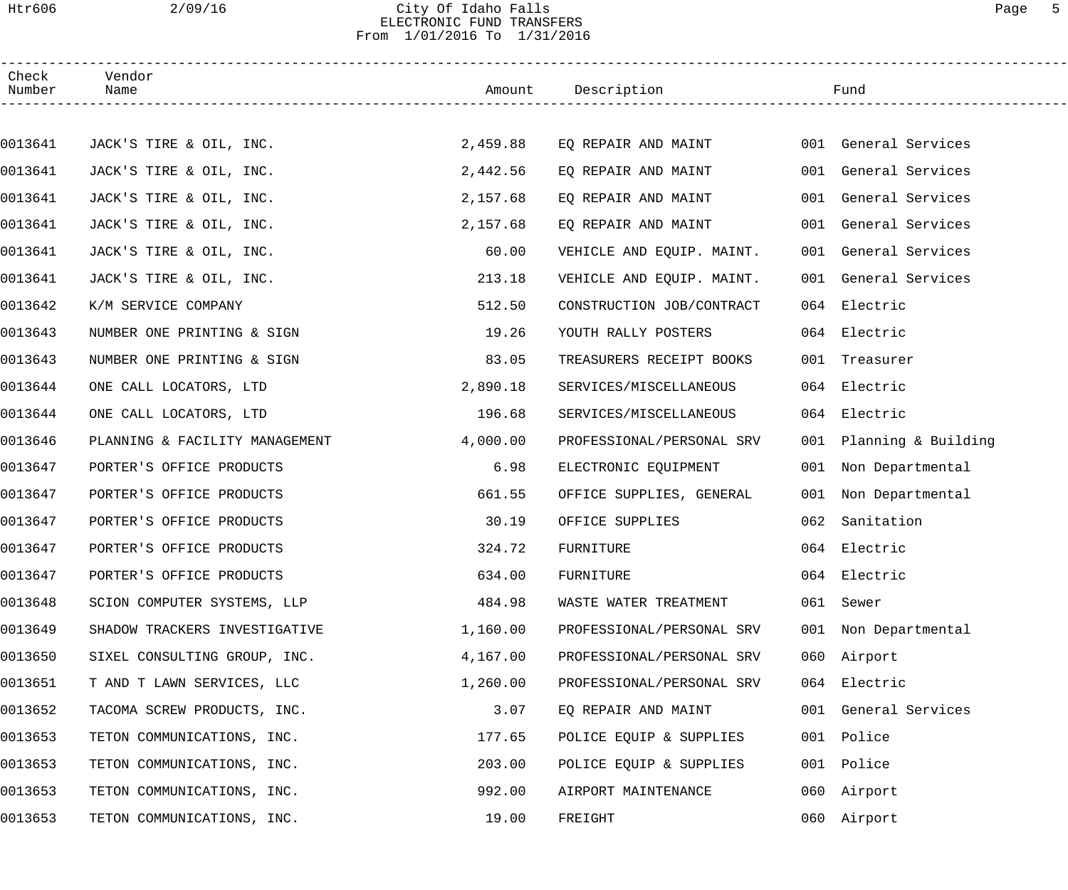City Of Idaho Falls
ELECTRONIC FUND TRANSFERS
From 1/01/2016 To 1/31/2016

| Check Number | Vendor Name | Amount | Description | Fund |
|---|---|---|---|---|
| 0013641 | JACK'S TIRE & OIL, INC. | 2,459.88 | EQ REPAIR AND MAINT | 001 General Services |
| 0013641 | JACK'S TIRE & OIL, INC. | 2,442.56 | EQ REPAIR AND MAINT | 001 General Services |
| 0013641 | JACK'S TIRE & OIL, INC. | 2,157.68 | EQ REPAIR AND MAINT | 001 General Services |
| 0013641 | JACK'S TIRE & OIL, INC. | 2,157.68 | EQ REPAIR AND MAINT | 001 General Services |
| 0013641 | JACK'S TIRE & OIL, INC. | 60.00 | VEHICLE AND EQUIP. MAINT. | 001 General Services |
| 0013641 | JACK'S TIRE & OIL, INC. | 213.18 | VEHICLE AND EQUIP. MAINT. | 001 General Services |
| 0013642 | K/M SERVICE COMPANY | 512.50 | CONSTRUCTION JOB/CONTRACT | 064 Electric |
| 0013643 | NUMBER ONE PRINTING & SIGN | 19.26 | YOUTH RALLY POSTERS | 064 Electric |
| 0013643 | NUMBER ONE PRINTING & SIGN | 83.05 | TREASURERS RECEIPT BOOKS | 001 Treasurer |
| 0013644 | ONE CALL LOCATORS, LTD | 2,890.18 | SERVICES/MISCELLANEOUS | 064 Electric |
| 0013644 | ONE CALL LOCATORS, LTD | 196.68 | SERVICES/MISCELLANEOUS | 064 Electric |
| 0013646 | PLANNING & FACILITY MANAGEMENT | 4,000.00 | PROFESSIONAL/PERSONAL SRV | 001 Planning & Building |
| 0013647 | PORTER'S OFFICE PRODUCTS | 6.98 | ELECTRONIC EQUIPMENT | 001 Non Departmental |
| 0013647 | PORTER'S OFFICE PRODUCTS | 661.55 | OFFICE SUPPLIES, GENERAL | 001 Non Departmental |
| 0013647 | PORTER'S OFFICE PRODUCTS | 30.19 | OFFICE SUPPLIES | 062 Sanitation |
| 0013647 | PORTER'S OFFICE PRODUCTS | 324.72 | FURNITURE | 064 Electric |
| 0013647 | PORTER'S OFFICE PRODUCTS | 634.00 | FURNITURE | 064 Electric |
| 0013648 | SCION COMPUTER SYSTEMS, LLP | 484.98 | WASTE WATER TREATMENT | 061 Sewer |
| 0013649 | SHADOW TRACKERS INVESTIGATIVE | 1,160.00 | PROFESSIONAL/PERSONAL SRV | 001 Non Departmental |
| 0013650 | SIXEL CONSULTING GROUP, INC. | 4,167.00 | PROFESSIONAL/PERSONAL SRV | 060 Airport |
| 0013651 | T AND T LAWN SERVICES, LLC | 1,260.00 | PROFESSIONAL/PERSONAL SRV | 064 Electric |
| 0013652 | TACOMA SCREW PRODUCTS, INC. | 3.07 | EQ REPAIR AND MAINT | 001 General Services |
| 0013653 | TETON COMMUNICATIONS, INC. | 177.65 | POLICE EQUIP & SUPPLIES | 001 Police |
| 0013653 | TETON COMMUNICATIONS, INC. | 203.00 | POLICE EQUIP & SUPPLIES | 001 Police |
| 0013653 | TETON COMMUNICATIONS, INC. | 992.00 | AIRPORT MAINTENANCE | 060 Airport |
| 0013653 | TETON COMMUNICATIONS, INC. | 19.00 | FREIGHT | 060 Airport |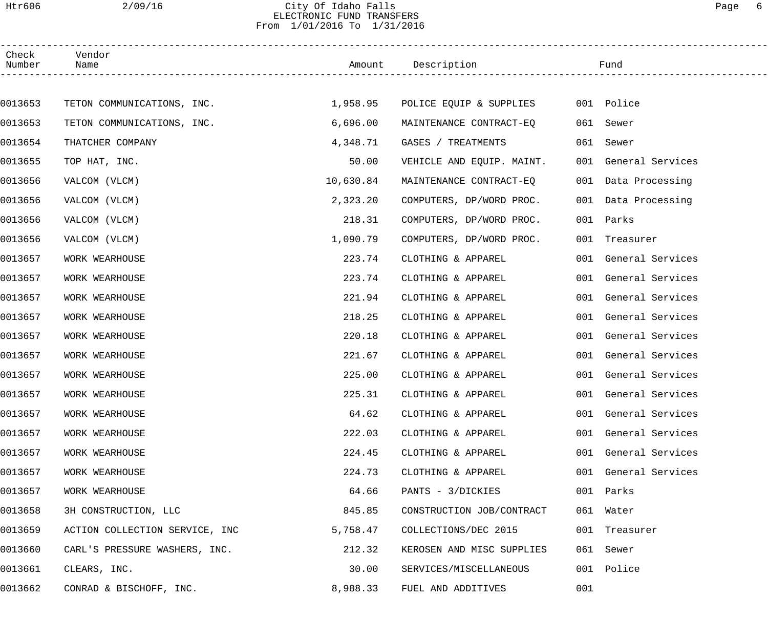# City Of Idaho Falls
## ELECTRONIC FUND TRANSFERS
From 1/01/2016 To 1/31/2016

| Check Number | Vendor Name | Amount | Description | Fund |
|---|---|---|---|---|
| 0013653 | TETON COMMUNICATIONS, INC. | 1,958.95 | POLICE EQUIP & SUPPLIES | 001 Police |
| 0013653 | TETON COMMUNICATIONS, INC. | 6,696.00 | MAINTENANCE CONTRACT-EQ | 061 Sewer |
| 0013654 | THATCHER COMPANY | 4,348.71 | GASES / TREATMENTS | 061 Sewer |
| 0013655 | TOP HAT, INC. | 50.00 | VEHICLE AND EQUIP. MAINT. | 001 General Services |
| 0013656 | VALCOM (VLCM) | 10,630.84 | MAINTENANCE CONTRACT-EQ | 001 Data Processing |
| 0013656 | VALCOM (VLCM) | 2,323.20 | COMPUTERS, DP/WORD PROC. | 001 Data Processing |
| 0013656 | VALCOM (VLCM) | 218.31 | COMPUTERS, DP/WORD PROC. | 001 Parks |
| 0013656 | VALCOM (VLCM) | 1,090.79 | COMPUTERS, DP/WORD PROC. | 001 Treasurer |
| 0013657 | WORK WEARHOUSE | 223.74 | CLOTHING & APPAREL | 001 General Services |
| 0013657 | WORK WEARHOUSE | 223.74 | CLOTHING & APPAREL | 001 General Services |
| 0013657 | WORK WEARHOUSE | 221.94 | CLOTHING & APPAREL | 001 General Services |
| 0013657 | WORK WEARHOUSE | 218.25 | CLOTHING & APPAREL | 001 General Services |
| 0013657 | WORK WEARHOUSE | 220.18 | CLOTHING & APPAREL | 001 General Services |
| 0013657 | WORK WEARHOUSE | 221.67 | CLOTHING & APPAREL | 001 General Services |
| 0013657 | WORK WEARHOUSE | 225.00 | CLOTHING & APPAREL | 001 General Services |
| 0013657 | WORK WEARHOUSE | 225.31 | CLOTHING & APPAREL | 001 General Services |
| 0013657 | WORK WEARHOUSE | 64.62 | CLOTHING & APPAREL | 001 General Services |
| 0013657 | WORK WEARHOUSE | 222.03 | CLOTHING & APPAREL | 001 General Services |
| 0013657 | WORK WEARHOUSE | 224.45 | CLOTHING & APPAREL | 001 General Services |
| 0013657 | WORK WEARHOUSE | 224.73 | CLOTHING & APPAREL | 001 General Services |
| 0013657 | WORK WEARHOUSE | 64.66 | PANTS - 3/DICKIES | 001 Parks |
| 0013658 | 3H CONSTRUCTION, LLC | 845.85 | CONSTRUCTION JOB/CONTRACT | 061 Water |
| 0013659 | ACTION COLLECTION SERVICE, INC | 5,758.47 | COLLECTIONS/DEC 2015 | 001 Treasurer |
| 0013660 | CARL'S PRESSURE WASHERS, INC. | 212.32 | KEROSEN AND MISC SUPPLIES | 061 Sewer |
| 0013661 | CLEARS, INC. | 30.00 | SERVICES/MISCELLANEOUS | 001 Police |
| 0013662 | CONRAD & BISCHOFF, INC. | 8,988.33 | FUEL AND ADDITIVES | 001 |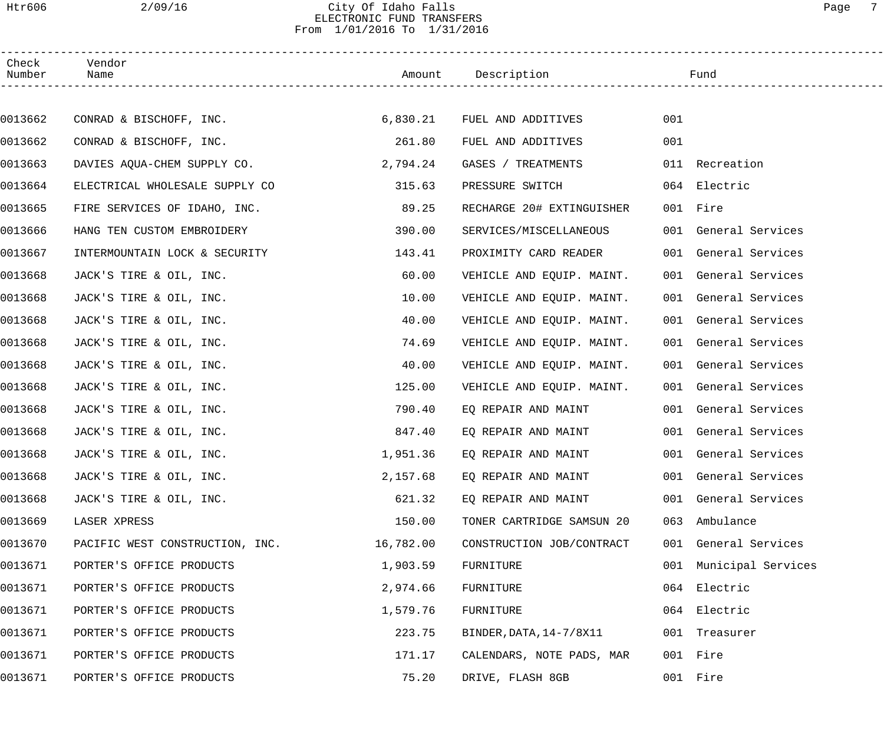# City Of Idaho Falls
## ELECTRONIC FUND TRANSFERS
From 1/01/2016 To 1/31/2016

| Check Number | Vendor Name | Amount | Description | Fund |
|---|---|---|---|---|
| 0013662 | CONRAD & BISCHOFF, INC. | 6,830.21 | FUEL AND ADDITIVES | 001 |
| 0013662 | CONRAD & BISCHOFF, INC. | 261.80 | FUEL AND ADDITIVES | 001 |
| 0013663 | DAVIES AQUA-CHEM SUPPLY CO. | 2,794.24 | GASES / TREATMENTS | 011 Recreation |
| 0013664 | ELECTRICAL WHOLESALE SUPPLY CO | 315.63 | PRESSURE SWITCH | 064 Electric |
| 0013665 | FIRE SERVICES OF IDAHO, INC. | 89.25 | RECHARGE 20# EXTINGUISHER | 001 Fire |
| 0013666 | HANG TEN CUSTOM EMBROIDERY | 390.00 | SERVICES/MISCELLANEOUS | 001 General Services |
| 0013667 | INTERMOUNTAIN LOCK & SECURITY | 143.41 | PROXIMITY CARD READER | 001 General Services |
| 0013668 | JACK'S TIRE & OIL, INC. | 60.00 | VEHICLE AND EQUIP. MAINT. | 001 General Services |
| 0013668 | JACK'S TIRE & OIL, INC. | 10.00 | VEHICLE AND EQUIP. MAINT. | 001 General Services |
| 0013668 | JACK'S TIRE & OIL, INC. | 40.00 | VEHICLE AND EQUIP. MAINT. | 001 General Services |
| 0013668 | JACK'S TIRE & OIL, INC. | 74.69 | VEHICLE AND EQUIP. MAINT. | 001 General Services |
| 0013668 | JACK'S TIRE & OIL, INC. | 40.00 | VEHICLE AND EQUIP. MAINT. | 001 General Services |
| 0013668 | JACK'S TIRE & OIL, INC. | 125.00 | VEHICLE AND EQUIP. MAINT. | 001 General Services |
| 0013668 | JACK'S TIRE & OIL, INC. | 790.40 | EQ REPAIR AND MAINT | 001 General Services |
| 0013668 | JACK'S TIRE & OIL, INC. | 847.40 | EQ REPAIR AND MAINT | 001 General Services |
| 0013668 | JACK'S TIRE & OIL, INC. | 1,951.36 | EQ REPAIR AND MAINT | 001 General Services |
| 0013668 | JACK'S TIRE & OIL, INC. | 2,157.68 | EQ REPAIR AND MAINT | 001 General Services |
| 0013668 | JACK'S TIRE & OIL, INC. | 621.32 | EQ REPAIR AND MAINT | 001 General Services |
| 0013669 | LASER XPRESS | 150.00 | TONER CARTRIDGE SAMSUN 20 | 063 Ambulance |
| 0013670 | PACIFIC WEST CONSTRUCTION, INC. | 16,782.00 | CONSTRUCTION JOB/CONTRACT | 001 General Services |
| 0013671 | PORTER'S OFFICE PRODUCTS | 1,903.59 | FURNITURE | 001 Municipal Services |
| 0013671 | PORTER'S OFFICE PRODUCTS | 2,974.66 | FURNITURE | 064 Electric |
| 0013671 | PORTER'S OFFICE PRODUCTS | 1,579.76 | FURNITURE | 064 Electric |
| 0013671 | PORTER'S OFFICE PRODUCTS | 223.75 | BINDER,DATA,14-7/8X11 | 001 Treasurer |
| 0013671 | PORTER'S OFFICE PRODUCTS | 171.17 | CALENDARS, NOTE PADS, MAR | 001 Fire |
| 0013671 | PORTER'S OFFICE PRODUCTS | 75.20 | DRIVE, FLASH 8GB | 001 Fire |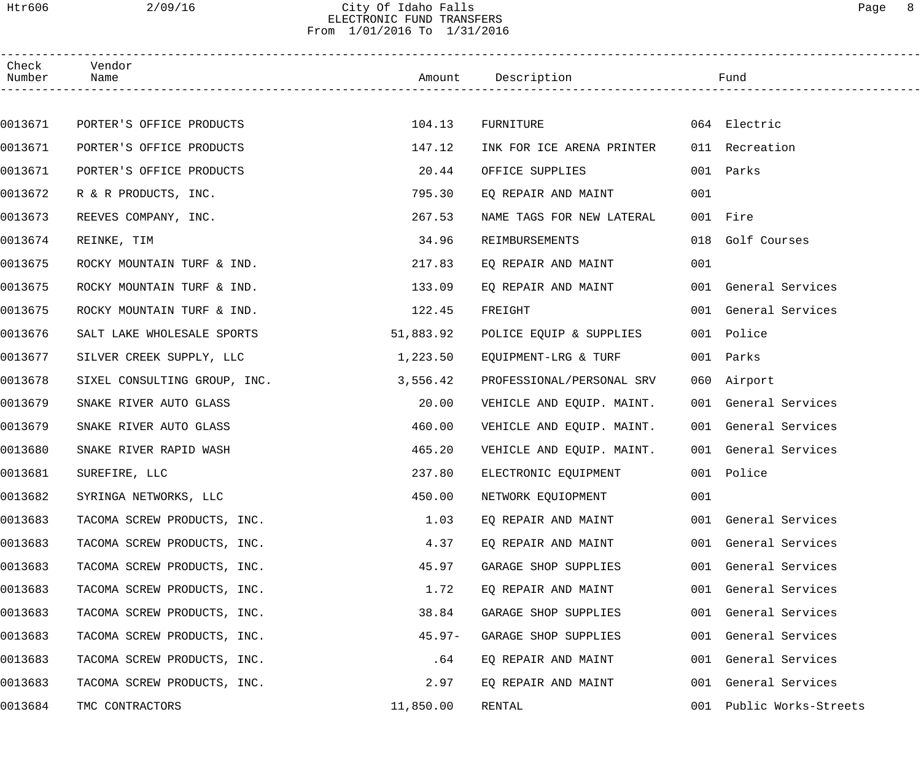City Of Idaho Falls
ELECTRONIC FUND TRANSFERS
From 1/01/2016 To 1/31/2016

| Check Number | Vendor Name | Amount | Description | Fund |
|---|---|---|---|---|
| 0013671 | PORTER'S OFFICE PRODUCTS | 104.13 | FURNITURE | 064 Electric |
| 0013671 | PORTER'S OFFICE PRODUCTS | 147.12 | INK FOR ICE ARENA PRINTER | 011 Recreation |
| 0013671 | PORTER'S OFFICE PRODUCTS | 20.44 | OFFICE SUPPLIES | 001 Parks |
| 0013672 | R & R PRODUCTS, INC. | 795.30 | EQ REPAIR AND MAINT | 001 |
| 0013673 | REEVES COMPANY, INC. | 267.53 | NAME TAGS FOR NEW LATERAL | 001 Fire |
| 0013674 | REINKE, TIM | 34.96 | REIMBURSEMENTS | 018 Golf Courses |
| 0013675 | ROCKY MOUNTAIN TURF & IND. | 217.83 | EQ REPAIR AND MAINT | 001 |
| 0013675 | ROCKY MOUNTAIN TURF & IND. | 133.09 | EQ REPAIR AND MAINT | 001 General Services |
| 0013675 | ROCKY MOUNTAIN TURF & IND. | 122.45 | FREIGHT | 001 General Services |
| 0013676 | SALT LAKE WHOLESALE SPORTS | 51,883.92 | POLICE EQUIP & SUPPLIES | 001 Police |
| 0013677 | SILVER CREEK SUPPLY, LLC | 1,223.50 | EQUIPMENT-LRG & TURF | 001 Parks |
| 0013678 | SIXEL CONSULTING GROUP, INC. | 3,556.42 | PROFESSIONAL/PERSONAL SRV | 060 Airport |
| 0013679 | SNAKE RIVER AUTO GLASS | 20.00 | VEHICLE AND EQUIP. MAINT. | 001 General Services |
| 0013679 | SNAKE RIVER AUTO GLASS | 460.00 | VEHICLE AND EQUIP. MAINT. | 001 General Services |
| 0013680 | SNAKE RIVER RAPID WASH | 465.20 | VEHICLE AND EQUIP. MAINT. | 001 General Services |
| 0013681 | SUREFIRE, LLC | 237.80 | ELECTRONIC EQUIPMENT | 001 Police |
| 0013682 | SYRINGA NETWORKS, LLC | 450.00 | NETWORK EQUIOPMENT | 001 |
| 0013683 | TACOMA SCREW PRODUCTS, INC. | 1.03 | EQ REPAIR AND MAINT | 001 General Services |
| 0013683 | TACOMA SCREW PRODUCTS, INC. | 4.37 | EQ REPAIR AND MAINT | 001 General Services |
| 0013683 | TACOMA SCREW PRODUCTS, INC. | 45.97 | GARAGE SHOP SUPPLIES | 001 General Services |
| 0013683 | TACOMA SCREW PRODUCTS, INC. | 1.72 | EQ REPAIR AND MAINT | 001 General Services |
| 0013683 | TACOMA SCREW PRODUCTS, INC. | 38.84 | GARAGE SHOP SUPPLIES | 001 General Services |
| 0013683 | TACOMA SCREW PRODUCTS, INC. | 45.97- | GARAGE SHOP SUPPLIES | 001 General Services |
| 0013683 | TACOMA SCREW PRODUCTS, INC. | .64 | EQ REPAIR AND MAINT | 001 General Services |
| 0013683 | TACOMA SCREW PRODUCTS, INC. | 2.97 | EQ REPAIR AND MAINT | 001 General Services |
| 0013684 | TMC CONTRACTORS | 11,850.00 | RENTAL | 001 Public Works-Streets |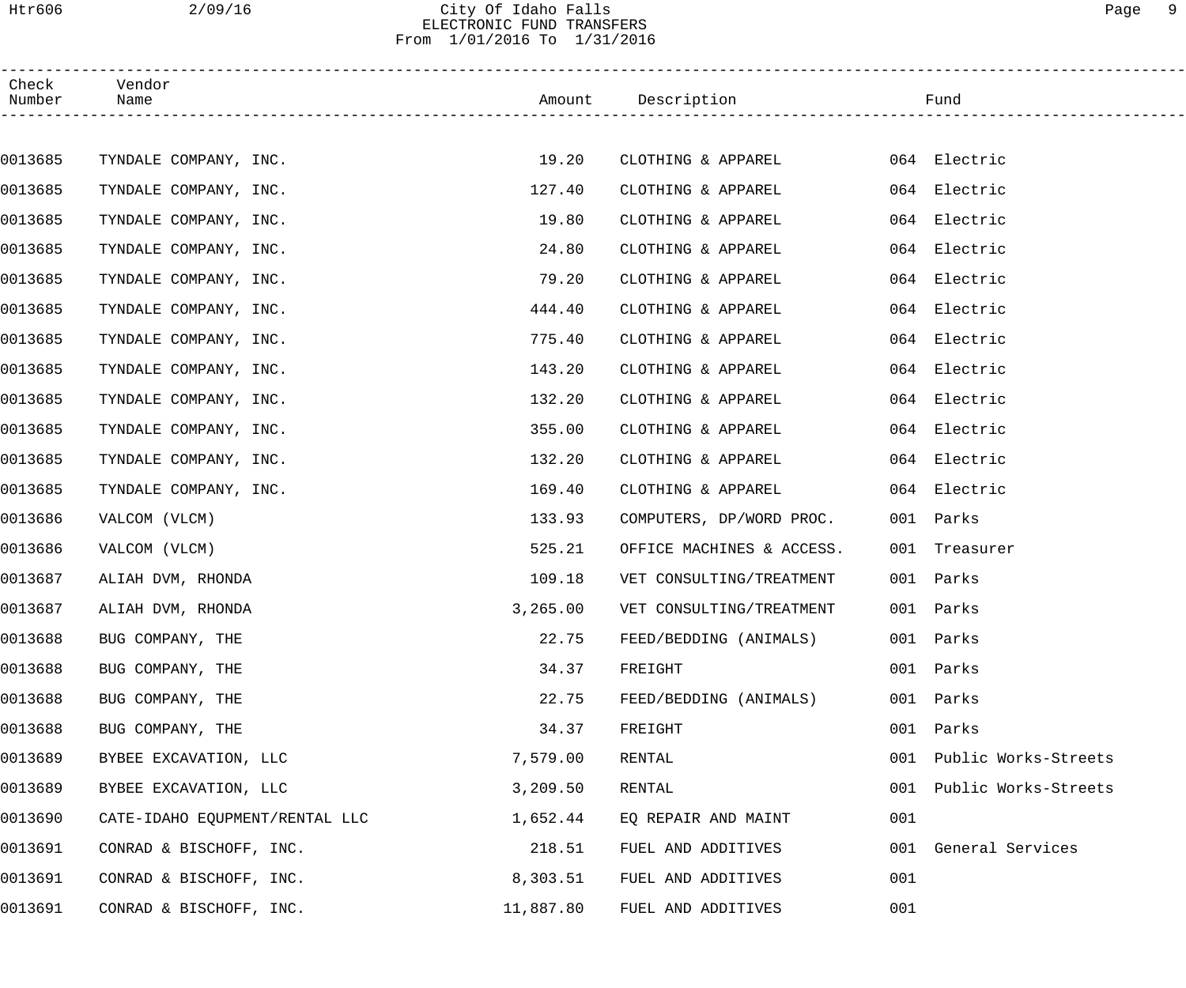# City Of Idaho Falls
## ELECTRONIC FUND TRANSFERS
From 1/01/2016 To 1/31/2016

| Check Number | Vendor Name | Amount | Description | Fund |
|---|---|---|---|---|
| 0013685 | TYNDALE COMPANY, INC. | 19.20 | CLOTHING & APPAREL | 064 Electric |
| 0013685 | TYNDALE COMPANY, INC. | 127.40 | CLOTHING & APPAREL | 064 Electric |
| 0013685 | TYNDALE COMPANY, INC. | 19.80 | CLOTHING & APPAREL | 064 Electric |
| 0013685 | TYNDALE COMPANY, INC. | 24.80 | CLOTHING & APPAREL | 064 Electric |
| 0013685 | TYNDALE COMPANY, INC. | 79.20 | CLOTHING & APPAREL | 064 Electric |
| 0013685 | TYNDALE COMPANY, INC. | 444.40 | CLOTHING & APPAREL | 064 Electric |
| 0013685 | TYNDALE COMPANY, INC. | 775.40 | CLOTHING & APPAREL | 064 Electric |
| 0013685 | TYNDALE COMPANY, INC. | 143.20 | CLOTHING & APPAREL | 064 Electric |
| 0013685 | TYNDALE COMPANY, INC. | 132.20 | CLOTHING & APPAREL | 064 Electric |
| 0013685 | TYNDALE COMPANY, INC. | 355.00 | CLOTHING & APPAREL | 064 Electric |
| 0013685 | TYNDALE COMPANY, INC. | 132.20 | CLOTHING & APPAREL | 064 Electric |
| 0013685 | TYNDALE COMPANY, INC. | 169.40 | CLOTHING & APPAREL | 064 Electric |
| 0013686 | VALCOM (VLCM) | 133.93 | COMPUTERS, DP/WORD PROC. | 001 Parks |
| 0013686 | VALCOM (VLCM) | 525.21 | OFFICE MACHINES & ACCESS. | 001 Treasurer |
| 0013687 | ALIAH DVM, RHONDA | 109.18 | VET CONSULTING/TREATMENT | 001 Parks |
| 0013687 | ALIAH DVM, RHONDA | 3,265.00 | VET CONSULTING/TREATMENT | 001 Parks |
| 0013688 | BUG COMPANY, THE | 22.75 | FEED/BEDDING (ANIMALS) | 001 Parks |
| 0013688 | BUG COMPANY, THE | 34.37 | FREIGHT | 001 Parks |
| 0013688 | BUG COMPANY, THE | 22.75 | FEED/BEDDING (ANIMALS) | 001 Parks |
| 0013688 | BUG COMPANY, THE | 34.37 | FREIGHT | 001 Parks |
| 0013689 | BYBEE EXCAVATION, LLC | 7,579.00 | RENTAL | 001 Public Works-Streets |
| 0013689 | BYBEE EXCAVATION, LLC | 3,209.50 | RENTAL | 001 Public Works-Streets |
| 0013690 | CATE-IDAHO EQUPMENT/RENTAL LLC | 1,652.44 | EQ REPAIR AND MAINT | 001 |
| 0013691 | CONRAD & BISCHOFF, INC. | 218.51 | FUEL AND ADDITIVES | 001 General Services |
| 0013691 | CONRAD & BISCHOFF, INC. | 8,303.51 | FUEL AND ADDITIVES | 001 |
| 0013691 | CONRAD & BISCHOFF, INC. | 11,887.80 | FUEL AND ADDITIVES | 001 |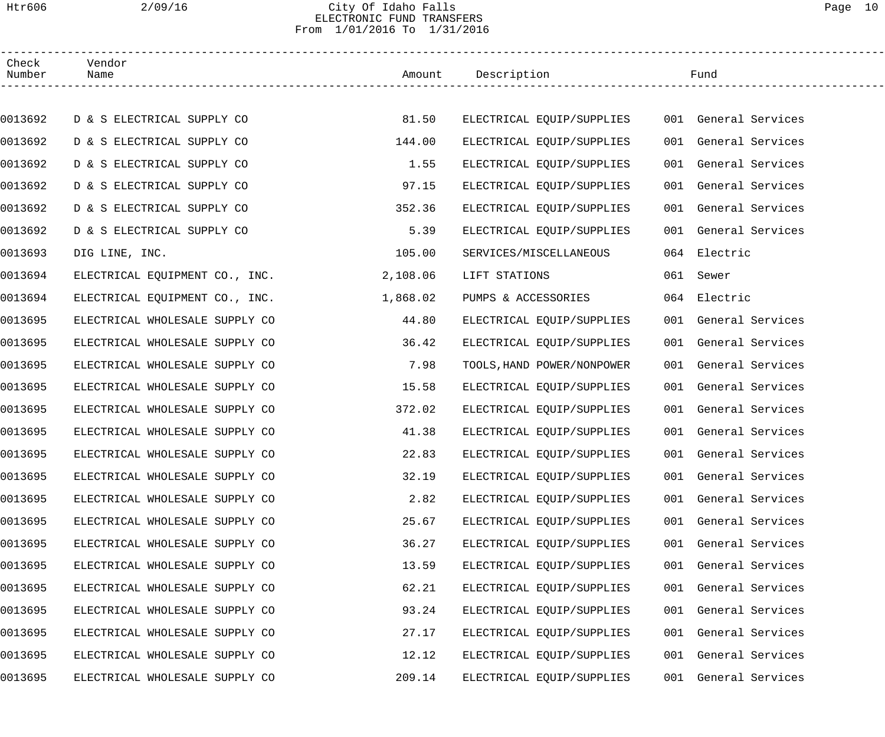City Of Idaho Falls
ELECTRONIC FUND TRANSFERS
From 1/01/2016 To 1/31/2016

| Check Number | Vendor Name | Amount | Description | Fund |
|---|---|---|---|---|
| 0013692 | D & S ELECTRICAL SUPPLY CO | 81.50 | ELECTRICAL EQUIP/SUPPLIES | 001 General Services |
| 0013692 | D & S ELECTRICAL SUPPLY CO | 144.00 | ELECTRICAL EQUIP/SUPPLIES | 001 General Services |
| 0013692 | D & S ELECTRICAL SUPPLY CO | 1.55 | ELECTRICAL EQUIP/SUPPLIES | 001 General Services |
| 0013692 | D & S ELECTRICAL SUPPLY CO | 97.15 | ELECTRICAL EQUIP/SUPPLIES | 001 General Services |
| 0013692 | D & S ELECTRICAL SUPPLY CO | 352.36 | ELECTRICAL EQUIP/SUPPLIES | 001 General Services |
| 0013692 | D & S ELECTRICAL SUPPLY CO | 5.39 | ELECTRICAL EQUIP/SUPPLIES | 001 General Services |
| 0013693 | DIG LINE, INC. | 105.00 | SERVICES/MISCELLANEOUS | 064 Electric |
| 0013694 | ELECTRICAL EQUIPMENT CO., INC. | 2,108.06 | LIFT STATIONS | 061 Sewer |
| 0013694 | ELECTRICAL EQUIPMENT CO., INC. | 1,868.02 | PUMPS & ACCESSORIES | 064 Electric |
| 0013695 | ELECTRICAL WHOLESALE SUPPLY CO | 44.80 | ELECTRICAL EQUIP/SUPPLIES | 001 General Services |
| 0013695 | ELECTRICAL WHOLESALE SUPPLY CO | 36.42 | ELECTRICAL EQUIP/SUPPLIES | 001 General Services |
| 0013695 | ELECTRICAL WHOLESALE SUPPLY CO | 7.98 | TOOLS,HAND POWER/NONPOWER | 001 General Services |
| 0013695 | ELECTRICAL WHOLESALE SUPPLY CO | 15.58 | ELECTRICAL EQUIP/SUPPLIES | 001 General Services |
| 0013695 | ELECTRICAL WHOLESALE SUPPLY CO | 372.02 | ELECTRICAL EQUIP/SUPPLIES | 001 General Services |
| 0013695 | ELECTRICAL WHOLESALE SUPPLY CO | 41.38 | ELECTRICAL EQUIP/SUPPLIES | 001 General Services |
| 0013695 | ELECTRICAL WHOLESALE SUPPLY CO | 22.83 | ELECTRICAL EQUIP/SUPPLIES | 001 General Services |
| 0013695 | ELECTRICAL WHOLESALE SUPPLY CO | 32.19 | ELECTRICAL EQUIP/SUPPLIES | 001 General Services |
| 0013695 | ELECTRICAL WHOLESALE SUPPLY CO | 2.82 | ELECTRICAL EQUIP/SUPPLIES | 001 General Services |
| 0013695 | ELECTRICAL WHOLESALE SUPPLY CO | 25.67 | ELECTRICAL EQUIP/SUPPLIES | 001 General Services |
| 0013695 | ELECTRICAL WHOLESALE SUPPLY CO | 36.27 | ELECTRICAL EQUIP/SUPPLIES | 001 General Services |
| 0013695 | ELECTRICAL WHOLESALE SUPPLY CO | 13.59 | ELECTRICAL EQUIP/SUPPLIES | 001 General Services |
| 0013695 | ELECTRICAL WHOLESALE SUPPLY CO | 62.21 | ELECTRICAL EQUIP/SUPPLIES | 001 General Services |
| 0013695 | ELECTRICAL WHOLESALE SUPPLY CO | 93.24 | ELECTRICAL EQUIP/SUPPLIES | 001 General Services |
| 0013695 | ELECTRICAL WHOLESALE SUPPLY CO | 27.17 | ELECTRICAL EQUIP/SUPPLIES | 001 General Services |
| 0013695 | ELECTRICAL WHOLESALE SUPPLY CO | 12.12 | ELECTRICAL EQUIP/SUPPLIES | 001 General Services |
| 0013695 | ELECTRICAL WHOLESALE SUPPLY CO | 209.14 | ELECTRICAL EQUIP/SUPPLIES | 001 General Services |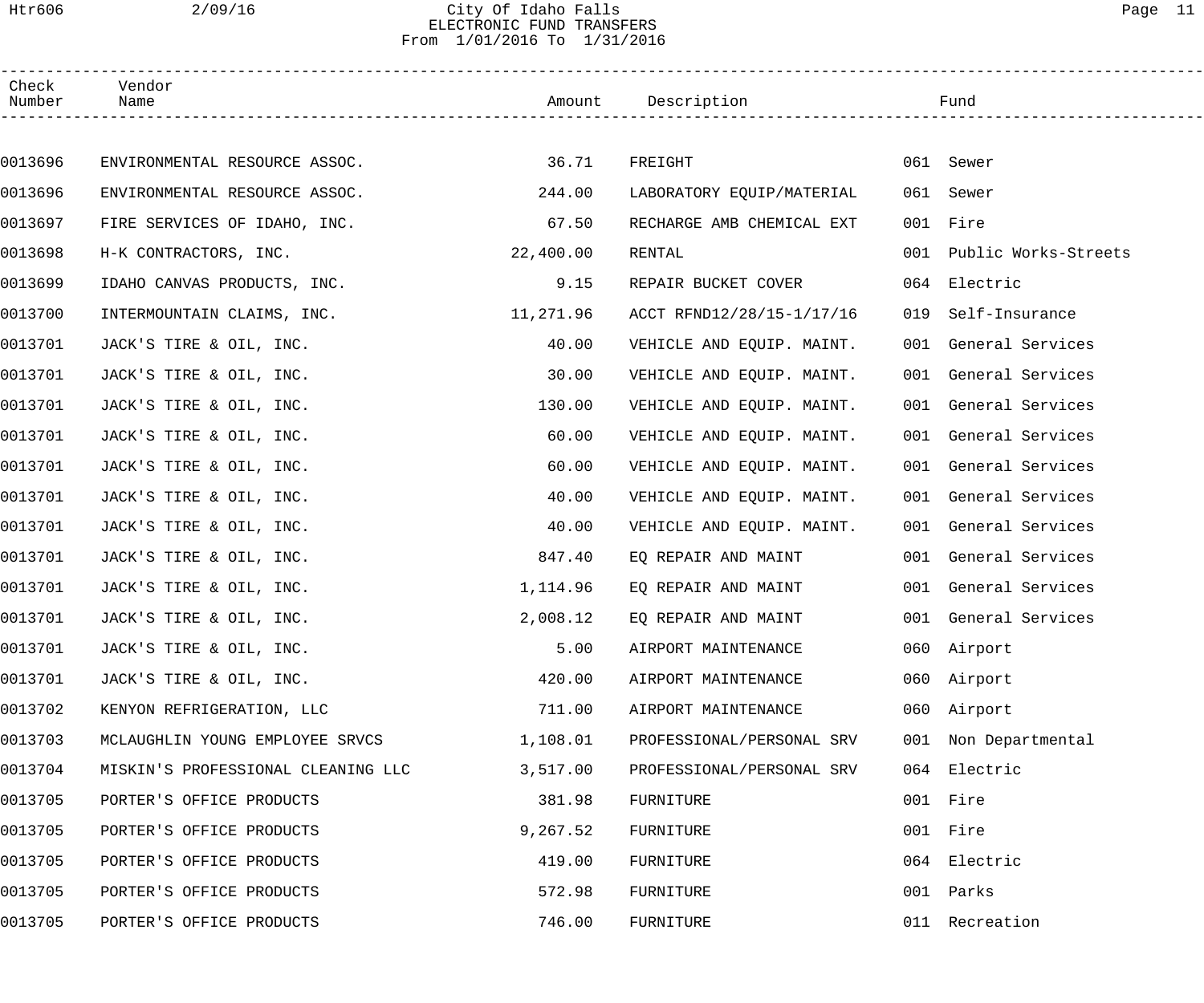City Of Idaho Falls
ELECTRONIC FUND TRANSFERS
From 1/01/2016 To 1/31/2016

| Check Number | Vendor Name | Amount | Description | Fund |
|---|---|---|---|---|
| 0013696 | ENVIRONMENTAL RESOURCE ASSOC. | 36.71 | FREIGHT | 061 Sewer |
| 0013696 | ENVIRONMENTAL RESOURCE ASSOC. | 244.00 | LABORATORY EQUIP/MATERIAL | 061 Sewer |
| 0013697 | FIRE SERVICES OF IDAHO, INC. | 67.50 | RECHARGE AMB CHEMICAL EXT | 001 Fire |
| 0013698 | H-K CONTRACTORS, INC. | 22,400.00 | RENTAL | 001 Public Works-Streets |
| 0013699 | IDAHO CANVAS PRODUCTS, INC. | 9.15 | REPAIR BUCKET COVER | 064 Electric |
| 0013700 | INTERMOUNTAIN CLAIMS, INC. | 11,271.96 | ACCT RFND12/28/15-1/17/16 | 019 Self-Insurance |
| 0013701 | JACK'S TIRE & OIL, INC. | 40.00 | VEHICLE AND EQUIP. MAINT. | 001 General Services |
| 0013701 | JACK'S TIRE & OIL, INC. | 30.00 | VEHICLE AND EQUIP. MAINT. | 001 General Services |
| 0013701 | JACK'S TIRE & OIL, INC. | 130.00 | VEHICLE AND EQUIP. MAINT. | 001 General Services |
| 0013701 | JACK'S TIRE & OIL, INC. | 60.00 | VEHICLE AND EQUIP. MAINT. | 001 General Services |
| 0013701 | JACK'S TIRE & OIL, INC. | 60.00 | VEHICLE AND EQUIP. MAINT. | 001 General Services |
| 0013701 | JACK'S TIRE & OIL, INC. | 40.00 | VEHICLE AND EQUIP. MAINT. | 001 General Services |
| 0013701 | JACK'S TIRE & OIL, INC. | 40.00 | VEHICLE AND EQUIP. MAINT. | 001 General Services |
| 0013701 | JACK'S TIRE & OIL, INC. | 847.40 | EQ REPAIR AND MAINT | 001 General Services |
| 0013701 | JACK'S TIRE & OIL, INC. | 1,114.96 | EQ REPAIR AND MAINT | 001 General Services |
| 0013701 | JACK'S TIRE & OIL, INC. | 2,008.12 | EQ REPAIR AND MAINT | 001 General Services |
| 0013701 | JACK'S TIRE & OIL, INC. | 5.00 | AIRPORT MAINTENANCE | 060 Airport |
| 0013701 | JACK'S TIRE & OIL, INC. | 420.00 | AIRPORT MAINTENANCE | 060 Airport |
| 0013702 | KENYON REFRIGERATION, LLC | 711.00 | AIRPORT MAINTENANCE | 060 Airport |
| 0013703 | MCLAUGHLIN YOUNG EMPLOYEE SRVCS | 1,108.01 | PROFESSIONAL/PERSONAL SRV | 001 Non Departmental |
| 0013704 | MISKIN'S PROFESSIONAL CLEANING LLC | 3,517.00 | PROFESSIONAL/PERSONAL SRV | 064 Electric |
| 0013705 | PORTER'S OFFICE PRODUCTS | 381.98 | FURNITURE | 001 Fire |
| 0013705 | PORTER'S OFFICE PRODUCTS | 9,267.52 | FURNITURE | 001 Fire |
| 0013705 | PORTER'S OFFICE PRODUCTS | 419.00 | FURNITURE | 064 Electric |
| 0013705 | PORTER'S OFFICE PRODUCTS | 572.98 | FURNITURE | 001 Parks |
| 0013705 | PORTER'S OFFICE PRODUCTS | 746.00 | FURNITURE | 011 Recreation |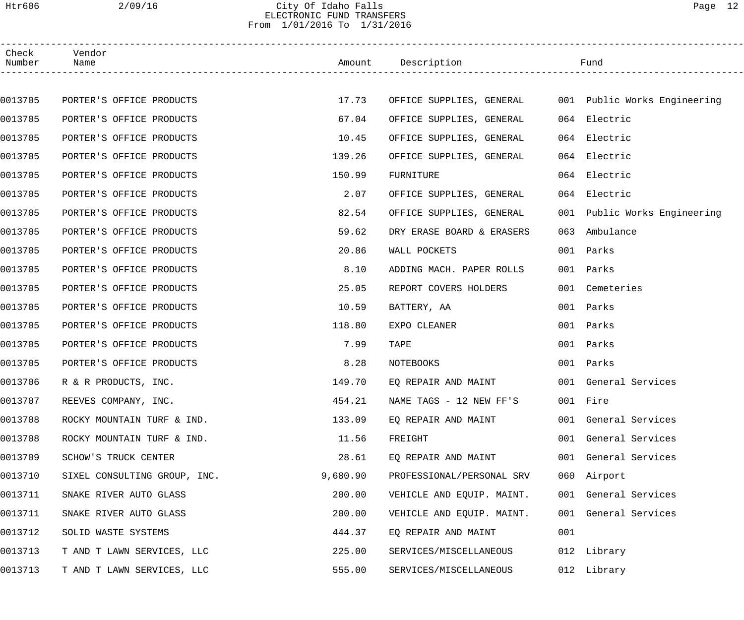City Of Idaho Falls
ELECTRONIC FUND TRANSFERS
From 1/01/2016 To 1/31/2016

| Check Number | Vendor Name | Amount | Description | Fund |
|---|---|---|---|---|
| 0013705 | PORTER'S OFFICE PRODUCTS | 17.73 | OFFICE SUPPLIES, GENERAL | 001 Public Works Engineering |
| 0013705 | PORTER'S OFFICE PRODUCTS | 67.04 | OFFICE SUPPLIES, GENERAL | 064 Electric |
| 0013705 | PORTER'S OFFICE PRODUCTS | 10.45 | OFFICE SUPPLIES, GENERAL | 064 Electric |
| 0013705 | PORTER'S OFFICE PRODUCTS | 139.26 | OFFICE SUPPLIES, GENERAL | 064 Electric |
| 0013705 | PORTER'S OFFICE PRODUCTS | 150.99 | FURNITURE | 064 Electric |
| 0013705 | PORTER'S OFFICE PRODUCTS | 2.07 | OFFICE SUPPLIES, GENERAL | 064 Electric |
| 0013705 | PORTER'S OFFICE PRODUCTS | 82.54 | OFFICE SUPPLIES, GENERAL | 001 Public Works Engineering |
| 0013705 | PORTER'S OFFICE PRODUCTS | 59.62 | DRY ERASE BOARD & ERASERS | 063 Ambulance |
| 0013705 | PORTER'S OFFICE PRODUCTS | 20.86 | WALL POCKETS | 001 Parks |
| 0013705 | PORTER'S OFFICE PRODUCTS | 8.10 | ADDING MACH. PAPER ROLLS | 001 Parks |
| 0013705 | PORTER'S OFFICE PRODUCTS | 25.05 | REPORT COVERS HOLDERS | 001 Cemeteries |
| 0013705 | PORTER'S OFFICE PRODUCTS | 10.59 | BATTERY, AA | 001 Parks |
| 0013705 | PORTER'S OFFICE PRODUCTS | 118.80 | EXPO CLEANER | 001 Parks |
| 0013705 | PORTER'S OFFICE PRODUCTS | 7.99 | TAPE | 001 Parks |
| 0013705 | PORTER'S OFFICE PRODUCTS | 8.28 | NOTEBOOKS | 001 Parks |
| 0013706 | R & R PRODUCTS, INC. | 149.70 | EQ REPAIR AND MAINT | 001 General Services |
| 0013707 | REEVES COMPANY, INC. | 454.21 | NAME TAGS - 12 NEW FF'S | 001 Fire |
| 0013708 | ROCKY MOUNTAIN TURF & IND. | 133.09 | EQ REPAIR AND MAINT | 001 General Services |
| 0013708 | ROCKY MOUNTAIN TURF & IND. | 11.56 | FREIGHT | 001 General Services |
| 0013709 | SCHOW'S TRUCK CENTER | 28.61 | EQ REPAIR AND MAINT | 001 General Services |
| 0013710 | SIXEL CONSULTING GROUP, INC. | 9,680.90 | PROFESSIONAL/PERSONAL SRV | 060 Airport |
| 0013711 | SNAKE RIVER AUTO GLASS | 200.00 | VEHICLE AND EQUIP. MAINT. | 001 General Services |
| 0013711 | SNAKE RIVER AUTO GLASS | 200.00 | VEHICLE AND EQUIP. MAINT. | 001 General Services |
| 0013712 | SOLID WASTE SYSTEMS | 444.37 | EQ REPAIR AND MAINT | 001 |
| 0013713 | T AND T LAWN SERVICES, LLC | 225.00 | SERVICES/MISCELLANEOUS | 012 Library |
| 0013713 | T AND T LAWN SERVICES, LLC | 555.00 | SERVICES/MISCELLANEOUS | 012 Library |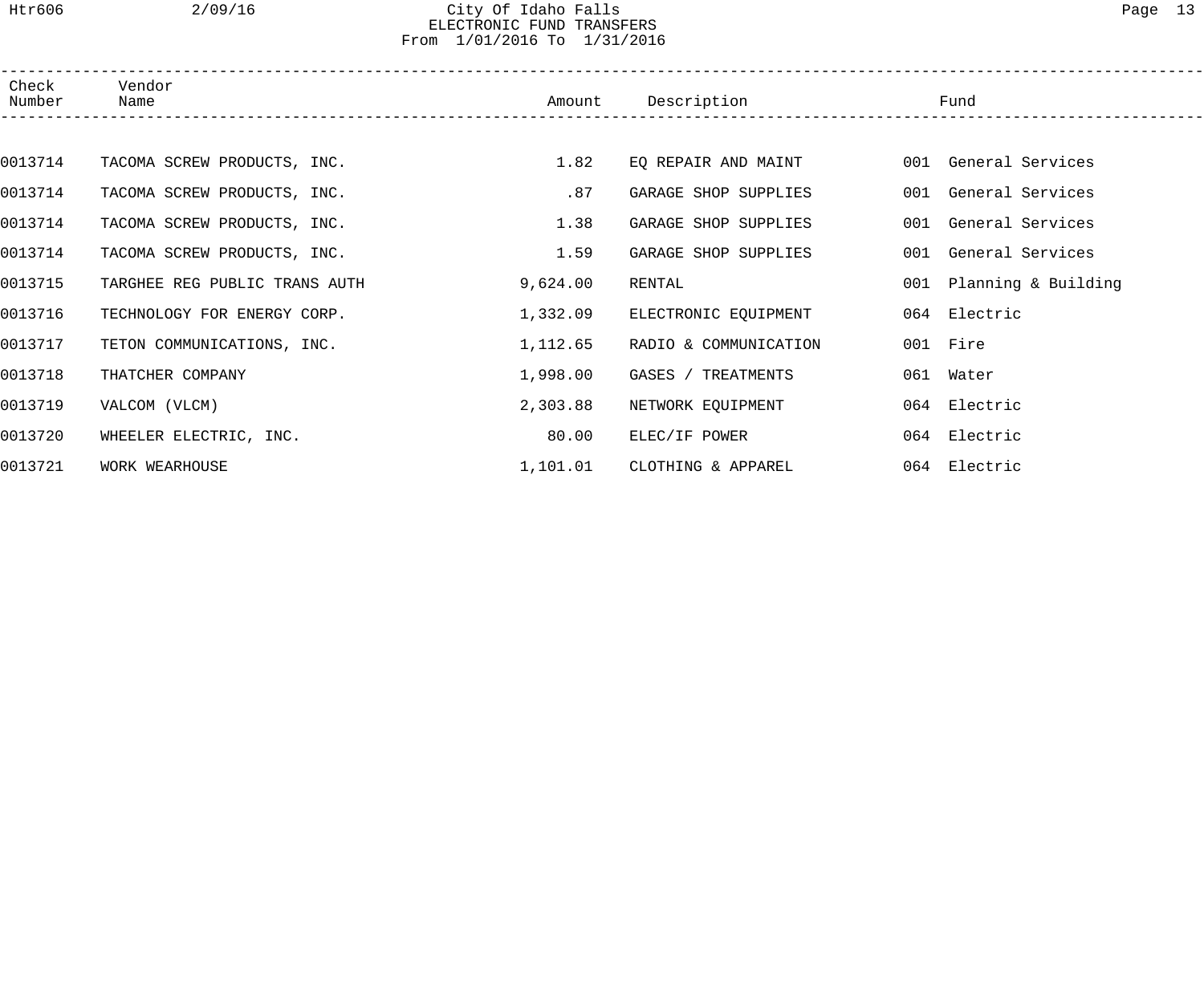| Check Number | Vendor Name | Amount | Description | Fund |
|---|---|---|---|---|
| 0013714 | TACOMA SCREW PRODUCTS, INC. | 1.82 | EQ REPAIR AND MAINT | 001 General Services |
| 0013714 | TACOMA SCREW PRODUCTS, INC. | .87 | GARAGE SHOP SUPPLIES | 001 General Services |
| 0013714 | TACOMA SCREW PRODUCTS, INC. | 1.38 | GARAGE SHOP SUPPLIES | 001 General Services |
| 0013714 | TACOMA SCREW PRODUCTS, INC. | 1.59 | GARAGE SHOP SUPPLIES | 001 General Services |
| 0013715 | TARGHEE REG PUBLIC TRANS AUTH | 9,624.00 | RENTAL | 001 Planning & Building |
| 0013716 | TECHNOLOGY FOR ENERGY CORP. | 1,332.09 | ELECTRONIC EQUIPMENT | 064 Electric |
| 0013717 | TETON COMMUNICATIONS, INC. | 1,112.65 | RADIO & COMMUNICATION | 001 Fire |
| 0013718 | THATCHER COMPANY | 1,998.00 | GASES / TREATMENTS | 061 Water |
| 0013719 | VALCOM (VLCM) | 2,303.88 | NETWORK EQUIPMENT | 064 Electric |
| 0013720 | WHEELER ELECTRIC, INC. | 80.00 | ELEC/IF POWER | 064 Electric |
| 0013721 | WORK WEARHOUSE | 1,101.01 | CLOTHING & APPAREL | 064 Electric |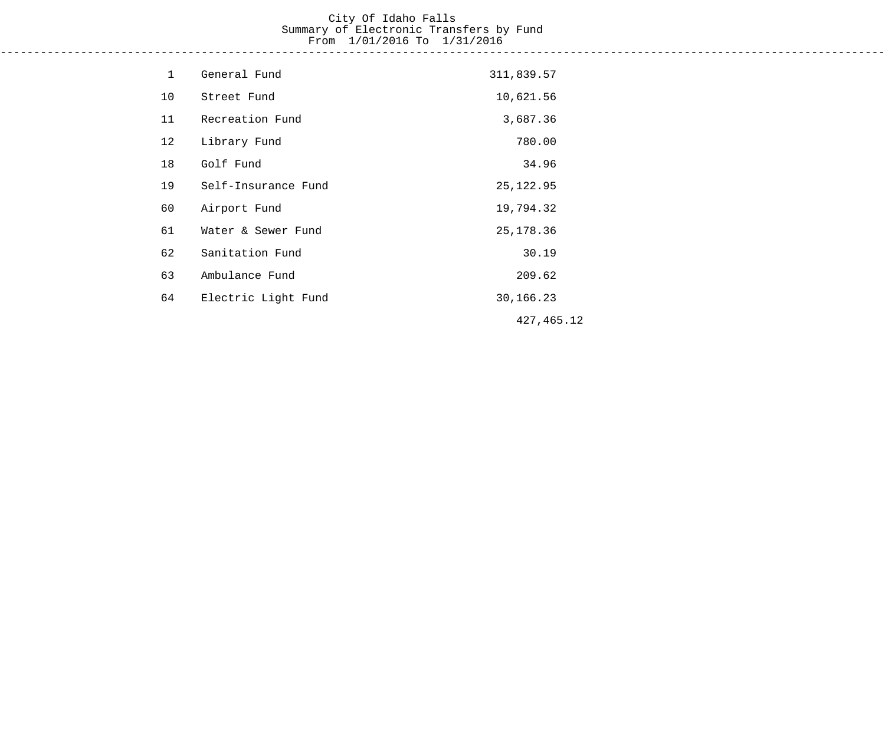# City Of Idaho Falls

## Summary of Electronic Transfers by Fund

From 1/01/2016 To 1/31/2016

| Fund | Name | Amount |
|---|---|---|
| 1 | General Fund | 311,839.57 |
| 10 | Street Fund | 10,621.56 |
| 11 | Recreation Fund | 3,687.36 |
| 12 | Library Fund | 780.00 |
| 18 | Golf Fund | 34.96 |
| 19 | Self-Insurance Fund | 25,122.95 |
| 60 | Airport Fund | 19,794.32 |
| 61 | Water & Sewer Fund | 25,178.36 |
| 62 | Sanitation Fund | 30.19 |
| 63 | Ambulance Fund | 209.62 |
| 64 | Electric Light Fund | 30,166.23 |
| | | 427,465.12 |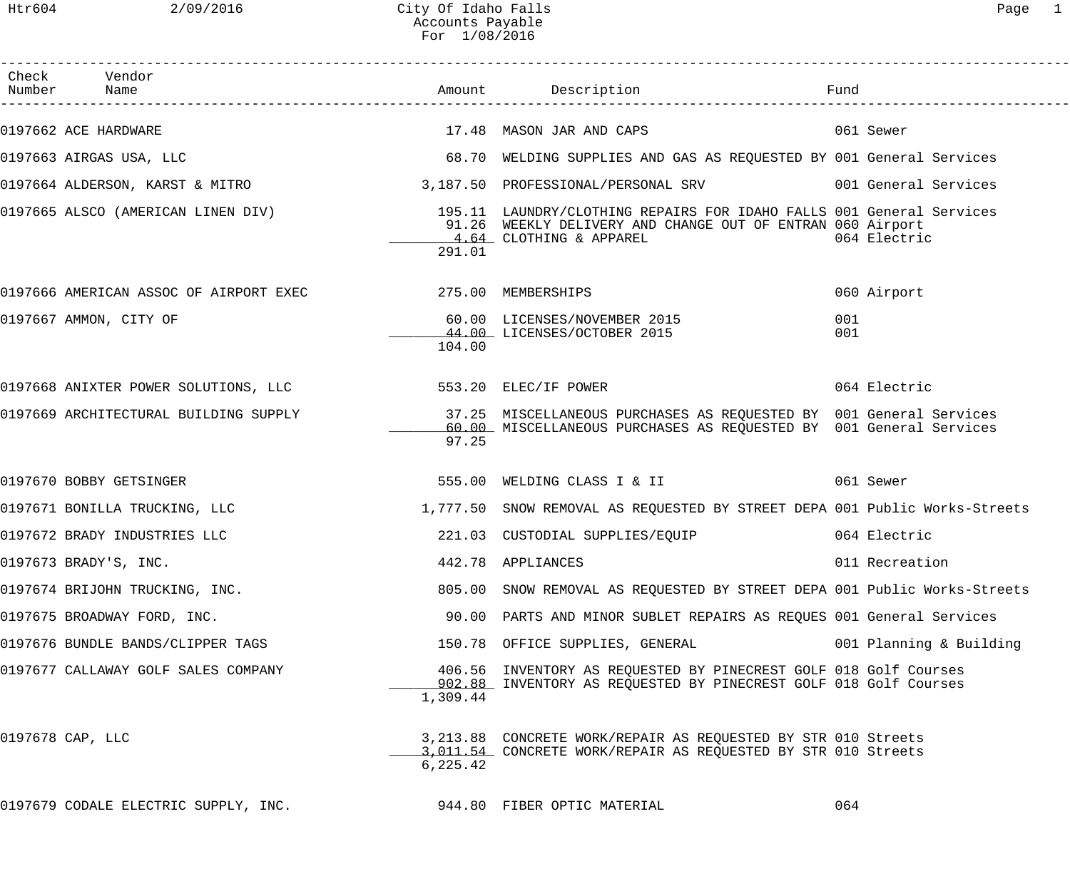# City Of Idaho Falls
## Accounts Payable
### For 1/08/2016

| Check Number | Vendor Name | Amount | Description | Fund |
|---|---|---|---|---|
| 0197662 | ACE HARDWARE | 17.48 | MASON JAR AND CAPS | 061 Sewer |
| 0197663 | AIRGAS USA, LLC | 68.70 | WELDING SUPPLIES AND GAS AS REQUESTED BY | 001 General Services |
| 0197664 | ALDERSON, KARST & MITRO | 3,187.50 | PROFESSIONAL/PERSONAL SRV | 001 General Services |
| 0197665 | ALSCO (AMERICAN LINEN DIV) | 195.11 | LAUNDRY/CLOTHING REPAIRS FOR IDAHO FALLS | 001 General Services |
| | | 91.26 | WEEKLY DELIVERY AND CHANGE OUT OF ENTRAN | 060 Airport |
| | | 4.64 | CLOTHING & APPAREL | 064 Electric |
| | | 291.01 | | |
| 0197666 | AMERICAN ASSOC OF AIRPORT EXEC | 275.00 | MEMBERSHIPS | 060 Airport |
| 0197667 | AMMON, CITY OF | 60.00 | LICENSES/NOVEMBER 2015 | 001 |
| | | 44.00 | LICENSES/OCTOBER 2015 | 001 |
| | | 104.00 | | |
| 0197668 | ANIXTER POWER SOLUTIONS, LLC | 553.20 | ELEC/IF POWER | 064 Electric |
| 0197669 | ARCHITECTURAL BUILDING SUPPLY | 37.25 | MISCELLANEOUS PURCHASES AS REQUESTED BY | 001 General Services |
| | | 60.00 | MISCELLANEOUS PURCHASES AS REQUESTED BY | 001 General Services |
| | | 97.25 | | |
| 0197670 | BOBBY GETSINGER | 555.00 | WELDING CLASS I & II | 061 Sewer |
| 0197671 | BONILLA TRUCKING, LLC | 1,777.50 | SNOW REMOVAL AS REQUESTED BY STREET DEPA | 001 Public Works-Streets |
| 0197672 | BRADY INDUSTRIES LLC | 221.03 | CUSTODIAL SUPPLIES/EQUIP | 064 Electric |
| 0197673 | BRADY'S, INC. | 442.78 | APPLIANCES | 011 Recreation |
| 0197674 | BRIJOHN TRUCKING, INC. | 805.00 | SNOW REMOVAL AS REQUESTED BY STREET DEPA | 001 Public Works-Streets |
| 0197675 | BROADWAY FORD, INC. | 90.00 | PARTS AND MINOR SUBLET REPAIRS AS REQUES | 001 General Services |
| 0197676 | BUNDLE BANDS/CLIPPER TAGS | 150.78 | OFFICE SUPPLIES, GENERAL | 001 Planning & Building |
| 0197677 | CALLAWAY GOLF SALES COMPANY | 406.56 | INVENTORY AS REQUESTED BY PINECREST GOLF | 018 Golf Courses |
| | | 902.88 | INVENTORY AS REQUESTED BY PINECREST GOLF | 018 Golf Courses |
| | | 1,309.44 | | |
| 0197678 | CAP, LLC | 3,213.88 | CONCRETE WORK/REPAIR AS REQUESTED BY STR | 010 Streets |
| | | 3,011.54 | CONCRETE WORK/REPAIR AS REQUESTED BY STR | 010 Streets |
| | | 6,225.42 | | |
| 0197679 | CODALE ELECTRIC SUPPLY, INC. | 944.80 | FIBER OPTIC MATERIAL | 064 |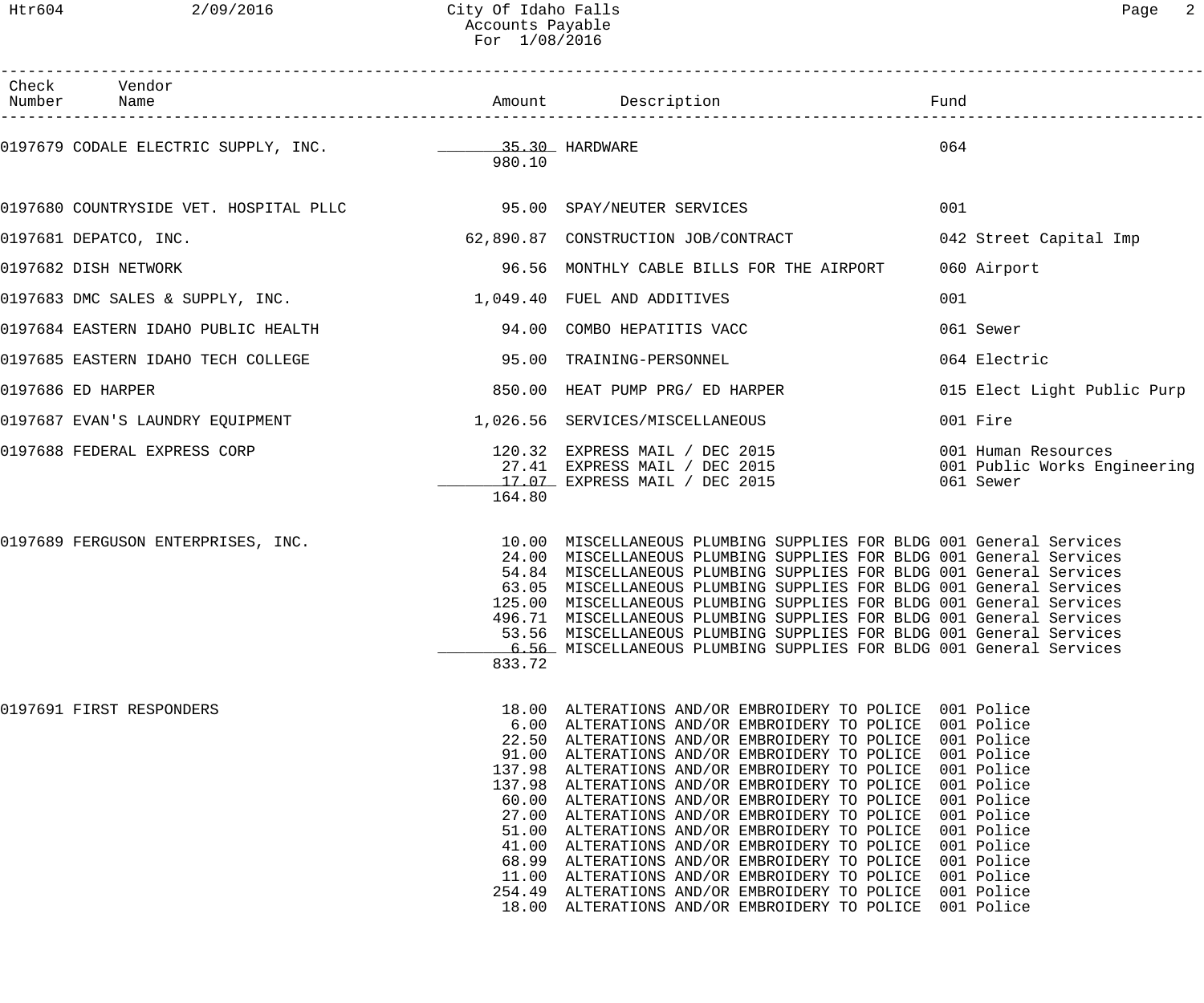City Of Idaho Falls
Accounts Payable
For 1/08/2016

| Check Number | Vendor Name | Amount | Description | Fund |
|---|---|---|---|---|
| 0197679 | CODALE ELECTRIC SUPPLY, INC. | 35.30 | HARDWARE | 064 |
| | | 980.10 | | |
| 0197680 | COUNTRYSIDE VET. HOSPITAL PLLC | 95.00 | SPAY/NEUTER SERVICES | 001 |
| 0197681 | DEPATCO, INC. | 62,890.87 | CONSTRUCTION JOB/CONTRACT | 042 Street Capital Imp |
| 0197682 | DISH NETWORK | 96.56 | MONTHLY CABLE BILLS FOR THE AIRPORT | 060 Airport |
| 0197683 | DMC SALES & SUPPLY, INC. | 1,049.40 | FUEL AND ADDITIVES | 001 |
| 0197684 | EASTERN IDAHO PUBLIC HEALTH | 94.00 | COMBO HEPATITIS VACC | 061 Sewer |
| 0197685 | EASTERN IDAHO TECH COLLEGE | 95.00 | TRAINING-PERSONNEL | 064 Electric |
| 0197686 | ED HARPER | 850.00 | HEAT PUMP PRG/ ED HARPER | 015 Elect Light Public Purp |
| 0197687 | EVAN'S LAUNDRY EQUIPMENT | 1,026.56 | SERVICES/MISCELLANEOUS | 001 Fire |
| 0197688 | FEDERAL EXPRESS CORP | 120.32 | EXPRESS MAIL / DEC 2015 | 001 Human Resources |
| | | 27.41 | EXPRESS MAIL / DEC 2015 | 001 Public Works Engineering |
| | | 17.07 | EXPRESS MAIL / DEC 2015 | 061 Sewer |
| | | 164.80 | | |
| 0197689 | FERGUSON ENTERPRISES, INC. | 10.00 | MISCELLANEOUS PLUMBING SUPPLIES FOR BLDG | 001 General Services |
| | | 24.00 | MISCELLANEOUS PLUMBING SUPPLIES FOR BLDG | 001 General Services |
| | | 54.84 | MISCELLANEOUS PLUMBING SUPPLIES FOR BLDG | 001 General Services |
| | | 63.05 | MISCELLANEOUS PLUMBING SUPPLIES FOR BLDG | 001 General Services |
| | | 125.00 | MISCELLANEOUS PLUMBING SUPPLIES FOR BLDG | 001 General Services |
| | | 496.71 | MISCELLANEOUS PLUMBING SUPPLIES FOR BLDG | 001 General Services |
| | | 53.56 | MISCELLANEOUS PLUMBING SUPPLIES FOR BLDG | 001 General Services |
| | | 6.56 | MISCELLANEOUS PLUMBING SUPPLIES FOR BLDG | 001 General Services |
| | | 833.72 | | |
| 0197691 | FIRST RESPONDERS | 18.00 | ALTERATIONS AND/OR EMBROIDERY TO POLICE | 001 Police |
| | | 6.00 | ALTERATIONS AND/OR EMBROIDERY TO POLICE | 001 Police |
| | | 22.50 | ALTERATIONS AND/OR EMBROIDERY TO POLICE | 001 Police |
| | | 91.00 | ALTERATIONS AND/OR EMBROIDERY TO POLICE | 001 Police |
| | | 137.98 | ALTERATIONS AND/OR EMBROIDERY TO POLICE | 001 Police |
| | | 137.98 | ALTERATIONS AND/OR EMBROIDERY TO POLICE | 001 Police |
| | | 60.00 | ALTERATIONS AND/OR EMBROIDERY TO POLICE | 001 Police |
| | | 27.00 | ALTERATIONS AND/OR EMBROIDERY TO POLICE | 001 Police |
| | | 51.00 | ALTERATIONS AND/OR EMBROIDERY TO POLICE | 001 Police |
| | | 41.00 | ALTERATIONS AND/OR EMBROIDERY TO POLICE | 001 Police |
| | | 68.99 | ALTERATIONS AND/OR EMBROIDERY TO POLICE | 001 Police |
| | | 11.00 | ALTERATIONS AND/OR EMBROIDERY TO POLICE | 001 Police |
| | | 254.49 | ALTERATIONS AND/OR EMBROIDERY TO POLICE | 001 Police |
| | | 18.00 | ALTERATIONS AND/OR EMBROIDERY TO POLICE | 001 Police |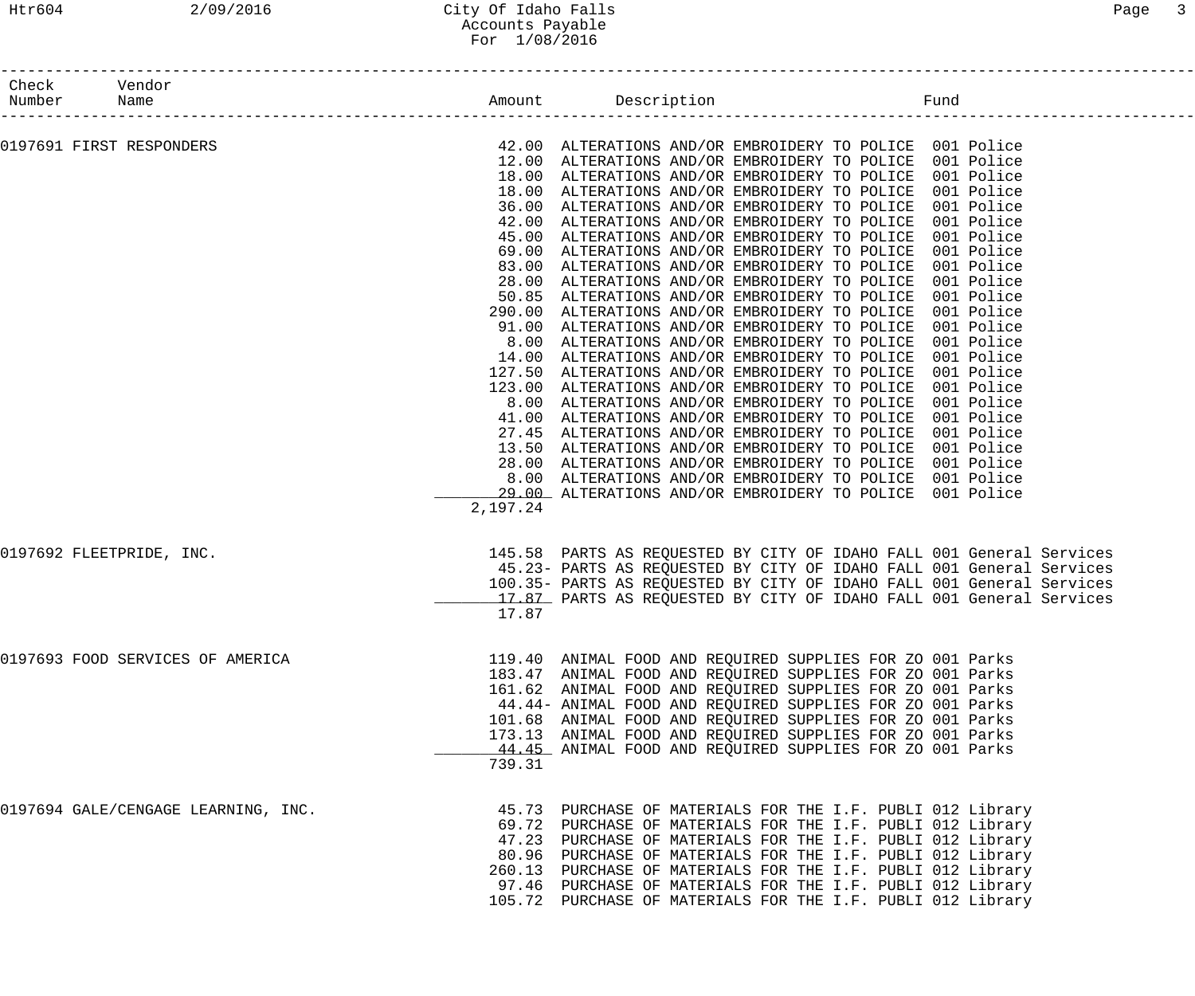| Check Number | Vendor Name | Amount | Description | Fund |
|---|---|---|---|---|
| 0197691 | FIRST RESPONDERS | 42.00 | ALTERATIONS AND/OR EMBROIDERY TO POLICE | 001 Police |
| | | 12.00 | ALTERATIONS AND/OR EMBROIDERY TO POLICE | 001 Police |
| | | 18.00 | ALTERATIONS AND/OR EMBROIDERY TO POLICE | 001 Police |
| | | 18.00 | ALTERATIONS AND/OR EMBROIDERY TO POLICE | 001 Police |
| | | 36.00 | ALTERATIONS AND/OR EMBROIDERY TO POLICE | 001 Police |
| | | 42.00 | ALTERATIONS AND/OR EMBROIDERY TO POLICE | 001 Police |
| | | 45.00 | ALTERATIONS AND/OR EMBROIDERY TO POLICE | 001 Police |
| | | 69.00 | ALTERATIONS AND/OR EMBROIDERY TO POLICE | 001 Police |
| | | 83.00 | ALTERATIONS AND/OR EMBROIDERY TO POLICE | 001 Police |
| | | 28.00 | ALTERATIONS AND/OR EMBROIDERY TO POLICE | 001 Police |
| | | 50.85 | ALTERATIONS AND/OR EMBROIDERY TO POLICE | 001 Police |
| | | 290.00 | ALTERATIONS AND/OR EMBROIDERY TO POLICE | 001 Police |
| | | 91.00 | ALTERATIONS AND/OR EMBROIDERY TO POLICE | 001 Police |
| | | 8.00 | ALTERATIONS AND/OR EMBROIDERY TO POLICE | 001 Police |
| | | 14.00 | ALTERATIONS AND/OR EMBROIDERY TO POLICE | 001 Police |
| | | 127.50 | ALTERATIONS AND/OR EMBROIDERY TO POLICE | 001 Police |
| | | 123.00 | ALTERATIONS AND/OR EMBROIDERY TO POLICE | 001 Police |
| | | 8.00 | ALTERATIONS AND/OR EMBROIDERY TO POLICE | 001 Police |
| | | 41.00 | ALTERATIONS AND/OR EMBROIDERY TO POLICE | 001 Police |
| | | 27.45 | ALTERATIONS AND/OR EMBROIDERY TO POLICE | 001 Police |
| | | 13.50 | ALTERATIONS AND/OR EMBROIDERY TO POLICE | 001 Police |
| | | 28.00 | ALTERATIONS AND/OR EMBROIDERY TO POLICE | 001 Police |
| | | 8.00 | ALTERATIONS AND/OR EMBROIDERY TO POLICE | 001 Police |
| | | 29.00 | ALTERATIONS AND/OR EMBROIDERY TO POLICE | 001 Police |
| | | 2,197.24 | | |
| 0197692 | FLEETPRIDE, INC. | 145.58 | PARTS AS REQUESTED BY CITY OF IDAHO FALL | 001 General Services |
| | | 45.23- | PARTS AS REQUESTED BY CITY OF IDAHO FALL | 001 General Services |
| | | 100.35- | PARTS AS REQUESTED BY CITY OF IDAHO FALL | 001 General Services |
| | | 17.87 | PARTS AS REQUESTED BY CITY OF IDAHO FALL | 001 General Services |
| | | 17.87 | | |
| 0197693 | FOOD SERVICES OF AMERICA | 119.40 | ANIMAL FOOD AND REQUIRED SUPPLIES FOR ZO | 001 Parks |
| | | 183.47 | ANIMAL FOOD AND REQUIRED SUPPLIES FOR ZO | 001 Parks |
| | | 161.62 | ANIMAL FOOD AND REQUIRED SUPPLIES FOR ZO | 001 Parks |
| | | 44.44- | ANIMAL FOOD AND REQUIRED SUPPLIES FOR ZO | 001 Parks |
| | | 101.68 | ANIMAL FOOD AND REQUIRED SUPPLIES FOR ZO | 001 Parks |
| | | 173.13 | ANIMAL FOOD AND REQUIRED SUPPLIES FOR ZO | 001 Parks |
| | | 44.45 | ANIMAL FOOD AND REQUIRED SUPPLIES FOR ZO | 001 Parks |
| | | 739.31 | | |
| 0197694 | GALE/CENGAGE LEARNING, INC. | 45.73 | PURCHASE OF MATERIALS FOR THE I.F. PUBLI | 012 Library |
| | | 69.72 | PURCHASE OF MATERIALS FOR THE I.F. PUBLI | 012 Library |
| | | 47.23 | PURCHASE OF MATERIALS FOR THE I.F. PUBLI | 012 Library |
| | | 80.96 | PURCHASE OF MATERIALS FOR THE I.F. PUBLI | 012 Library |
| | | 260.13 | PURCHASE OF MATERIALS FOR THE I.F. PUBLI | 012 Library |
| | | 97.46 | PURCHASE OF MATERIALS FOR THE I.F. PUBLI | 012 Library |
| | | 105.72 | PURCHASE OF MATERIALS FOR THE I.F. PUBLI | 012 Library |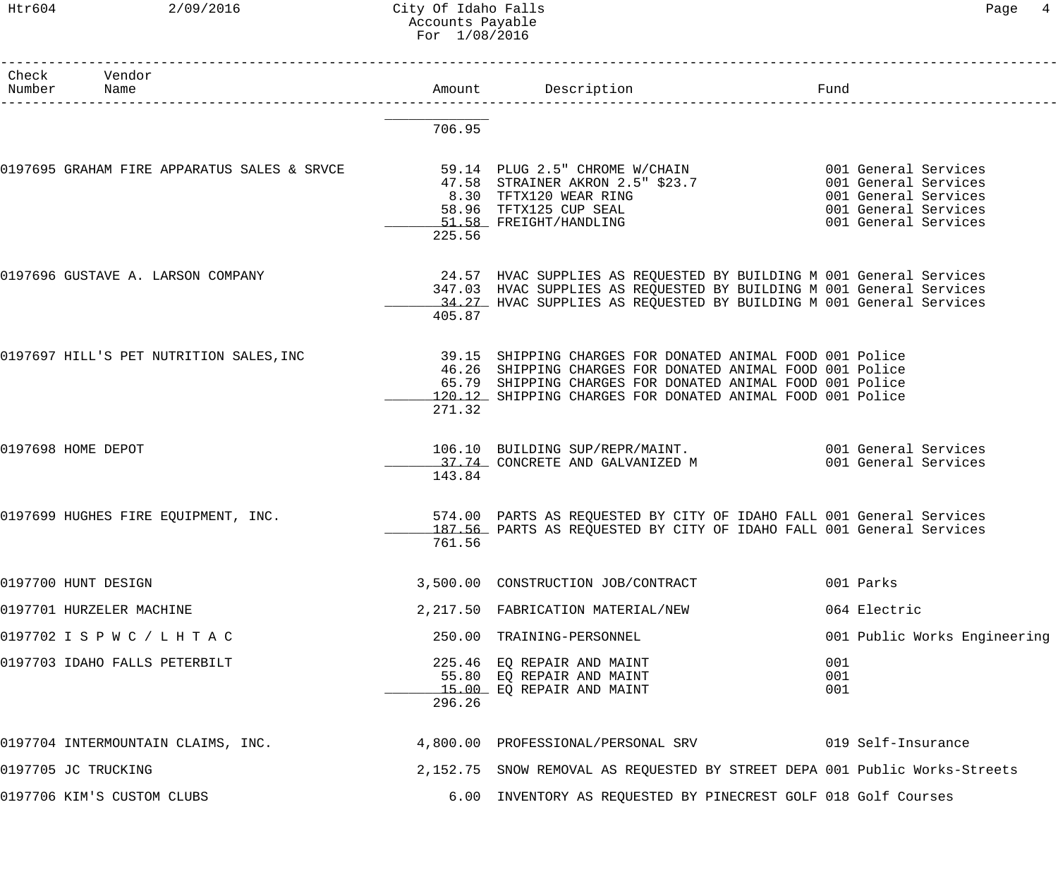# City Of Idaho Falls
## Accounts Payable
### For 1/08/2016

| Check Number | Vendor Name | Amount | Description | Fund |
|---|---|---|---|---|
| | | 706.95 | | |
| 0197695 | GRAHAM FIRE APPARATUS SALES & SRVCE | 59.14 | PLUG 2.5" CHROME W/CHAIN | 001 General Services |
| | | 47.58 | STRAINER AKRON 2.5" $23.7 | 001 General Services |
| | | 8.30 | TFTX120 WEAR RING | 001 General Services |
| | | 58.96 | TFTX125 CUP SEAL | 001 General Services |
| | | 51.58 | FREIGHT/HANDLING | 001 General Services |
| | | 225.56 | | |
| 0197696 | GUSTAVE A. LARSON COMPANY | 24.57 | HVAC SUPPLIES AS REQUESTED BY BUILDING M | 001 General Services |
| | | 347.03 | HVAC SUPPLIES AS REQUESTED BY BUILDING M | 001 General Services |
| | | 34.27 | HVAC SUPPLIES AS REQUESTED BY BUILDING M | 001 General Services |
| | | 405.87 | | |
| 0197697 | HILL'S PET NUTRITION SALES,INC | 39.15 | SHIPPING CHARGES FOR DONATED ANIMAL FOOD | 001 Police |
| | | 46.26 | SHIPPING CHARGES FOR DONATED ANIMAL FOOD | 001 Police |
| | | 65.79 | SHIPPING CHARGES FOR DONATED ANIMAL FOOD | 001 Police |
| | | 120.12 | SHIPPING CHARGES FOR DONATED ANIMAL FOOD | 001 Police |
| | | 271.32 | | |
| 0197698 | HOME DEPOT | 106.10 | BUILDING SUP/REPR/MAINT. | 001 General Services |
| | | 37.74 | CONCRETE AND GALVANIZED M | 001 General Services |
| | | 143.84 | | |
| 0197699 | HUGHES FIRE EQUIPMENT, INC. | 574.00 | PARTS AS REQUESTED BY CITY OF IDAHO FALL | 001 General Services |
| | | 187.56 | PARTS AS REQUESTED BY CITY OF IDAHO FALL | 001 General Services |
| | | 761.56 | | |
| 0197700 | HUNT DESIGN | 3,500.00 | CONSTRUCTION JOB/CONTRACT | 001 Parks |
| 0197701 | HURZELER MACHINE | 2,217.50 | FABRICATION MATERIAL/NEW | 064 Electric |
| 0197702 | I S P W C / L H T A C | 250.00 | TRAINING-PERSONNEL | 001 Public Works Engineering |
| 0197703 | IDAHO FALLS PETERBILT | 225.46 | EQ REPAIR AND MAINT | 001 |
| | | 55.80 | EQ REPAIR AND MAINT | 001 |
| | | 15.00 | EQ REPAIR AND MAINT | 001 |
| | | 296.26 | | |
| 0197704 | INTERMOUNTAIN CLAIMS, INC. | 4,800.00 | PROFESSIONAL/PERSONAL SRV | 019 Self-Insurance |
| 0197705 | JC TRUCKING | 2,152.75 | SNOW REMOVAL AS REQUESTED BY STREET DEPA | 001 Public Works-Streets |
| 0197706 | KIM'S CUSTOM CLUBS | 6.00 | INVENTORY AS REQUESTED BY PINECREST GOLF | 018 Golf Courses |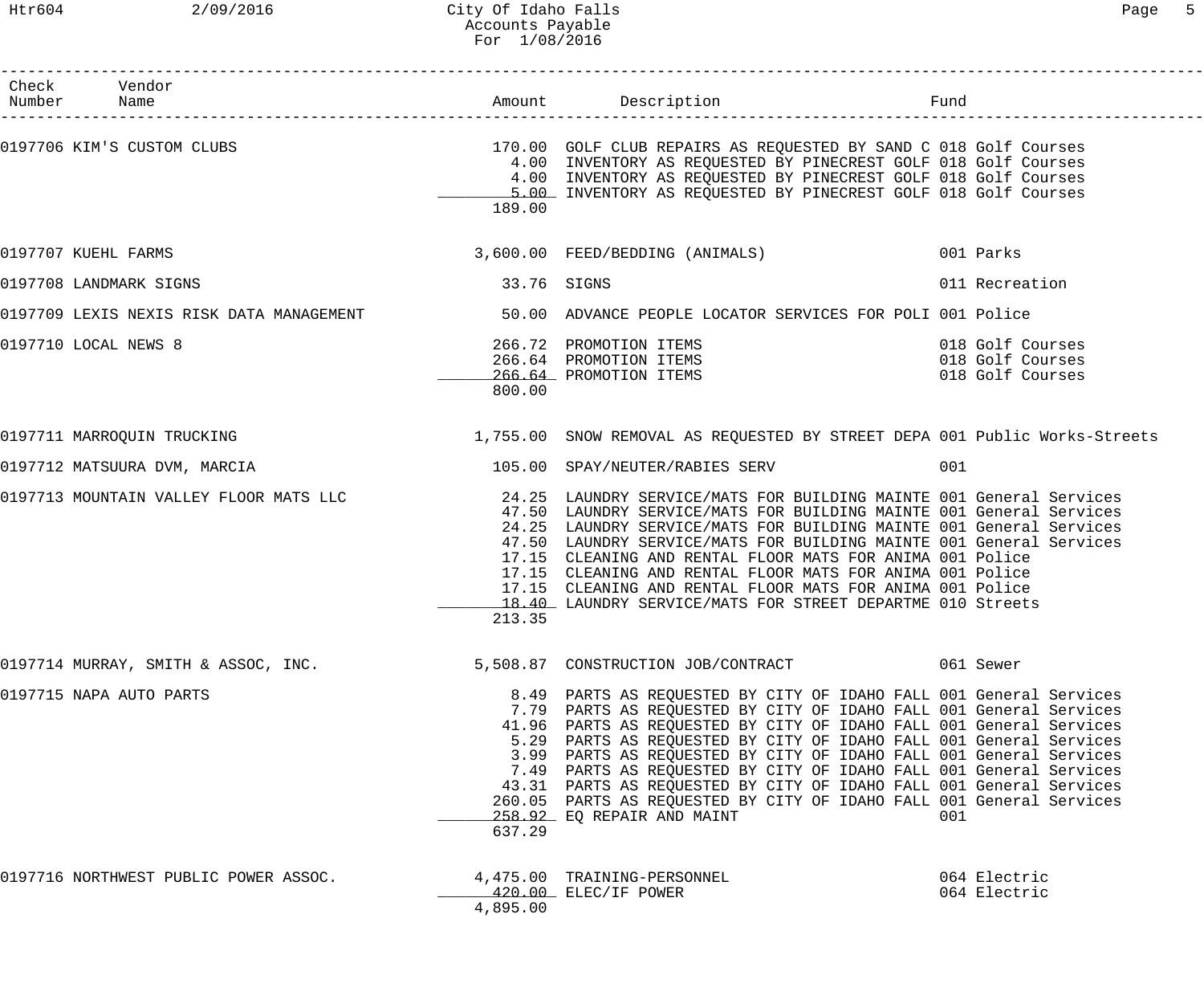# City Of Idaho Falls
## Accounts Payable
### For 1/08/2016

| Check Number | Vendor Name | Amount | Description | Fund |
|---|---|---|---|---|
| 0197706 | KIM'S CUSTOM CLUBS | 170.00 | GOLF CLUB REPAIRS AS REQUESTED BY SAND C | 018 Golf Courses |
| | | 4.00 | INVENTORY AS REQUESTED BY PINECREST GOLF | 018 Golf Courses |
| | | 4.00 | INVENTORY AS REQUESTED BY PINECREST GOLF | 018 Golf Courses |
| | | 5.00 | INVENTORY AS REQUESTED BY PINECREST GOLF | 018 Golf Courses |
| | | 189.00 | | |
| 0197707 | KUEHL FARMS | 3,600.00 | FEED/BEDDING (ANIMALS) | 001 Parks |
| 0197708 | LANDMARK SIGNS | 33.76 | SIGNS | 011 Recreation |
| 0197709 | LEXIS NEXIS RISK DATA MANAGEMENT | 50.00 | ADVANCE PEOPLE LOCATOR SERVICES FOR POLI | 001 Police |
| 0197710 | LOCAL NEWS 8 | 266.72 | PROMOTION ITEMS | 018 Golf Courses |
| | | 266.64 | PROMOTION ITEMS | 018 Golf Courses |
| | | 266.64 | PROMOTION ITEMS | 018 Golf Courses |
| | | 800.00 | | |
| 0197711 | MARROQUIN TRUCKING | 1,755.00 | SNOW REMOVAL AS REQUESTED BY STREET DEPA | 001 Public Works-Streets |
| 0197712 | MATSUURA DVM, MARCIA | 105.00 | SPAY/NEUTER/RABIES SERV | 001 |
| 0197713 | MOUNTAIN VALLEY FLOOR MATS LLC | 24.25 | LAUNDRY SERVICE/MATS FOR BUILDING MAINTE | 001 General Services |
| | | 47.50 | LAUNDRY SERVICE/MATS FOR BUILDING MAINTE | 001 General Services |
| | | 24.25 | LAUNDRY SERVICE/MATS FOR BUILDING MAINTE | 001 General Services |
| | | 47.50 | LAUNDRY SERVICE/MATS FOR BUILDING MAINTE | 001 General Services |
| | | 17.15 | CLEANING AND RENTAL FLOOR MATS FOR ANIMA | 001 Police |
| | | 17.15 | CLEANING AND RENTAL FLOOR MATS FOR ANIMA | 001 Police |
| | | 17.15 | CLEANING AND RENTAL FLOOR MATS FOR ANIMA | 001 Police |
| | | 18.40 | LAUNDRY SERVICE/MATS FOR STREET DEPARTME | 010 Streets |
| | | 213.35 | | |
| 0197714 | MURRAY, SMITH & ASSOC, INC. | 5,508.87 | CONSTRUCTION JOB/CONTRACT | 061 Sewer |
| 0197715 | NAPA AUTO PARTS | 8.49 | PARTS AS REQUESTED BY CITY OF IDAHO FALL | 001 General Services |
| | | 7.79 | PARTS AS REQUESTED BY CITY OF IDAHO FALL | 001 General Services |
| | | 41.96 | PARTS AS REQUESTED BY CITY OF IDAHO FALL | 001 General Services |
| | | 5.29 | PARTS AS REQUESTED BY CITY OF IDAHO FALL | 001 General Services |
| | | 3.99 | PARTS AS REQUESTED BY CITY OF IDAHO FALL | 001 General Services |
| | | 7.49 | PARTS AS REQUESTED BY CITY OF IDAHO FALL | 001 General Services |
| | | 43.31 | PARTS AS REQUESTED BY CITY OF IDAHO FALL | 001 General Services |
| | | 260.05 | PARTS AS REQUESTED BY CITY OF IDAHO FALL | 001 General Services |
| | | 258.92 | EQ REPAIR AND MAINT | 001 |
| | | 637.29 | | |
| 0197716 | NORTHWEST PUBLIC POWER ASSOC. | 4,475.00 | TRAINING-PERSONNEL | 064 Electric |
| | | 420.00 | ELEC/IF POWER | 064 Electric |
| | | 4,895.00 | | |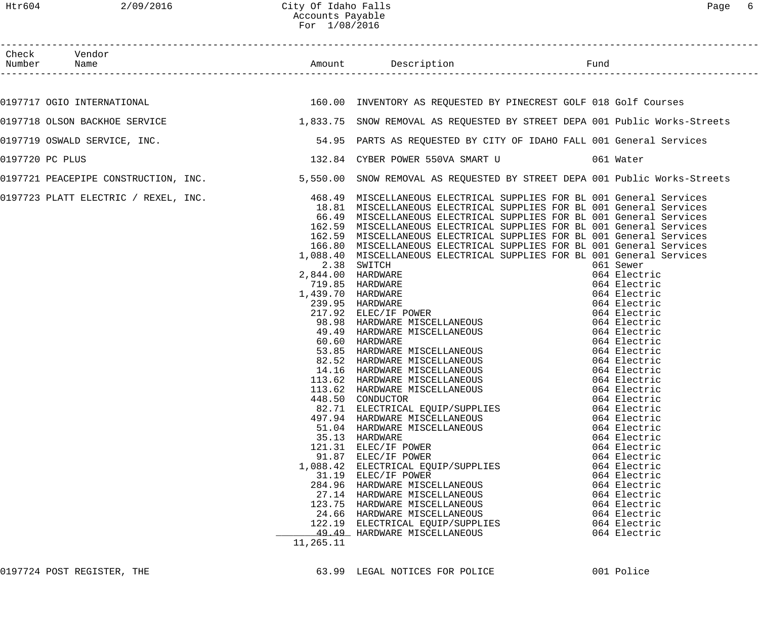City Of Idaho Falls
Accounts Payable
For 1/08/2016

| Check Number | Vendor Name | Amount | Description | Fund |
|---|---|---|---|---|
| 0197717 | OGIO INTERNATIONAL | 160.00 | INVENTORY AS REQUESTED BY PINECREST GOLF | 018 Golf Courses |
| 0197718 | OLSON BACKHOE SERVICE | 1,833.75 | SNOW REMOVAL AS REQUESTED BY STREET DEPA | 001 Public Works-Streets |
| 0197719 | OSWALD SERVICE, INC. | 54.95 | PARTS AS REQUESTED BY CITY OF IDAHO FALL | 001 General Services |
| 0197720 | PC PLUS | 132.84 | CYBER POWER 550VA SMART U | 061 Water |
| 0197721 | PEACEPIPE CONSTRUCTION, INC. | 5,550.00 | SNOW REMOVAL AS REQUESTED BY STREET DEPA | 001 Public Works-Streets |
| 0197723 | PLATT ELECTRIC / REXEL, INC. | 468.49 | MISCELLANEOUS ELECTRICAL SUPPLIES FOR BL | 001 General Services |
| | | 18.81 | MISCELLANEOUS ELECTRICAL SUPPLIES FOR BL | 001 General Services |
| | | 66.49 | MISCELLANEOUS ELECTRICAL SUPPLIES FOR BL | 001 General Services |
| | | 162.59 | MISCELLANEOUS ELECTRICAL SUPPLIES FOR BL | 001 General Services |
| | | 162.59 | MISCELLANEOUS ELECTRICAL SUPPLIES FOR BL | 001 General Services |
| | | 166.80 | MISCELLANEOUS ELECTRICAL SUPPLIES FOR BL | 001 General Services |
| | | 1,088.40 | MISCELLANEOUS ELECTRICAL SUPPLIES FOR BL | 001 General Services |
| | | 2.38 | SWITCH | 061 Sewer |
| | | 2,844.00 | HARDWARE | 064 Electric |
| | | 719.85 | HARDWARE | 064 Electric |
| | | 1,439.70 | HARDWARE | 064 Electric |
| | | 239.95 | HARDWARE | 064 Electric |
| | | 217.92 | ELEC/IF POWER | 064 Electric |
| | | 98.98 | HARDWARE MISCELLANEOUS | 064 Electric |
| | | 49.49 | HARDWARE MISCELLANEOUS | 064 Electric |
| | | 60.60 | HARDWARE | 064 Electric |
| | | 53.85 | HARDWARE MISCELLANEOUS | 064 Electric |
| | | 82.52 | HARDWARE MISCELLANEOUS | 064 Electric |
| | | 14.16 | HARDWARE MISCELLANEOUS | 064 Electric |
| | | 113.62 | HARDWARE MISCELLANEOUS | 064 Electric |
| | | 113.62 | HARDWARE MISCELLANEOUS | 064 Electric |
| | | 448.50 | CONDUCTOR | 064 Electric |
| | | 82.71 | ELECTRICAL EQUIP/SUPPLIES | 064 Electric |
| | | 497.94 | HARDWARE MISCELLANEOUS | 064 Electric |
| | | 51.04 | HARDWARE MISCELLANEOUS | 064 Electric |
| | | 35.13 | HARDWARE | 064 Electric |
| | | 121.31 | ELEC/IF POWER | 064 Electric |
| | | 91.87 | ELEC/IF POWER | 064 Electric |
| | | 1,088.42 | ELECTRICAL EQUIP/SUPPLIES | 064 Electric |
| | | 31.19 | ELEC/IF POWER | 064 Electric |
| | | 284.96 | HARDWARE MISCELLANEOUS | 064 Electric |
| | | 27.14 | HARDWARE MISCELLANEOUS | 064 Electric |
| | | 123.75 | HARDWARE MISCELLANEOUS | 064 Electric |
| | | 24.66 | HARDWARE MISCELLANEOUS | 064 Electric |
| | | 122.19 | ELECTRICAL EQUIP/SUPPLIES | 064 Electric |
| | | 49.49 | HARDWARE MISCELLANEOUS | 064 Electric |
| | | 11,265.11 | | |
| 0197724 | POST REGISTER, THE | 63.99 | LEGAL NOTICES FOR POLICE | 001 Police |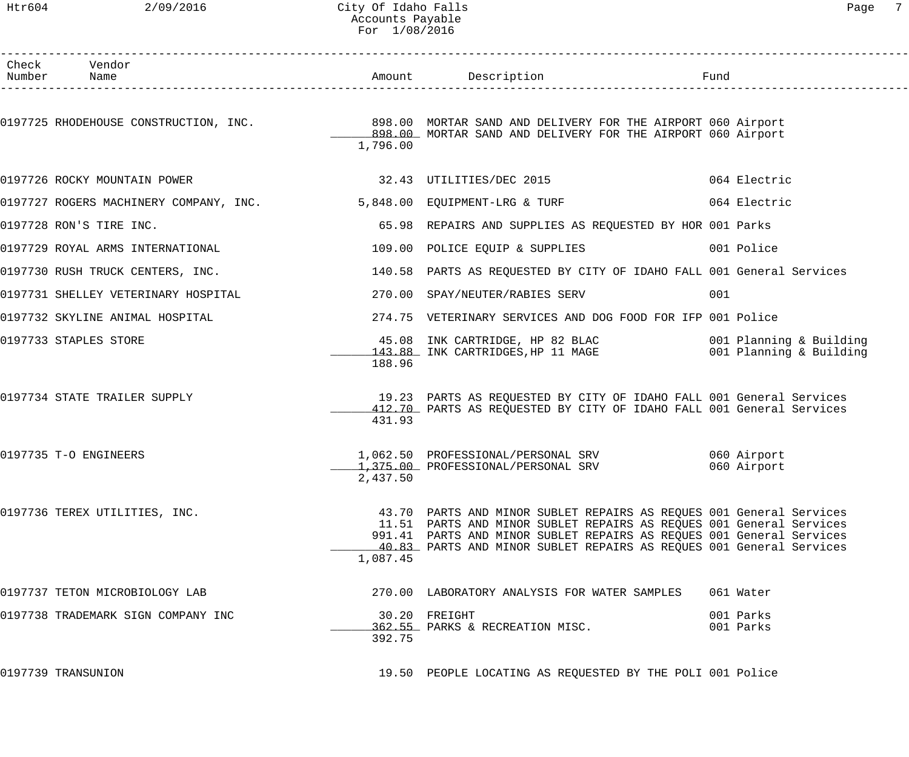| Check Number | Vendor Name | Amount | Description | Fund |
|---|---|---|---|---|
| 0197725 | RHODEHOUSE CONSTRUCTION, INC. | 898.00 | MORTAR SAND AND DELIVERY FOR THE AIRPORT | 060 Airport |
| | | 898.00 | MORTAR SAND AND DELIVERY FOR THE AIRPORT | 060 Airport |
| | | 1,796.00 | | |
| 0197726 | ROCKY MOUNTAIN POWER | 32.43 | UTILITIES/DEC 2015 | 064 Electric |
| 0197727 | ROGERS MACHINERY COMPANY, INC. | 5,848.00 | EQUIPMENT-LRG & TURF | 064 Electric |
| 0197728 | RON'S TIRE INC. | 65.98 | REPAIRS AND SUPPLIES AS REQUESTED BY HOR | 001 Parks |
| 0197729 | ROYAL ARMS INTERNATIONAL | 109.00 | POLICE EQUIP & SUPPLIES | 001 Police |
| 0197730 | RUSH TRUCK CENTERS, INC. | 140.58 | PARTS AS REQUESTED BY CITY OF IDAHO FALL | 001 General Services |
| 0197731 | SHELLEY VETERINARY HOSPITAL | 270.00 | SPAY/NEUTER/RABIES SERV | 001 |
| 0197732 | SKYLINE ANIMAL HOSPITAL | 274.75 | VETERINARY SERVICES AND DOG FOOD FOR IFP | 001 Police |
| 0197733 | STAPLES STORE | 45.08 | INK CARTRIDGE, HP 82 BLAC | 001 Planning & Building |
| | | 143.88 | INK CARTRIDGES,HP 11 MAGE | 001 Planning & Building |
| | | 188.96 | | |
| 0197734 | STATE TRAILER SUPPLY | 19.23 | PARTS AS REQUESTED BY CITY OF IDAHO FALL | 001 General Services |
| | | 412.70 | PARTS AS REQUESTED BY CITY OF IDAHO FALL | 001 General Services |
| | | 431.93 | | |
| 0197735 | T-O ENGINEERS | 1,062.50 | PROFESSIONAL/PERSONAL SRV | 060 Airport |
| | | 1,375.00 | PROFESSIONAL/PERSONAL SRV | 060 Airport |
| | | 2,437.50 | | |
| 0197736 | TEREX UTILITIES, INC. | 43.70 | PARTS AND MINOR SUBLET REPAIRS AS REQUES | 001 General Services |
| | | 11.51 | PARTS AND MINOR SUBLET REPAIRS AS REQUES | 001 General Services |
| | | 991.41 | PARTS AND MINOR SUBLET REPAIRS AS REQUES | 001 General Services |
| | | 40.83 | PARTS AND MINOR SUBLET REPAIRS AS REQUES | 001 General Services |
| | | 1,087.45 | | |
| 0197737 | TETON MICROBIOLOGY LAB | 270.00 | LABORATORY ANALYSIS FOR WATER SAMPLES | 061 Water |
| 0197738 | TRADEMARK SIGN COMPANY INC | 30.20 | FREIGHT | 001 Parks |
| | | 362.55 | PARKS & RECREATION MISC. | 001 Parks |
| | | 392.75 | | |
| 0197739 | TRANSUNION | 19.50 | PEOPLE LOCATING AS REQUESTED BY THE POLI | 001 Police |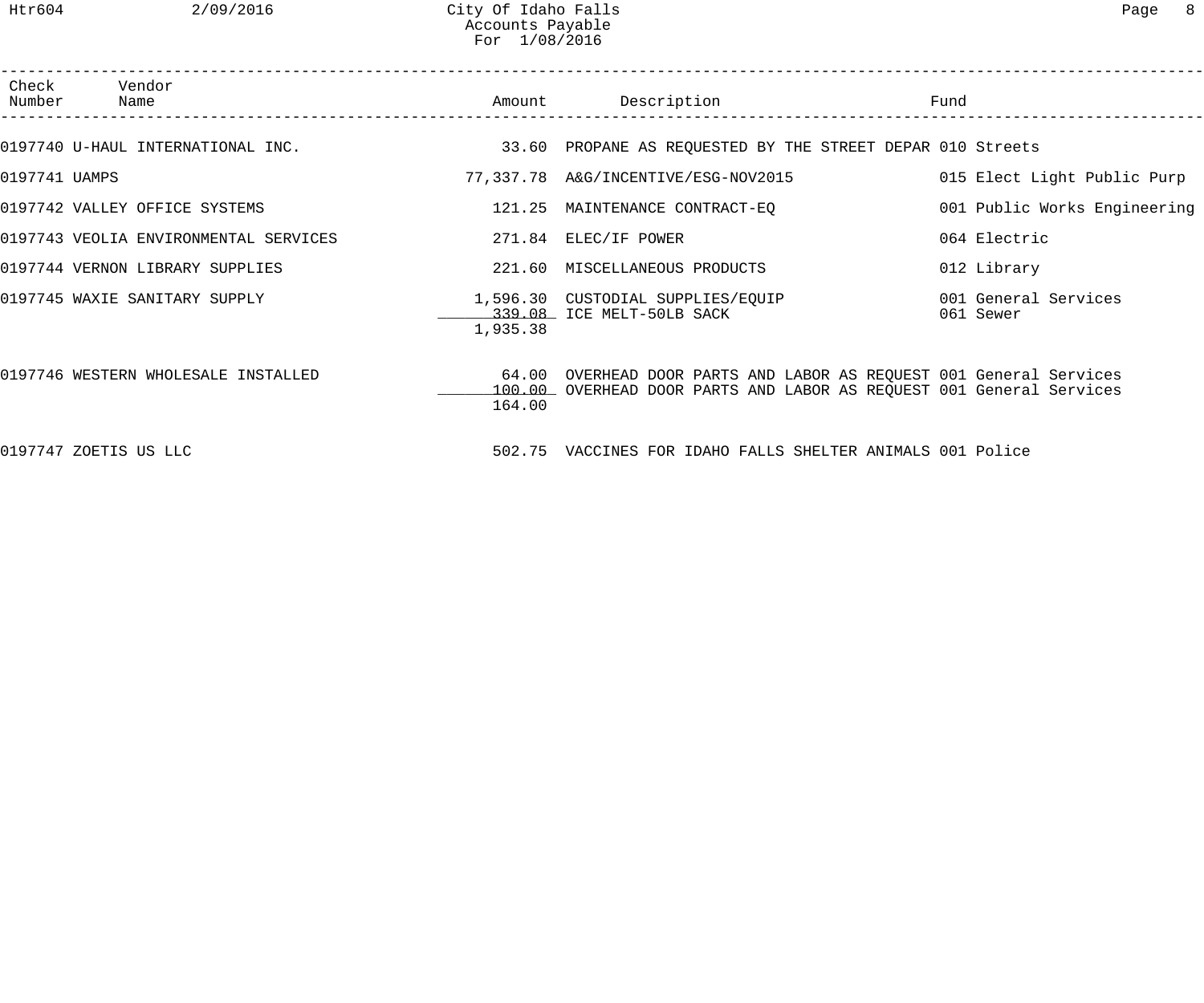City Of Idaho Falls
Accounts Payable
For 1/08/2016

| Check Number | Vendor Name | Amount | Description | Fund |
|---|---|---|---|---|
| 0197740 | U-HAUL INTERNATIONAL INC. | 33.60 | PROPANE AS REQUESTED BY THE STREET DEPAR | 010 Streets |
| 0197741 | UAMPS | 77,337.78 | A&G/INCENTIVE/ESG-NOV2015 | 015 Elect Light Public Purp |
| 0197742 | VALLEY OFFICE SYSTEMS | 121.25 | MAINTENANCE CONTRACT-EQ | 001 Public Works Engineering |
| 0197743 | VEOLIA ENVIRONMENTAL SERVICES | 271.84 | ELEC/IF POWER | 064 Electric |
| 0197744 | VERNON LIBRARY SUPPLIES | 221.60 | MISCELLANEOUS PRODUCTS | 012 Library |
| 0197745 | WAXIE SANITARY SUPPLY | 1,596.30 | CUSTODIAL SUPPLIES/EQUIP | 001 General Services |
| | | 339.08 | ICE MELT-50LB SACK | 061 Sewer |
| | | 1,935.38 | | |
| 0197746 | WESTERN WHOLESALE INSTALLED | 64.00 | OVERHEAD DOOR PARTS AND LABOR AS REQUEST | 001 General Services |
| | | 100.00 | OVERHEAD DOOR PARTS AND LABOR AS REQUEST | 001 General Services |
| | | 164.00 | | |
| 0197747 | ZOETIS US LLC | 502.75 | VACCINES FOR IDAHO FALLS SHELTER ANIMALS | 001 Police |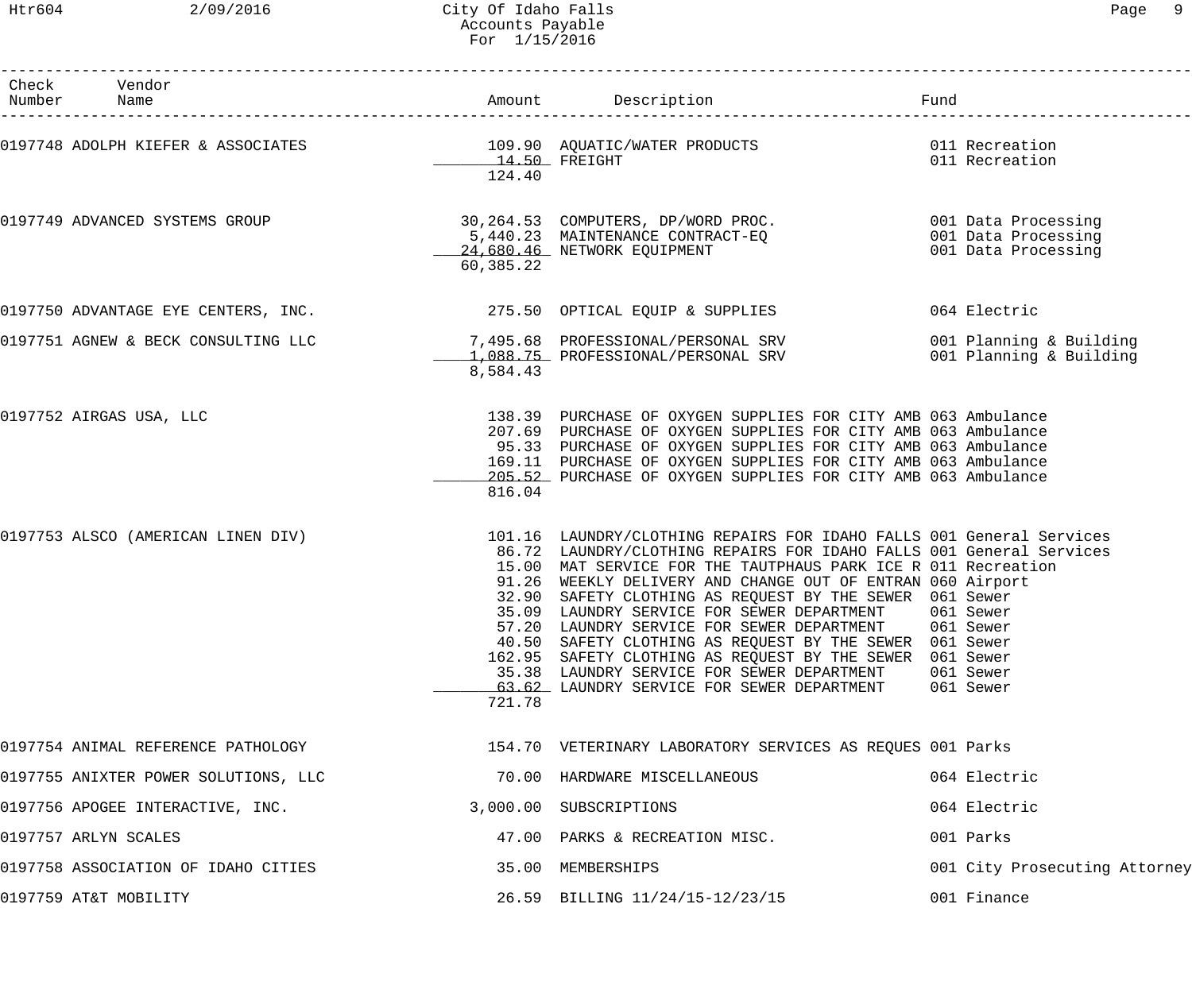City Of Idaho Falls
Accounts Payable
For 1/15/2016

| Check Number | Vendor Name | Amount | Description | Fund |
|---|---|---|---|---|
| 0197748 | ADOLPH KIEFER & ASSOCIATES | 109.90 | AQUATIC/WATER PRODUCTS | 011 Recreation |
| | | 14.50 | FREIGHT | 011 Recreation |
| | | 124.40 | | |
| 0197749 | ADVANCED SYSTEMS GROUP | 30,264.53 | COMPUTERS, DP/WORD PROC. | 001 Data Processing |
| | | 5,440.23 | MAINTENANCE CONTRACT-EQ | 001 Data Processing |
| | | 24,680.46 | NETWORK EQUIPMENT | 001 Data Processing |
| | | 60,385.22 | | |
| 0197750 | ADVANTAGE EYE CENTERS, INC. | 275.50 | OPTICAL EQUIP & SUPPLIES | 064 Electric |
| 0197751 | AGNEW & BECK CONSULTING LLC | 7,495.68 | PROFESSIONAL/PERSONAL SRV | 001 Planning & Building |
| | | 1,088.75 | PROFESSIONAL/PERSONAL SRV | 001 Planning & Building |
| | | 8,584.43 | | |
| 0197752 | AIRGAS USA, LLC | 138.39 | PURCHASE OF OXYGEN SUPPLIES FOR CITY AMB | 063 Ambulance |
| | | 207.69 | PURCHASE OF OXYGEN SUPPLIES FOR CITY AMB | 063 Ambulance |
| | | 95.33 | PURCHASE OF OXYGEN SUPPLIES FOR CITY AMB | 063 Ambulance |
| | | 169.11 | PURCHASE OF OXYGEN SUPPLIES FOR CITY AMB | 063 Ambulance |
| | | 205.52 | PURCHASE OF OXYGEN SUPPLIES FOR CITY AMB | 063 Ambulance |
| | | 816.04 | | |
| 0197753 | ALSCO (AMERICAN LINEN DIV) | 101.16 | LAUNDRY/CLOTHING REPAIRS FOR IDAHO FALLS | 001 General Services |
| | | 86.72 | LAUNDRY/CLOTHING REPAIRS FOR IDAHO FALLS | 001 General Services |
| | | 15.00 | MAT SERVICE FOR THE TAUTPHAUS PARK ICE R | 011 Recreation |
| | | 91.26 | WEEKLY DELIVERY AND CHANGE OUT OF ENTRAN | 060 Airport |
| | | 32.90 | SAFETY CLOTHING AS REQUEST BY THE SEWER | 061 Sewer |
| | | 35.09 | LAUNDRY SERVICE FOR SEWER DEPARTMENT | 061 Sewer |
| | | 57.20 | LAUNDRY SERVICE FOR SEWER DEPARTMENT | 061 Sewer |
| | | 40.50 | SAFETY CLOTHING AS REQUEST BY THE SEWER | 061 Sewer |
| | | 162.95 | SAFETY CLOTHING AS REQUEST BY THE SEWER | 061 Sewer |
| | | 35.38 | LAUNDRY SERVICE FOR SEWER DEPARTMENT | 061 Sewer |
| | | 63.62 | LAUNDRY SERVICE FOR SEWER DEPARTMENT | 061 Sewer |
| | | 721.78 | | |
| 0197754 | ANIMAL REFERENCE PATHOLOGY | 154.70 | VETERINARY LABORATORY SERVICES AS REQUES | 001 Parks |
| 0197755 | ANIXTER POWER SOLUTIONS, LLC | 70.00 | HARDWARE MISCELLANEOUS | 064 Electric |
| 0197756 | APOGEE INTERACTIVE, INC. | 3,000.00 | SUBSCRIPTIONS | 064 Electric |
| 0197757 | ARLYN SCALES | 47.00 | PARKS & RECREATION MISC. | 001 Parks |
| 0197758 | ASSOCIATION OF IDAHO CITIES | 35.00 | MEMBERSHIPS | 001 City Prosecuting Attorney |
| 0197759 | AT&T MOBILITY | 26.59 | BILLING 11/24/15-12/23/15 | 001 Finance |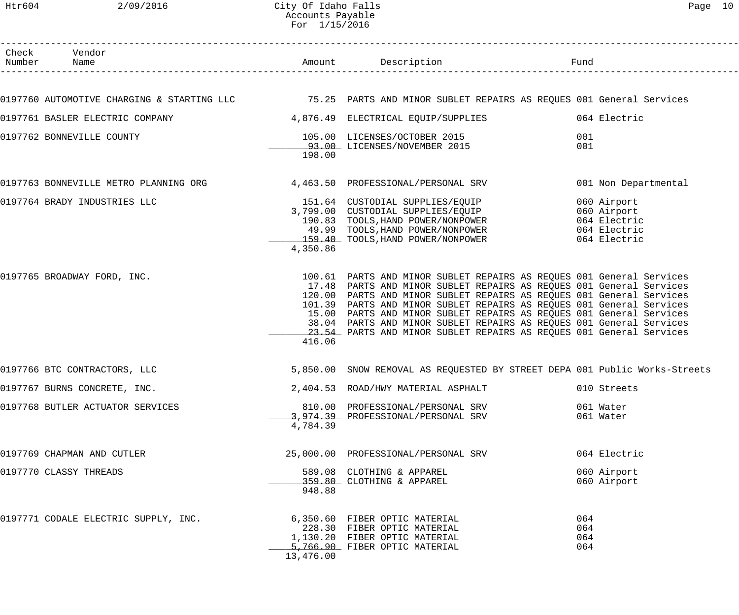# City Of Idaho Falls
## Accounts Payable
### For 1/15/2016

| Check Number | Vendor Name | Amount | Description | Fund |
|---|---|---|---|---|
| 0197760 | AUTOMOTIVE CHARGING & STARTING LLC | 75.25 | PARTS AND MINOR SUBLET REPAIRS AS REQUES | 001 General Services |
| 0197761 | BASLER ELECTRIC COMPANY | 4,876.49 | ELECTRICAL EQUIP/SUPPLIES | 064 Electric |
| 0197762 | BONNEVILLE COUNTY | 105.00 | LICENSES/OCTOBER 2015 | 001 |
| | | 93.00 | LICENSES/NOVEMBER 2015 | 001 |
| | | 198.00 | | |
| 0197763 | BONNEVILLE METRO PLANNING ORG | 4,463.50 | PROFESSIONAL/PERSONAL SRV | 001 Non Departmental |
| 0197764 | BRADY INDUSTRIES LLC | 151.64 | CUSTODIAL SUPPLIES/EQUIP | 060 Airport |
| | | 3,799.00 | CUSTODIAL SUPPLIES/EQUIP | 060 Airport |
| | | 190.83 | TOOLS,HAND POWER/NONPOWER | 064 Electric |
| | | 49.99 | TOOLS,HAND POWER/NONPOWER | 064 Electric |
| | | 159.40 | TOOLS,HAND POWER/NONPOWER | 064 Electric |
| | | 4,350.86 | | |
| 0197765 | BROADWAY FORD, INC. | 100.61 | PARTS AND MINOR SUBLET REPAIRS AS REQUES | 001 General Services |
| | | 17.48 | PARTS AND MINOR SUBLET REPAIRS AS REQUES | 001 General Services |
| | | 120.00 | PARTS AND MINOR SUBLET REPAIRS AS REQUES | 001 General Services |
| | | 101.39 | PARTS AND MINOR SUBLET REPAIRS AS REQUES | 001 General Services |
| | | 15.00 | PARTS AND MINOR SUBLET REPAIRS AS REQUES | 001 General Services |
| | | 38.04 | PARTS AND MINOR SUBLET REPAIRS AS REQUES | 001 General Services |
| | | 23.54 | PARTS AND MINOR SUBLET REPAIRS AS REQUES | 001 General Services |
| | | 416.06 | | |
| 0197766 | BTC CONTRACTORS, LLC | 5,850.00 | SNOW REMOVAL AS REQUESTED BY STREET DEPA | 001 Public Works-Streets |
| 0197767 | BURNS CONCRETE, INC. | 2,404.53 | ROAD/HWY MATERIAL ASPHALT | 010 Streets |
| 0197768 | BUTLER ACTUATOR SERVICES | 810.00 | PROFESSIONAL/PERSONAL SRV | 061 Water |
| | | 3,974.39 | PROFESSIONAL/PERSONAL SRV | 061 Water |
| | | 4,784.39 | | |
| 0197769 | CHAPMAN AND CUTLER | 25,000.00 | PROFESSIONAL/PERSONAL SRV | 064 Electric |
| 0197770 | CLASSY THREADS | 589.08 | CLOTHING & APPAREL | 060 Airport |
| | | 359.80 | CLOTHING & APPAREL | 060 Airport |
| | | 948.88 | | |
| 0197771 | CODALE ELECTRIC SUPPLY, INC. | 6,350.60 | FIBER OPTIC MATERIAL | 064 |
| | | 228.30 | FIBER OPTIC MATERIAL | 064 |
| | | 1,130.20 | FIBER OPTIC MATERIAL | 064 |
| | | 5,766.90 | FIBER OPTIC MATERIAL | 064 |
| | | 13,476.00 | | |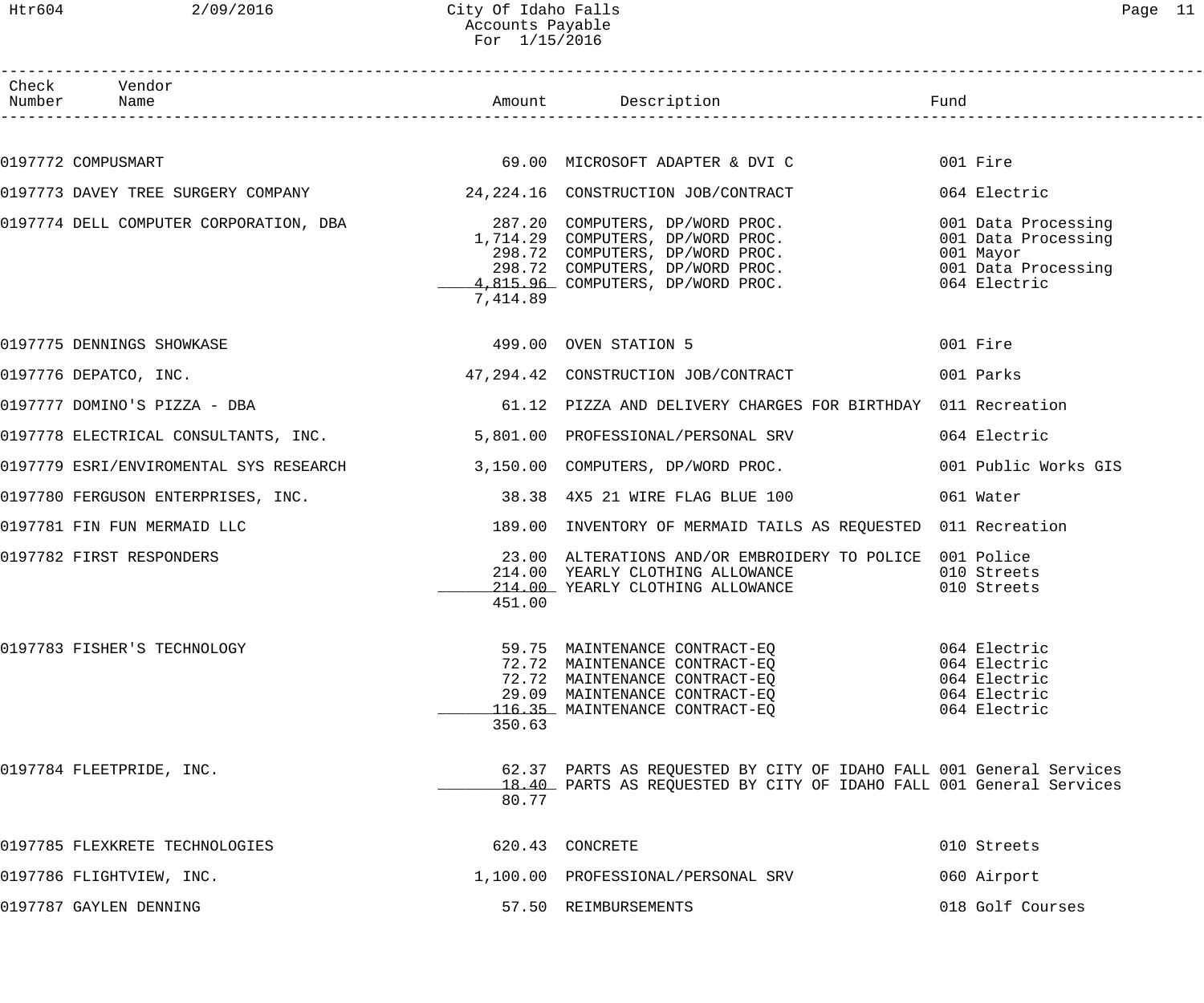# City Of Idaho Falls
## Accounts Payable
### For 1/15/2016

| Check Number | Vendor Name | Amount | Description | Fund |
|---|---|---|---|---|
| 0197772 | COMPUSMART | 69.00 | MICROSOFT ADAPTER & DVI C | 001 Fire |
| 0197773 | DAVEY TREE SURGERY COMPANY | 24,224.16 | CONSTRUCTION JOB/CONTRACT | 064 Electric |
| 0197774 | DELL COMPUTER CORPORATION, DBA | 287.20 | COMPUTERS, DP/WORD PROC. | 001 Data Processing |
| | | 1,714.29 | COMPUTERS, DP/WORD PROC. | 001 Data Processing |
| | | 298.72 | COMPUTERS, DP/WORD PROC. | 001 Mayor |
| | | 298.72 | COMPUTERS, DP/WORD PROC. | 001 Data Processing |
| | | 4,815.96 | COMPUTERS, DP/WORD PROC. | 064 Electric |
| | | 7,414.89 | | |
| 0197775 | DENNINGS SHOWKASE | 499.00 | OVEN STATION 5 | 001 Fire |
| 0197776 | DEPATCO, INC. | 47,294.42 | CONSTRUCTION JOB/CONTRACT | 001 Parks |
| 0197777 | DOMINO'S PIZZA - DBA | 61.12 | PIZZA AND DELIVERY CHARGES FOR BIRTHDAY | 011 Recreation |
| 0197778 | ELECTRICAL CONSULTANTS, INC. | 5,801.00 | PROFESSIONAL/PERSONAL SRV | 064 Electric |
| 0197779 | ESRI/ENVIROMENTAL SYS RESEARCH | 3,150.00 | COMPUTERS, DP/WORD PROC. | 001 Public Works GIS |
| 0197780 | FERGUSON ENTERPRISES, INC. | 38.38 | 4X5 21 WIRE FLAG BLUE 100 | 061 Water |
| 0197781 | FIN FUN MERMAID LLC | 189.00 | INVENTORY OF MERMAID TAILS AS REQUESTED | 011 Recreation |
| 0197782 | FIRST RESPONDERS | 23.00 | ALTERATIONS AND/OR EMBROIDERY TO POLICE | 001 Police |
| | | 214.00 | YEARLY CLOTHING ALLOWANCE | 010 Streets |
| | | 214.00 | YEARLY CLOTHING ALLOWANCE | 010 Streets |
| | | 451.00 | | |
| 0197783 | FISHER'S TECHNOLOGY | 59.75 | MAINTENANCE CONTRACT-EQ | 064 Electric |
| | | 72.72 | MAINTENANCE CONTRACT-EQ | 064 Electric |
| | | 72.72 | MAINTENANCE CONTRACT-EQ | 064 Electric |
| | | 29.09 | MAINTENANCE CONTRACT-EQ | 064 Electric |
| | | 116.35 | MAINTENANCE CONTRACT-EQ | 064 Electric |
| | | 350.63 | | |
| 0197784 | FLEETPRIDE, INC. | 62.37 | PARTS AS REQUESTED BY CITY OF IDAHO FALL | 001 General Services |
| | | 18.40 | PARTS AS REQUESTED BY CITY OF IDAHO FALL | 001 General Services |
| | | 80.77 | | |
| 0197785 | FLEXKRETE TECHNOLOGIES | 620.43 | CONCRETE | 010 Streets |
| 0197786 | FLIGHTVIEW, INC. | 1,100.00 | PROFESSIONAL/PERSONAL SRV | 060 Airport |
| 0197787 | GAYLEN DENNING | 57.50 | REIMBURSEMENTS | 018 Golf Courses |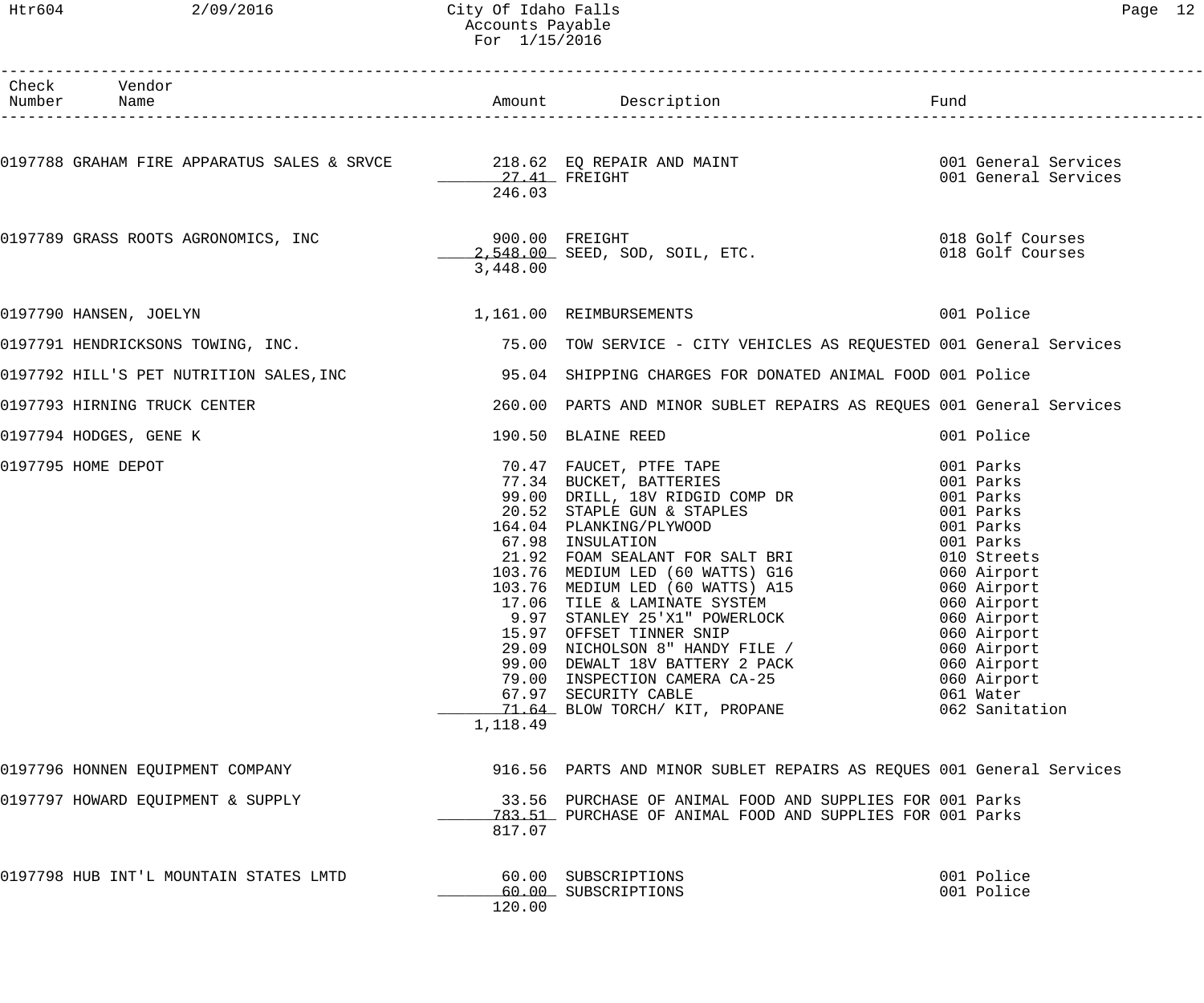City Of Idaho Falls
Accounts Payable
For 1/15/2016

| Check Number | Vendor Name | Amount | Description | Fund |
|---|---|---|---|---|
| 0197788 | GRAHAM FIRE APPARATUS SALES & SRVCE | 218.62 | EQ REPAIR AND MAINT | 001 General Services |
| | | 27.41 | FREIGHT | 001 General Services |
| | | 246.03 | | |
| 0197789 | GRASS ROOTS AGRONOMICS, INC | 900.00 | FREIGHT | 018 Golf Courses |
| | | 2,548.00 | SEED, SOD, SOIL, ETC. | 018 Golf Courses |
| | | 3,448.00 | | |
| 0197790 | HANSEN, JOELYN | 1,161.00 | REIMBURSEMENTS | 001 Police |
| 0197791 | HENDRICKSONS TOWING, INC. | 75.00 | TOW SERVICE - CITY VEHICLES AS REQUESTED | 001 General Services |
| 0197792 | HILL'S PET NUTRITION SALES,INC | 95.04 | SHIPPING CHARGES FOR DONATED ANIMAL FOOD | 001 Police |
| 0197793 | HIRNING TRUCK CENTER | 260.00 | PARTS AND MINOR SUBLET REPAIRS AS REQUES | 001 General Services |
| 0197794 | HODGES, GENE K | 190.50 | BLAINE REED | 001 Police |
| 0197795 | HOME DEPOT | 70.47 | FAUCET, PTFE TAPE | 001 Parks |
| | | 77.34 | BUCKET, BATTERIES | 001 Parks |
| | | 99.00 | DRILL, 18V RIDGID COMP DR | 001 Parks |
| | | 20.52 | STAPLE GUN & STAPLES | 001 Parks |
| | | 164.04 | PLANKING/PLYWOOD | 001 Parks |
| | | 67.98 | INSULATION | 001 Parks |
| | | 21.92 | FOAM SEALANT FOR SALT BRI | 010 Streets |
| | | 103.76 | MEDIUM LED (60 WATTS) G16 | 060 Airport |
| | | 103.76 | MEDIUM LED (60 WATTS) A15 | 060 Airport |
| | | 17.06 | TILE & LAMINATE SYSTEM | 060 Airport |
| | | 9.97 | STANLEY 25'X1" POWERLOCK | 060 Airport |
| | | 15.97 | OFFSET TINNER SNIP | 060 Airport |
| | | 29.09 | NICHOLSON 8" HANDY FILE / | 060 Airport |
| | | 99.00 | DEWALT 18V BATTERY 2 PACK | 060 Airport |
| | | 79.00 | INSPECTION CAMERA CA-25 | 060 Airport |
| | | 67.97 | SECURITY CABLE | 061 Water |
| | | 71.64 | BLOW TORCH/ KIT, PROPANE | 062 Sanitation |
| | | 1,118.49 | | |
| 0197796 | HONNEN EQUIPMENT COMPANY | 916.56 | PARTS AND MINOR SUBLET REPAIRS AS REQUES | 001 General Services |
| 0197797 | HOWARD EQUIPMENT & SUPPLY | 33.56 | PURCHASE OF ANIMAL FOOD AND SUPPLIES FOR | 001 Parks |
| | | 783.51 | PURCHASE OF ANIMAL FOOD AND SUPPLIES FOR | 001 Parks |
| | | 817.07 | | |
| 0197798 | HUB INT'L MOUNTAIN STATES LMTD | 60.00 | SUBSCRIPTIONS | 001 Police |
| | | 60.00 | SUBSCRIPTIONS | 001 Police |
| | | 120.00 | | |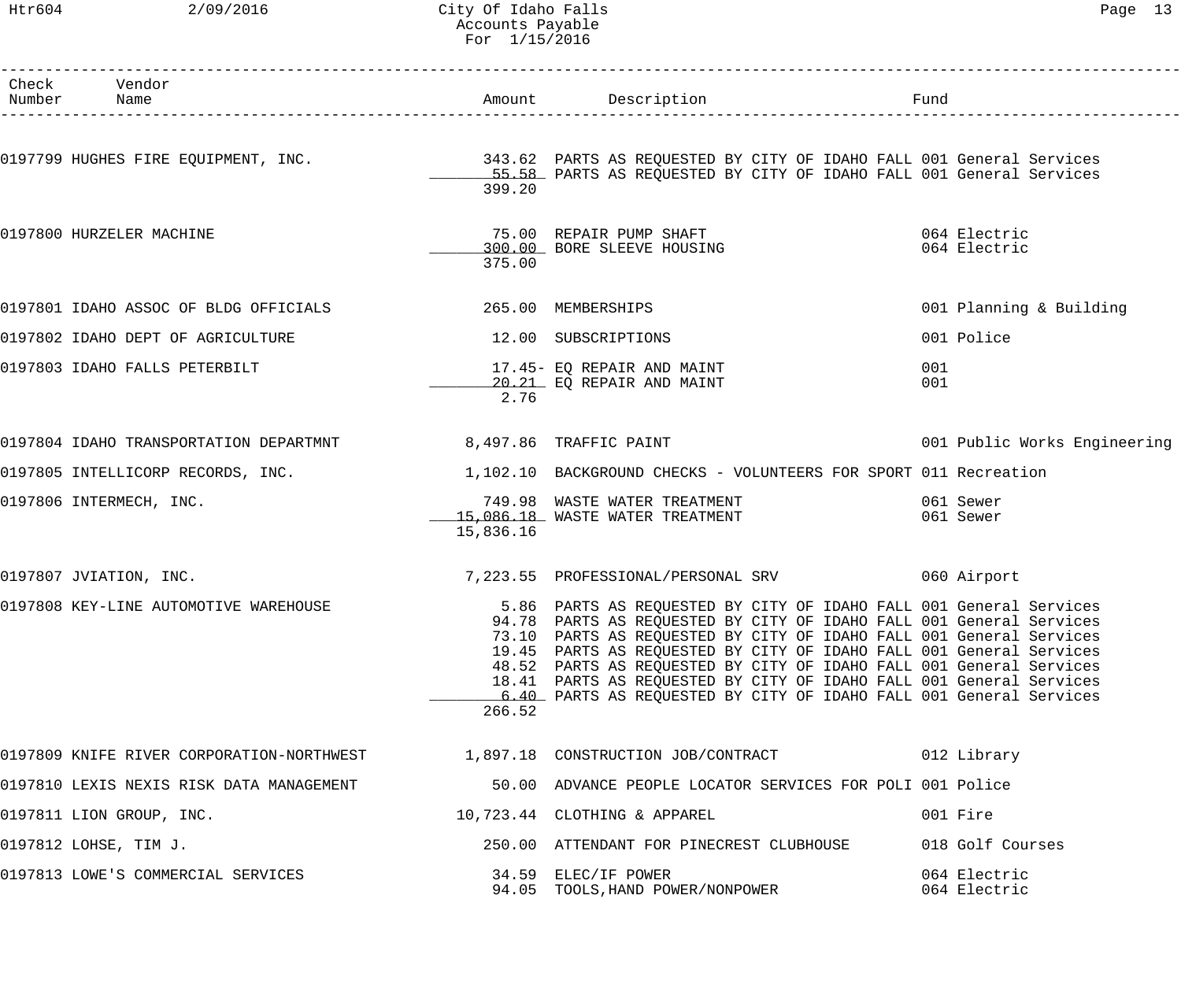City Of Idaho Falls
Accounts Payable
For 1/15/2016

| Check Number | Vendor Name | Amount | Description | Fund |
|---|---|---|---|---|
| 0197799 | HUGHES FIRE EQUIPMENT, INC. | 343.62 | PARTS AS REQUESTED BY CITY OF IDAHO FALL | 001 General Services |
| | | 55.58 | PARTS AS REQUESTED BY CITY OF IDAHO FALL | 001 General Services |
| | | 399.20 | | |
| 0197800 | HURZELER MACHINE | 75.00 | REPAIR PUMP SHAFT | 064 Electric |
| | | 300.00 | BORE SLEEVE HOUSING | 064 Electric |
| | | 375.00 | | |
| 0197801 | IDAHO ASSOC OF BLDG OFFICIALS | 265.00 | MEMBERSHIPS | 001 Planning & Building |
| 0197802 | IDAHO DEPT OF AGRICULTURE | 12.00 | SUBSCRIPTIONS | 001 Police |
| 0197803 | IDAHO FALLS PETERBILT | 17.45- | EQ REPAIR AND MAINT | 001 |
| | | 20.21 | EQ REPAIR AND MAINT | 001 |
| | | 2.76 | | |
| 0197804 | IDAHO TRANSPORTATION DEPARTMNT | 8,497.86 | TRAFFIC PAINT | 001 Public Works Engineering |
| 0197805 | INTELLICORP RECORDS, INC. | 1,102.10 | BACKGROUND CHECKS - VOLUNTEERS FOR SPORT | 011 Recreation |
| 0197806 | INTERMECH, INC. | 749.98 | WASTE WATER TREATMENT | 061 Sewer |
| | | 15,086.18 | WASTE WATER TREATMENT | 061 Sewer |
| | | 15,836.16 | | |
| 0197807 | JVIATION, INC. | 7,223.55 | PROFESSIONAL/PERSONAL SRV | 060 Airport |
| 0197808 | KEY-LINE AUTOMOTIVE WAREHOUSE | 5.86 | PARTS AS REQUESTED BY CITY OF IDAHO FALL | 001 General Services |
| | | 94.78 | PARTS AS REQUESTED BY CITY OF IDAHO FALL | 001 General Services |
| | | 73.10 | PARTS AS REQUESTED BY CITY OF IDAHO FALL | 001 General Services |
| | | 19.45 | PARTS AS REQUESTED BY CITY OF IDAHO FALL | 001 General Services |
| | | 48.52 | PARTS AS REQUESTED BY CITY OF IDAHO FALL | 001 General Services |
| | | 18.41 | PARTS AS REQUESTED BY CITY OF IDAHO FALL | 001 General Services |
| | | 6.40 | PARTS AS REQUESTED BY CITY OF IDAHO FALL | 001 General Services |
| | | 266.52 | | |
| 0197809 | KNIFE RIVER CORPORATION-NORTHWEST | 1,897.18 | CONSTRUCTION JOB/CONTRACT | 012 Library |
| 0197810 | LEXIS NEXIS RISK DATA MANAGEMENT | 50.00 | ADVANCE PEOPLE LOCATOR SERVICES FOR POLI | 001 Police |
| 0197811 | LION GROUP, INC. | 10,723.44 | CLOTHING & APPAREL | 001 Fire |
| 0197812 | LOHSE, TIM J. | 250.00 | ATTENDANT FOR PINECREST CLUBHOUSE | 018 Golf Courses |
| 0197813 | LOWE'S COMMERCIAL SERVICES | 34.59 | ELEC/IF POWER | 064 Electric |
| | | 94.05 | TOOLS,HAND POWER/NONPOWER | 064 Electric |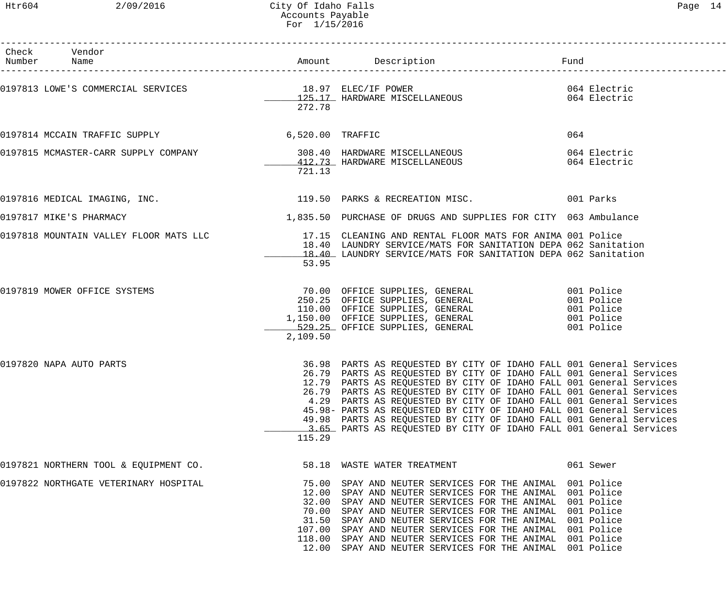| Check Number | Vendor Name | Amount | Description | Fund |
|---|---|---|---|---|
| 0197813 | LOWE'S COMMERCIAL SERVICES | 18.97 | ELEC/IF POWER | 064 Electric |
| | | 125.17 | HARDWARE MISCELLANEOUS | 064 Electric |
| | | 272.78 | | |
| 0197814 | MCCAIN TRAFFIC SUPPLY | 6,520.00 | TRAFFIC | 064 |
| 0197815 | MCMASTER-CARR SUPPLY COMPANY | 308.40 | HARDWARE MISCELLANEOUS | 064 Electric |
| | | 412.73 | HARDWARE MISCELLANEOUS | 064 Electric |
| | | 721.13 | | |
| 0197816 | MEDICAL IMAGING, INC. | 119.50 | PARKS & RECREATION MISC. | 001 Parks |
| 0197817 | MIKE'S PHARMACY | 1,835.50 | PURCHASE OF DRUGS AND SUPPLIES FOR CITY | 063 Ambulance |
| 0197818 | MOUNTAIN VALLEY FLOOR MATS LLC | 17.15 | CLEANING AND RENTAL FLOOR MATS FOR ANIMA | 001 Police |
| | | 18.40 | LAUNDRY SERVICE/MATS FOR SANITATION DEPA | 062 Sanitation |
| | | 18.40 | LAUNDRY SERVICE/MATS FOR SANITATION DEPA | 062 Sanitation |
| | | 53.95 | | |
| 0197819 | MOWER OFFICE SYSTEMS | 70.00 | OFFICE SUPPLIES, GENERAL | 001 Police |
| | | 250.25 | OFFICE SUPPLIES, GENERAL | 001 Police |
| | | 110.00 | OFFICE SUPPLIES, GENERAL | 001 Police |
| | | 1,150.00 | OFFICE SUPPLIES, GENERAL | 001 Police |
| | | 529.25 | OFFICE SUPPLIES, GENERAL | 001 Police |
| | | 2,109.50 | | |
| 0197820 | NAPA AUTO PARTS | 36.98 | PARTS AS REQUESTED BY CITY OF IDAHO FALL | 001 General Services |
| | | 26.79 | PARTS AS REQUESTED BY CITY OF IDAHO FALL | 001 General Services |
| | | 12.79 | PARTS AS REQUESTED BY CITY OF IDAHO FALL | 001 General Services |
| | | 26.79 | PARTS AS REQUESTED BY CITY OF IDAHO FALL | 001 General Services |
| | | 4.29 | PARTS AS REQUESTED BY CITY OF IDAHO FALL | 001 General Services |
| | | 45.98- | PARTS AS REQUESTED BY CITY OF IDAHO FALL | 001 General Services |
| | | 49.98 | PARTS AS REQUESTED BY CITY OF IDAHO FALL | 001 General Services |
| | | 3.65 | PARTS AS REQUESTED BY CITY OF IDAHO FALL | 001 General Services |
| | | 115.29 | | |
| 0197821 | NORTHERN TOOL & EQUIPMENT CO. | 58.18 | WASTE WATER TREATMENT | 061 Sewer |
| 0197822 | NORTHGATE VETERINARY HOSPITAL | 75.00 | SPAY AND NEUTER SERVICES FOR THE ANIMAL | 001 Police |
| | | 12.00 | SPAY AND NEUTER SERVICES FOR THE ANIMAL | 001 Police |
| | | 32.00 | SPAY AND NEUTER SERVICES FOR THE ANIMAL | 001 Police |
| | | 70.00 | SPAY AND NEUTER SERVICES FOR THE ANIMAL | 001 Police |
| | | 31.50 | SPAY AND NEUTER SERVICES FOR THE ANIMAL | 001 Police |
| | | 107.00 | SPAY AND NEUTER SERVICES FOR THE ANIMAL | 001 Police |
| | | 118.00 | SPAY AND NEUTER SERVICES FOR THE ANIMAL | 001 Police |
| | | 12.00 | SPAY AND NEUTER SERVICES FOR THE ANIMAL | 001 Police |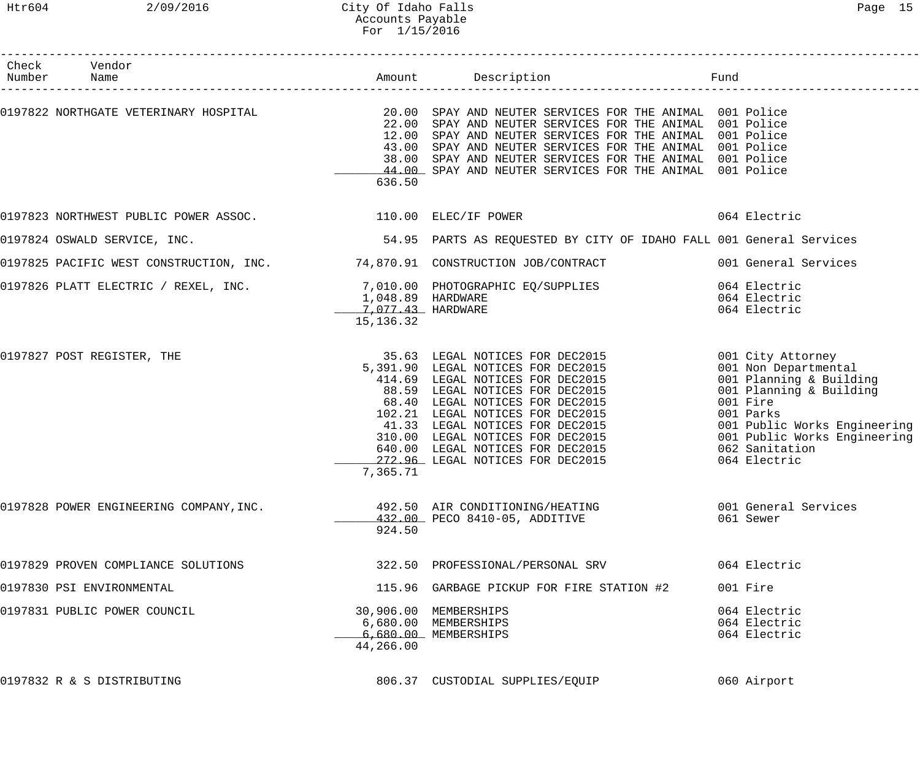# City Of Idaho Falls
## Accounts Payable
### For 1/15/2016

| Check Number | Vendor Name | Amount | Description | Fund |
|---|---|---|---|---|
| 0197822 | NORTHGATE VETERINARY HOSPITAL | 20.00 | SPAY AND NEUTER SERVICES FOR THE ANIMAL | 001 Police |
| | | 22.00 | SPAY AND NEUTER SERVICES FOR THE ANIMAL | 001 Police |
| | | 12.00 | SPAY AND NEUTER SERVICES FOR THE ANIMAL | 001 Police |
| | | 43.00 | SPAY AND NEUTER SERVICES FOR THE ANIMAL | 001 Police |
| | | 38.00 | SPAY AND NEUTER SERVICES FOR THE ANIMAL | 001 Police |
| | | 44.00 | SPAY AND NEUTER SERVICES FOR THE ANIMAL | 001 Police |
| | | 636.50 | | |
| 0197823 | NORTHWEST PUBLIC POWER ASSOC. | 110.00 | ELEC/IF POWER | 064 Electric |
| 0197824 | OSWALD SERVICE, INC. | 54.95 | PARTS AS REQUESTED BY CITY OF IDAHO FALL | 001 General Services |
| 0197825 | PACIFIC WEST CONSTRUCTION, INC. | 74,870.91 | CONSTRUCTION JOB/CONTRACT | 001 General Services |
| 0197826 | PLATT ELECTRIC / REXEL, INC. | 7,010.00 | PHOTOGRAPHIC EQ/SUPPLIES | 064 Electric |
| | | 1,048.89 | HARDWARE | 064 Electric |
| | | 7,077.43 | HARDWARE | 064 Electric |
| | | 15,136.32 | | |
| 0197827 | POST REGISTER, THE | 35.63 | LEGAL NOTICES FOR DEC2015 | 001 City Attorney |
| | | 5,391.90 | LEGAL NOTICES FOR DEC2015 | 001 Non Departmental |
| | | 414.69 | LEGAL NOTICES FOR DEC2015 | 001 Planning & Building |
| | | 88.59 | LEGAL NOTICES FOR DEC2015 | 001 Planning & Building |
| | | 68.40 | LEGAL NOTICES FOR DEC2015 | 001 Fire |
| | | 102.21 | LEGAL NOTICES FOR DEC2015 | 001 Parks |
| | | 41.33 | LEGAL NOTICES FOR DEC2015 | 001 Public Works Engineering |
| | | 310.00 | LEGAL NOTICES FOR DEC2015 | 001 Public Works Engineering |
| | | 640.00 | LEGAL NOTICES FOR DEC2015 | 062 Sanitation |
| | | 272.96 | LEGAL NOTICES FOR DEC2015 | 064 Electric |
| | | 7,365.71 | | |
| 0197828 | POWER ENGINEERING COMPANY,INC. | 492.50 | AIR CONDITIONING/HEATING | 001 General Services |
| | | 432.00 | PECO 8410-05, ADDITIVE | 061 Sewer |
| | | 924.50 | | |
| 0197829 | PROVEN COMPLIANCE SOLUTIONS | 322.50 | PROFESSIONAL/PERSONAL SRV | 064 Electric |
| 0197830 | PSI ENVIRONMENTAL | 115.96 | GARBAGE PICKUP FOR FIRE STATION #2 | 001 Fire |
| 0197831 | PUBLIC POWER COUNCIL | 30,906.00 | MEMBERSHIPS | 064 Electric |
| | | 6,680.00 | MEMBERSHIPS | 064 Electric |
| | | 6,680.00 | MEMBERSHIPS | 064 Electric |
| | | 44,266.00 | | |
| 0197832 | R & S DISTRIBUTING | 806.37 | CUSTODIAL SUPPLIES/EQUIP | 060 Airport |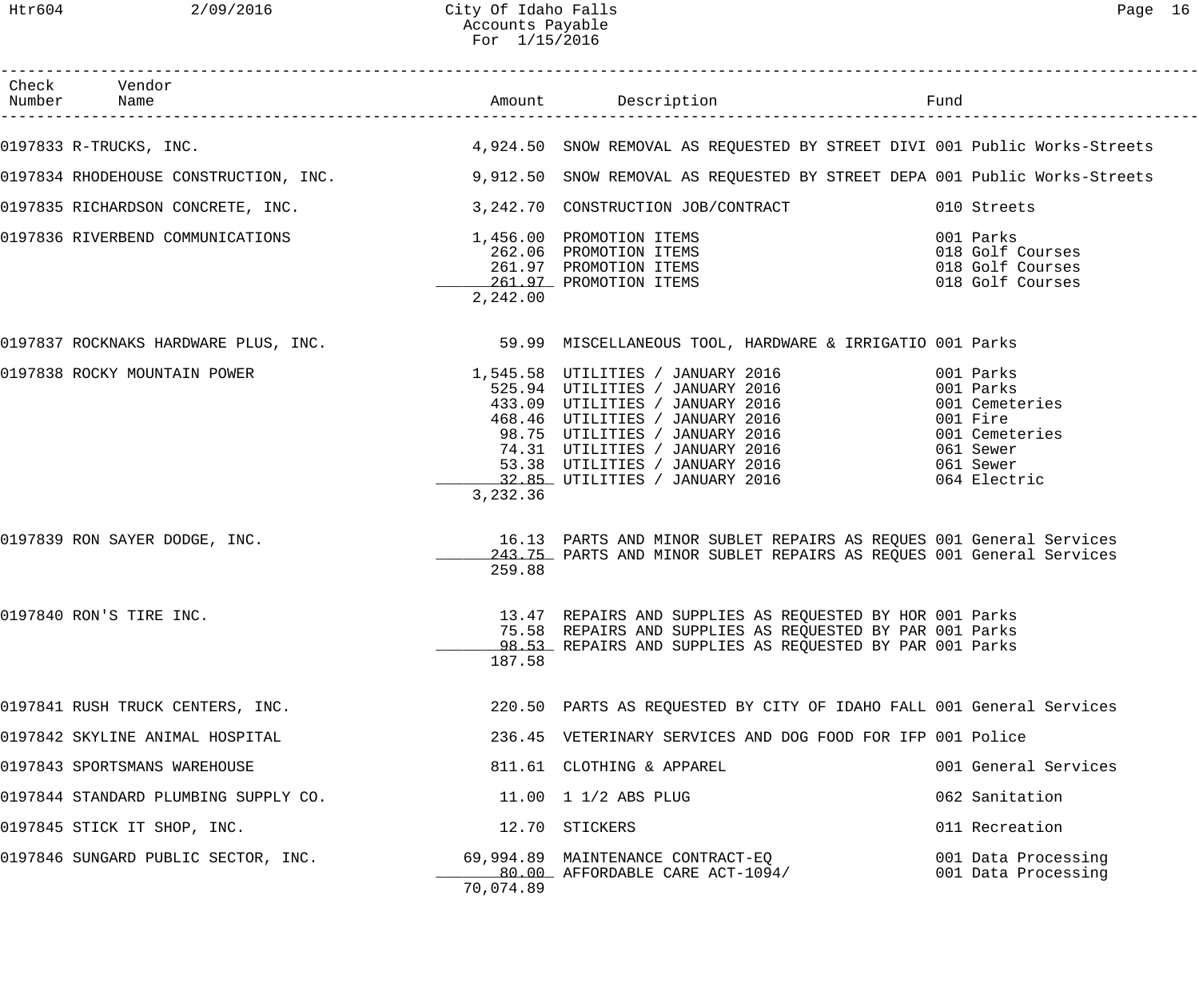| Check Number | Vendor Name | Amount | Description | Fund |
|---|---|---|---|---|
| 0197833 | R-TRUCKS, INC. | 4,924.50 | SNOW REMOVAL AS REQUESTED BY STREET DIVI | 001 Public Works-Streets |
| 0197834 | RHODEHOUSE CONSTRUCTION, INC. | 9,912.50 | SNOW REMOVAL AS REQUESTED BY STREET DEPA | 001 Public Works-Streets |
| 0197835 | RICHARDSON CONCRETE, INC. | 3,242.70 | CONSTRUCTION JOB/CONTRACT | 010 Streets |
| 0197836 | RIVERBEND COMMUNICATIONS | 1,456.00 | PROMOTION ITEMS | 001 Parks |
| | | 262.06 | PROMOTION ITEMS | 018 Golf Courses |
| | | 261.97 | PROMOTION ITEMS | 018 Golf Courses |
| | | 261.97 | PROMOTION ITEMS | 018 Golf Courses |
| | | 2,242.00 | | |
| 0197837 | ROCKNAKS HARDWARE PLUS, INC. | 59.99 | MISCELLANEOUS TOOL, HARDWARE & IRRIGATIO | 001 Parks |
| 0197838 | ROCKY MOUNTAIN POWER | 1,545.58 | UTILITIES / JANUARY 2016 | 001 Parks |
| | | 525.94 | UTILITIES / JANUARY 2016 | 001 Parks |
| | | 433.09 | UTILITIES / JANUARY 2016 | 001 Cemeteries |
| | | 468.46 | UTILITIES / JANUARY 2016 | 001 Fire |
| | | 98.75 | UTILITIES / JANUARY 2016 | 001 Cemeteries |
| | | 74.31 | UTILITIES / JANUARY 2016 | 061 Sewer |
| | | 53.38 | UTILITIES / JANUARY 2016 | 061 Sewer |
| | | 32.85 | UTILITIES / JANUARY 2016 | 064 Electric |
| | | 3,232.36 | | |
| 0197839 | RON SAYER DODGE, INC. | 16.13 | PARTS AND MINOR SUBLET REPAIRS AS REQUES | 001 General Services |
| | | 243.75 | PARTS AND MINOR SUBLET REPAIRS AS REQUES | 001 General Services |
| | | 259.88 | | |
| 0197840 | RON'S TIRE INC. | 13.47 | REPAIRS AND SUPPLIES AS REQUESTED BY HOR | 001 Parks |
| | | 75.58 | REPAIRS AND SUPPLIES AS REQUESTED BY PAR | 001 Parks |
| | | 98.53 | REPAIRS AND SUPPLIES AS REQUESTED BY PAR | 001 Parks |
| | | 187.58 | | |
| 0197841 | RUSH TRUCK CENTERS, INC. | 220.50 | PARTS AS REQUESTED BY CITY OF IDAHO FALL | 001 General Services |
| 0197842 | SKYLINE ANIMAL HOSPITAL | 236.45 | VETERINARY SERVICES AND DOG FOOD FOR IFP | 001 Police |
| 0197843 | SPORTSMANS WAREHOUSE | 811.61 | CLOTHING & APPAREL | 001 General Services |
| 0197844 | STANDARD PLUMBING SUPPLY CO. | 11.00 | 1 1/2 ABS PLUG | 062 Sanitation |
| 0197845 | STICK IT SHOP, INC. | 12.70 | STICKERS | 011 Recreation |
| 0197846 | SUNGARD PUBLIC SECTOR, INC. | 69,994.89 | MAINTENANCE CONTRACT-EQ | 001 Data Processing |
| | | 80.00 | AFFORDABLE CARE ACT-1094/ | 001 Data Processing |
| | | 70,074.89 | | |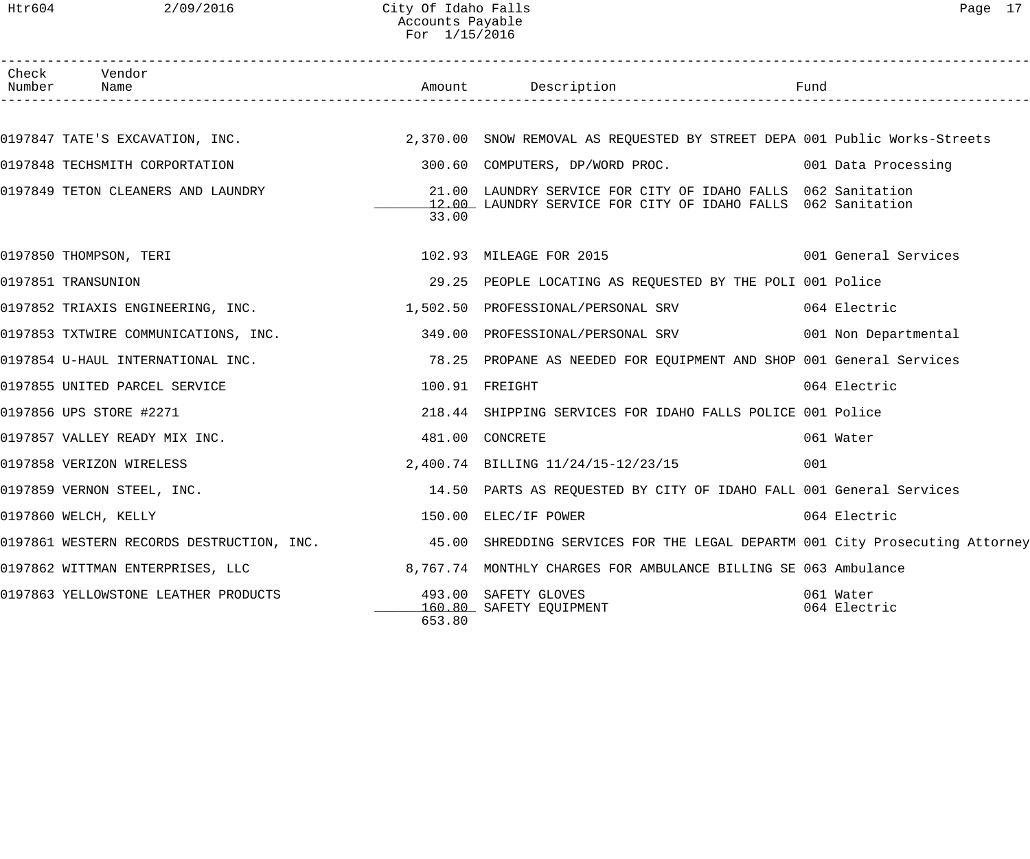# City Of Idaho Falls
## Accounts Payable
### For 1/15/2016

| Check Number | Vendor Name | Amount | Description | Fund |
|---|---|---|---|---|
| 0197847 | TATE'S EXCAVATION, INC. | 2,370.00 | SNOW REMOVAL AS REQUESTED BY STREET DEPA | 001 Public Works-Streets |
| 0197848 | TECHSMITH CORPORTATION | 300.60 | COMPUTERS, DP/WORD PROC. | 001 Data Processing |
| 0197849 | TETON CLEANERS AND LAUNDRY | 21.00 | LAUNDRY SERVICE FOR CITY OF IDAHO FALLS | 062 Sanitation |
| | | 12.00 | LAUNDRY SERVICE FOR CITY OF IDAHO FALLS | 062 Sanitation |
| | | 33.00 | | |
| 0197850 | THOMPSON, TERI | 102.93 | MILEAGE FOR 2015 | 001 General Services |
| 0197851 | TRANSUNION | 29.25 | PEOPLE LOCATING AS REQUESTED BY THE POLI | 001 Police |
| 0197852 | TRIAXIS ENGINEERING, INC. | 1,502.50 | PROFESSIONAL/PERSONAL SRV | 064 Electric |
| 0197853 | TXTWIRE COMMUNICATIONS, INC. | 349.00 | PROFESSIONAL/PERSONAL SRV | 001 Non Departmental |
| 0197854 | U-HAUL INTERNATIONAL INC. | 78.25 | PROPANE AS NEEDED FOR EQUIPMENT AND SHOP | 001 General Services |
| 0197855 | UNITED PARCEL SERVICE | 100.91 | FREIGHT | 064 Electric |
| 0197856 | UPS STORE #2271 | 218.44 | SHIPPING SERVICES FOR IDAHO FALLS POLICE | 001 Police |
| 0197857 | VALLEY READY MIX INC. | 481.00 | CONCRETE | 061 Water |
| 0197858 | VERIZON WIRELESS | 2,400.74 | BILLING 11/24/15-12/23/15 | 001 |
| 0197859 | VERNON STEEL, INC. | 14.50 | PARTS AS REQUESTED BY CITY OF IDAHO FALL | 001 General Services |
| 0197860 | WELCH, KELLY | 150.00 | ELEC/IF POWER | 064 Electric |
| 0197861 | WESTERN RECORDS DESTRUCTION, INC. | 45.00 | SHREDDING SERVICES FOR THE LEGAL DEPARTM | 001 City Prosecuting Attorney |
| 0197862 | WITTMAN ENTERPRISES, LLC | 8,767.74 | MONTHLY CHARGES FOR AMBULANCE BILLING SE | 063 Ambulance |
| 0197863 | YELLOWSTONE LEATHER PRODUCTS | 493.00 | SAFETY GLOVES | 061 Water |
| | | 160.80 | SAFETY EQUIPMENT | 064 Electric |
| | | 653.80 | | |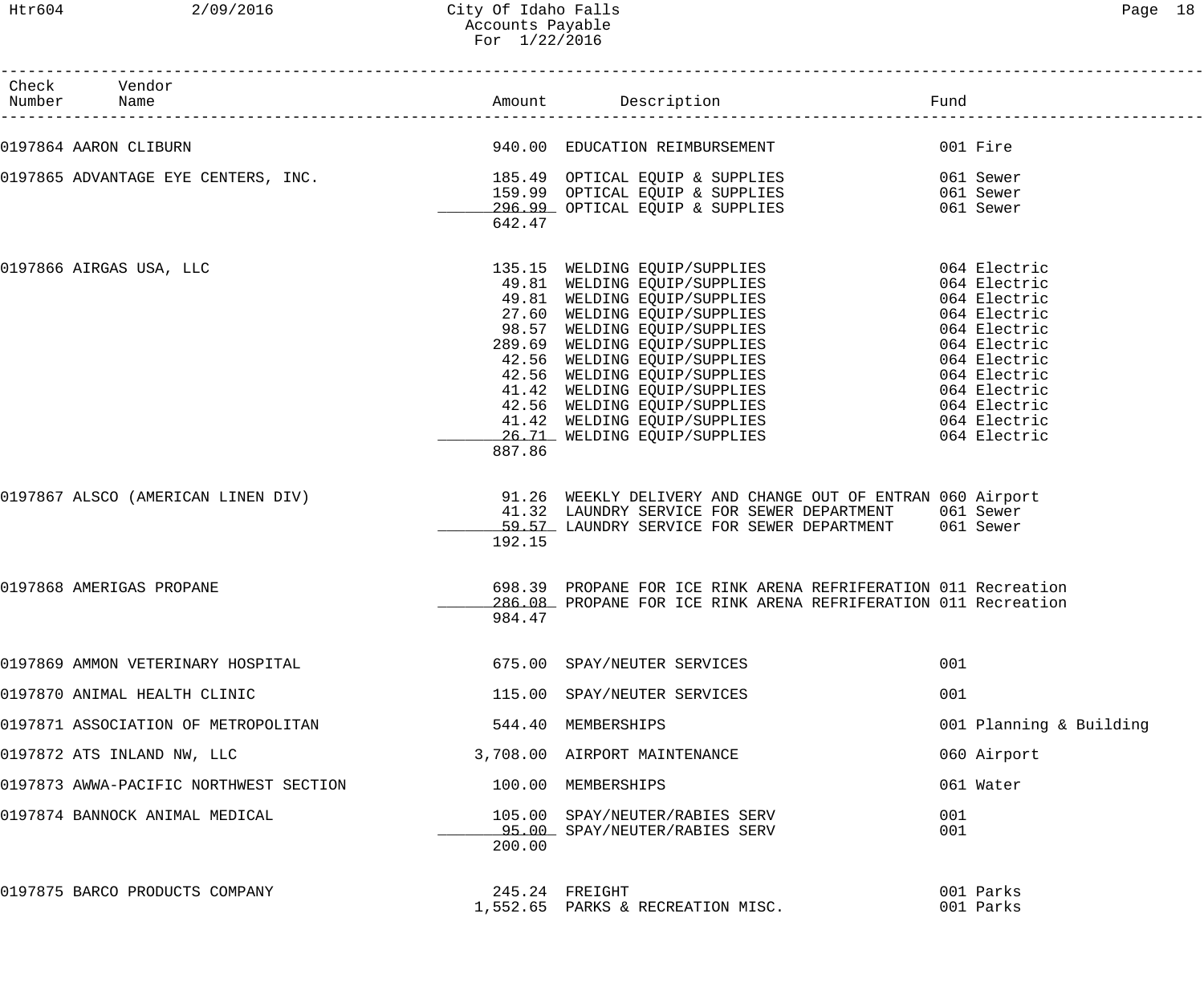City Of Idaho Falls
Accounts Payable
For 1/22/2016

| Check Number | Vendor Name | Amount | Description | Fund |
|---|---|---|---|---|
| 0197864 | AARON CLIBURN | 940.00 | EDUCATION REIMBURSEMENT | 001 Fire |
| 0197865 | ADVANTAGE EYE CENTERS, INC. | 185.49 | OPTICAL EQUIP & SUPPLIES | 061 Sewer |
| | | 159.99 | OPTICAL EQUIP & SUPPLIES | 061 Sewer |
| | | 296.99 | OPTICAL EQUIP & SUPPLIES | 061 Sewer |
| | | 642.47 | | |
| 0197866 | AIRGAS USA, LLC | 135.15 | WELDING EQUIP/SUPPLIES | 064 Electric |
| | | 49.81 | WELDING EQUIP/SUPPLIES | 064 Electric |
| | | 49.81 | WELDING EQUIP/SUPPLIES | 064 Electric |
| | | 27.60 | WELDING EQUIP/SUPPLIES | 064 Electric |
| | | 98.57 | WELDING EQUIP/SUPPLIES | 064 Electric |
| | | 289.69 | WELDING EQUIP/SUPPLIES | 064 Electric |
| | | 42.56 | WELDING EQUIP/SUPPLIES | 064 Electric |
| | | 42.56 | WELDING EQUIP/SUPPLIES | 064 Electric |
| | | 41.42 | WELDING EQUIP/SUPPLIES | 064 Electric |
| | | 42.56 | WELDING EQUIP/SUPPLIES | 064 Electric |
| | | 41.42 | WELDING EQUIP/SUPPLIES | 064 Electric |
| | | 26.71 | WELDING EQUIP/SUPPLIES | 064 Electric |
| | | 887.86 | | |
| 0197867 | ALSCO (AMERICAN LINEN DIV) | 91.26 | WEEKLY DELIVERY AND CHANGE OUT OF ENTRAN | 060 Airport |
| | | 41.32 | LAUNDRY SERVICE FOR SEWER DEPARTMENT | 061 Sewer |
| | | 59.57 | LAUNDRY SERVICE FOR SEWER DEPARTMENT | 061 Sewer |
| | | 192.15 | | |
| 0197868 | AMERIGAS PROPANE | 698.39 | PROPANE FOR ICE RINK ARENA REFRIFERATION | 011 Recreation |
| | | 286.08 | PROPANE FOR ICE RINK ARENA REFRIFERATION | 011 Recreation |
| | | 984.47 | | |
| 0197869 | AMMON VETERINARY HOSPITAL | 675.00 | SPAY/NEUTER SERVICES | 001 |
| 0197870 | ANIMAL HEALTH CLINIC | 115.00 | SPAY/NEUTER SERVICES | 001 |
| 0197871 | ASSOCIATION OF METROPOLITAN | 544.40 | MEMBERSHIPS | 001 Planning & Building |
| 0197872 | ATS INLAND NW, LLC | 3,708.00 | AIRPORT MAINTENANCE | 060 Airport |
| 0197873 | AWWA-PACIFIC NORTHWEST SECTION | 100.00 | MEMBERSHIPS | 061 Water |
| 0197874 | BANNOCK ANIMAL MEDICAL | 105.00 | SPAY/NEUTER/RABIES SERV | 001 |
| | | 95.00 | SPAY/NEUTER/RABIES SERV | 001 |
| | | 200.00 | | |
| 0197875 | BARCO PRODUCTS COMPANY | 245.24 | FREIGHT | 001 Parks |
| | | 1,552.65 | PARKS & RECREATION MISC. | 001 Parks |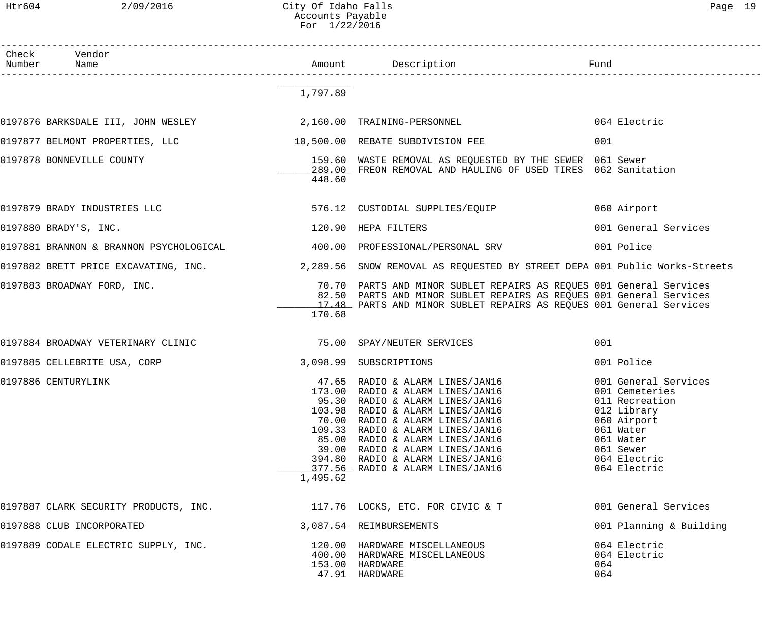| Check Number | Vendor Name | Amount | Description | Fund |
|---|---|---|---|---|
| | | 1,797.89 | | |
| 0197876 | BARKSDALE III, JOHN WESLEY | 2,160.00 | TRAINING-PERSONNEL | 064 Electric |
| 0197877 | BELMONT PROPERTIES, LLC | 10,500.00 | REBATE SUBDIVISION FEE | 001 |
| 0197878 | BONNEVILLE COUNTY | 159.60 | WASTE REMOVAL AS REQUESTED BY THE SEWER | 061 Sewer |
| | | 289.00 | FREON REMOVAL AND HAULING OF USED TIRES | 062 Sanitation |
| | | 448.60 | | |
| 0197879 | BRADY INDUSTRIES LLC | 576.12 | CUSTODIAL SUPPLIES/EQUIP | 060 Airport |
| 0197880 | BRADY'S, INC. | 120.90 | HEPA FILTERS | 001 General Services |
| 0197881 | BRANNON & BRANNON PSYCHOLOGICAL | 400.00 | PROFESSIONAL/PERSONAL SRV | 001 Police |
| 0197882 | BRETT PRICE EXCAVATING, INC. | 2,289.56 | SNOW REMOVAL AS REQUESTED BY STREET DEPA | 001 Public Works-Streets |
| 0197883 | BROADWAY FORD, INC. | 70.70 | PARTS AND MINOR SUBLET REPAIRS AS REQUES | 001 General Services |
| | | 82.50 | PARTS AND MINOR SUBLET REPAIRS AS REQUES | 001 General Services |
| | | 17.48 | PARTS AND MINOR SUBLET REPAIRS AS REQUES | 001 General Services |
| | | 170.68 | | |
| 0197884 | BROADWAY VETERINARY CLINIC | 75.00 | SPAY/NEUTER SERVICES | 001 |
| 0197885 | CELLEBRITE USA, CORP | 3,098.99 | SUBSCRIPTIONS | 001 Police |
| 0197886 | CENTURYLINK | 47.65 | RADIO & ALARM LINES/JAN16 | 001 General Services |
| | | 173.00 | RADIO & ALARM LINES/JAN16 | 001 Cemeteries |
| | | 95.30 | RADIO & ALARM LINES/JAN16 | 011 Recreation |
| | | 103.98 | RADIO & ALARM LINES/JAN16 | 012 Library |
| | | 70.00 | RADIO & ALARM LINES/JAN16 | 060 Airport |
| | | 109.33 | RADIO & ALARM LINES/JAN16 | 061 Water |
| | | 85.00 | RADIO & ALARM LINES/JAN16 | 061 Water |
| | | 39.00 | RADIO & ALARM LINES/JAN16 | 061 Sewer |
| | | 394.80 | RADIO & ALARM LINES/JAN16 | 064 Electric |
| | | 377.56 | RADIO & ALARM LINES/JAN16 | 064 Electric |
| | | 1,495.62 | | |
| 0197887 | CLARK SECURITY PRODUCTS, INC. | 117.76 | LOCKS, ETC. FOR CIVIC & T | 001 General Services |
| 0197888 | CLUB INCORPORATED | 3,087.54 | REIMBURSEMENTS | 001 Planning & Building |
| 0197889 | CODALE ELECTRIC SUPPLY, INC. | 120.00 | HARDWARE MISCELLANEOUS | 064 Electric |
| | | 400.00 | HARDWARE MISCELLANEOUS | 064 Electric |
| | | 153.00 | HARDWARE | 064 |
| | | 47.91 | HARDWARE | 064 |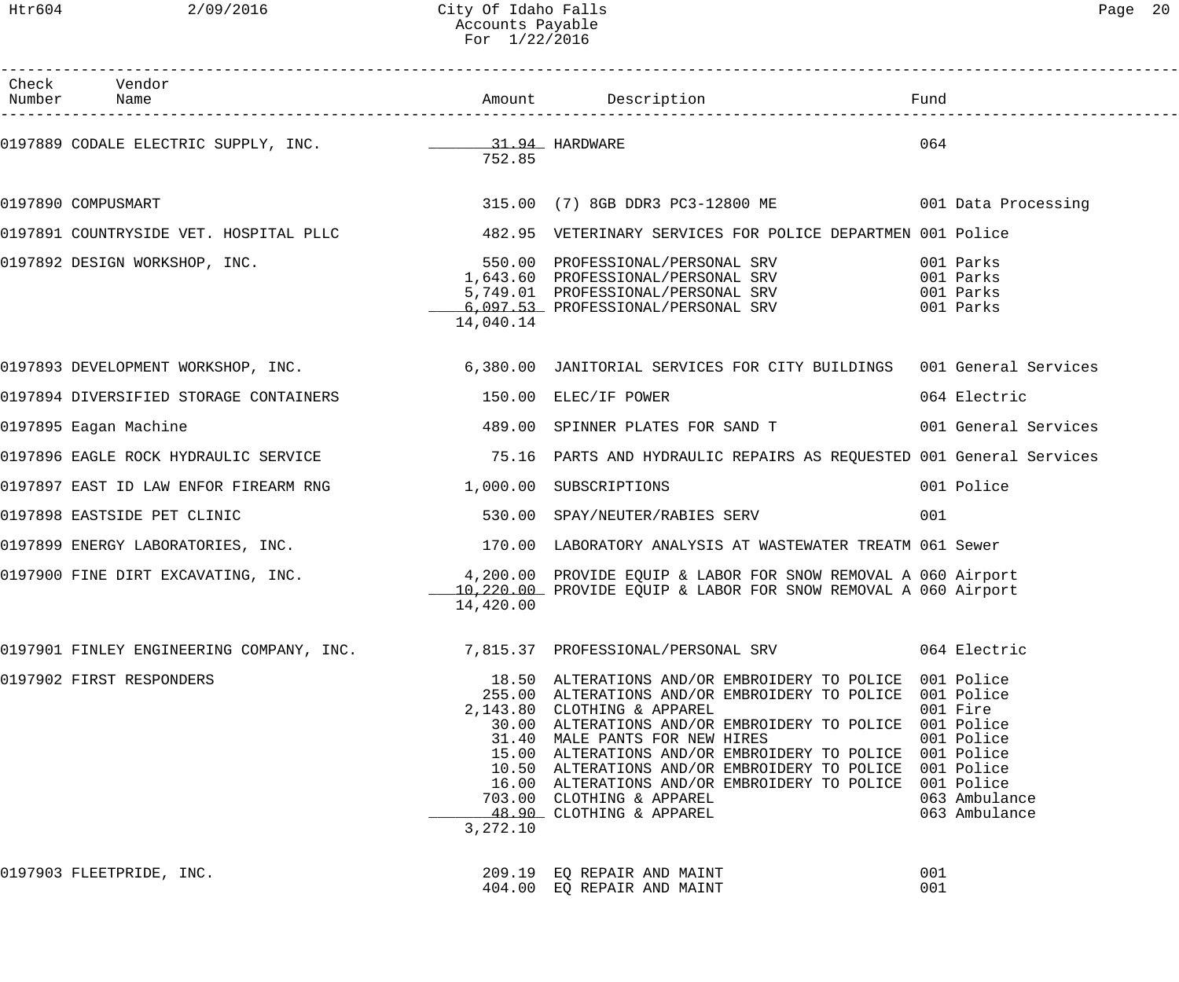| Check Number | Vendor Name | Amount | Description | Fund |
|---|---|---|---|---|
| 0197889 | CODALE ELECTRIC SUPPLY, INC. | 31.94 | HARDWARE | 064 |
| | | 752.85 | | |
| 0197890 | COMPUSMART | 315.00 | (7) 8GB DDR3 PC3-12800 ME | 001 Data Processing |
| 0197891 | COUNTRYSIDE VET. HOSPITAL PLLC | 482.95 | VETERINARY SERVICES FOR POLICE DEPARTMEN | 001 Police |
| 0197892 | DESIGN WORKSHOP, INC. | 550.00 | PROFESSIONAL/PERSONAL SRV | 001 Parks |
| | | 1,643.60 | PROFESSIONAL/PERSONAL SRV | 001 Parks |
| | | 5,749.01 | PROFESSIONAL/PERSONAL SRV | 001 Parks |
| | | 6,097.53 | PROFESSIONAL/PERSONAL SRV | 001 Parks |
| | | 14,040.14 | | |
| 0197893 | DEVELOPMENT WORKSHOP, INC. | 6,380.00 | JANITORIAL SERVICES FOR CITY BUILDINGS | 001 General Services |
| 0197894 | DIVERSIFIED STORAGE CONTAINERS | 150.00 | ELEC/IF POWER | 064 Electric |
| 0197895 | Eagan Machine | 489.00 | SPINNER PLATES FOR SAND T | 001 General Services |
| 0197896 | EAGLE ROCK HYDRAULIC SERVICE | 75.16 | PARTS AND HYDRAULIC REPAIRS AS REQUESTED | 001 General Services |
| 0197897 | EAST ID LAW ENFOR FIREARM RNG | 1,000.00 | SUBSCRIPTIONS | 001 Police |
| 0197898 | EASTSIDE PET CLINIC | 530.00 | SPAY/NEUTER/RABIES SERV | 001 |
| 0197899 | ENERGY LABORATORIES, INC. | 170.00 | LABORATORY ANALYSIS AT WASTEWATER TREATM | 061 Sewer |
| 0197900 | FINE DIRT EXCAVATING, INC. | 4,200.00 | PROVIDE EQUIP & LABOR FOR SNOW REMOVAL A | 060 Airport |
| | | 10,220.00 | PROVIDE EQUIP & LABOR FOR SNOW REMOVAL A | 060 Airport |
| | | 14,420.00 | | |
| 0197901 | FINLEY ENGINEERING COMPANY, INC. | 7,815.37 | PROFESSIONAL/PERSONAL SRV | 064 Electric |
| 0197902 | FIRST RESPONDERS | 18.50 | ALTERATIONS AND/OR EMBROIDERY TO POLICE | 001 Police |
| | | 255.00 | ALTERATIONS AND/OR EMBROIDERY TO POLICE | 001 Police |
| | | 2,143.80 | CLOTHING & APPAREL | 001 Fire |
| | | 30.00 | ALTERATIONS AND/OR EMBROIDERY TO POLICE | 001 Police |
| | | 31.40 | MALE PANTS FOR NEW HIRES | 001 Police |
| | | 15.00 | ALTERATIONS AND/OR EMBROIDERY TO POLICE | 001 Police |
| | | 10.50 | ALTERATIONS AND/OR EMBROIDERY TO POLICE | 001 Police |
| | | 16.00 | ALTERATIONS AND/OR EMBROIDERY TO POLICE | 001 Police |
| | | 703.00 | CLOTHING & APPAREL | 063 Ambulance |
| | | 48.90 | CLOTHING & APPAREL | 063 Ambulance |
| | | 3,272.10 | | |
| 0197903 | FLEETPRIDE, INC. | 209.19 | EQ REPAIR AND MAINT | 001 |
| | | 404.00 | EQ REPAIR AND MAINT | 001 |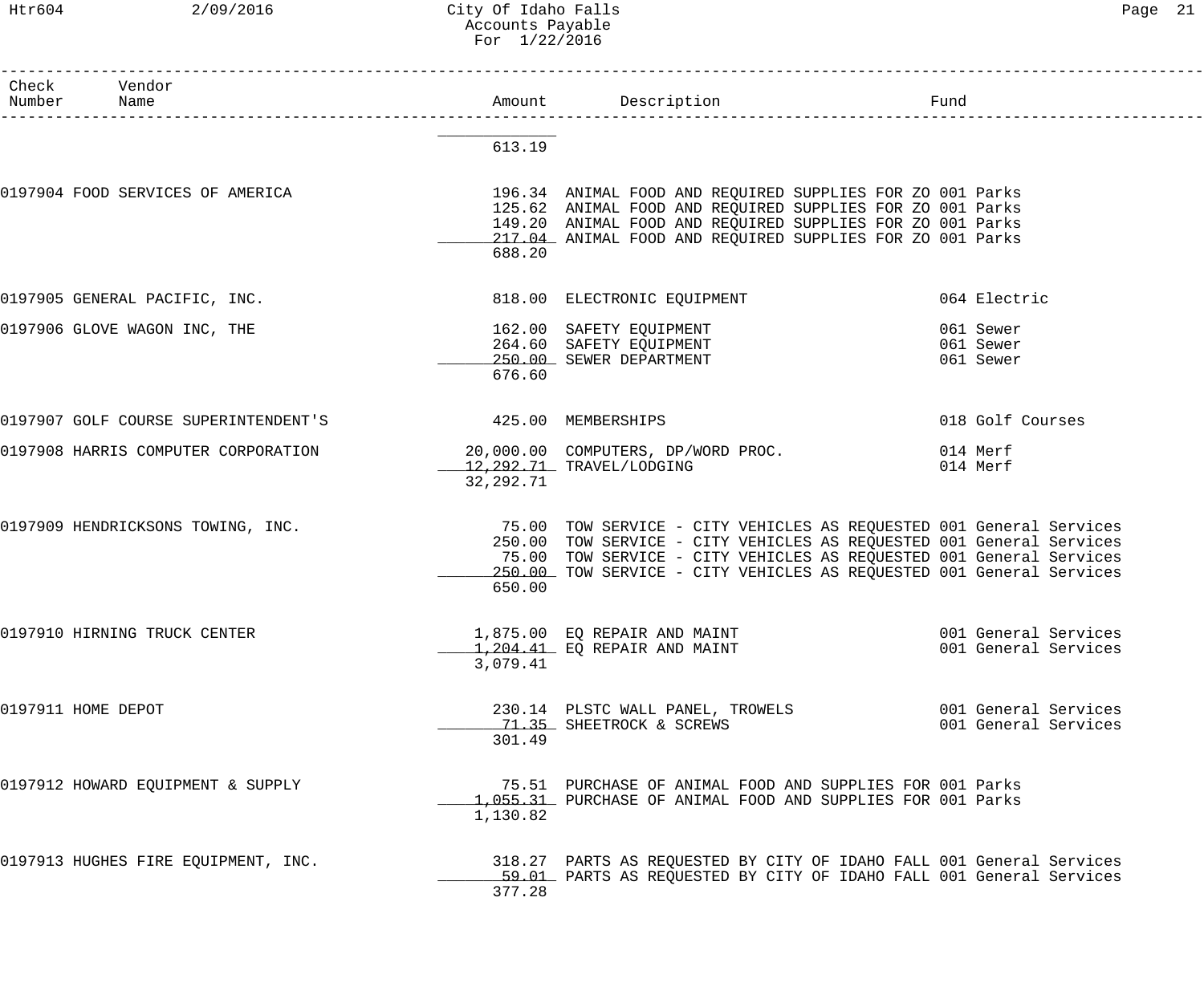| Check Number | Vendor Name | Amount | Description | Fund |
|---|---|---|---|---|
| | | 613.19 | | |
| 0197904 | FOOD SERVICES OF AMERICA | 196.34 | ANIMAL FOOD AND REQUIRED SUPPLIES FOR ZO | 001 Parks |
| | | 125.62 | ANIMAL FOOD AND REQUIRED SUPPLIES FOR ZO | 001 Parks |
| | | 149.20 | ANIMAL FOOD AND REQUIRED SUPPLIES FOR ZO | 001 Parks |
| | | 217.04 | ANIMAL FOOD AND REQUIRED SUPPLIES FOR ZO | 001 Parks |
| | | 688.20 | | |
| 0197905 | GENERAL PACIFIC, INC. | 818.00 | ELECTRONIC EQUIPMENT | 064 Electric |
| 0197906 | GLOVE WAGON INC, THE | 162.00 | SAFETY EQUIPMENT | 061 Sewer |
| | | 264.60 | SAFETY EQUIPMENT | 061 Sewer |
| | | 250.00 | SEWER DEPARTMENT | 061 Sewer |
| | | 676.60 | | |
| 0197907 | GOLF COURSE SUPERINTENDENT'S | 425.00 | MEMBERSHIPS | 018 Golf Courses |
| 0197908 | HARRIS COMPUTER CORPORATION | 20,000.00 | COMPUTERS, DP/WORD PROC. | 014 Merf |
| | | 12,292.71 | TRAVEL/LODGING | 014 Merf |
| | | 32,292.71 | | |
| 0197909 | HENDRICKSONS TOWING, INC. | 75.00 | TOW SERVICE - CITY VEHICLES AS REQUESTED | 001 General Services |
| | | 250.00 | TOW SERVICE - CITY VEHICLES AS REQUESTED | 001 General Services |
| | | 75.00 | TOW SERVICE - CITY VEHICLES AS REQUESTED | 001 General Services |
| | | 250.00 | TOW SERVICE - CITY VEHICLES AS REQUESTED | 001 General Services |
| | | 650.00 | | |
| 0197910 | HIRNING TRUCK CENTER | 1,875.00 | EQ REPAIR AND MAINT | 001 General Services |
| | | 1,204.41 | EQ REPAIR AND MAINT | 001 General Services |
| | | 3,079.41 | | |
| 0197911 | HOME DEPOT | 230.14 | PLSTC WALL PANEL, TROWELS | 001 General Services |
| | | 71.35 | SHEETROCK & SCREWS | 001 General Services |
| | | 301.49 | | |
| 0197912 | HOWARD EQUIPMENT & SUPPLY | 75.51 | PURCHASE OF ANIMAL FOOD AND SUPPLIES FOR | 001 Parks |
| | | 1,055.31 | PURCHASE OF ANIMAL FOOD AND SUPPLIES FOR | 001 Parks |
| | | 1,130.82 | | |
| 0197913 | HUGHES FIRE EQUIPMENT, INC. | 318.27 | PARTS AS REQUESTED BY CITY OF IDAHO FALL | 001 General Services |
| | | 59.01 | PARTS AS REQUESTED BY CITY OF IDAHO FALL | 001 General Services |
| | | 377.28 | | |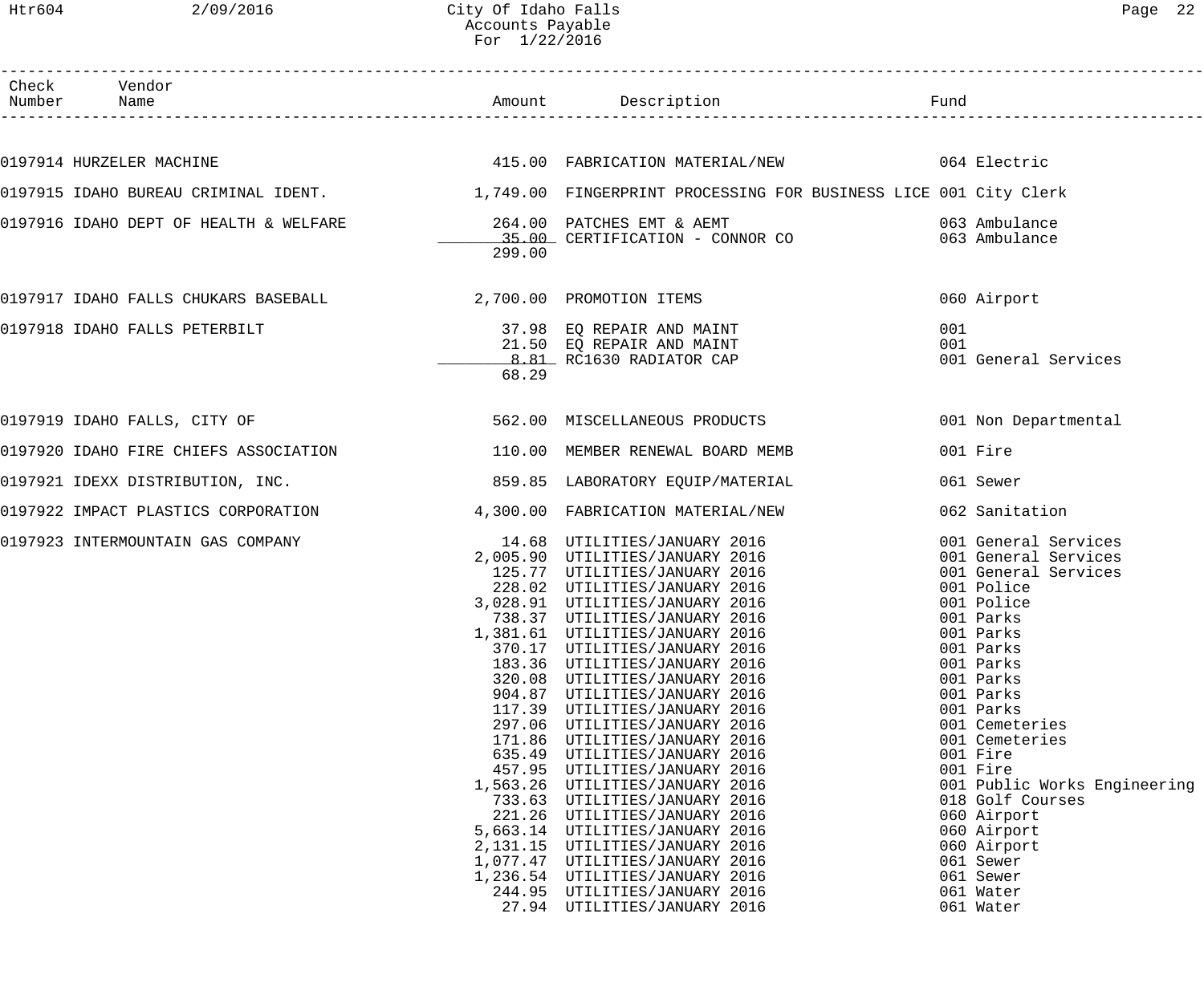# City Of Idaho Falls
## Accounts Payable
### For 1/22/2016

| Check Number | Vendor Name | Amount | Description | Fund |
|---|---|---|---|---|
| 0197914 | HURZELER MACHINE | 415.00 | FABRICATION MATERIAL/NEW | 064 Electric |
| 0197915 | IDAHO BUREAU CRIMINAL IDENT. | 1,749.00 | FINGERPRINT PROCESSING FOR BUSINESS LICE | 001 City Clerk |
| 0197916 | IDAHO DEPT OF HEALTH & WELFARE | 264.00 | PATCHES EMT & AEMT | 063 Ambulance |
| | | 35.00 | CERTIFICATION - CONNOR CO | 063 Ambulance |
| | | 299.00 | | |
| 0197917 | IDAHO FALLS CHUKARS BASEBALL | 2,700.00 | PROMOTION ITEMS | 060 Airport |
| 0197918 | IDAHO FALLS PETERBILT | 37.98 | EQ REPAIR AND MAINT | 001 |
| | | 21.50 | EQ REPAIR AND MAINT | 001 |
| | | 8.81 | RC1630 RADIATOR CAP | 001 General Services |
| | | 68.29 | | |
| 0197919 | IDAHO FALLS, CITY OF | 562.00 | MISCELLANEOUS PRODUCTS | 001 Non Departmental |
| 0197920 | IDAHO FIRE CHIEFS ASSOCIATION | 110.00 | MEMBER RENEWAL BOARD MEMB | 001 Fire |
| 0197921 | IDEXX DISTRIBUTION, INC. | 859.85 | LABORATORY EQUIP/MATERIAL | 061 Sewer |
| 0197922 | IMPACT PLASTICS CORPORATION | 4,300.00 | FABRICATION MATERIAL/NEW | 062 Sanitation |
| 0197923 | INTERMOUNTAIN GAS COMPANY | 14.68 | UTILITIES/JANUARY 2016 | 001 General Services |
| | | 2,005.90 | UTILITIES/JANUARY 2016 | 001 General Services |
| | | 125.77 | UTILITIES/JANUARY 2016 | 001 General Services |
| | | 228.02 | UTILITIES/JANUARY 2016 | 001 Police |
| | | 3,028.91 | UTILITIES/JANUARY 2016 | 001 Police |
| | | 738.37 | UTILITIES/JANUARY 2016 | 001 Parks |
| | | 1,381.61 | UTILITIES/JANUARY 2016 | 001 Parks |
| | | 370.17 | UTILITIES/JANUARY 2016 | 001 Parks |
| | | 183.36 | UTILITIES/JANUARY 2016 | 001 Parks |
| | | 320.08 | UTILITIES/JANUARY 2016 | 001 Parks |
| | | 904.87 | UTILITIES/JANUARY 2016 | 001 Parks |
| | | 117.39 | UTILITIES/JANUARY 2016 | 001 Parks |
| | | 297.06 | UTILITIES/JANUARY 2016 | 001 Cemeteries |
| | | 171.86 | UTILITIES/JANUARY 2016 | 001 Cemeteries |
| | | 635.49 | UTILITIES/JANUARY 2016 | 001 Fire |
| | | 457.95 | UTILITIES/JANUARY 2016 | 001 Fire |
| | | 1,563.26 | UTILITIES/JANUARY 2016 | 001 Public Works Engineering |
| | | 733.63 | UTILITIES/JANUARY 2016 | 018 Golf Courses |
| | | 221.26 | UTILITIES/JANUARY 2016 | 060 Airport |
| | | 5,663.14 | UTILITIES/JANUARY 2016 | 060 Airport |
| | | 2,131.15 | UTILITIES/JANUARY 2016 | 060 Airport |
| | | 1,077.47 | UTILITIES/JANUARY 2016 | 061 Sewer |
| | | 1,236.54 | UTILITIES/JANUARY 2016 | 061 Sewer |
| | | 244.95 | UTILITIES/JANUARY 2016 | 061 Water |
| | | 27.94 | UTILITIES/JANUARY 2016 | 061 Water |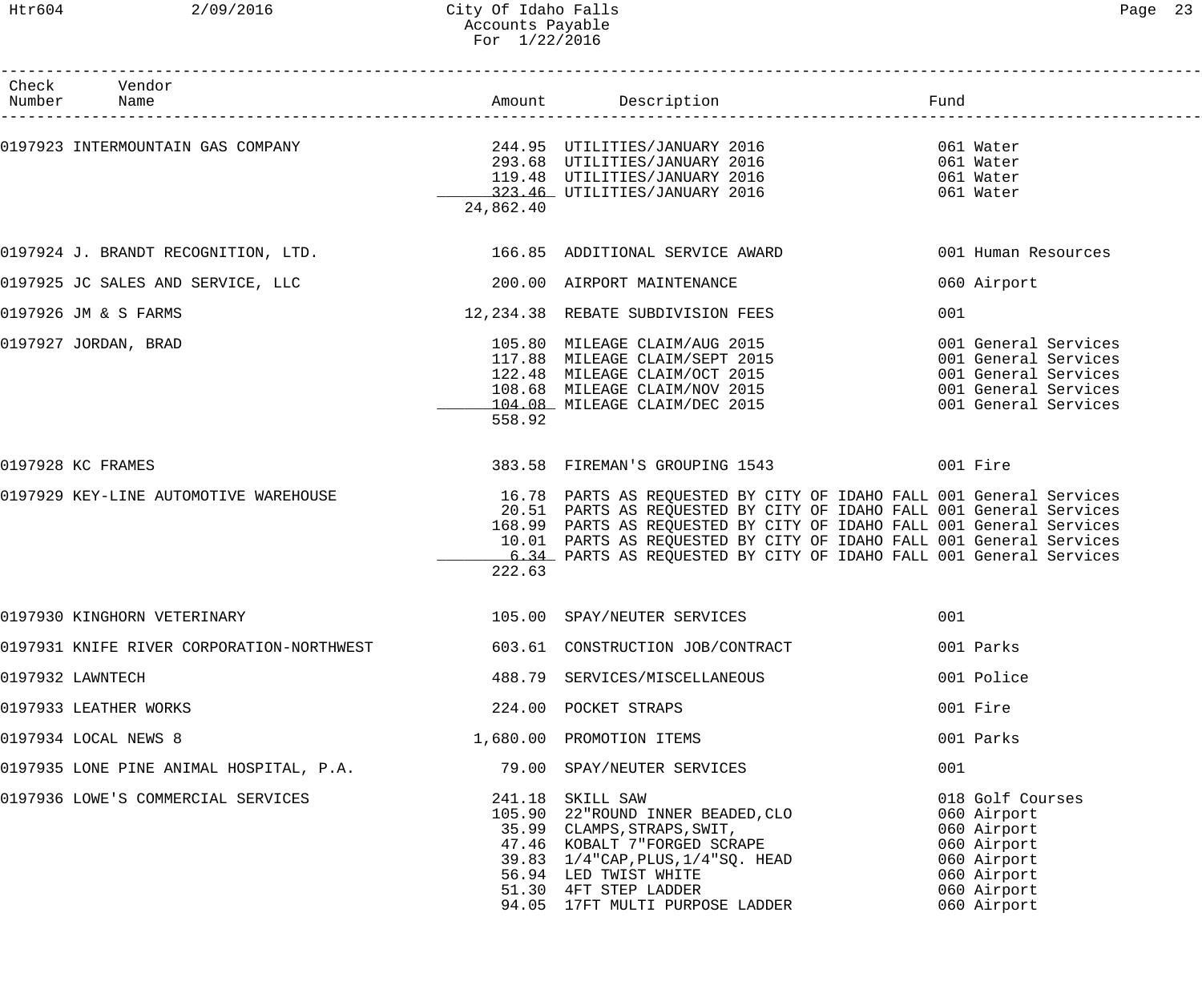City Of Idaho Falls
Accounts Payable
For 1/22/2016

| Check Number | Vendor Name | Amount | Description | Fund |
|---|---|---|---|---|
| 0197923 | INTERMOUNTAIN GAS COMPANY | 244.95 | UTILITIES/JANUARY 2016 | 061 Water |
| | | 293.68 | UTILITIES/JANUARY 2016 | 061 Water |
| | | 119.48 | UTILITIES/JANUARY 2016 | 061 Water |
| | | 323.46 | UTILITIES/JANUARY 2016 | 061 Water |
| | | 24,862.40 | | |
| 0197924 | J. BRANDT RECOGNITION, LTD. | 166.85 | ADDITIONAL SERVICE AWARD | 001 Human Resources |
| 0197925 | JC SALES AND SERVICE, LLC | 200.00 | AIRPORT MAINTENANCE | 060 Airport |
| 0197926 | JM & S FARMS | 12,234.38 | REBATE SUBDIVISION FEES | 001 |
| 0197927 | JORDAN, BRAD | 105.80 | MILEAGE CLAIM/AUG 2015 | 001 General Services |
| | | 117.88 | MILEAGE CLAIM/SEPT 2015 | 001 General Services |
| | | 122.48 | MILEAGE CLAIM/OCT 2015 | 001 General Services |
| | | 108.68 | MILEAGE CLAIM/NOV 2015 | 001 General Services |
| | | 104.08 | MILEAGE CLAIM/DEC 2015 | 001 General Services |
| | | 558.92 | | |
| 0197928 | KC FRAMES | 383.58 | FIREMAN'S GROUPING 1543 | 001 Fire |
| 0197929 | KEY-LINE AUTOMOTIVE WAREHOUSE | 16.78 | PARTS AS REQUESTED BY CITY OF IDAHO FALL | 001 General Services |
| | | 20.51 | PARTS AS REQUESTED BY CITY OF IDAHO FALL | 001 General Services |
| | | 168.99 | PARTS AS REQUESTED BY CITY OF IDAHO FALL | 001 General Services |
| | | 10.01 | PARTS AS REQUESTED BY CITY OF IDAHO FALL | 001 General Services |
| | | 6.34 | PARTS AS REQUESTED BY CITY OF IDAHO FALL | 001 General Services |
| | | 222.63 | | |
| 0197930 | KINGHORN VETERINARY | 105.00 | SPAY/NEUTER SERVICES | 001 |
| 0197931 | KNIFE RIVER CORPORATION-NORTHWEST | 603.61 | CONSTRUCTION JOB/CONTRACT | 001 Parks |
| 0197932 | LAWNTECH | 488.79 | SERVICES/MISCELLANEOUS | 001 Police |
| 0197933 | LEATHER WORKS | 224.00 | POCKET STRAPS | 001 Fire |
| 0197934 | LOCAL NEWS 8 | 1,680.00 | PROMOTION ITEMS | 001 Parks |
| 0197935 | LONE PINE ANIMAL HOSPITAL, P.A. | 79.00 | SPAY/NEUTER SERVICES | 001 |
| 0197936 | LOWE'S COMMERCIAL SERVICES | 241.18 | SKILL SAW | 018 Golf Courses |
| | | 105.90 | 22"ROUND INNER BEADED,CLO | 060 Airport |
| | | 35.99 | CLAMPS,STRAPS,SWIT, | 060 Airport |
| | | 47.46 | KOBALT 7"FORGED SCRAPE | 060 Airport |
| | | 39.83 | 1/4"CAP,PLUS,1/4"SQ. HEAD | 060 Airport |
| | | 56.94 | LED TWIST WHITE | 060 Airport |
| | | 51.30 | 4FT STEP LADDER | 060 Airport |
| | | 94.05 | 17FT MULTI PURPOSE LADDER | 060 Airport |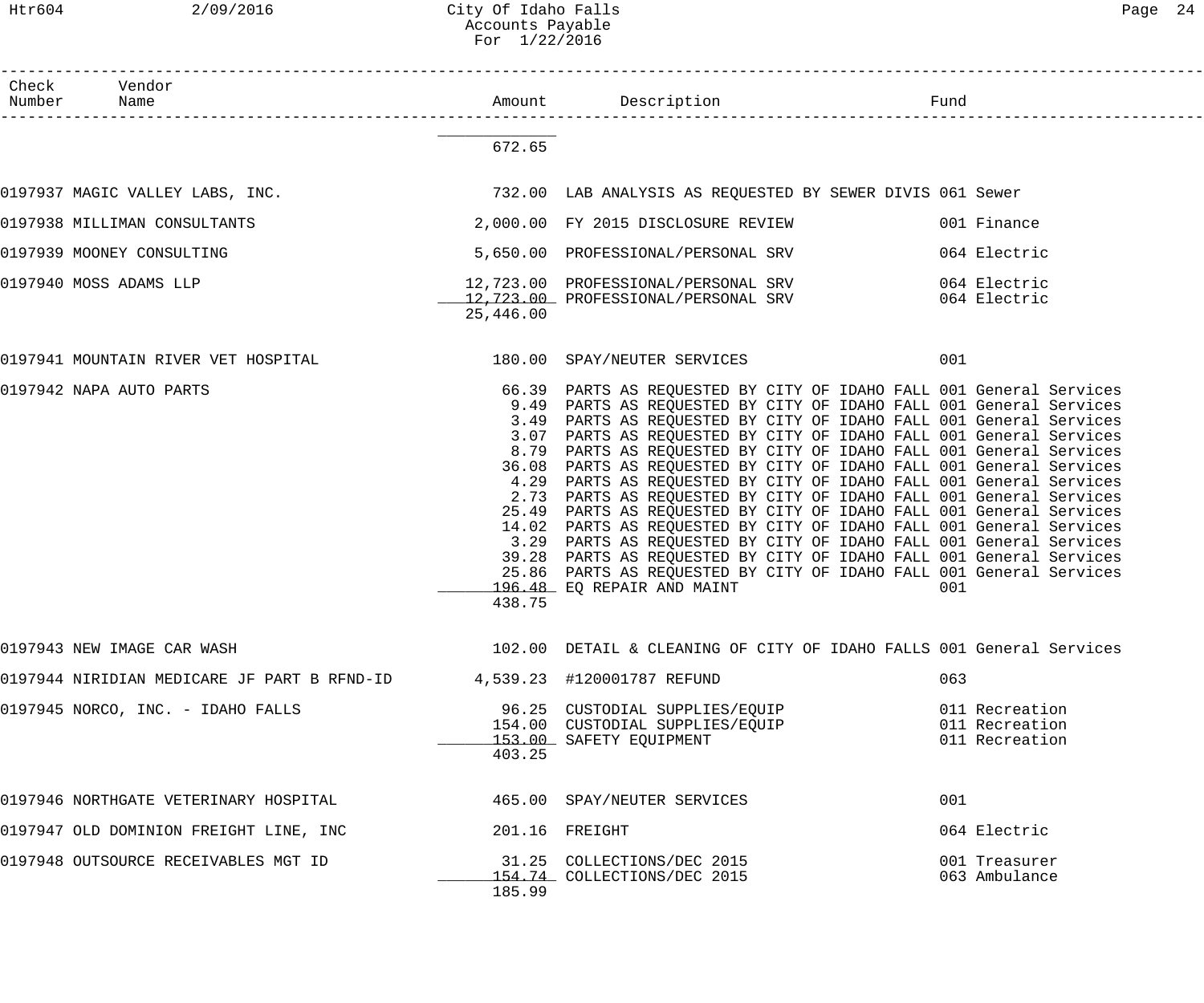| Check Number | Vendor Name | Amount | Description | Fund |
|---|---|---|---|---|
| | | 672.65 | | |
| 0197937 | MAGIC VALLEY LABS, INC. | 732.00 | LAB ANALYSIS AS REQUESTED BY SEWER DIVIS | 061 Sewer |
| 0197938 | MILLIMAN CONSULTANTS | 2,000.00 | FY 2015 DISCLOSURE REVIEW | 001 Finance |
| 0197939 | MOONEY CONSULTING | 5,650.00 | PROFESSIONAL/PERSONAL SRV | 064 Electric |
| 0197940 | MOSS ADAMS LLP | 12,723.00 | PROFESSIONAL/PERSONAL SRV | 064 Electric |
| | | 12,723.00 | PROFESSIONAL/PERSONAL SRV | 064 Electric |
| | | 25,446.00 | | |
| 0197941 | MOUNTAIN RIVER VET HOSPITAL | 180.00 | SPAY/NEUTER SERVICES | 001 |
| 0197942 | NAPA AUTO PARTS | 66.39 | PARTS AS REQUESTED BY CITY OF IDAHO FALL | 001 General Services |
| | | 9.49 | PARTS AS REQUESTED BY CITY OF IDAHO FALL | 001 General Services |
| | | 3.49 | PARTS AS REQUESTED BY CITY OF IDAHO FALL | 001 General Services |
| | | 3.07 | PARTS AS REQUESTED BY CITY OF IDAHO FALL | 001 General Services |
| | | 8.79 | PARTS AS REQUESTED BY CITY OF IDAHO FALL | 001 General Services |
| | | 36.08 | PARTS AS REQUESTED BY CITY OF IDAHO FALL | 001 General Services |
| | | 4.29 | PARTS AS REQUESTED BY CITY OF IDAHO FALL | 001 General Services |
| | | 2.73 | PARTS AS REQUESTED BY CITY OF IDAHO FALL | 001 General Services |
| | | 25.49 | PARTS AS REQUESTED BY CITY OF IDAHO FALL | 001 General Services |
| | | 14.02 | PARTS AS REQUESTED BY CITY OF IDAHO FALL | 001 General Services |
| | | 3.29 | PARTS AS REQUESTED BY CITY OF IDAHO FALL | 001 General Services |
| | | 39.28 | PARTS AS REQUESTED BY CITY OF IDAHO FALL | 001 General Services |
| | | 25.86 | PARTS AS REQUESTED BY CITY OF IDAHO FALL | 001 General Services |
| | | 196.48 | EQ REPAIR AND MAINT | 001 |
| | | 438.75 | | |
| 0197943 | NEW IMAGE CAR WASH | 102.00 | DETAIL & CLEANING OF CITY OF IDAHO FALLS | 001 General Services |
| 0197944 | NIRIDIAN MEDICARE JF PART B RFND-ID | 4,539.23 | #120001787 REFUND | 063 |
| 0197945 | NORCO, INC. - IDAHO FALLS | 96.25 | CUSTODIAL SUPPLIES/EQUIP | 011 Recreation |
| | | 154.00 | CUSTODIAL SUPPLIES/EQUIP | 011 Recreation |
| | | 153.00 | SAFETY EQUIPMENT | 011 Recreation |
| | | 403.25 | | |
| 0197946 | NORTHGATE VETERINARY HOSPITAL | 465.00 | SPAY/NEUTER SERVICES | 001 |
| 0197947 | OLD DOMINION FREIGHT LINE, INC | 201.16 | FREIGHT | 064 Electric |
| 0197948 | OUTSOURCE RECEIVABLES MGT ID | 31.25 | COLLECTIONS/DEC 2015 | 001 Treasurer |
| | | 154.74 | COLLECTIONS/DEC 2015 | 063 Ambulance |
| | | 185.99 | | |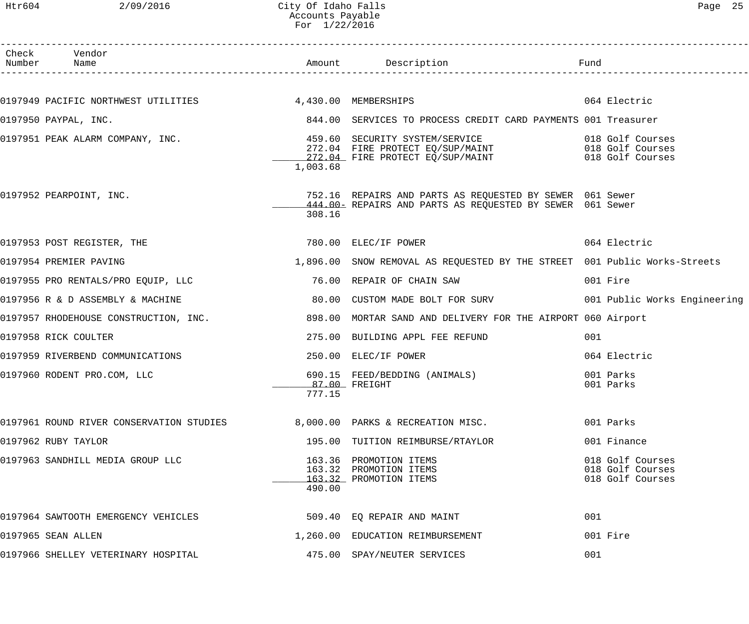# City Of Idaho Falls
## Accounts Payable
### For 1/22/2016

| Check Number | Vendor Name | Amount | Description | Fund |
|---|---|---|---|---|
| 0197949 | PACIFIC NORTHWEST UTILITIES | 4,430.00 | MEMBERSHIPS | 064 Electric |
| 0197950 | PAYPAL, INC. | 844.00 | SERVICES TO PROCESS CREDIT CARD PAYMENTS | 001 Treasurer |
| 0197951 | PEAK ALARM COMPANY, INC. | 459.60 | SECURITY SYSTEM/SERVICE | 018 Golf Courses |
| | | 272.04 | FIRE PROTECT EQ/SUP/MAINT | 018 Golf Courses |
| | | 272.04 | FIRE PROTECT EQ/SUP/MAINT | 018 Golf Courses |
| | | 1,003.68 | | |
| 0197952 | PEARPOINT, INC. | 752.16 | REPAIRS AND PARTS AS REQUESTED BY SEWER | 061 Sewer |
| | | 444.00- | REPAIRS AND PARTS AS REQUESTED BY SEWER | 061 Sewer |
| | | 308.16 | | |
| 0197953 | POST REGISTER, THE | 780.00 | ELEC/IF POWER | 064 Electric |
| 0197954 | PREMIER PAVING | 1,896.00 | SNOW REMOVAL AS REQUESTED BY THE STREET | 001 Public Works-Streets |
| 0197955 | PRO RENTALS/PRO EQUIP, LLC | 76.00 | REPAIR OF CHAIN SAW | 001 Fire |
| 0197956 | R & D ASSEMBLY & MACHINE | 80.00 | CUSTOM MADE BOLT FOR SURV | 001 Public Works Engineering |
| 0197957 | RHODEHOUSE CONSTRUCTION, INC. | 898.00 | MORTAR SAND AND DELIVERY FOR THE AIRPORT | 060 Airport |
| 0197958 | RICK COULTER | 275.00 | BUILDING APPL FEE REFUND | 001 |
| 0197959 | RIVERBEND COMMUNICATIONS | 250.00 | ELEC/IF POWER | 064 Electric |
| 0197960 | RODENT PRO.COM, LLC | 690.15 | FEED/BEDDING (ANIMALS) | 001 Parks |
| | | 87.00 | FREIGHT | 001 Parks |
| | | 777.15 | | |
| 0197961 | ROUND RIVER CONSERVATION STUDIES | 8,000.00 | PARKS & RECREATION MISC. | 001 Parks |
| 0197962 | RUBY TAYLOR | 195.00 | TUITION REIMBURSE/RTAYLOR | 001 Finance |
| 0197963 | SANDHILL MEDIA GROUP LLC | 163.36 | PROMOTION ITEMS | 018 Golf Courses |
| | | 163.32 | PROMOTION ITEMS | 018 Golf Courses |
| | | 163.32 | PROMOTION ITEMS | 018 Golf Courses |
| | | 490.00 | | |
| 0197964 | SAWTOOTH EMERGENCY VEHICLES | 509.40 | EQ REPAIR AND MAINT | 001 |
| 0197965 | SEAN ALLEN | 1,260.00 | EDUCATION REIMBURSEMENT | 001 Fire |
| 0197966 | SHELLEY VETERINARY HOSPITAL | 475.00 | SPAY/NEUTER SERVICES | 001 |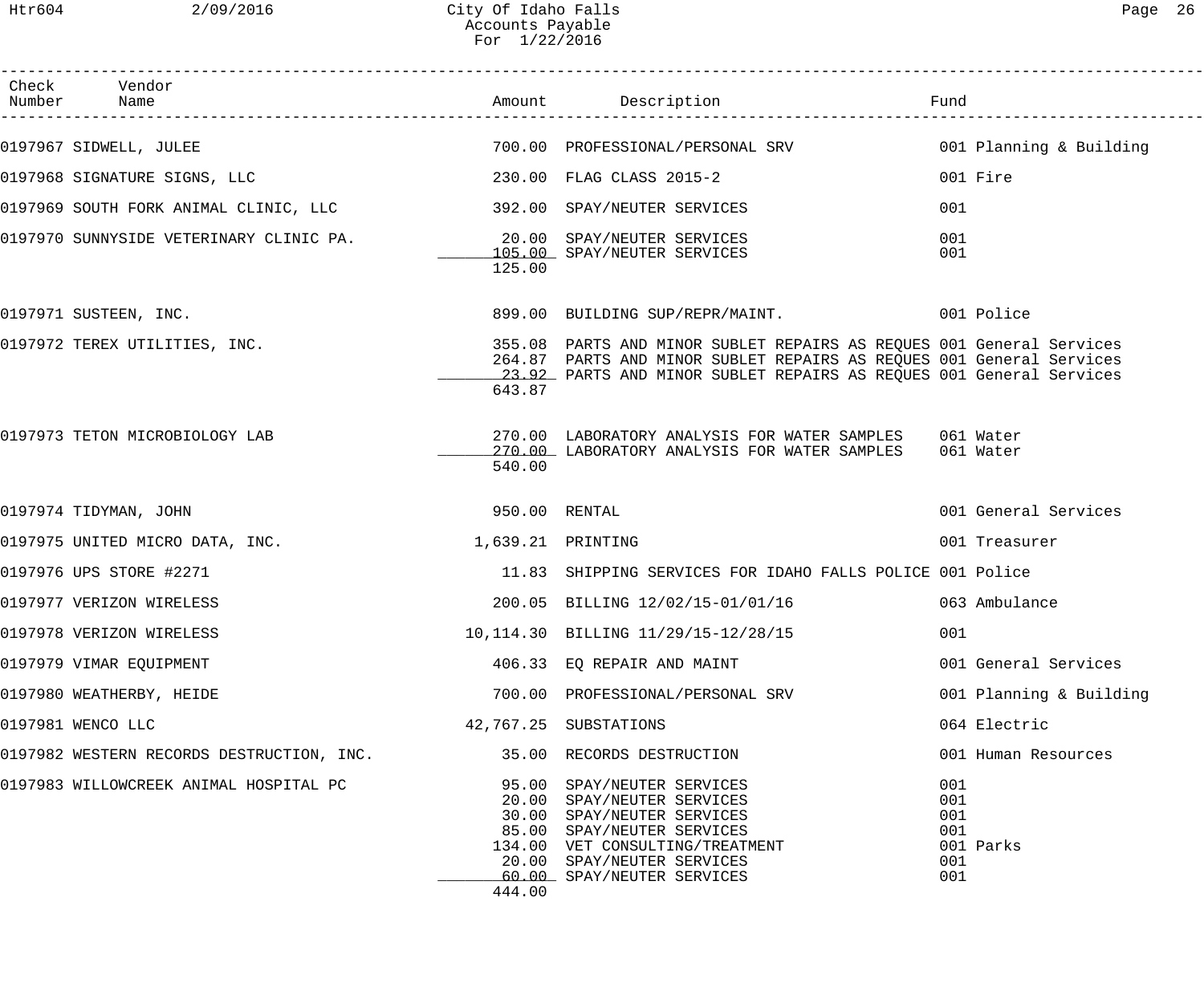City Of Idaho Falls
Accounts Payable
For 1/22/2016

| Check Number | Vendor Name | Amount | Description | Fund |
|---|---|---|---|---|
| 0197967 | SIDWELL, JULEE | 700.00 | PROFESSIONAL/PERSONAL SRV | 001 Planning & Building |
| 0197968 | SIGNATURE SIGNS, LLC | 230.00 | FLAG CLASS 2015-2 | 001 Fire |
| 0197969 | SOUTH FORK ANIMAL CLINIC, LLC | 392.00 | SPAY/NEUTER SERVICES | 001 |
| 0197970 | SUNNYSIDE VETERINARY CLINIC PA. | 20.00 | SPAY/NEUTER SERVICES | 001 |
| | | 105.00 | SPAY/NEUTER SERVICES | 001 |
| | | 125.00 | | |
| 0197971 | SUSTEEN, INC. | 899.00 | BUILDING SUP/REPR/MAINT. | 001 Police |
| 0197972 | TEREX UTILITIES, INC. | 355.08 | PARTS AND MINOR SUBLET REPAIRS AS REQUES | 001 General Services |
| | | 264.87 | PARTS AND MINOR SUBLET REPAIRS AS REQUES | 001 General Services |
| | | 23.92 | PARTS AND MINOR SUBLET REPAIRS AS REQUES | 001 General Services |
| | | 643.87 | | |
| 0197973 | TETON MICROBIOLOGY LAB | 270.00 | LABORATORY ANALYSIS FOR WATER SAMPLES | 061 Water |
| | | 270.00 | LABORATORY ANALYSIS FOR WATER SAMPLES | 061 Water |
| | | 540.00 | | |
| 0197974 | TIDYMAN, JOHN | 950.00 | RENTAL | 001 General Services |
| 0197975 | UNITED MICRO DATA, INC. | 1,639.21 | PRINTING | 001 Treasurer |
| 0197976 | UPS STORE #2271 | 11.83 | SHIPPING SERVICES FOR IDAHO FALLS POLICE | 001 Police |
| 0197977 | VERIZON WIRELESS | 200.05 | BILLING 12/02/15-01/01/16 | 063 Ambulance |
| 0197978 | VERIZON WIRELESS | 10,114.30 | BILLING 11/29/15-12/28/15 | 001 |
| 0197979 | VIMAR EQUIPMENT | 406.33 | EQ REPAIR AND MAINT | 001 General Services |
| 0197980 | WEATHERBY, HEIDE | 700.00 | PROFESSIONAL/PERSONAL SRV | 001 Planning & Building |
| 0197981 | WENCO LLC | 42,767.25 | SUBSTATIONS | 064 Electric |
| 0197982 | WESTERN RECORDS DESTRUCTION, INC. | 35.00 | RECORDS DESTRUCTION | 001 Human Resources |
| 0197983 | WILLOWCREEK ANIMAL HOSPITAL PC | 95.00 | SPAY/NEUTER SERVICES | 001 |
| | | 20.00 | SPAY/NEUTER SERVICES | 001 |
| | | 30.00 | SPAY/NEUTER SERVICES | 001 |
| | | 85.00 | SPAY/NEUTER SERVICES | 001 |
| | | 134.00 | VET CONSULTING/TREATMENT | 001 Parks |
| | | 20.00 | SPAY/NEUTER SERVICES | 001 |
| | | 60.00 | SPAY/NEUTER SERVICES | 001 |
| | | 444.00 | | |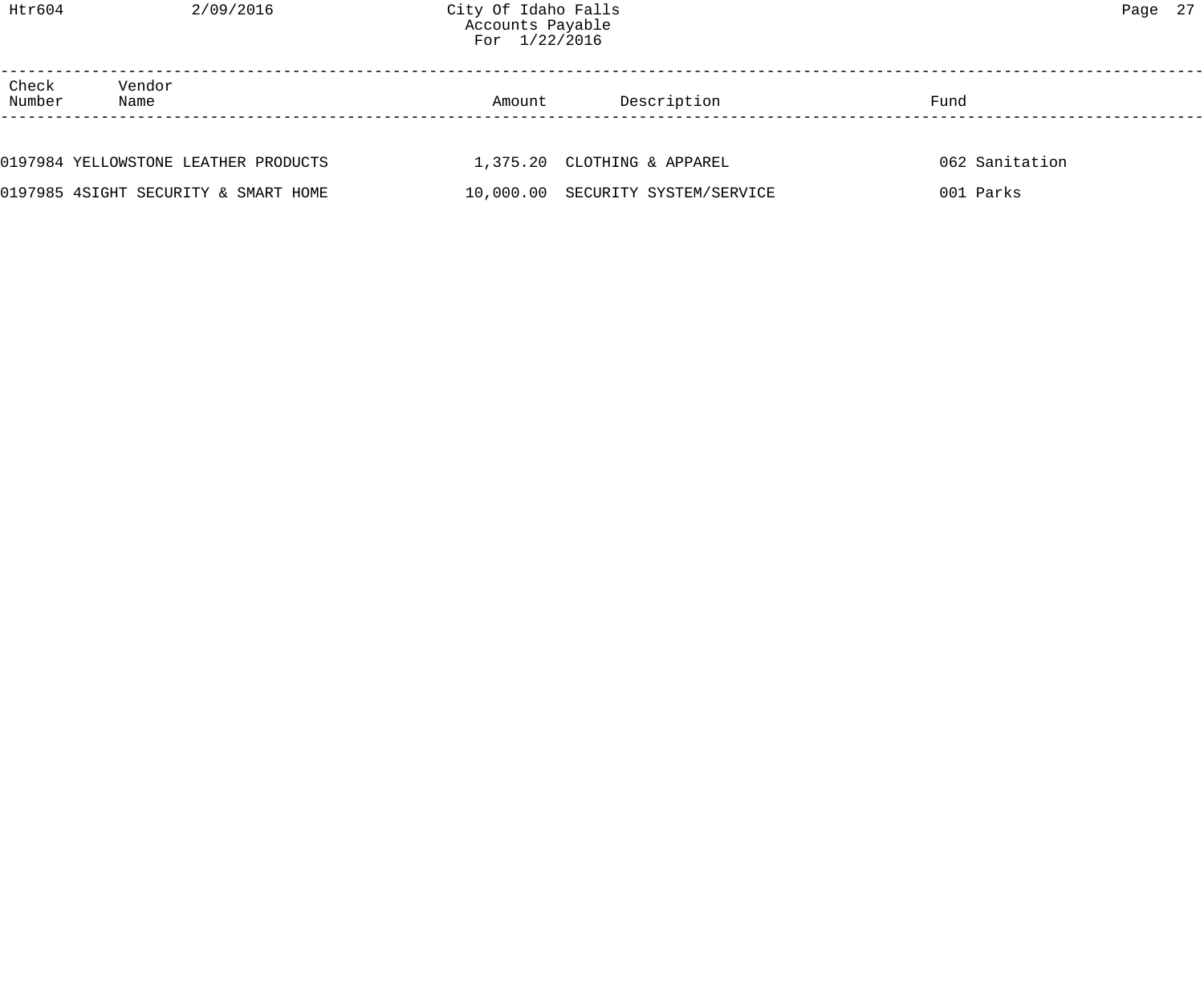| Check Number | Vendor Name | Amount | Description | Fund |
|---|---|---|---|---|
| 0197984 | YELLOWSTONE LEATHER PRODUCTS | 1,375.20 | CLOTHING & APPAREL | 062 Sanitation |
| 0197985 | 4SIGHT SECURITY & SMART HOME | 10,000.00 | SECURITY SYSTEM/SERVICE | 001 Parks |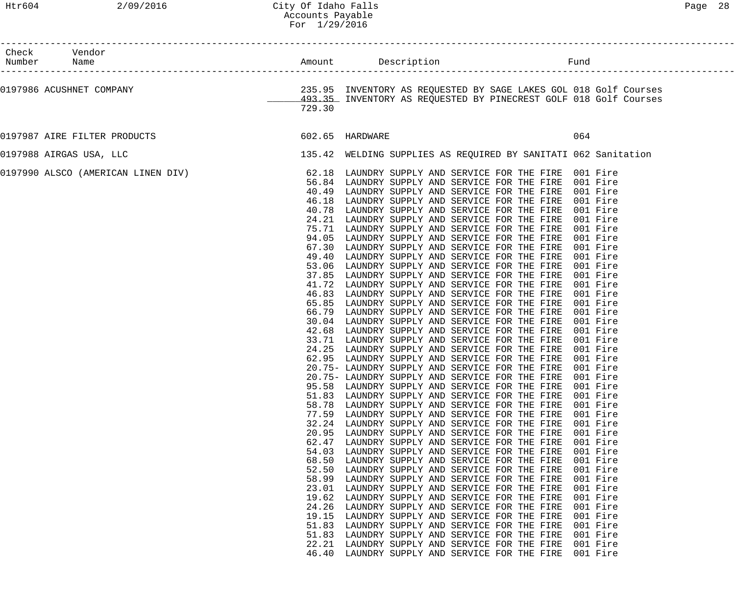City Of Idaho Falls
Accounts Payable
For 1/29/2016

| Check Number | Vendor Name | Amount | Description | Fund |
|---|---|---|---|---|
| 0197986 | ACUSHNET COMPANY | 235.95 | INVENTORY AS REQUESTED BY SAGE LAKES GOL | 018 Golf Courses |
| | | 493.35 | INVENTORY AS REQUESTED BY PINECREST GOLF | 018 Golf Courses |
| | | 729.30 | | |
| 0197987 | AIRE FILTER PRODUCTS | 602.65 | HARDWARE | 064 |
| 0197988 | AIRGAS USA, LLC | 135.42 | WELDING SUPPLIES AS REQUIRED BY SANITATI | 062 Sanitation |
| 0197990 | ALSCO (AMERICAN LINEN DIV) | 62.18 | LAUNDRY SUPPLY AND SERVICE FOR THE FIRE | 001 Fire |
| | | 56.84 | LAUNDRY SUPPLY AND SERVICE FOR THE FIRE | 001 Fire |
| | | 40.49 | LAUNDRY SUPPLY AND SERVICE FOR THE FIRE | 001 Fire |
| | | 46.18 | LAUNDRY SUPPLY AND SERVICE FOR THE FIRE | 001 Fire |
| | | 40.78 | LAUNDRY SUPPLY AND SERVICE FOR THE FIRE | 001 Fire |
| | | 24.21 | LAUNDRY SUPPLY AND SERVICE FOR THE FIRE | 001 Fire |
| | | 75.71 | LAUNDRY SUPPLY AND SERVICE FOR THE FIRE | 001 Fire |
| | | 94.05 | LAUNDRY SUPPLY AND SERVICE FOR THE FIRE | 001 Fire |
| | | 67.30 | LAUNDRY SUPPLY AND SERVICE FOR THE FIRE | 001 Fire |
| | | 49.40 | LAUNDRY SUPPLY AND SERVICE FOR THE FIRE | 001 Fire |
| | | 53.06 | LAUNDRY SUPPLY AND SERVICE FOR THE FIRE | 001 Fire |
| | | 37.85 | LAUNDRY SUPPLY AND SERVICE FOR THE FIRE | 001 Fire |
| | | 41.72 | LAUNDRY SUPPLY AND SERVICE FOR THE FIRE | 001 Fire |
| | | 46.83 | LAUNDRY SUPPLY AND SERVICE FOR THE FIRE | 001 Fire |
| | | 65.85 | LAUNDRY SUPPLY AND SERVICE FOR THE FIRE | 001 Fire |
| | | 66.79 | LAUNDRY SUPPLY AND SERVICE FOR THE FIRE | 001 Fire |
| | | 30.04 | LAUNDRY SUPPLY AND SERVICE FOR THE FIRE | 001 Fire |
| | | 42.68 | LAUNDRY SUPPLY AND SERVICE FOR THE FIRE | 001 Fire |
| | | 33.71 | LAUNDRY SUPPLY AND SERVICE FOR THE FIRE | 001 Fire |
| | | 24.25 | LAUNDRY SUPPLY AND SERVICE FOR THE FIRE | 001 Fire |
| | | 62.95 | LAUNDRY SUPPLY AND SERVICE FOR THE FIRE | 001 Fire |
| | | 20.75- | LAUNDRY SUPPLY AND SERVICE FOR THE FIRE | 001 Fire |
| | | 20.75- | LAUNDRY SUPPLY AND SERVICE FOR THE FIRE | 001 Fire |
| | | 95.58 | LAUNDRY SUPPLY AND SERVICE FOR THE FIRE | 001 Fire |
| | | 51.83 | LAUNDRY SUPPLY AND SERVICE FOR THE FIRE | 001 Fire |
| | | 58.78 | LAUNDRY SUPPLY AND SERVICE FOR THE FIRE | 001 Fire |
| | | 77.59 | LAUNDRY SUPPLY AND SERVICE FOR THE FIRE | 001 Fire |
| | | 32.24 | LAUNDRY SUPPLY AND SERVICE FOR THE FIRE | 001 Fire |
| | | 20.95 | LAUNDRY SUPPLY AND SERVICE FOR THE FIRE | 001 Fire |
| | | 62.47 | LAUNDRY SUPPLY AND SERVICE FOR THE FIRE | 001 Fire |
| | | 54.03 | LAUNDRY SUPPLY AND SERVICE FOR THE FIRE | 001 Fire |
| | | 68.50 | LAUNDRY SUPPLY AND SERVICE FOR THE FIRE | 001 Fire |
| | | 52.50 | LAUNDRY SUPPLY AND SERVICE FOR THE FIRE | 001 Fire |
| | | 58.99 | LAUNDRY SUPPLY AND SERVICE FOR THE FIRE | 001 Fire |
| | | 23.01 | LAUNDRY SUPPLY AND SERVICE FOR THE FIRE | 001 Fire |
| | | 19.62 | LAUNDRY SUPPLY AND SERVICE FOR THE FIRE | 001 Fire |
| | | 24.26 | LAUNDRY SUPPLY AND SERVICE FOR THE FIRE | 001 Fire |
| | | 19.15 | LAUNDRY SUPPLY AND SERVICE FOR THE FIRE | 001 Fire |
| | | 51.83 | LAUNDRY SUPPLY AND SERVICE FOR THE FIRE | 001 Fire |
| | | 51.83 | LAUNDRY SUPPLY AND SERVICE FOR THE FIRE | 001 Fire |
| | | 22.21 | LAUNDRY SUPPLY AND SERVICE FOR THE FIRE | 001 Fire |
| | | 46.40 | LAUNDRY SUPPLY AND SERVICE FOR THE FIRE | 001 Fire |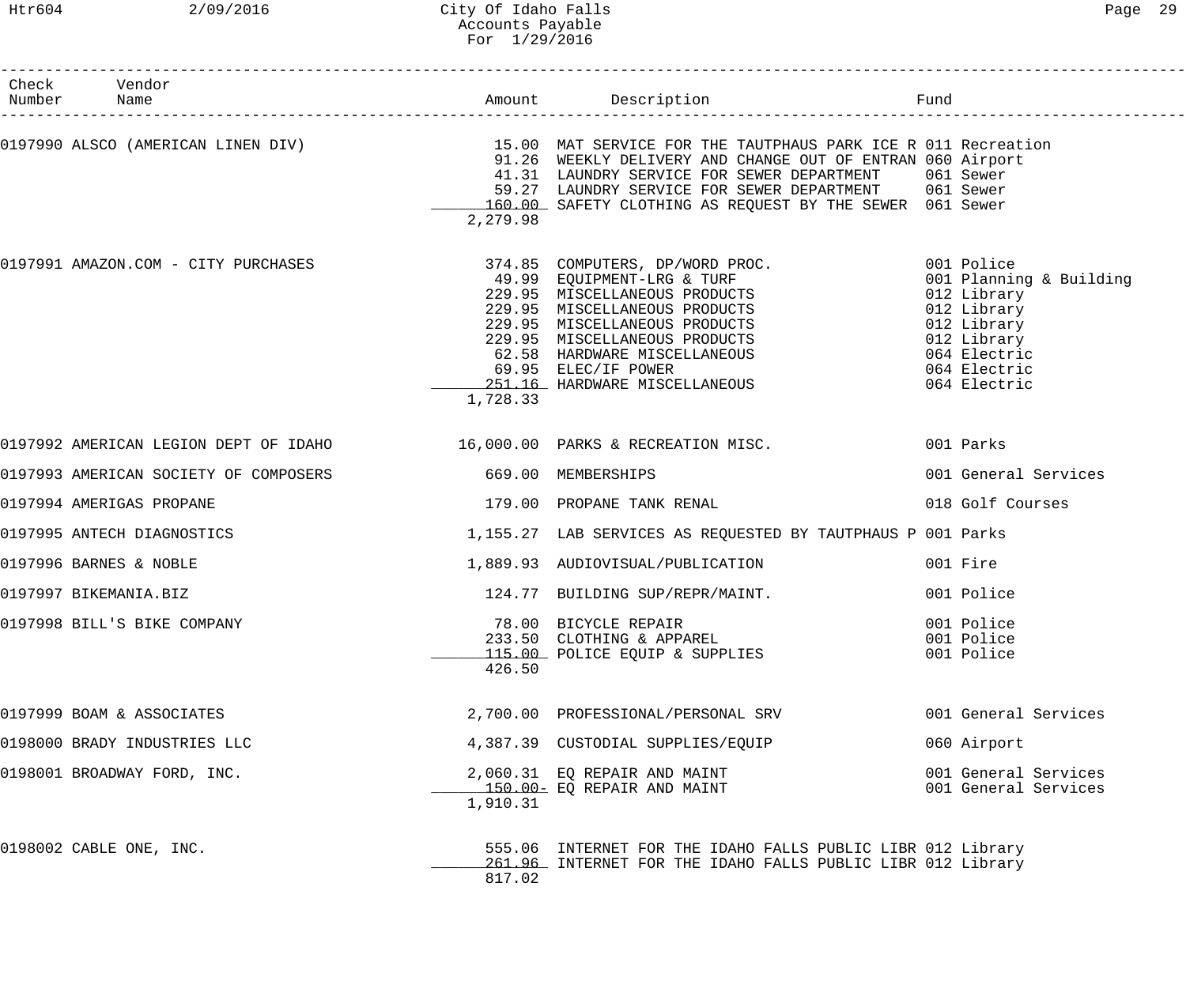# City Of Idaho Falls
## Accounts Payable
### For 1/29/2016

| Check Number | Vendor Name | Amount | Description | Fund |
|---|---|---|---|---|
| 0197990 | ALSCO (AMERICAN LINEN DIV) | 15.00 | MAT SERVICE FOR THE TAUTPHAUS PARK ICE R | 011 Recreation |
| | | 91.26 | WEEKLY DELIVERY AND CHANGE OUT OF ENTRAN | 060 Airport |
| | | 41.31 | LAUNDRY SERVICE FOR SEWER DEPARTMENT | 061 Sewer |
| | | 59.27 | LAUNDRY SERVICE FOR SEWER DEPARTMENT | 061 Sewer |
| | | 160.00 | SAFETY CLOTHING AS REQUEST BY THE SEWER | 061 Sewer |
| | | 2,279.98 | | |
| 0197991 | AMAZON.COM - CITY PURCHASES | 374.85 | COMPUTERS, DP/WORD PROC. | 001 Police |
| | | 49.99 | EQUIPMENT-LRG & TURF | 001 Planning & Building |
| | | 229.95 | MISCELLANEOUS PRODUCTS | 012 Library |
| | | 229.95 | MISCELLANEOUS PRODUCTS | 012 Library |
| | | 229.95 | MISCELLANEOUS PRODUCTS | 012 Library |
| | | 229.95 | MISCELLANEOUS PRODUCTS | 012 Library |
| | | 62.58 | HARDWARE MISCELLANEOUS | 064 Electric |
| | | 69.95 | ELEC/IF POWER | 064 Electric |
| | | 251.16 | HARDWARE MISCELLANEOUS | 064 Electric |
| | | 1,728.33 | | |
| 0197992 | AMERICAN LEGION DEPT OF IDAHO | 16,000.00 | PARKS & RECREATION MISC. | 001 Parks |
| 0197993 | AMERICAN SOCIETY OF COMPOSERS | 669.00 | MEMBERSHIPS | 001 General Services |
| 0197994 | AMERIGAS PROPANE | 179.00 | PROPANE TANK RENAL | 018 Golf Courses |
| 0197995 | ANTECH DIAGNOSTICS | 1,155.27 | LAB SERVICES AS REQUESTED BY TAUTPHAUS P | 001 Parks |
| 0197996 | BARNES & NOBLE | 1,889.93 | AUDIOVISUAL/PUBLICATION | 001 Fire |
| 0197997 | BIKEMANIA.BIZ | 124.77 | BUILDING SUP/REPR/MAINT. | 001 Police |
| 0197998 | BILL'S BIKE COMPANY | 78.00 | BICYCLE REPAIR | 001 Police |
| | | 233.50 | CLOTHING & APPAREL | 001 Police |
| | | 115.00 | POLICE EQUIP & SUPPLIES | 001 Police |
| | | 426.50 | | |
| 0197999 | BOAM & ASSOCIATES | 2,700.00 | PROFESSIONAL/PERSONAL SRV | 001 General Services |
| 0198000 | BRADY INDUSTRIES LLC | 4,387.39 | CUSTODIAL SUPPLIES/EQUIP | 060 Airport |
| 0198001 | BROADWAY FORD, INC. | 2,060.31 | EQ REPAIR AND MAINT | 001 General Services |
| | | 150.00- | EQ REPAIR AND MAINT | 001 General Services |
| | | 1,910.31 | | |
| 0198002 | CABLE ONE, INC. | 555.06 | INTERNET FOR THE IDAHO FALLS PUBLIC LIBR | 012 Library |
| | | 261.96 | INTERNET FOR THE IDAHO FALLS PUBLIC LIBR | 012 Library |
| | | 817.02 | | |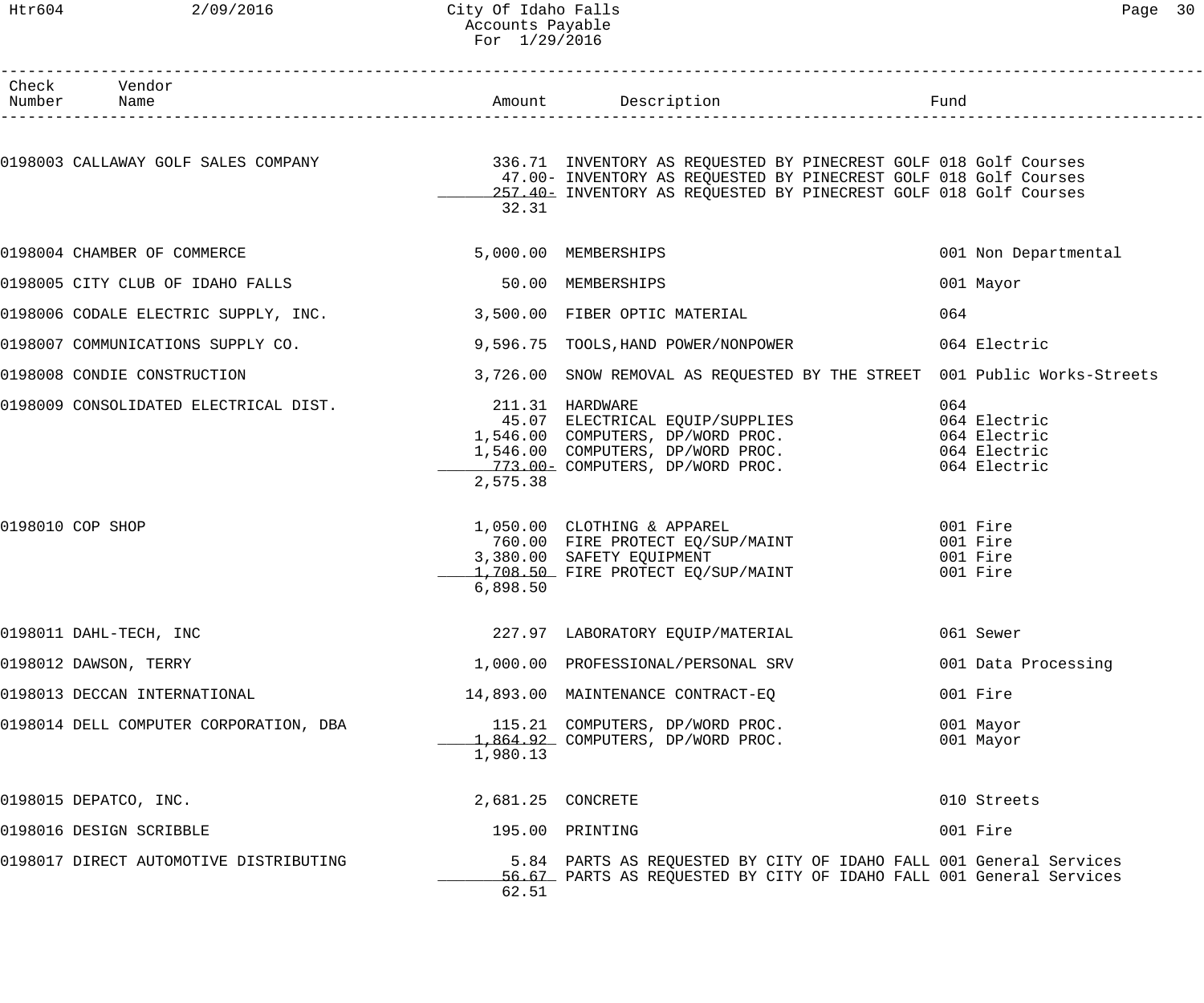| Check Number | Vendor Name | Amount | Description | Fund |
|---|---|---|---|---|
| 0198003 | CALLAWAY GOLF SALES COMPANY | 336.71 | INVENTORY AS REQUESTED BY PINECREST GOLF | 018 Golf Courses |
| | | 47.00- | INVENTORY AS REQUESTED BY PINECREST GOLF | 018 Golf Courses |
| | | 257.40- | INVENTORY AS REQUESTED BY PINECREST GOLF | 018 Golf Courses |
| | | 32.31 | | |
| 0198004 | CHAMBER OF COMMERCE | 5,000.00 | MEMBERSHIPS | 001 Non Departmental |
| 0198005 | CITY CLUB OF IDAHO FALLS | 50.00 | MEMBERSHIPS | 001 Mayor |
| 0198006 | CODALE ELECTRIC SUPPLY, INC. | 3,500.00 | FIBER OPTIC MATERIAL | 064 |
| 0198007 | COMMUNICATIONS SUPPLY CO. | 9,596.75 | TOOLS,HAND POWER/NONPOWER | 064 Electric |
| 0198008 | CONDIE CONSTRUCTION | 3,726.00 | SNOW REMOVAL AS REQUESTED BY THE STREET | 001 Public Works-Streets |
| 0198009 | CONSOLIDATED ELECTRICAL DIST. | 211.31 | HARDWARE | 064 |
| | | 45.07 | ELECTRICAL EQUIP/SUPPLIES | 064 Electric |
| | | 1,546.00 | COMPUTERS, DP/WORD PROC. | 064 Electric |
| | | 1,546.00 | COMPUTERS, DP/WORD PROC. | 064 Electric |
| | | 773.00- | COMPUTERS, DP/WORD PROC. | 064 Electric |
| | | 2,575.38 | | |
| 0198010 | COP SHOP | 1,050.00 | CLOTHING & APPAREL | 001 Fire |
| | | 760.00 | FIRE PROTECT EQ/SUP/MAINT | 001 Fire |
| | | 3,380.00 | SAFETY EQUIPMENT | 001 Fire |
| | | 1,708.50 | FIRE PROTECT EQ/SUP/MAINT | 001 Fire |
| | | 6,898.50 | | |
| 0198011 | DAHL-TECH, INC | 227.97 | LABORATORY EQUIP/MATERIAL | 061 Sewer |
| 0198012 | DAWSON, TERRY | 1,000.00 | PROFESSIONAL/PERSONAL SRV | 001 Data Processing |
| 0198013 | DECCAN INTERNATIONAL | 14,893.00 | MAINTENANCE CONTRACT-EQ | 001 Fire |
| 0198014 | DELL COMPUTER CORPORATION, DBA | 115.21 | COMPUTERS, DP/WORD PROC. | 001 Mayor |
| | | 1,864.92 | COMPUTERS, DP/WORD PROC. | 001 Mayor |
| | | 1,980.13 | | |
| 0198015 | DEPATCO, INC. | 2,681.25 | CONCRETE | 010 Streets |
| 0198016 | DESIGN SCRIBBLE | 195.00 | PRINTING | 001 Fire |
| 0198017 | DIRECT AUTOMOTIVE DISTRIBUTING | 5.84 | PARTS AS REQUESTED BY CITY OF IDAHO FALL | 001 General Services |
| | | 56.67 | PARTS AS REQUESTED BY CITY OF IDAHO FALL | 001 General Services |
| | | 62.51 | | |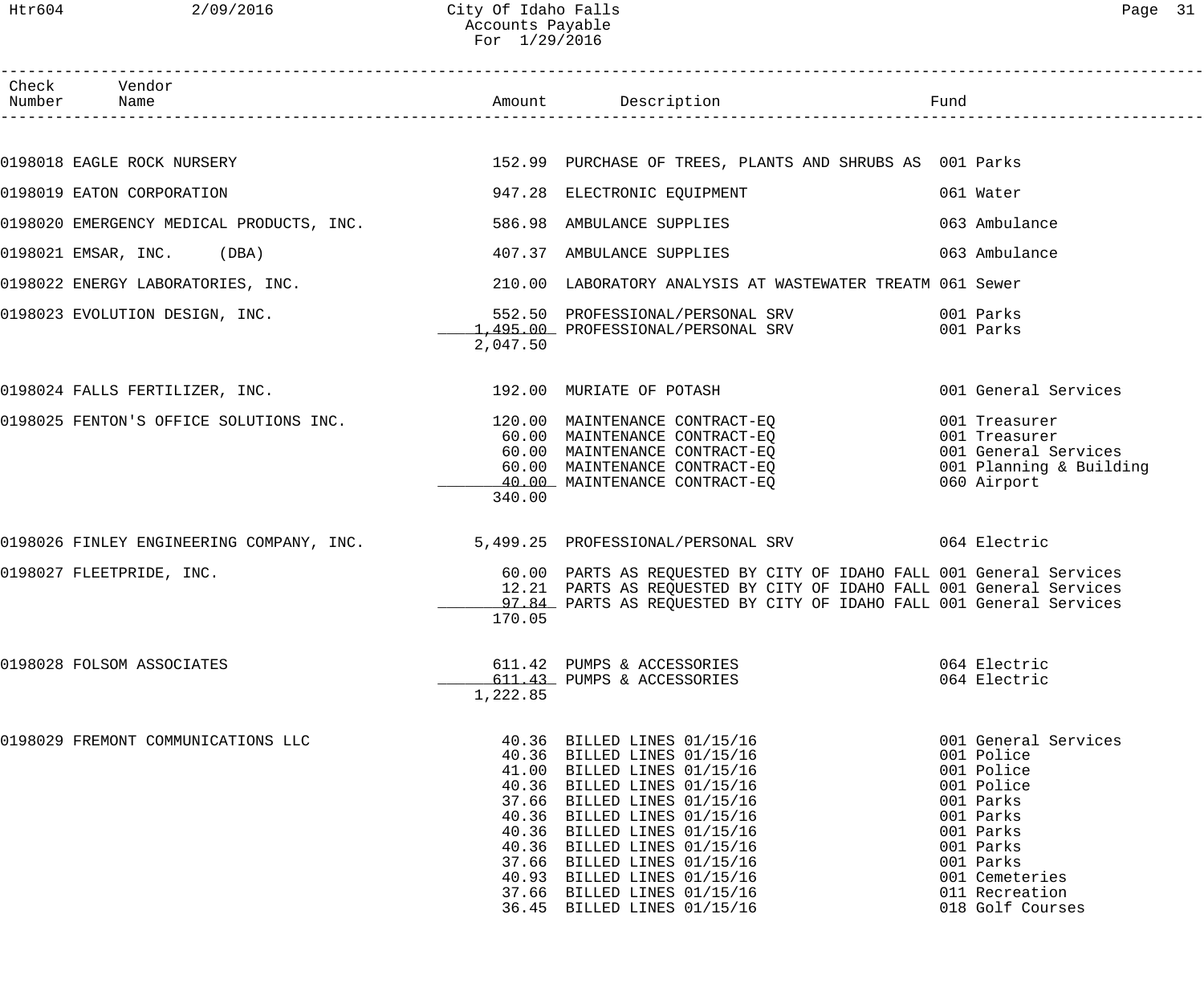# City Of Idaho Falls
## Accounts Payable
### For 1/29/2016

| Check Number | Vendor Name | Amount | Description | Fund |
|---|---|---|---|---|
| 0198018 | EAGLE ROCK NURSERY | 152.99 | PURCHASE OF TREES, PLANTS AND SHRUBS AS | 001 Parks |
| 0198019 | EATON CORPORATION | 947.28 | ELECTRONIC EQUIPMENT | 061 Water |
| 0198020 | EMERGENCY MEDICAL PRODUCTS, INC. | 586.98 | AMBULANCE SUPPLIES | 063 Ambulance |
| 0198021 | EMSAR, INC. (DBA) | 407.37 | AMBULANCE SUPPLIES | 063 Ambulance |
| 0198022 | ENERGY LABORATORIES, INC. | 210.00 | LABORATORY ANALYSIS AT WASTEWATER TREATM | 061 Sewer |
| 0198023 | EVOLUTION DESIGN, INC. | 552.50 | PROFESSIONAL/PERSONAL SRV | 001 Parks |
| | | 1,495.00 | PROFESSIONAL/PERSONAL SRV | 001 Parks |
| | | 2,047.50 | | |
| 0198024 | FALLS FERTILIZER, INC. | 192.00 | MURIATE OF POTASH | 001 General Services |
| 0198025 | FENTON'S OFFICE SOLUTIONS INC. | 120.00 | MAINTENANCE CONTRACT-EQ | 001 Treasurer |
| | | 60.00 | MAINTENANCE CONTRACT-EQ | 001 Treasurer |
| | | 60.00 | MAINTENANCE CONTRACT-EQ | 001 General Services |
| | | 60.00 | MAINTENANCE CONTRACT-EQ | 001 Planning & Building |
| | | 40.00 | MAINTENANCE CONTRACT-EQ | 060 Airport |
| | | 340.00 | | |
| 0198026 | FINLEY ENGINEERING COMPANY, INC. | 5,499.25 | PROFESSIONAL/PERSONAL SRV | 064 Electric |
| 0198027 | FLEETPRIDE, INC. | 60.00 | PARTS AS REQUESTED BY CITY OF IDAHO FALL | 001 General Services |
| | | 12.21 | PARTS AS REQUESTED BY CITY OF IDAHO FALL | 001 General Services |
| | | 97.84 | PARTS AS REQUESTED BY CITY OF IDAHO FALL | 001 General Services |
| | | 170.05 | | |
| 0198028 | FOLSOM ASSOCIATES | 611.42 | PUMPS & ACCESSORIES | 064 Electric |
| | | 611.43 | PUMPS & ACCESSORIES | 064 Electric |
| | | 1,222.85 | | |
| 0198029 | FREMONT COMMUNICATIONS LLC | 40.36 | BILLED LINES 01/15/16 | 001 General Services |
| | | 40.36 | BILLED LINES 01/15/16 | 001 Police |
| | | 41.00 | BILLED LINES 01/15/16 | 001 Police |
| | | 40.36 | BILLED LINES 01/15/16 | 001 Police |
| | | 37.66 | BILLED LINES 01/15/16 | 001 Parks |
| | | 40.36 | BILLED LINES 01/15/16 | 001 Parks |
| | | 40.36 | BILLED LINES 01/15/16 | 001 Parks |
| | | 40.36 | BILLED LINES 01/15/16 | 001 Parks |
| | | 37.66 | BILLED LINES 01/15/16 | 001 Parks |
| | | 40.93 | BILLED LINES 01/15/16 | 001 Cemeteries |
| | | 37.66 | BILLED LINES 01/15/16 | 011 Recreation |
| | | 36.45 | BILLED LINES 01/15/16 | 018 Golf Courses |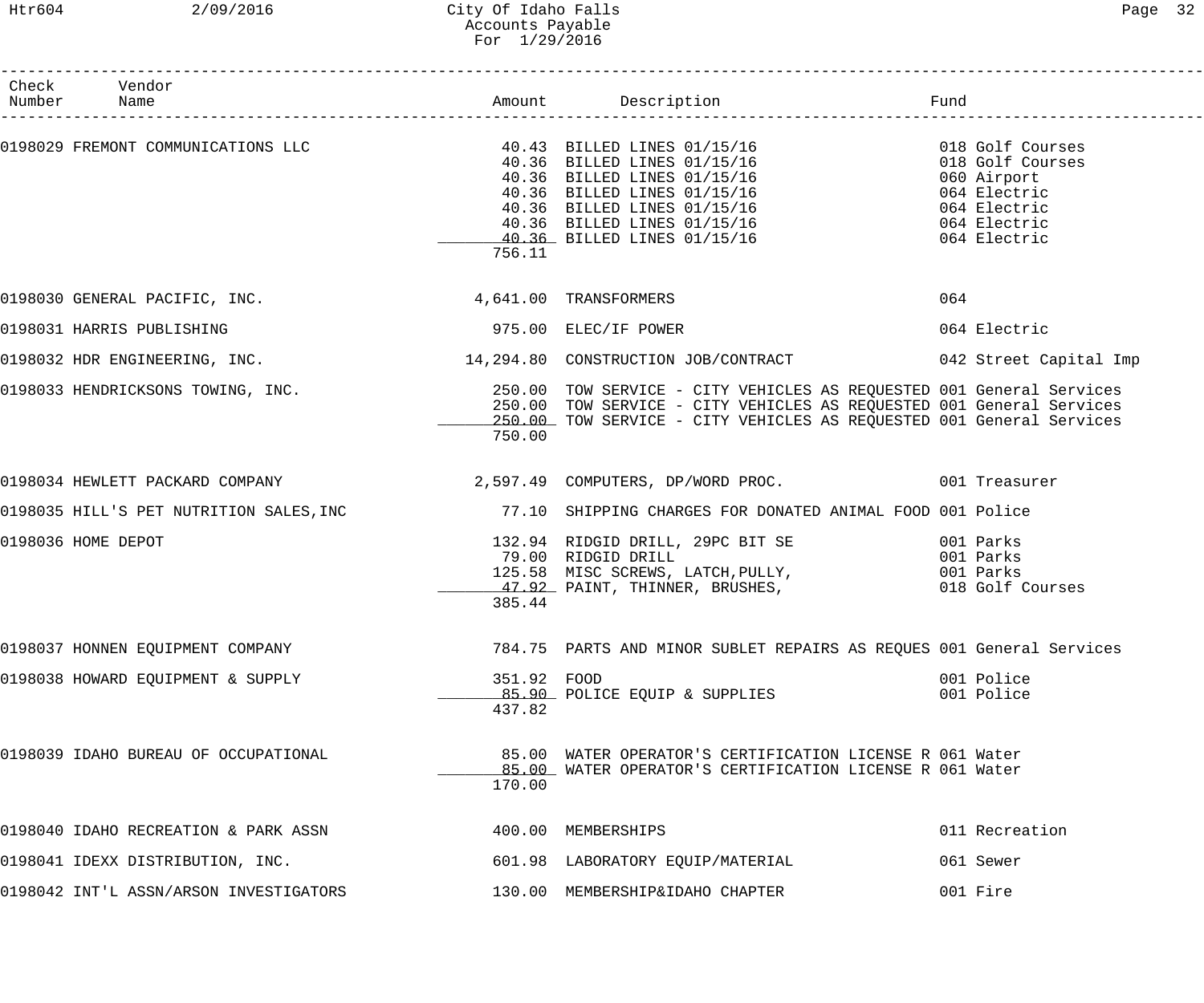# City Of Idaho Falls
## Accounts Payable
### For 1/29/2016

| Check Number | Vendor Name | Amount | Description | Fund |
|---|---|---|---|---|
| 0198029 | FREMONT COMMUNICATIONS LLC | 40.43 | BILLED LINES 01/15/16 | 018 Golf Courses |
| | | 40.36 | BILLED LINES 01/15/16 | 018 Golf Courses |
| | | 40.36 | BILLED LINES 01/15/16 | 060 Airport |
| | | 40.36 | BILLED LINES 01/15/16 | 064 Electric |
| | | 40.36 | BILLED LINES 01/15/16 | 064 Electric |
| | | 40.36 | BILLED LINES 01/15/16 | 064 Electric |
| | | 40.36 | BILLED LINES 01/15/16 | 064 Electric |
| | | 756.11 | | |
| 0198030 | GENERAL PACIFIC, INC. | 4,641.00 | TRANSFORMERS | 064 |
| 0198031 | HARRIS PUBLISHING | 975.00 | ELEC/IF POWER | 064 Electric |
| 0198032 | HDR ENGINEERING, INC. | 14,294.80 | CONSTRUCTION JOB/CONTRACT | 042 Street Capital Imp |
| 0198033 | HENDRICKSONS TOWING, INC. | 250.00 | TOW SERVICE - CITY VEHICLES AS REQUESTED | 001 General Services |
| | | 250.00 | TOW SERVICE - CITY VEHICLES AS REQUESTED | 001 General Services |
| | | 250.00 | TOW SERVICE - CITY VEHICLES AS REQUESTED | 001 General Services |
| | | 750.00 | | |
| 0198034 | HEWLETT PACKARD COMPANY | 2,597.49 | COMPUTERS, DP/WORD PROC. | 001 Treasurer |
| 0198035 | HILL'S PET NUTRITION SALES,INC | 77.10 | SHIPPING CHARGES FOR DONATED ANIMAL FOOD | 001 Police |
| 0198036 | HOME DEPOT | 132.94 | RIDGID DRILL, 29PC BIT SE | 001 Parks |
| | | 79.00 | RIDGID DRILL | 001 Parks |
| | | 125.58 | MISC SCREWS, LATCH,PULLY, | 001 Parks |
| | | 47.92 | PAINT, THINNER, BRUSHES, | 018 Golf Courses |
| | | 385.44 | | |
| 0198037 | HONNEN EQUIPMENT COMPANY | 784.75 | PARTS AND MINOR SUBLET REPAIRS AS REQUES | 001 General Services |
| 0198038 | HOWARD EQUIPMENT & SUPPLY | 351.92 | FOOD | 001 Police |
| | | 85.90 | POLICE EQUIP & SUPPLIES | 001 Police |
| | | 437.82 | | |
| 0198039 | IDAHO BUREAU OF OCCUPATIONAL | 85.00 | WATER OPERATOR'S CERTIFICATION LICENSE R | 061 Water |
| | | 85.00 | WATER OPERATOR'S CERTIFICATION LICENSE R | 061 Water |
| | | 170.00 | | |
| 0198040 | IDAHO RECREATION & PARK ASSN | 400.00 | MEMBERSHIPS | 011 Recreation |
| 0198041 | IDEXX DISTRIBUTION, INC. | 601.98 | LABORATORY EQUIP/MATERIAL | 061 Sewer |
| 0198042 | INT'L ASSN/ARSON INVESTIGATORS | 130.00 | MEMBERSHIP&IDAHO CHAPTER | 001 Fire |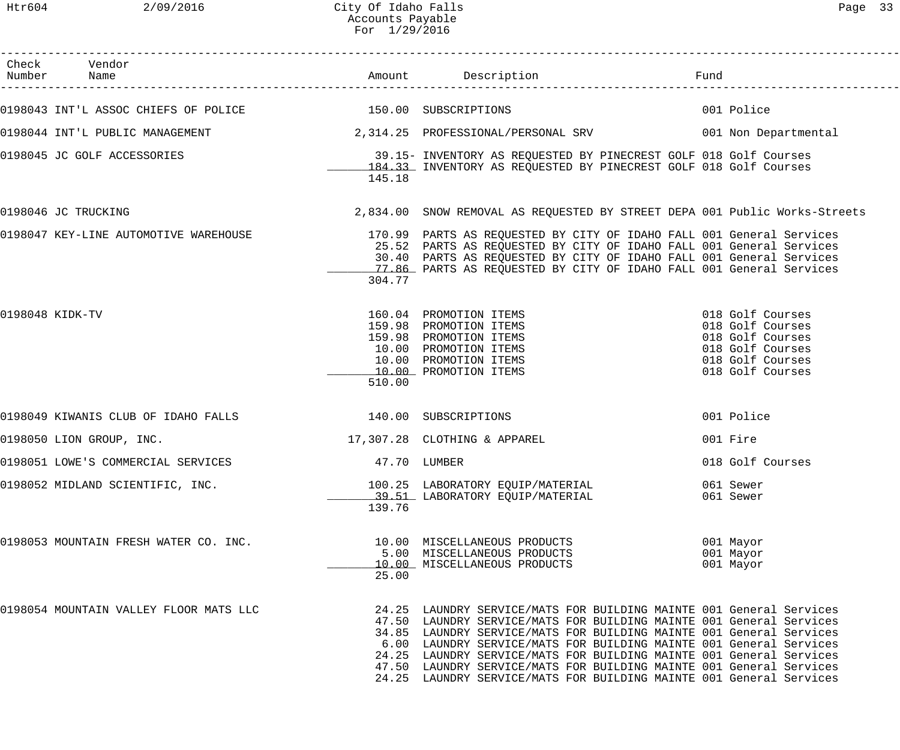City Of Idaho Falls
Accounts Payable
For 1/29/2016

| Check Number | Vendor Name | Amount | Description | Fund |
|---|---|---|---|---|
| 0198043 | INT'L ASSOC CHIEFS OF POLICE | 150.00 | SUBSCRIPTIONS | 001 Police |
| 0198044 | INT'L PUBLIC MANAGEMENT | 2,314.25 | PROFESSIONAL/PERSONAL SRV | 001 Non Departmental |
| 0198045 | JC GOLF ACCESSORIES | 39.15- | INVENTORY AS REQUESTED BY PINECREST GOLF | 018 Golf Courses |
| | | 184.33 | INVENTORY AS REQUESTED BY PINECREST GOLF | 018 Golf Courses |
| | | 145.18 | | |
| 0198046 | JC TRUCKING | 2,834.00 | SNOW REMOVAL AS REQUESTED BY STREET DEPA | 001 Public Works-Streets |
| 0198047 | KEY-LINE AUTOMOTIVE WAREHOUSE | 170.99 | PARTS AS REQUESTED BY CITY OF IDAHO FALL | 001 General Services |
| | | 25.52 | PARTS AS REQUESTED BY CITY OF IDAHO FALL | 001 General Services |
| | | 30.40 | PARTS AS REQUESTED BY CITY OF IDAHO FALL | 001 General Services |
| | | 77.86 | PARTS AS REQUESTED BY CITY OF IDAHO FALL | 001 General Services |
| | | 304.77 | | |
| 0198048 | KIDK-TV | 160.04 | PROMOTION ITEMS | 018 Golf Courses |
| | | 159.98 | PROMOTION ITEMS | 018 Golf Courses |
| | | 159.98 | PROMOTION ITEMS | 018 Golf Courses |
| | | 10.00 | PROMOTION ITEMS | 018 Golf Courses |
| | | 10.00 | PROMOTION ITEMS | 018 Golf Courses |
| | | 10.00 | PROMOTION ITEMS | 018 Golf Courses |
| | | 510.00 | | |
| 0198049 | KIWANIS CLUB OF IDAHO FALLS | 140.00 | SUBSCRIPTIONS | 001 Police |
| 0198050 | LION GROUP, INC. | 17,307.28 | CLOTHING & APPAREL | 001 Fire |
| 0198051 | LOWE'S COMMERCIAL SERVICES | 47.70 | LUMBER | 018 Golf Courses |
| 0198052 | MIDLAND SCIENTIFIC, INC. | 100.25 | LABORATORY EQUIP/MATERIAL | 061 Sewer |
| | | 39.51 | LABORATORY EQUIP/MATERIAL | 061 Sewer |
| | | 139.76 | | |
| 0198053 | MOUNTAIN FRESH WATER CO. INC. | 10.00 | MISCELLANEOUS PRODUCTS | 001 Mayor |
| | | 5.00 | MISCELLANEOUS PRODUCTS | 001 Mayor |
| | | 10.00 | MISCELLANEOUS PRODUCTS | 001 Mayor |
| | | 25.00 | | |
| 0198054 | MOUNTAIN VALLEY FLOOR MATS LLC | 24.25 | LAUNDRY SERVICE/MATS FOR BUILDING MAINTE | 001 General Services |
| | | 47.50 | LAUNDRY SERVICE/MATS FOR BUILDING MAINTE | 001 General Services |
| | | 34.85 | LAUNDRY SERVICE/MATS FOR BUILDING MAINTE | 001 General Services |
| | | 6.00 | LAUNDRY SERVICE/MATS FOR BUILDING MAINTE | 001 General Services |
| | | 24.25 | LAUNDRY SERVICE/MATS FOR BUILDING MAINTE | 001 General Services |
| | | 47.50 | LAUNDRY SERVICE/MATS FOR BUILDING MAINTE | 001 General Services |
| | | 24.25 | LAUNDRY SERVICE/MATS FOR BUILDING MAINTE | 001 General Services |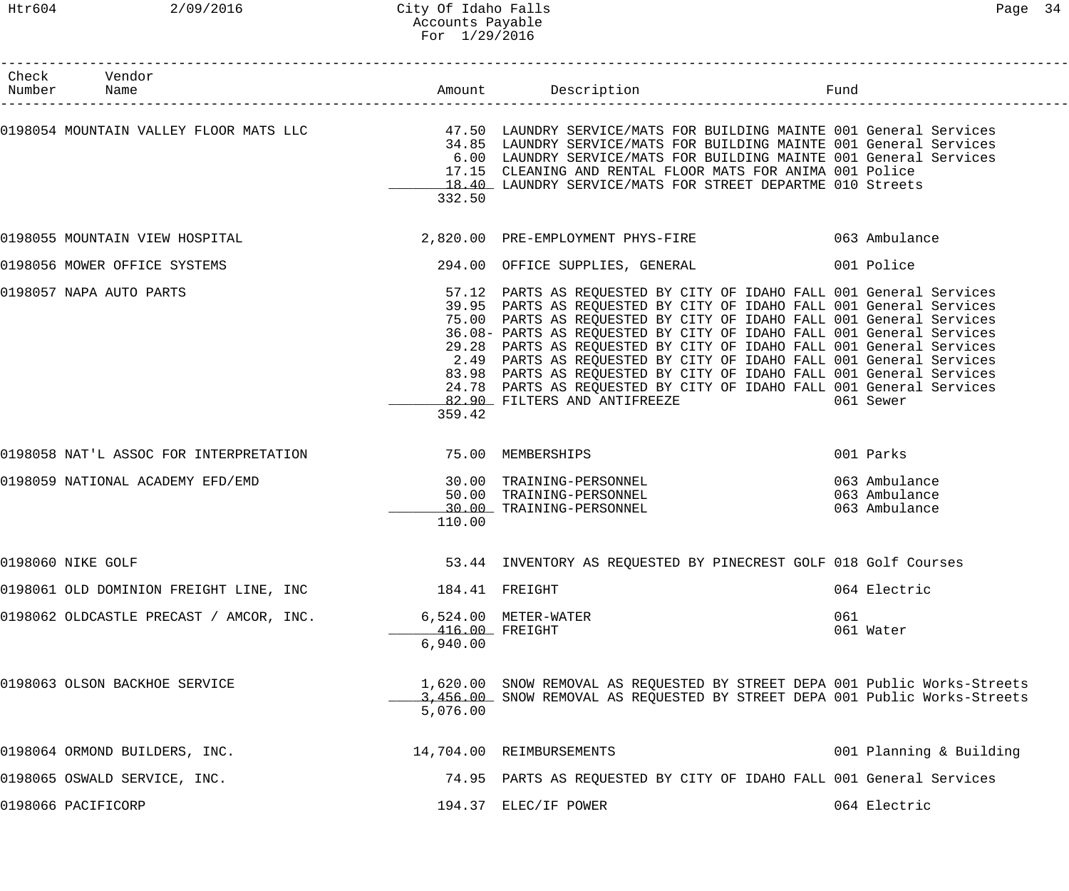| Check Number | Vendor Name | Amount | Description | Fund |
|---|---|---|---|---|
| 0198054 | MOUNTAIN VALLEY FLOOR MATS LLC | 47.50 | LAUNDRY SERVICE/MATS FOR BUILDING MAINTE | 001 General Services |
| | | 34.85 | LAUNDRY SERVICE/MATS FOR BUILDING MAINTE | 001 General Services |
| | | 6.00 | LAUNDRY SERVICE/MATS FOR BUILDING MAINTE | 001 General Services |
| | | 17.15 | CLEANING AND RENTAL FLOOR MATS FOR ANIMA | 001 Police |
| | | 18.40 | LAUNDRY SERVICE/MATS FOR STREET DEPARTME | 010 Streets |
| | | 332.50 | | |
| 0198055 | MOUNTAIN VIEW HOSPITAL | 2,820.00 | PRE-EMPLOYMENT PHYS-FIRE | 063 Ambulance |
| 0198056 | MOWER OFFICE SYSTEMS | 294.00 | OFFICE SUPPLIES, GENERAL | 001 Police |
| 0198057 | NAPA AUTO PARTS | 57.12 | PARTS AS REQUESTED BY CITY OF IDAHO FALL | 001 General Services |
| | | 39.95 | PARTS AS REQUESTED BY CITY OF IDAHO FALL | 001 General Services |
| | | 75.00 | PARTS AS REQUESTED BY CITY OF IDAHO FALL | 001 General Services |
| | | 36.08- | PARTS AS REQUESTED BY CITY OF IDAHO FALL | 001 General Services |
| | | 29.28 | PARTS AS REQUESTED BY CITY OF IDAHO FALL | 001 General Services |
| | | 2.49 | PARTS AS REQUESTED BY CITY OF IDAHO FALL | 001 General Services |
| | | 83.98 | PARTS AS REQUESTED BY CITY OF IDAHO FALL | 001 General Services |
| | | 24.78 | PARTS AS REQUESTED BY CITY OF IDAHO FALL | 001 General Services |
| | | 82.90 | FILTERS AND ANTIFREEZE | 061 Sewer |
| | | 359.42 | | |
| 0198058 | NAT'L ASSOC FOR INTERPRETATION | 75.00 | MEMBERSHIPS | 001 Parks |
| 0198059 | NATIONAL ACADEMY EFD/EMD | 30.00 | TRAINING-PERSONNEL | 063 Ambulance |
| | | 50.00 | TRAINING-PERSONNEL | 063 Ambulance |
| | | 30.00 | TRAINING-PERSONNEL | 063 Ambulance |
| | | 110.00 | | |
| 0198060 | NIKE GOLF | 53.44 | INVENTORY AS REQUESTED BY PINECREST GOLF | 018 Golf Courses |
| 0198061 | OLD DOMINION FREIGHT LINE, INC | 184.41 | FREIGHT | 064 Electric |
| 0198062 | OLDCASTLE PRECAST / AMCOR, INC. | 6,524.00 | METER-WATER | 061 |
| | | 416.00 | FREIGHT | 061 Water |
| | | 6,940.00 | | |
| 0198063 | OLSON BACKHOE SERVICE | 1,620.00 | SNOW REMOVAL AS REQUESTED BY STREET DEPA | 001 Public Works-Streets |
| | | 3,456.00 | SNOW REMOVAL AS REQUESTED BY STREET DEPA | 001 Public Works-Streets |
| | | 5,076.00 | | |
| 0198064 | ORMOND BUILDERS, INC. | 14,704.00 | REIMBURSEMENTS | 001 Planning & Building |
| 0198065 | OSWALD SERVICE, INC. | 74.95 | PARTS AS REQUESTED BY CITY OF IDAHO FALL | 001 General Services |
| 0198066 | PACIFICORP | 194.37 | ELEC/IF POWER | 064 Electric |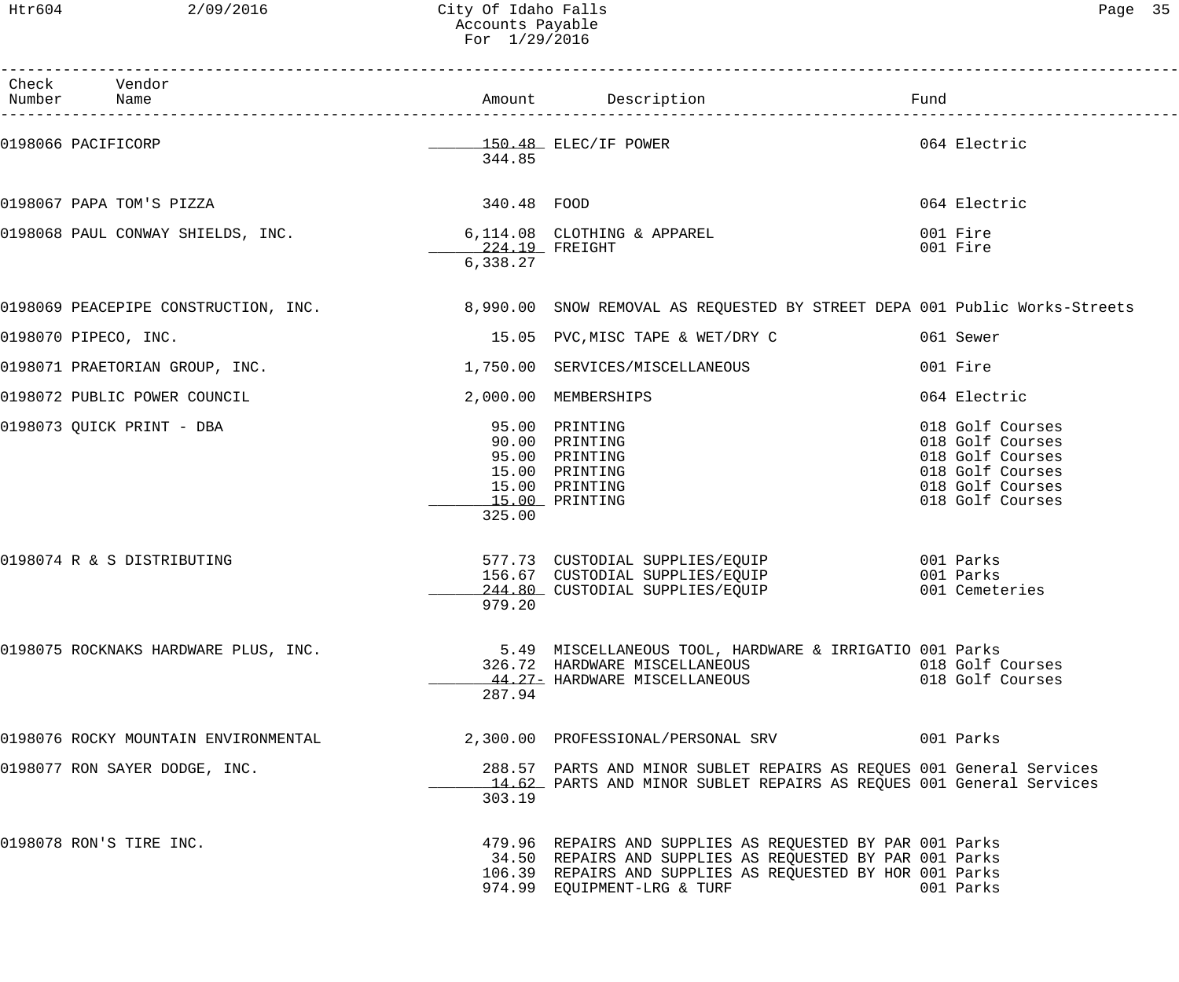# City Of Idaho Falls
## Accounts Payable
### For 1/29/2016

| Check Number | Vendor Name | Amount | Description | Fund |
|---|---|---|---|---|
| 0198066 | PACIFICORP | 150.48 | ELEC/IF POWER | 064 Electric |
| | | 344.85 | | |
| 0198067 | PAPA TOM'S PIZZA | 340.48 | FOOD | 064 Electric |
| 0198068 | PAUL CONWAY SHIELDS, INC. | 6,114.08 | CLOTHING & APPAREL | 001 Fire |
| | | 224.19 | FREIGHT | 001 Fire |
| | | 6,338.27 | | |
| 0198069 | PEACEPIPE CONSTRUCTION, INC. | 8,990.00 | SNOW REMOVAL AS REQUESTED BY STREET DEPA | 001 Public Works-Streets |
| 0198070 | PIPECO, INC. | 15.05 | PVC,MISC TAPE & WET/DRY C | 061 Sewer |
| 0198071 | PRAETORIAN GROUP, INC. | 1,750.00 | SERVICES/MISCELLANEOUS | 001 Fire |
| 0198072 | PUBLIC POWER COUNCIL | 2,000.00 | MEMBERSHIPS | 064 Electric |
| 0198073 | QUICK PRINT - DBA | 95.00 | PRINTING | 018 Golf Courses |
| | | 90.00 | PRINTING | 018 Golf Courses |
| | | 95.00 | PRINTING | 018 Golf Courses |
| | | 15.00 | PRINTING | 018 Golf Courses |
| | | 15.00 | PRINTING | 018 Golf Courses |
| | | 15.00 | PRINTING | 018 Golf Courses |
| | | 325.00 | | |
| 0198074 | R & S DISTRIBUTING | 577.73 | CUSTODIAL SUPPLIES/EQUIP | 001 Parks |
| | | 156.67 | CUSTODIAL SUPPLIES/EQUIP | 001 Parks |
| | | 244.80 | CUSTODIAL SUPPLIES/EQUIP | 001 Cemeteries |
| | | 979.20 | | |
| 0198075 | ROCKNAKS HARDWARE PLUS, INC. | 5.49 | MISCELLANEOUS TOOL, HARDWARE & IRRIGATIO | 001 Parks |
| | | 326.72 | HARDWARE MISCELLANEOUS | 018 Golf Courses |
| | | 44.27- | HARDWARE MISCELLANEOUS | 018 Golf Courses |
| | | 287.94 | | |
| 0198076 | ROCKY MOUNTAIN ENVIRONMENTAL | 2,300.00 | PROFESSIONAL/PERSONAL SRV | 001 Parks |
| 0198077 | RON SAYER DODGE, INC. | 288.57 | PARTS AND MINOR SUBLET REPAIRS AS REQUES | 001 General Services |
| | | 14.62 | PARTS AND MINOR SUBLET REPAIRS AS REQUES | 001 General Services |
| | | 303.19 | | |
| 0198078 | RON'S TIRE INC. | 479.96 | REPAIRS AND SUPPLIES AS REQUESTED BY PAR | 001 Parks |
| | | 34.50 | REPAIRS AND SUPPLIES AS REQUESTED BY PAR | 001 Parks |
| | | 106.39 | REPAIRS AND SUPPLIES AS REQUESTED BY HOR | 001 Parks |
| | | 974.99 | EQUIPMENT-LRG & TURF | 001 Parks |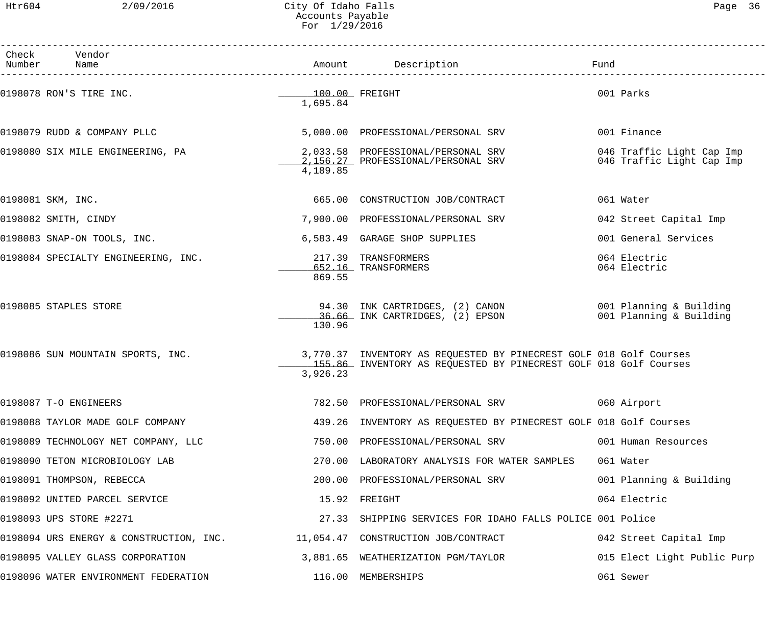City Of Idaho Falls
Accounts Payable
For 1/29/2016

| Check Number | Vendor Name | Amount | Description | Fund |
|---|---|---|---|---|
| 0198078 | RON'S TIRE INC. | 100.00 | FREIGHT | 001 Parks |
| | | 1,695.84 | | |
| 0198079 | RUDD & COMPANY PLLC | 5,000.00 | PROFESSIONAL/PERSONAL SRV | 001 Finance |
| 0198080 | SIX MILE ENGINEERING, PA | 2,033.58 | PROFESSIONAL/PERSONAL SRV | 046 Traffic Light Cap Imp |
| | | 2,156.27 | PROFESSIONAL/PERSONAL SRV | 046 Traffic Light Cap Imp |
| | | 4,189.85 | | |
| 0198081 | SKM, INC. | 665.00 | CONSTRUCTION JOB/CONTRACT | 061 Water |
| 0198082 | SMITH, CINDY | 7,900.00 | PROFESSIONAL/PERSONAL SRV | 042 Street Capital Imp |
| 0198083 | SNAP-ON TOOLS, INC. | 6,583.49 | GARAGE SHOP SUPPLIES | 001 General Services |
| 0198084 | SPECIALTY ENGINEERING, INC. | 217.39 | TRANSFORMERS | 064 Electric |
| | | 652.16 | TRANSFORMERS | 064 Electric |
| | | 869.55 | | |
| 0198085 | STAPLES STORE | 94.30 | INK CARTRIDGES, (2) CANON | 001 Planning & Building |
| | | 36.66 | INK CARTRIDGES, (2) EPSON | 001 Planning & Building |
| | | 130.96 | | |
| 0198086 | SUN MOUNTAIN SPORTS, INC. | 3,770.37 | INVENTORY AS REQUESTED BY PINECREST GOLF | 018 Golf Courses |
| | | 155.86 | INVENTORY AS REQUESTED BY PINECREST GOLF | 018 Golf Courses |
| | | 3,926.23 | | |
| 0198087 | T-O ENGINEERS | 782.50 | PROFESSIONAL/PERSONAL SRV | 060 Airport |
| 0198088 | TAYLOR MADE GOLF COMPANY | 439.26 | INVENTORY AS REQUESTED BY PINECREST GOLF | 018 Golf Courses |
| 0198089 | TECHNOLOGY NET COMPANY, LLC | 750.00 | PROFESSIONAL/PERSONAL SRV | 001 Human Resources |
| 0198090 | TETON MICROBIOLOGY LAB | 270.00 | LABORATORY ANALYSIS FOR WATER SAMPLES | 061 Water |
| 0198091 | THOMPSON, REBECCA | 200.00 | PROFESSIONAL/PERSONAL SRV | 001 Planning & Building |
| 0198092 | UNITED PARCEL SERVICE | 15.92 | FREIGHT | 064 Electric |
| 0198093 | UPS STORE #2271 | 27.33 | SHIPPING SERVICES FOR IDAHO FALLS POLICE | 001 Police |
| 0198094 | URS ENERGY & CONSTRUCTION, INC. | 11,054.47 | CONSTRUCTION JOB/CONTRACT | 042 Street Capital Imp |
| 0198095 | VALLEY GLASS CORPORATION | 3,881.65 | WEATHERIZATION PGM/TAYLOR | 015 Elect Light Public Purp |
| 0198096 | WATER ENVIRONMENT FEDERATION | 116.00 | MEMBERSHIPS | 061 Sewer |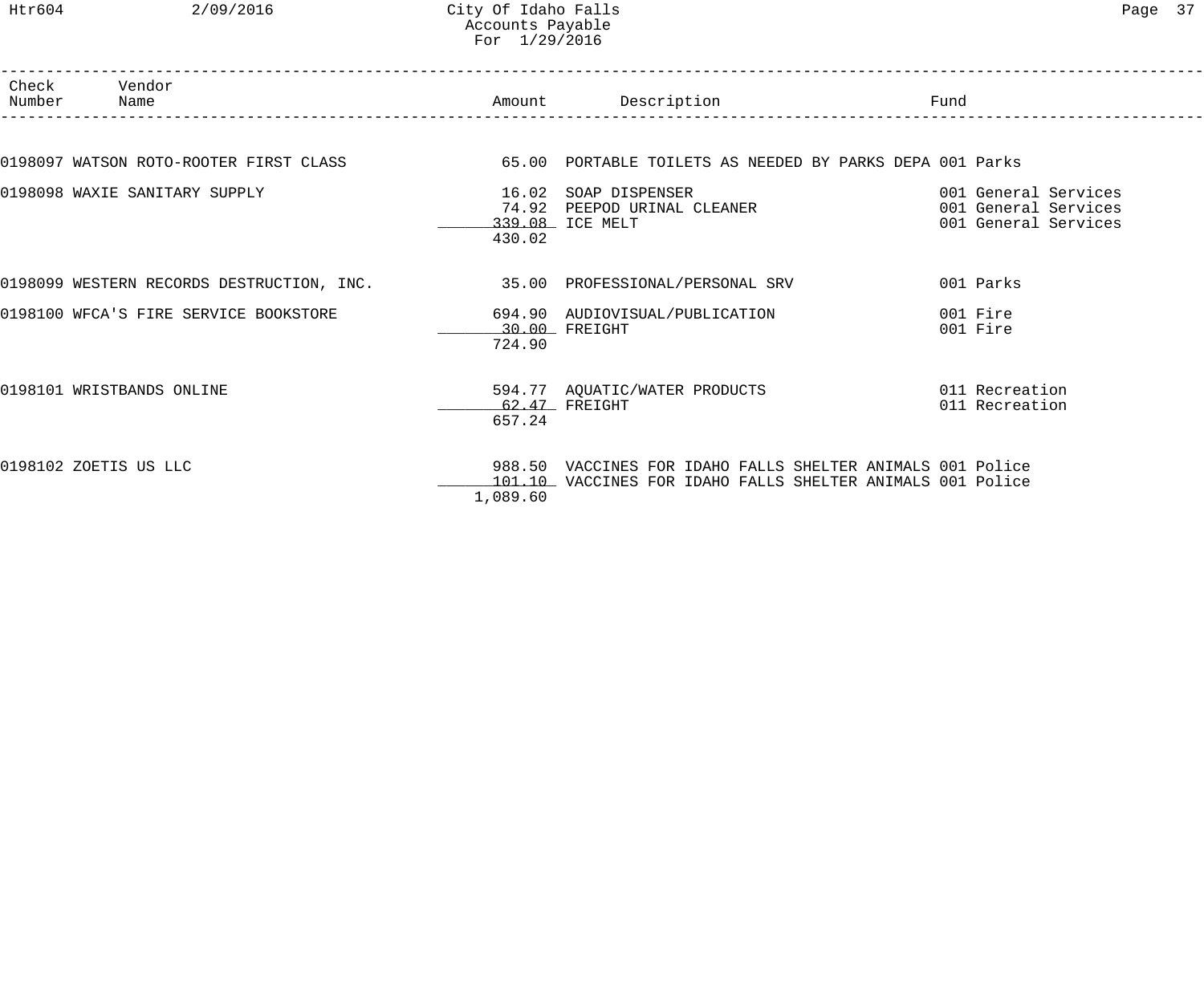# City Of Idaho Falls
## Accounts Payable
### For 1/29/2016

| Check Number | Vendor Name | Amount | Description | Fund |
|---|---|---|---|---|
| 0198097 | WATSON ROTO-ROOTER FIRST CLASS | 65.00 | PORTABLE TOILETS AS NEEDED BY PARKS DEPA | 001 Parks |
| 0198098 | WAXIE SANITARY SUPPLY | 16.02 | SOAP DISPENSER | 001 General Services |
| | | 74.92 | PEEPOD URINAL CLEANER | 001 General Services |
| | | 339.08 | ICE MELT | 001 General Services |
| | | 430.02 | | |
| 0198099 | WESTERN RECORDS DESTRUCTION, INC. | 35.00 | PROFESSIONAL/PERSONAL SRV | 001 Parks |
| 0198100 | WFCA'S FIRE SERVICE BOOKSTORE | 694.90 | AUDIOVISUAL/PUBLICATION | 001 Fire |
| | | 30.00 | FREIGHT | 001 Fire |
| | | 724.90 | | |
| 0198101 | WRISTBANDS ONLINE | 594.77 | AQUATIC/WATER PRODUCTS | 011 Recreation |
| | | 62.47 | FREIGHT | 011 Recreation |
| | | 657.24 | | |
| 0198102 | ZOETIS US LLC | 988.50 | VACCINES FOR IDAHO FALLS SHELTER ANIMALS | 001 Police |
| | | 101.10 | VACCINES FOR IDAHO FALLS SHELTER ANIMALS | 001 Police |
| | | 1,089.60 | | |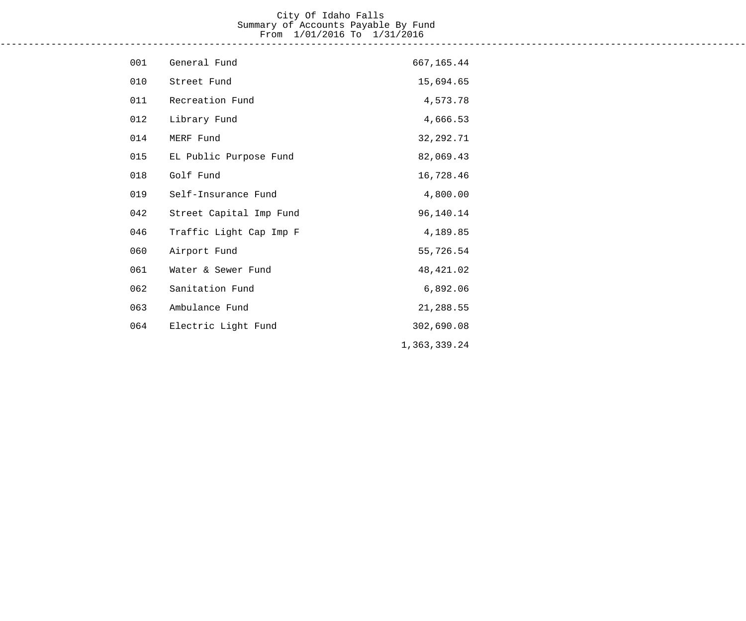# City Of Idaho Falls

## Summary of Accounts Payable By Fund

From 1/01/2016 To 1/31/2016

| Fund | Description | Amount |
|---|---|---|
| 001 | General Fund | 667,165.44 |
| 010 | Street Fund | 15,694.65 |
| 011 | Recreation Fund | 4,573.78 |
| 012 | Library Fund | 4,666.53 |
| 014 | MERF Fund | 32,292.71 |
| 015 | EL Public Purpose Fund | 82,069.43 |
| 018 | Golf Fund | 16,728.46 |
| 019 | Self-Insurance Fund | 4,800.00 |
| 042 | Street Capital Imp Fund | 96,140.14 |
| 046 | Traffic Light Cap Imp F | 4,189.85 |
| 060 | Airport Fund | 55,726.54 |
| 061 | Water & Sewer Fund | 48,421.02 |
| 062 | Sanitation Fund | 6,892.06 |
| 063 | Ambulance Fund | 21,288.55 |
| 064 | Electric Light Fund | 302,690.08 |
| | | 1,363,339.24 |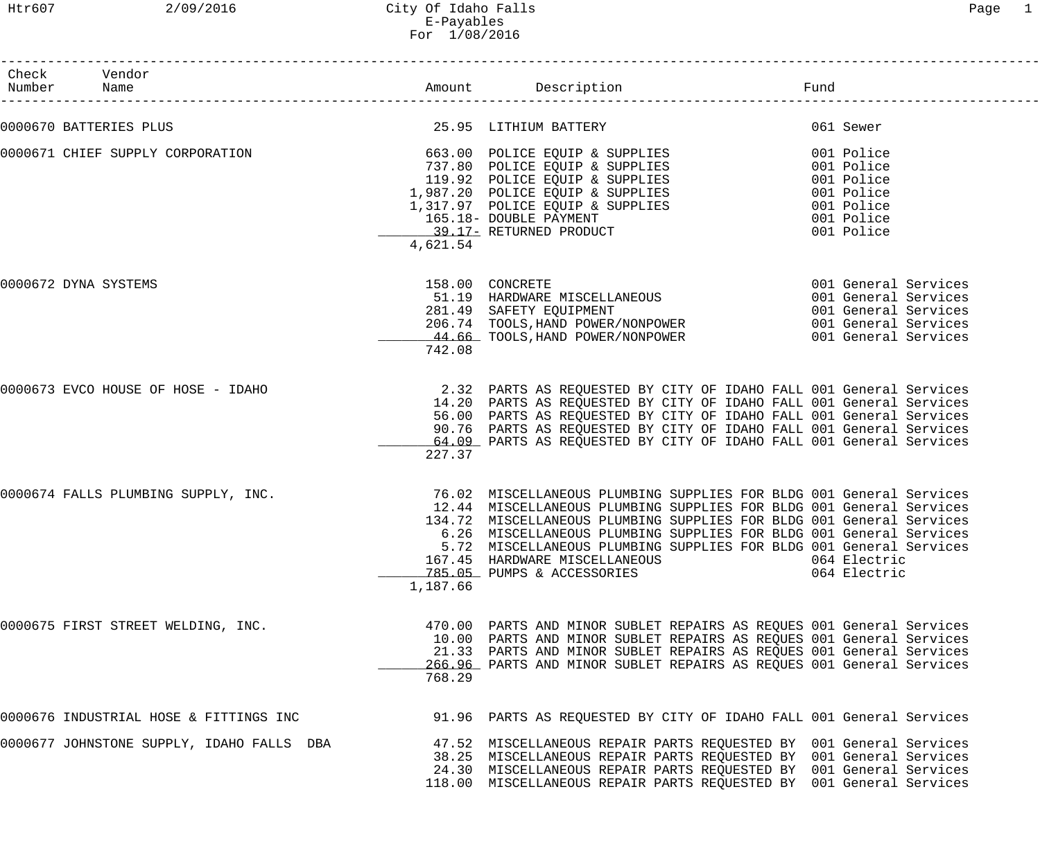City Of Idaho Falls
E-Payables
For 1/08/2016

| Check Number | Vendor Name | Amount | Description | Fund |
|---|---|---|---|---|
| 0000670 | BATTERIES PLUS | 25.95 | LITHIUM BATTERY | 061 Sewer |
| 0000671 | CHIEF SUPPLY CORPORATION | 663.00 | POLICE EQUIP & SUPPLIES | 001 Police |
| | | 737.80 | POLICE EQUIP & SUPPLIES | 001 Police |
| | | 119.92 | POLICE EQUIP & SUPPLIES | 001 Police |
| | | 1,987.20 | POLICE EQUIP & SUPPLIES | 001 Police |
| | | 1,317.97 | POLICE EQUIP & SUPPLIES | 001 Police |
| | | 165.18- | DOUBLE PAYMENT | 001 Police |
| | | 39.17- | RETURNED PRODUCT | 001 Police |
| | | 4,621.54 | | |
| 0000672 | DYNA SYSTEMS | 158.00 | CONCRETE | 001 General Services |
| | | 51.19 | HARDWARE MISCELLANEOUS | 001 General Services |
| | | 281.49 | SAFETY EQUIPMENT | 001 General Services |
| | | 206.74 | TOOLS,HAND POWER/NONPOWER | 001 General Services |
| | | 44.66 | TOOLS,HAND POWER/NONPOWER | 001 General Services |
| | | 742.08 | | |
| 0000673 | EVCO HOUSE OF HOSE - IDAHO | 2.32 | PARTS AS REQUESTED BY CITY OF IDAHO FALL | 001 General Services |
| | | 14.20 | PARTS AS REQUESTED BY CITY OF IDAHO FALL | 001 General Services |
| | | 56.00 | PARTS AS REQUESTED BY CITY OF IDAHO FALL | 001 General Services |
| | | 90.76 | PARTS AS REQUESTED BY CITY OF IDAHO FALL | 001 General Services |
| | | 64.09 | PARTS AS REQUESTED BY CITY OF IDAHO FALL | 001 General Services |
| | | 227.37 | | |
| 0000674 | FALLS PLUMBING SUPPLY, INC. | 76.02 | MISCELLANEOUS PLUMBING SUPPLIES FOR BLDG | 001 General Services |
| | | 12.44 | MISCELLANEOUS PLUMBING SUPPLIES FOR BLDG | 001 General Services |
| | | 134.72 | MISCELLANEOUS PLUMBING SUPPLIES FOR BLDG | 001 General Services |
| | | 6.26 | MISCELLANEOUS PLUMBING SUPPLIES FOR BLDG | 001 General Services |
| | | 5.72 | MISCELLANEOUS PLUMBING SUPPLIES FOR BLDG | 001 General Services |
| | | 167.45 | HARDWARE MISCELLANEOUS | 064 Electric |
| | | 785.05 | PUMPS & ACCESSORIES | 064 Electric |
| | | 1,187.66 | | |
| 0000675 | FIRST STREET WELDING, INC. | 470.00 | PARTS AND MINOR SUBLET REPAIRS AS REQUES | 001 General Services |
| | | 10.00 | PARTS AND MINOR SUBLET REPAIRS AS REQUES | 001 General Services |
| | | 21.33 | PARTS AND MINOR SUBLET REPAIRS AS REQUES | 001 General Services |
| | | 266.96 | PARTS AND MINOR SUBLET REPAIRS AS REQUES | 001 General Services |
| | | 768.29 | | |
| 0000676 | INDUSTRIAL HOSE & FITTINGS INC | 91.96 | PARTS AS REQUESTED BY CITY OF IDAHO FALL | 001 General Services |
| 0000677 | JOHNSTONE SUPPLY, IDAHO FALLS DBA | 47.52 | MISCELLANEOUS REPAIR PARTS REQUESTED BY | 001 General Services |
| | | 38.25 | MISCELLANEOUS REPAIR PARTS REQUESTED BY | 001 General Services |
| | | 24.30 | MISCELLANEOUS REPAIR PARTS REQUESTED BY | 001 General Services |
| | | 118.00 | MISCELLANEOUS REPAIR PARTS REQUESTED BY | 001 General Services |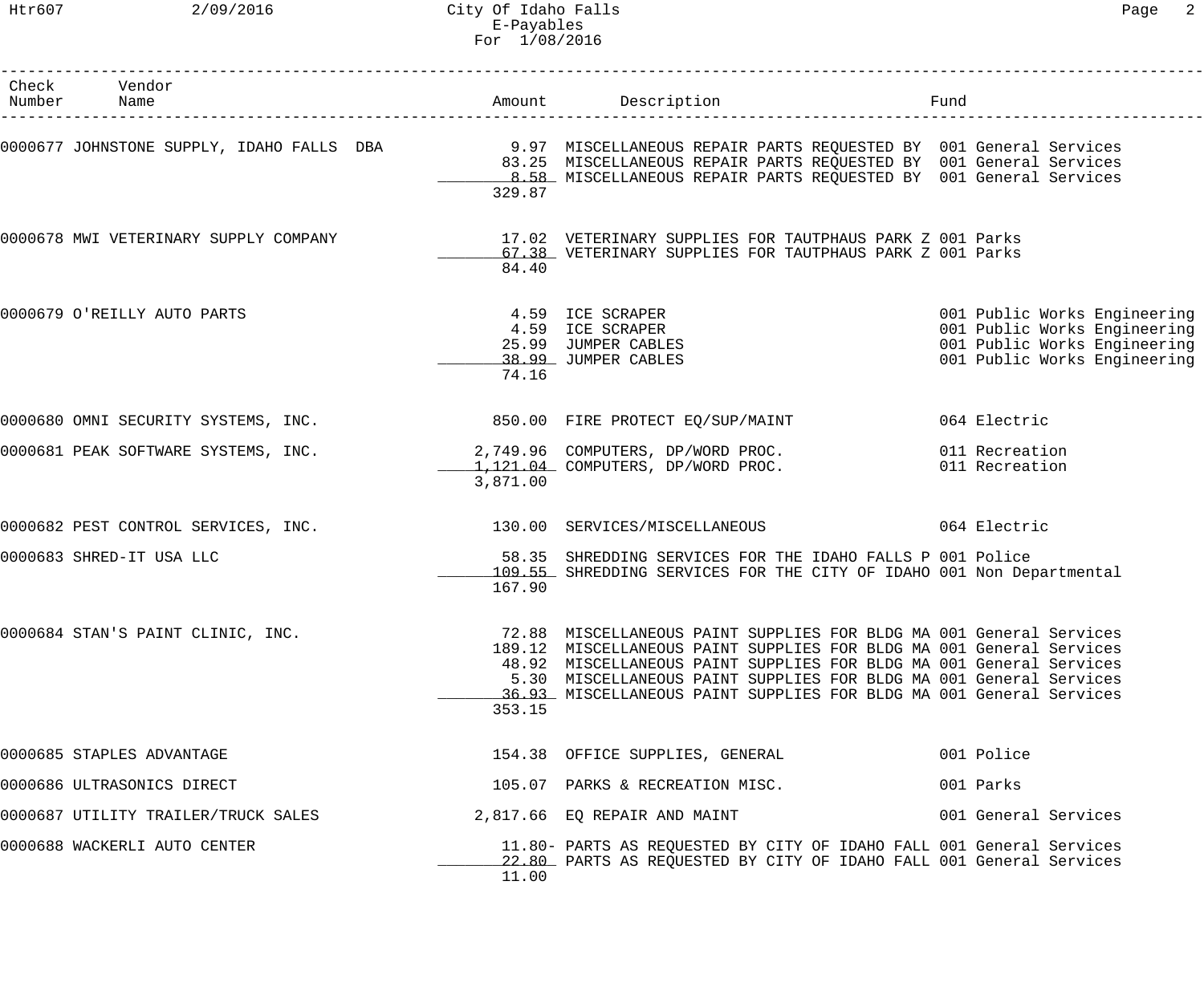City Of Idaho Falls
E-Payables
For 1/08/2016

| Check Number | Vendor Name | Amount | Description | Fund |
|---|---|---|---|---|
| 0000677 | JOHNSTONE SUPPLY, IDAHO FALLS DBA | 9.97 | MISCELLANEOUS REPAIR PARTS REQUESTED BY | 001 General Services |
| | | 83.25 | MISCELLANEOUS REPAIR PARTS REQUESTED BY | 001 General Services |
| | | 8.58 | MISCELLANEOUS REPAIR PARTS REQUESTED BY | 001 General Services |
| | | 329.87 | | |
| 0000678 | MWI VETERINARY SUPPLY COMPANY | 17.02 | VETERINARY SUPPLIES FOR TAUTPHAUS PARK Z | 001 Parks |
| | | 67.38 | VETERINARY SUPPLIES FOR TAUTPHAUS PARK Z | 001 Parks |
| | | 84.40 | | |
| 0000679 | O'REILLY AUTO PARTS | 4.59 | ICE SCRAPER | 001 Public Works Engineering |
| | | 4.59 | ICE SCRAPER | 001 Public Works Engineering |
| | | 25.99 | JUMPER CABLES | 001 Public Works Engineering |
| | | 38.99 | JUMPER CABLES | 001 Public Works Engineering |
| | | 74.16 | | |
| 0000680 | OMNI SECURITY SYSTEMS, INC. | 850.00 | FIRE PROTECT EQ/SUP/MAINT | 064 Electric |
| 0000681 | PEAK SOFTWARE SYSTEMS, INC. | 2,749.96 | COMPUTERS, DP/WORD PROC. | 011 Recreation |
| | | 1,121.04 | COMPUTERS, DP/WORD PROC. | 011 Recreation |
| | | 3,871.00 | | |
| 0000682 | PEST CONTROL SERVICES, INC. | 130.00 | SERVICES/MISCELLANEOUS | 064 Electric |
| 0000683 | SHRED-IT USA LLC | 58.35 | SHREDDING SERVICES FOR THE IDAHO FALLS P | 001 Police |
| | | 109.55 | SHREDDING SERVICES FOR THE CITY OF IDAHO | 001 Non Departmental |
| | | 167.90 | | |
| 0000684 | STAN'S PAINT CLINIC, INC. | 72.88 | MISCELLANEOUS PAINT SUPPLIES FOR BLDG MA | 001 General Services |
| | | 189.12 | MISCELLANEOUS PAINT SUPPLIES FOR BLDG MA | 001 General Services |
| | | 48.92 | MISCELLANEOUS PAINT SUPPLIES FOR BLDG MA | 001 General Services |
| | | 5.30 | MISCELLANEOUS PAINT SUPPLIES FOR BLDG MA | 001 General Services |
| | | 36.93 | MISCELLANEOUS PAINT SUPPLIES FOR BLDG MA | 001 General Services |
| | | 353.15 | | |
| 0000685 | STAPLES ADVANTAGE | 154.38 | OFFICE SUPPLIES, GENERAL | 001 Police |
| 0000686 | ULTRASONICS DIRECT | 105.07 | PARKS & RECREATION MISC. | 001 Parks |
| 0000687 | UTILITY TRAILER/TRUCK SALES | 2,817.66 | EQ REPAIR AND MAINT | 001 General Services |
| 0000688 | WACKERLI AUTO CENTER | 11.80- | PARTS AS REQUESTED BY CITY OF IDAHO FALL | 001 General Services |
| | | 22.80 | PARTS AS REQUESTED BY CITY OF IDAHO FALL | 001 General Services |
| | | 11.00 | | |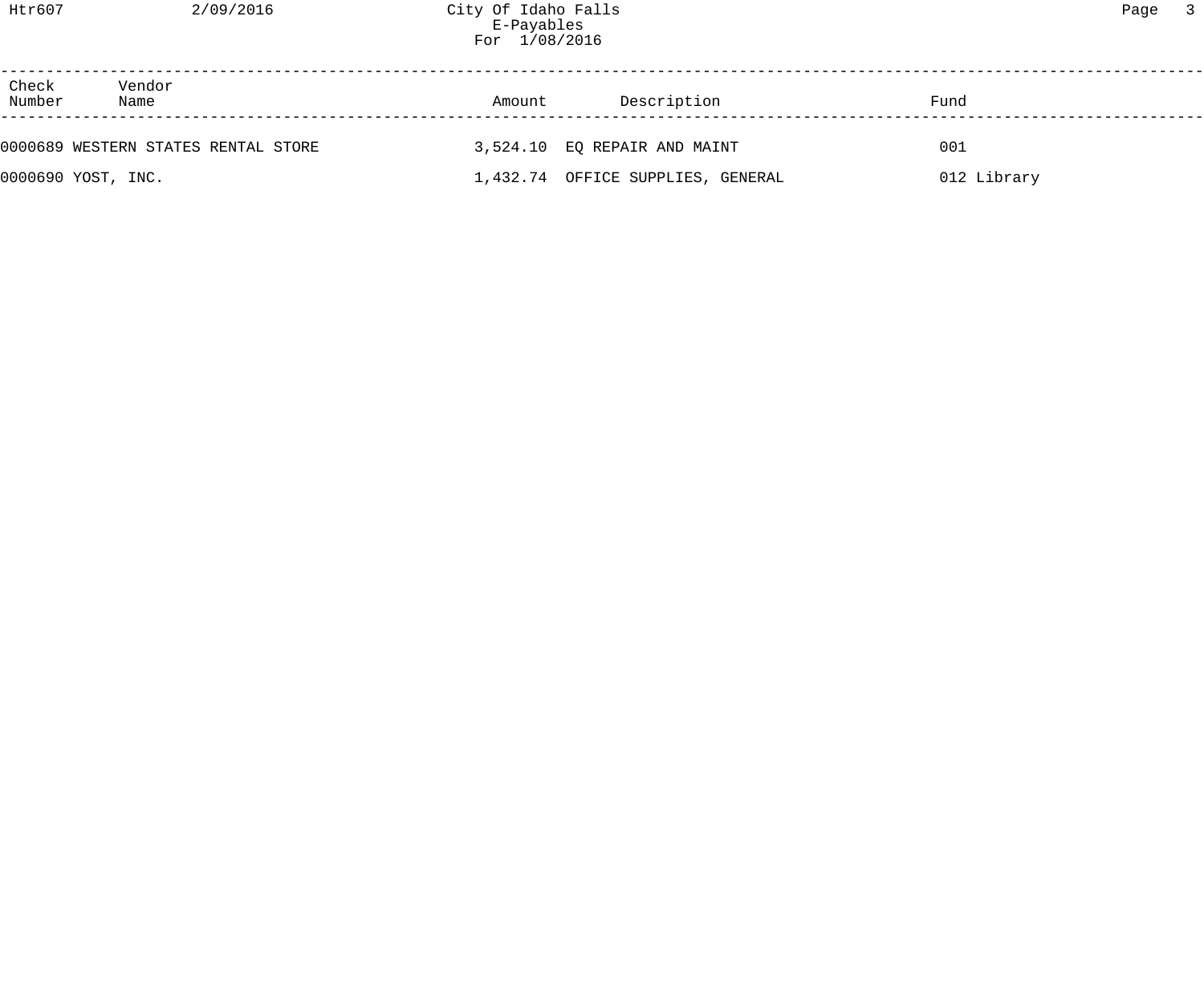| Check Number | Vendor Name | Amount | Description | Fund |
|---|---|---|---|---|
| 0000689 | WESTERN STATES RENTAL STORE | 3,524.10 | EQ REPAIR AND MAINT | 001 |
| 0000690 | YOST, INC. | 1,432.74 | OFFICE SUPPLIES, GENERAL | 012 Library |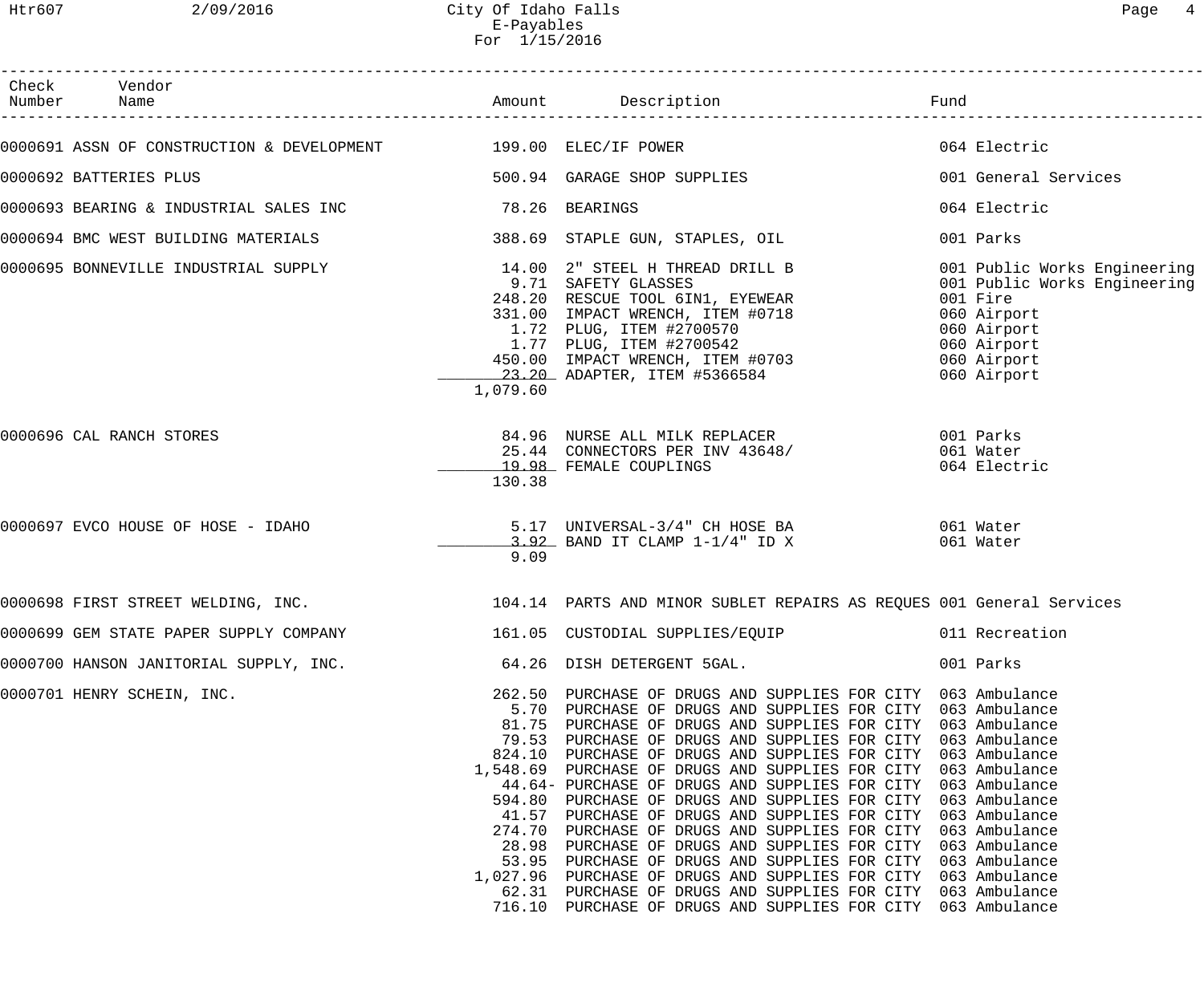City Of Idaho Falls
E-Payables
For 1/15/2016

| Check Number | Vendor Name | Amount | Description | Fund |
|---|---|---|---|---|
| 0000691 | ASSN OF CONSTRUCTION & DEVELOPMENT | 199.00 | ELEC/IF POWER | 064 Electric |
| 0000692 | BATTERIES PLUS | 500.94 | GARAGE SHOP SUPPLIES | 001 General Services |
| 0000693 | BEARING & INDUSTRIAL SALES INC | 78.26 | BEARINGS | 064 Electric |
| 0000694 | BMC WEST BUILDING MATERIALS | 388.69 | STAPLE GUN, STAPLES, OIL | 001 Parks |
| 0000695 | BONNEVILLE INDUSTRIAL SUPPLY | 14.00 | 2" STEEL H THREAD DRILL B | 001 Public Works Engineering |
| | | 9.71 | SAFETY GLASSES | 001 Public Works Engineering |
| | | 248.20 | RESCUE TOOL 6IN1, EYEWEAR | 001 Fire |
| | | 331.00 | IMPACT WRENCH, ITEM #0718 | 060 Airport |
| | | 1.72 | PLUG, ITEM #2700570 | 060 Airport |
| | | 1.77 | PLUG, ITEM #2700542 | 060 Airport |
| | | 450.00 | IMPACT WRENCH, ITEM #0703 | 060 Airport |
| | | 23.20 | ADAPTER, ITEM #5366584 | 060 Airport |
| | | 1,079.60 | | |
| 0000696 | CAL RANCH STORES | 84.96 | NURSE ALL MILK REPLACER | 001 Parks |
| | | 25.44 | CONNECTORS PER INV 43648/ | 061 Water |
| | | 19.98 | FEMALE COUPLINGS | 064 Electric |
| | | 130.38 | | |
| 0000697 | EVCO HOUSE OF HOSE - IDAHO | 5.17 | UNIVERSAL-3/4" CH HOSE BA | 061 Water |
| | | 3.92 | BAND IT CLAMP 1-1/4" ID X | 061 Water |
| | | 9.09 | | |
| 0000698 | FIRST STREET WELDING, INC. | 104.14 | PARTS AND MINOR SUBLET REPAIRS AS REQUES | 001 General Services |
| 0000699 | GEM STATE PAPER SUPPLY COMPANY | 161.05 | CUSTODIAL SUPPLIES/EQUIP | 011 Recreation |
| 0000700 | HANSON JANITORIAL SUPPLY, INC. | 64.26 | DISH DETERGENT 5GAL. | 001 Parks |
| 0000701 | HENRY SCHEIN, INC. | 262.50 | PURCHASE OF DRUGS AND SUPPLIES FOR CITY | 063 Ambulance |
| | | 5.70 | PURCHASE OF DRUGS AND SUPPLIES FOR CITY | 063 Ambulance |
| | | 81.75 | PURCHASE OF DRUGS AND SUPPLIES FOR CITY | 063 Ambulance |
| | | 79.53 | PURCHASE OF DRUGS AND SUPPLIES FOR CITY | 063 Ambulance |
| | | 824.10 | PURCHASE OF DRUGS AND SUPPLIES FOR CITY | 063 Ambulance |
| | | 1,548.69 | PURCHASE OF DRUGS AND SUPPLIES FOR CITY | 063 Ambulance |
| | | 44.64- | PURCHASE OF DRUGS AND SUPPLIES FOR CITY | 063 Ambulance |
| | | 594.80 | PURCHASE OF DRUGS AND SUPPLIES FOR CITY | 063 Ambulance |
| | | 41.57 | PURCHASE OF DRUGS AND SUPPLIES FOR CITY | 063 Ambulance |
| | | 274.70 | PURCHASE OF DRUGS AND SUPPLIES FOR CITY | 063 Ambulance |
| | | 28.98 | PURCHASE OF DRUGS AND SUPPLIES FOR CITY | 063 Ambulance |
| | | 53.95 | PURCHASE OF DRUGS AND SUPPLIES FOR CITY | 063 Ambulance |
| | | 1,027.96 | PURCHASE OF DRUGS AND SUPPLIES FOR CITY | 063 Ambulance |
| | | 62.31 | PURCHASE OF DRUGS AND SUPPLIES FOR CITY | 063 Ambulance |
| | | 716.10 | PURCHASE OF DRUGS AND SUPPLIES FOR CITY | 063 Ambulance |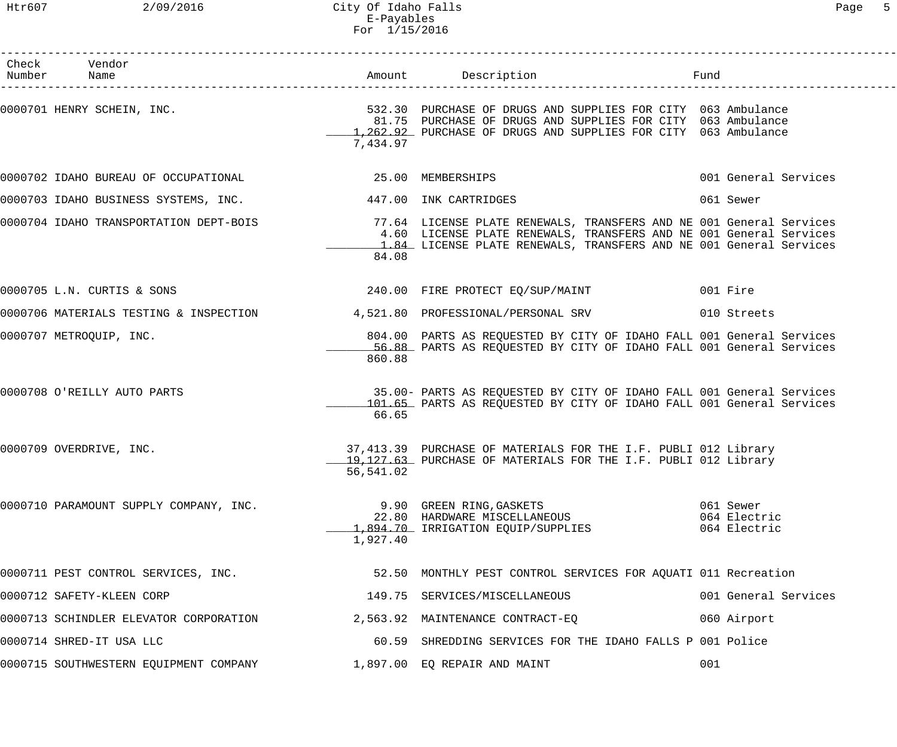| Check Number | Vendor Name | Amount | Description | Fund |
|---|---|---|---|---|
| 0000701 | HENRY SCHEIN, INC. | 532.30 | PURCHASE OF DRUGS AND SUPPLIES FOR CITY | 063 Ambulance |
| | | 81.75 | PURCHASE OF DRUGS AND SUPPLIES FOR CITY | 063 Ambulance |
| | | 1,262.92 | PURCHASE OF DRUGS AND SUPPLIES FOR CITY | 063 Ambulance |
| | | 7,434.97 | | |
| 0000702 | IDAHO BUREAU OF OCCUPATIONAL | 25.00 | MEMBERSHIPS | 001 General Services |
| 0000703 | IDAHO BUSINESS SYSTEMS, INC. | 447.00 | INK CARTRIDGES | 061 Sewer |
| 0000704 | IDAHO TRANSPORTATION DEPT-BOIS | 77.64 | LICENSE PLATE RENEWALS, TRANSFERS AND NE | 001 General Services |
| | | 4.60 | LICENSE PLATE RENEWALS, TRANSFERS AND NE | 001 General Services |
| | | 1.84 | LICENSE PLATE RENEWALS, TRANSFERS AND NE | 001 General Services |
| | | 84.08 | | |
| 0000705 | L.N. CURTIS & SONS | 240.00 | FIRE PROTECT EQ/SUP/MAINT | 001 Fire |
| 0000706 | MATERIALS TESTING & INSPECTION | 4,521.80 | PROFESSIONAL/PERSONAL SRV | 010 Streets |
| 0000707 | METROQUIP, INC. | 804.00 | PARTS AS REQUESTED BY CITY OF IDAHO FALL | 001 General Services |
| | | 56.88 | PARTS AS REQUESTED BY CITY OF IDAHO FALL | 001 General Services |
| | | 860.88 | | |
| 0000708 | O'REILLY AUTO PARTS | 35.00- | PARTS AS REQUESTED BY CITY OF IDAHO FALL | 001 General Services |
| | | 101.65 | PARTS AS REQUESTED BY CITY OF IDAHO FALL | 001 General Services |
| | | 66.65 | | |
| 0000709 | OVERDRIVE, INC. | 37,413.39 | PURCHASE OF MATERIALS FOR THE I.F. PUBLI | 012 Library |
| | | 19,127.63 | PURCHASE OF MATERIALS FOR THE I.F. PUBLI | 012 Library |
| | | 56,541.02 | | |
| 0000710 | PARAMOUNT SUPPLY COMPANY, INC. | 9.90 | GREEN RING,GASKETS | 061 Sewer |
| | | 22.80 | HARDWARE MISCELLANEOUS | 064 Electric |
| | | 1,894.70 | IRRIGATION EQUIP/SUPPLIES | 064 Electric |
| | | 1,927.40 | | |
| 0000711 | PEST CONTROL SERVICES, INC. | 52.50 | MONTHLY PEST CONTROL SERVICES FOR AQUATI | 011 Recreation |
| 0000712 | SAFETY-KLEEN CORP | 149.75 | SERVICES/MISCELLANEOUS | 001 General Services |
| 0000713 | SCHINDLER ELEVATOR CORPORATION | 2,563.92 | MAINTENANCE CONTRACT-EQ | 060 Airport |
| 0000714 | SHRED-IT USA LLC | 60.59 | SHREDDING SERVICES FOR THE IDAHO FALLS P | 001 Police |
| 0000715 | SOUTHWESTERN EQUIPMENT COMPANY | 1,897.00 | EQ REPAIR AND MAINT | 001 |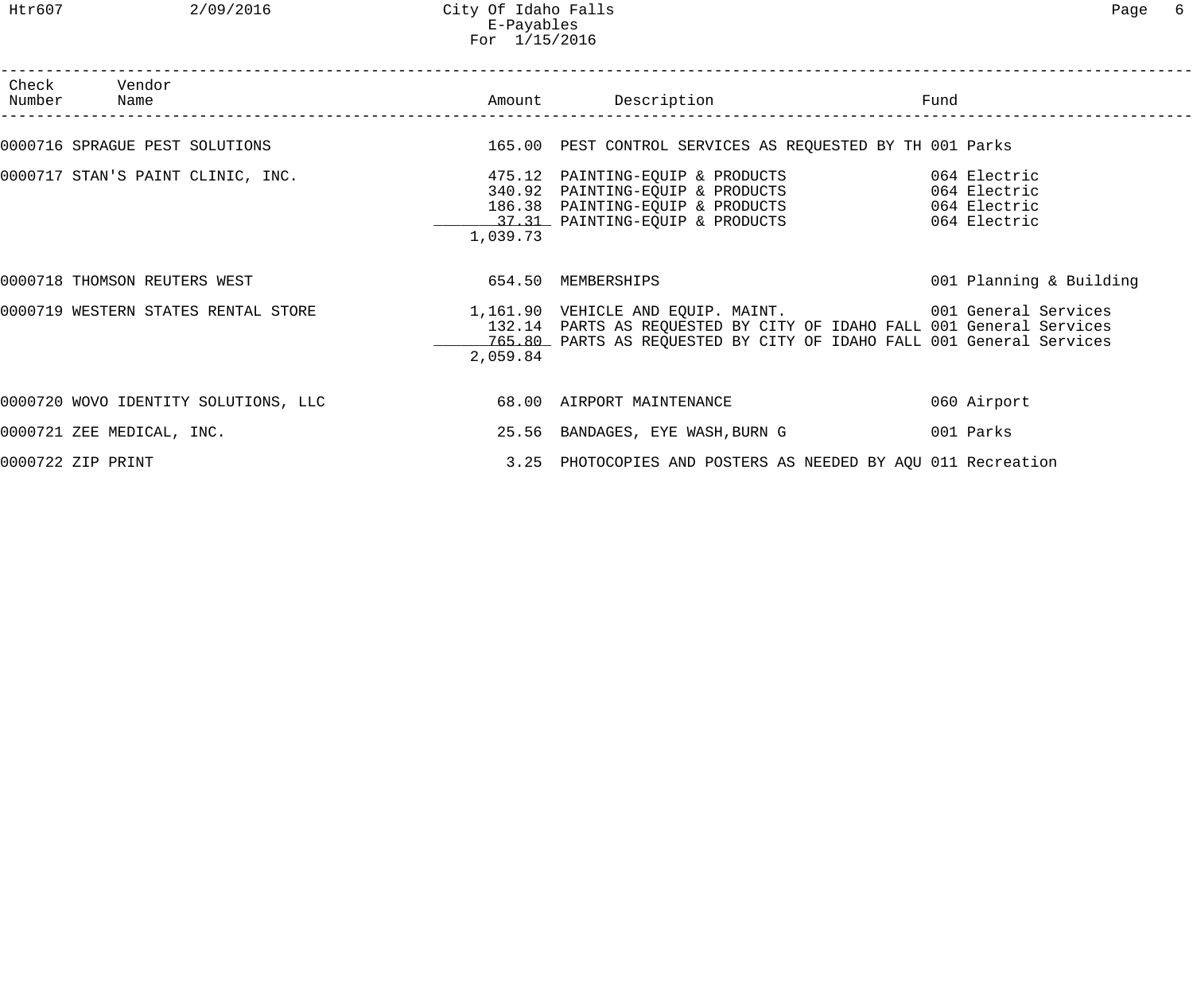| Check Number | Vendor Name | Amount | Description | Fund |
|---|---|---|---|---|
| 0000716 | SPRAGUE PEST SOLUTIONS | 165.00 | PEST CONTROL SERVICES AS REQUESTED BY TH | 001 Parks |
| 0000717 | STAN'S PAINT CLINIC, INC. | 475.12 | PAINTING-EQUIP & PRODUCTS | 064 Electric |
| | | 340.92 | PAINTING-EQUIP & PRODUCTS | 064 Electric |
| | | 186.38 | PAINTING-EQUIP & PRODUCTS | 064 Electric |
| | | 37.31 | PAINTING-EQUIP & PRODUCTS | 064 Electric |
| | | 1,039.73 | | |
| 0000718 | THOMSON REUTERS WEST | 654.50 | MEMBERSHIPS | 001 Planning & Building |
| 0000719 | WESTERN STATES RENTAL STORE | 1,161.90 | VEHICLE AND EQUIP. MAINT. | 001 General Services |
| | | 132.14 | PARTS AS REQUESTED BY CITY OF IDAHO FALL | 001 General Services |
| | | 765.80 | PARTS AS REQUESTED BY CITY OF IDAHO FALL | 001 General Services |
| | | 2,059.84 | | |
| 0000720 | WOVO IDENTITY SOLUTIONS, LLC | 68.00 | AIRPORT MAINTENANCE | 060 Airport |
| 0000721 | ZEE MEDICAL, INC. | 25.56 | BANDAGES, EYE WASH,BURN G | 001 Parks |
| 0000722 | ZIP PRINT | 3.25 | PHOTOCOPIES AND POSTERS AS NEEDED BY AQU | 011 Recreation |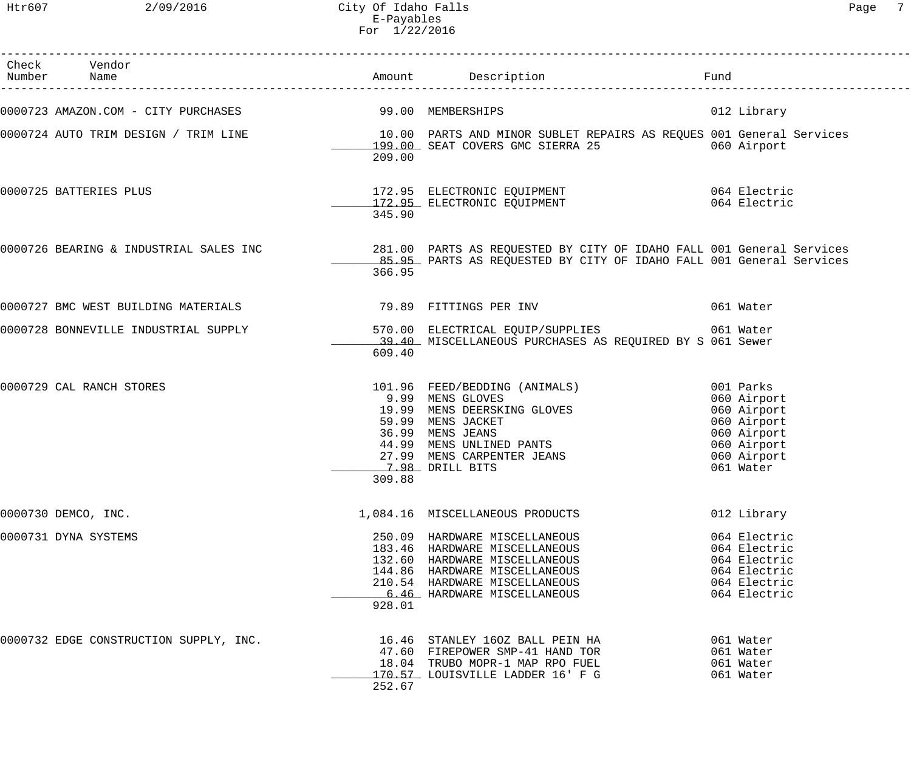City Of Idaho Falls
E-Payables
For 1/22/2016

| Check Number | Vendor Name | Amount | Description | Fund |
|---|---|---|---|---|
| 0000723 | AMAZON.COM - CITY PURCHASES | 99.00 | MEMBERSHIPS | 012 Library |
| 0000724 | AUTO TRIM DESIGN / TRIM LINE | 10.00 | PARTS AND MINOR SUBLET REPAIRS AS REQUES | 001 General Services |
| | | 199.00 | SEAT COVERS GMC SIERRA 25 | 060 Airport |
| | | 209.00 | | |
| 0000725 | BATTERIES PLUS | 172.95 | ELECTRONIC EQUIPMENT | 064 Electric |
| | | 172.95 | ELECTRONIC EQUIPMENT | 064 Electric |
| | | 345.90 | | |
| 0000726 | BEARING & INDUSTRIAL SALES INC | 281.00 | PARTS AS REQUESTED BY CITY OF IDAHO FALL | 001 General Services |
| | | 85.95 | PARTS AS REQUESTED BY CITY OF IDAHO FALL | 001 General Services |
| | | 366.95 | | |
| 0000727 | BMC WEST BUILDING MATERIALS | 79.89 | FITTINGS PER INV | 061 Water |
| 0000728 | BONNEVILLE INDUSTRIAL SUPPLY | 570.00 | ELECTRICAL EQUIP/SUPPLIES | 061 Water |
| | | 39.40 | MISCELLANEOUS PURCHASES AS REQUIRED BY S | 061 Sewer |
| | | 609.40 | | |
| 0000729 | CAL RANCH STORES | 101.96 | FEED/BEDDING (ANIMALS) | 001 Parks |
| | | 9.99 | MENS GLOVES | 060 Airport |
| | | 19.99 | MENS DEERSKING GLOVES | 060 Airport |
| | | 59.99 | MENS JACKET | 060 Airport |
| | | 36.99 | MENS JEANS | 060 Airport |
| | | 44.99 | MENS UNLINED PANTS | 060 Airport |
| | | 27.99 | MENS CARPENTER JEANS | 060 Airport |
| | | 7.98 | DRILL BITS | 061 Water |
| | | 309.88 | | |
| 0000730 | DEMCO, INC. | 1,084.16 | MISCELLANEOUS PRODUCTS | 012 Library |
| 0000731 | DYNA SYSTEMS | 250.09 | HARDWARE MISCELLANEOUS | 064 Electric |
| | | 183.46 | HARDWARE MISCELLANEOUS | 064 Electric |
| | | 132.60 | HARDWARE MISCELLANEOUS | 064 Electric |
| | | 144.86 | HARDWARE MISCELLANEOUS | 064 Electric |
| | | 210.54 | HARDWARE MISCELLANEOUS | 064 Electric |
| | | 6.46 | HARDWARE MISCELLANEOUS | 064 Electric |
| | | 928.01 | | |
| 0000732 | EDGE CONSTRUCTION SUPPLY, INC. | 16.46 | STANLEY 16OZ BALL PEIN HA | 061 Water |
| | | 47.60 | FIREPOWER SMP-41 HAND TOR | 061 Water |
| | | 18.04 | TRUBO MOPR-1 MAP RPO FUEL | 061 Water |
| | | 170.57 | LOUISVILLE LADDER 16' F G | 061 Water |
| | | 252.67 | | |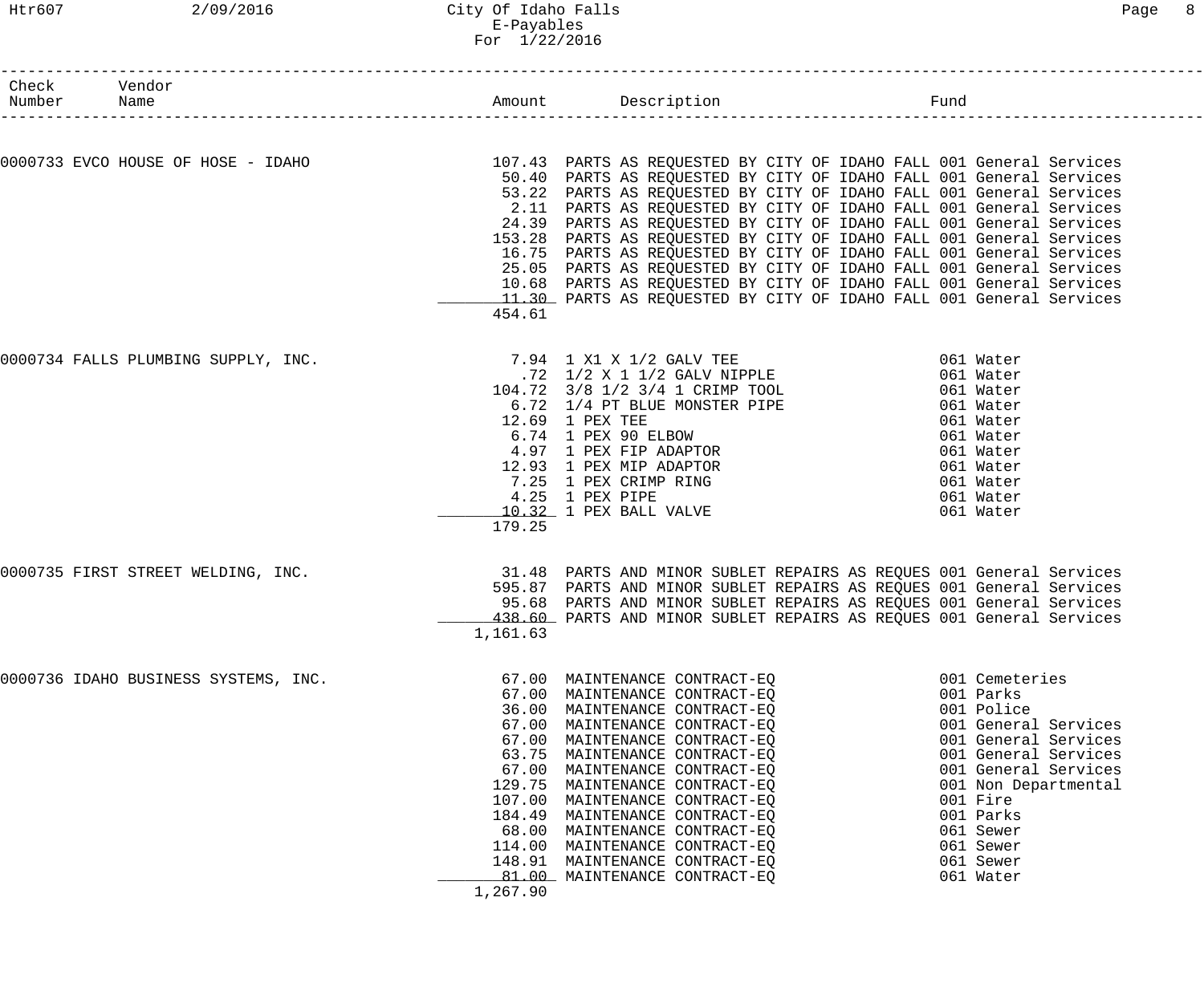City Of Idaho Falls
E-Payables
For 1/22/2016

| Check Number | Vendor Name | Amount | Description | Fund |
|---|---|---|---|---|
| 0000733 | EVCO HOUSE OF HOSE - IDAHO | 107.43 | PARTS AS REQUESTED BY CITY OF IDAHO FALL | 001 General Services |
| | | 50.40 | PARTS AS REQUESTED BY CITY OF IDAHO FALL | 001 General Services |
| | | 53.22 | PARTS AS REQUESTED BY CITY OF IDAHO FALL | 001 General Services |
| | | 2.11 | PARTS AS REQUESTED BY CITY OF IDAHO FALL | 001 General Services |
| | | 24.39 | PARTS AS REQUESTED BY CITY OF IDAHO FALL | 001 General Services |
| | | 153.28 | PARTS AS REQUESTED BY CITY OF IDAHO FALL | 001 General Services |
| | | 16.75 | PARTS AS REQUESTED BY CITY OF IDAHO FALL | 001 General Services |
| | | 25.05 | PARTS AS REQUESTED BY CITY OF IDAHO FALL | 001 General Services |
| | | 10.68 | PARTS AS REQUESTED BY CITY OF IDAHO FALL | 001 General Services |
| | | 11.30 | PARTS AS REQUESTED BY CITY OF IDAHO FALL | 001 General Services |
| | | 454.61 | | |
| 0000734 | FALLS PLUMBING SUPPLY, INC. | 7.94 | 1 X1 X 1/2 GALV TEE | 061 Water |
| | | .72 | 1/2 X 1 1/2 GALV NIPPLE | 061 Water |
| | | 104.72 | 3/8 1/2 3/4 1 CRIMP TOOL | 061 Water |
| | | 6.72 | 1/4 PT BLUE MONSTER PIPE | 061 Water |
| | | 12.69 | 1 PEX TEE | 061 Water |
| | | 6.74 | 1 PEX 90 ELBOW | 061 Water |
| | | 4.97 | 1 PEX FIP ADAPTOR | 061 Water |
| | | 12.93 | 1 PEX MIP ADAPTOR | 061 Water |
| | | 7.25 | 1 PEX CRIMP RING | 061 Water |
| | | 4.25 | 1 PEX PIPE | 061 Water |
| | | 10.32 | 1 PEX BALL VALVE | 061 Water |
| | | 179.25 | | |
| 0000735 | FIRST STREET WELDING, INC. | 31.48 | PARTS AND MINOR SUBLET REPAIRS AS REQUES | 001 General Services |
| | | 595.87 | PARTS AND MINOR SUBLET REPAIRS AS REQUES | 001 General Services |
| | | 95.68 | PARTS AND MINOR SUBLET REPAIRS AS REQUES | 001 General Services |
| | | 438.60 | PARTS AND MINOR SUBLET REPAIRS AS REQUES | 001 General Services |
| | | 1,161.63 | | |
| 0000736 | IDAHO BUSINESS SYSTEMS, INC. | 67.00 | MAINTENANCE CONTRACT-EQ | 001 Cemeteries |
| | | 67.00 | MAINTENANCE CONTRACT-EQ | 001 Parks |
| | | 36.00 | MAINTENANCE CONTRACT-EQ | 001 Police |
| | | 67.00 | MAINTENANCE CONTRACT-EQ | 001 General Services |
| | | 67.00 | MAINTENANCE CONTRACT-EQ | 001 General Services |
| | | 63.75 | MAINTENANCE CONTRACT-EQ | 001 General Services |
| | | 67.00 | MAINTENANCE CONTRACT-EQ | 001 General Services |
| | | 129.75 | MAINTENANCE CONTRACT-EQ | 001 Non Departmental |
| | | 107.00 | MAINTENANCE CONTRACT-EQ | 001 Fire |
| | | 184.49 | MAINTENANCE CONTRACT-EQ | 001 Parks |
| | | 68.00 | MAINTENANCE CONTRACT-EQ | 061 Sewer |
| | | 114.00 | MAINTENANCE CONTRACT-EQ | 061 Sewer |
| | | 148.91 | MAINTENANCE CONTRACT-EQ | 061 Sewer |
| | | 81.00 | MAINTENANCE CONTRACT-EQ | 061 Water |
| | | 1,267.90 | | |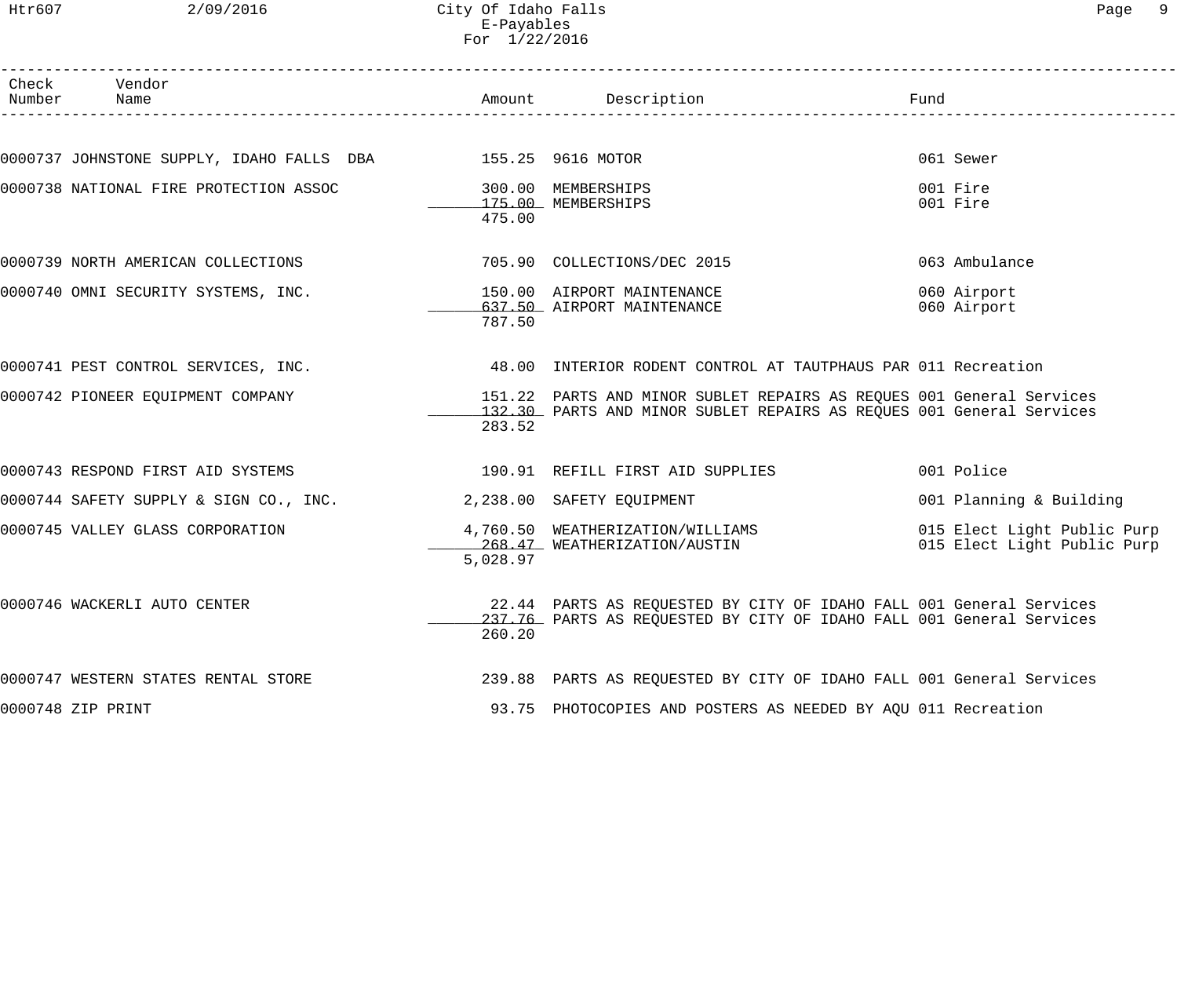| Check Number | Vendor Name | Amount | Description | Fund |
|---|---|---|---|---|
| 0000737 | JOHNSTONE SUPPLY, IDAHO FALLS DBA | 155.25 | 9616 MOTOR | 061 Sewer |
| 0000738 | NATIONAL FIRE PROTECTION ASSOC | 300.00 | MEMBERSHIPS | 001 Fire |
| | | 175.00 | MEMBERSHIPS | 001 Fire |
| | | 475.00 | | |
| 0000739 | NORTH AMERICAN COLLECTIONS | 705.90 | COLLECTIONS/DEC 2015 | 063 Ambulance |
| 0000740 | OMNI SECURITY SYSTEMS, INC. | 150.00 | AIRPORT MAINTENANCE | 060 Airport |
| | | 637.50 | AIRPORT MAINTENANCE | 060 Airport |
| | | 787.50 | | |
| 0000741 | PEST CONTROL SERVICES, INC. | 48.00 | INTERIOR RODENT CONTROL AT TAUTPHAUS PAR | 011 Recreation |
| 0000742 | PIONEER EQUIPMENT COMPANY | 151.22 | PARTS AND MINOR SUBLET REPAIRS AS REQUES | 001 General Services |
| | | 132.30 | PARTS AND MINOR SUBLET REPAIRS AS REQUES | 001 General Services |
| | | 283.52 | | |
| 0000743 | RESPOND FIRST AID SYSTEMS | 190.91 | REFILL FIRST AID SUPPLIES | 001 Police |
| 0000744 | SAFETY SUPPLY & SIGN CO., INC. | 2,238.00 | SAFETY EQUIPMENT | 001 Planning & Building |
| 0000745 | VALLEY GLASS CORPORATION | 4,760.50 | WEATHERIZATION/WILLIAMS | 015 Elect Light Public Purp |
| | | 268.47 | WEATHERIZATION/AUSTIN | 015 Elect Light Public Purp |
| | | 5,028.97 | | |
| 0000746 | WACKERLI AUTO CENTER | 22.44 | PARTS AS REQUESTED BY CITY OF IDAHO FALL | 001 General Services |
| | | 237.76 | PARTS AS REQUESTED BY CITY OF IDAHO FALL | 001 General Services |
| | | 260.20 | | |
| 0000747 | WESTERN STATES RENTAL STORE | 239.88 | PARTS AS REQUESTED BY CITY OF IDAHO FALL | 001 General Services |
| 0000748 | ZIP PRINT | 93.75 | PHOTOCOPIES AND POSTERS AS NEEDED BY AQU | 011 Recreation |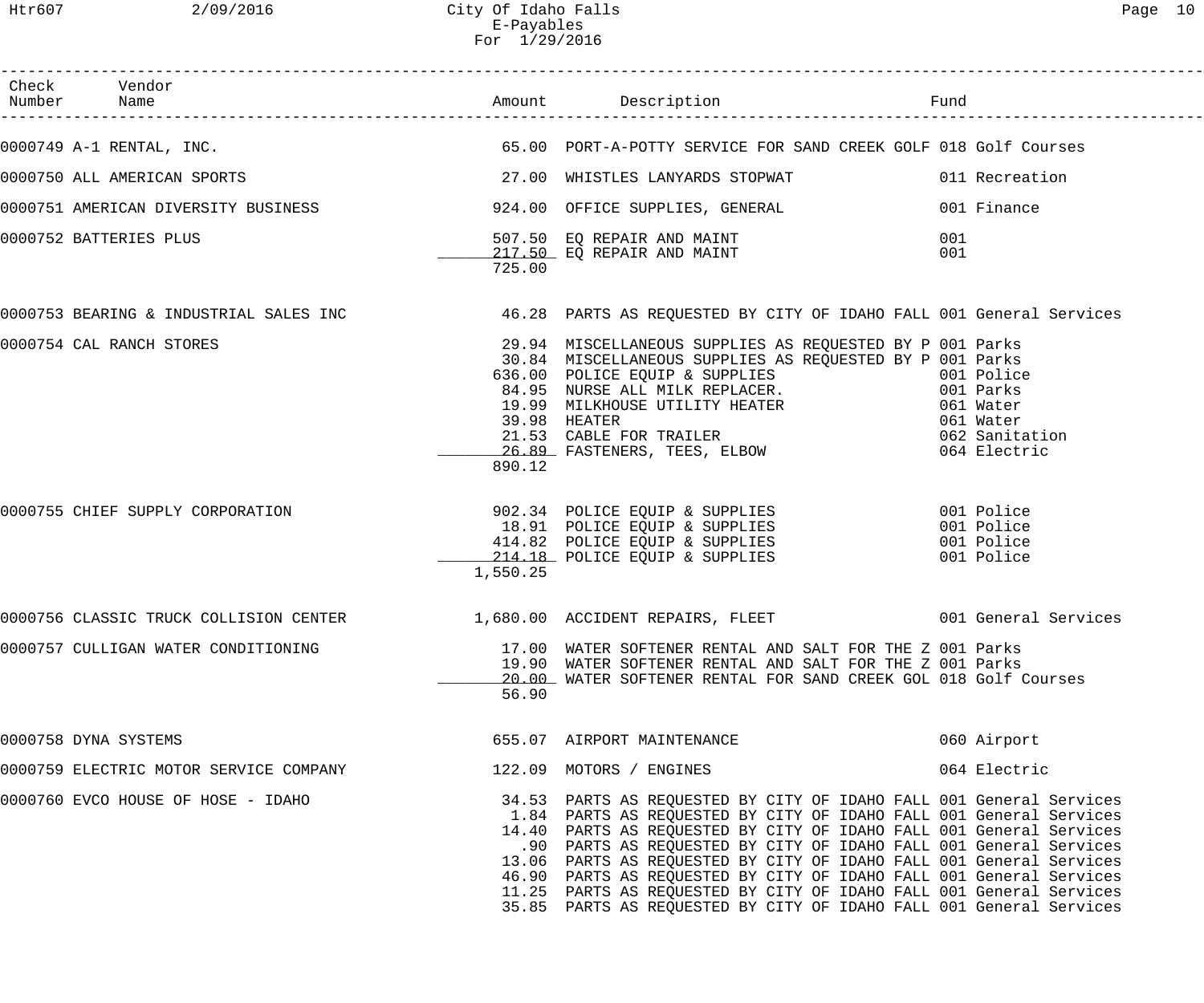City Of Idaho Falls
E-Payables
For 1/29/2016

| Check Number | Vendor Name | Amount | Description | Fund |
|---|---|---|---|---|
| 0000749 | A-1 RENTAL, INC. | 65.00 | PORT-A-POTTY SERVICE FOR SAND CREEK GOLF | 018 Golf Courses |
| 0000750 | ALL AMERICAN SPORTS | 27.00 | WHISTLES LANYARDS STOPWAT | 011 Recreation |
| 0000751 | AMERICAN DIVERSITY BUSINESS | 924.00 | OFFICE SUPPLIES, GENERAL | 001 Finance |
| 0000752 | BATTERIES PLUS | 507.50 | EQ REPAIR AND MAINT | 001 |
| | | 217.50 | EQ REPAIR AND MAINT | 001 |
| | | 725.00 | | |
| 0000753 | BEARING & INDUSTRIAL SALES INC | 46.28 | PARTS AS REQUESTED BY CITY OF IDAHO FALL | 001 General Services |
| 0000754 | CAL RANCH STORES | 29.94 | MISCELLANEOUS SUPPLIES AS REQUESTED BY P | 001 Parks |
| | | 30.84 | MISCELLANEOUS SUPPLIES AS REQUESTED BY P | 001 Parks |
| | | 636.00 | POLICE EQUIP & SUPPLIES | 001 Police |
| | | 84.95 | NURSE ALL MILK REPLACER. | 001 Parks |
| | | 19.99 | MILKHOUSE UTILITY HEATER | 061 Water |
| | | 39.98 | HEATER | 061 Water |
| | | 21.53 | CABLE FOR TRAILER | 062 Sanitation |
| | | 26.89 | FASTENERS, TEES, ELBOW | 064 Electric |
| | | 890.12 | | |
| 0000755 | CHIEF SUPPLY CORPORATION | 902.34 | POLICE EQUIP & SUPPLIES | 001 Police |
| | | 18.91 | POLICE EQUIP & SUPPLIES | 001 Police |
| | | 414.82 | POLICE EQUIP & SUPPLIES | 001 Police |
| | | 214.18 | POLICE EQUIP & SUPPLIES | 001 Police |
| | | 1,550.25 | | |
| 0000756 | CLASSIC TRUCK COLLISION CENTER | 1,680.00 | ACCIDENT REPAIRS, FLEET | 001 General Services |
| 0000757 | CULLIGAN WATER CONDITIONING | 17.00 | WATER SOFTENER RENTAL AND SALT FOR THE Z | 001 Parks |
| | | 19.90 | WATER SOFTENER RENTAL AND SALT FOR THE Z | 001 Parks |
| | | 20.00 | WATER SOFTENER RENTAL FOR SAND CREEK GOL | 018 Golf Courses |
| | | 56.90 | | |
| 0000758 | DYNA SYSTEMS | 655.07 | AIRPORT MAINTENANCE | 060 Airport |
| 0000759 | ELECTRIC MOTOR SERVICE COMPANY | 122.09 | MOTORS / ENGINES | 064 Electric |
| 0000760 | EVCO HOUSE OF HOSE - IDAHO | 34.53 | PARTS AS REQUESTED BY CITY OF IDAHO FALL | 001 General Services |
| | | 1.84 | PARTS AS REQUESTED BY CITY OF IDAHO FALL | 001 General Services |
| | | 14.40 | PARTS AS REQUESTED BY CITY OF IDAHO FALL | 001 General Services |
| | | .90 | PARTS AS REQUESTED BY CITY OF IDAHO FALL | 001 General Services |
| | | 13.06 | PARTS AS REQUESTED BY CITY OF IDAHO FALL | 001 General Services |
| | | 46.90 | PARTS AS REQUESTED BY CITY OF IDAHO FALL | 001 General Services |
| | | 11.25 | PARTS AS REQUESTED BY CITY OF IDAHO FALL | 001 General Services |
| | | 35.85 | PARTS AS REQUESTED BY CITY OF IDAHO FALL | 001 General Services |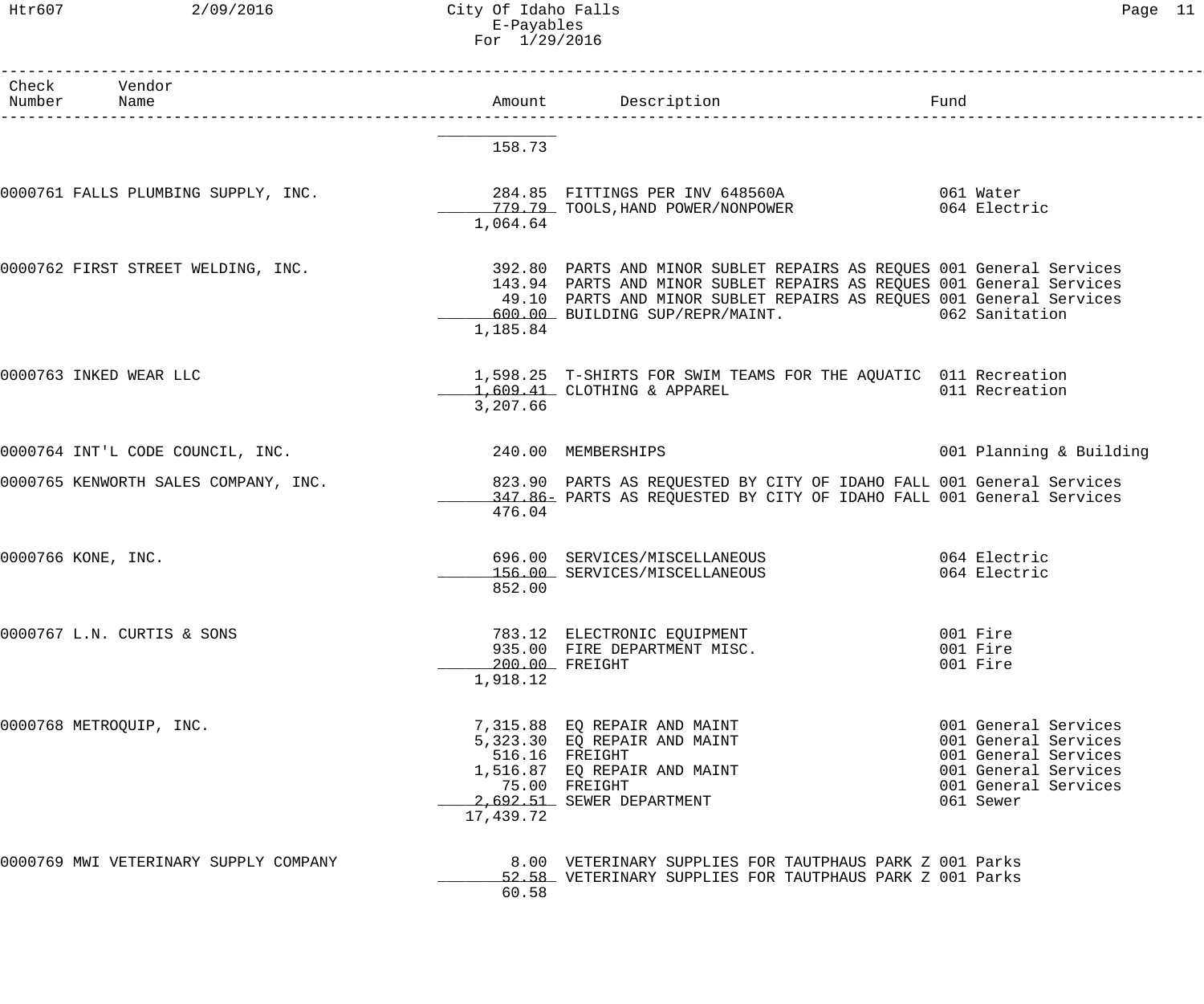| Check Number | Vendor Name | Amount | Description | Fund |
|---|---|---|---|---|
| | | 158.73 | | |
| 0000761 | FALLS PLUMBING SUPPLY, INC. | 284.85 | FITTINGS PER INV 648560A | 061 Water |
| | | 779.79 | TOOLS,HAND POWER/NONPOWER | 064 Electric |
| | | 1,064.64 | | |
| 0000762 | FIRST STREET WELDING, INC. | 392.80 | PARTS AND MINOR SUBLET REPAIRS AS REQUES | 001 General Services |
| | | 143.94 | PARTS AND MINOR SUBLET REPAIRS AS REQUES | 001 General Services |
| | | 49.10 | PARTS AND MINOR SUBLET REPAIRS AS REQUES | 001 General Services |
| | | 600.00 | BUILDING SUP/REPR/MAINT. | 062 Sanitation |
| | | 1,185.84 | | |
| 0000763 | INKED WEAR LLC | 1,598.25 | T-SHIRTS FOR SWIM TEAMS FOR THE AQUATIC | 011 Recreation |
| | | 1,609.41 | CLOTHING & APPAREL | 011 Recreation |
| | | 3,207.66 | | |
| 0000764 | INT'L CODE COUNCIL, INC. | 240.00 | MEMBERSHIPS | 001 Planning & Building |
| 0000765 | KENWORTH SALES COMPANY, INC. | 823.90 | PARTS AS REQUESTED BY CITY OF IDAHO FALL | 001 General Services |
| | | 347.86- | PARTS AS REQUESTED BY CITY OF IDAHO FALL | 001 General Services |
| | | 476.04 | | |
| 0000766 | KONE, INC. | 696.00 | SERVICES/MISCELLANEOUS | 064 Electric |
| | | 156.00 | SERVICES/MISCELLANEOUS | 064 Electric |
| | | 852.00 | | |
| 0000767 | L.N. CURTIS & SONS | 783.12 | ELECTRONIC EQUIPMENT | 001 Fire |
| | | 935.00 | FIRE DEPARTMENT MISC. | 001 Fire |
| | | 200.00 | FREIGHT | 001 Fire |
| | | 1,918.12 | | |
| 0000768 | METROQUIP, INC. | 7,315.88 | EQ REPAIR AND MAINT | 001 General Services |
| | | 5,323.30 | EQ REPAIR AND MAINT | 001 General Services |
| | | 516.16 | FREIGHT | 001 General Services |
| | | 1,516.87 | EQ REPAIR AND MAINT | 001 General Services |
| | | 75.00 | FREIGHT | 001 General Services |
| | | 2,692.51 | SEWER DEPARTMENT | 061 Sewer |
| | | 17,439.72 | | |
| 0000769 | MWI VETERINARY SUPPLY COMPANY | 8.00 | VETERINARY SUPPLIES FOR TAUTPHAUS PARK Z | 001 Parks |
| | | 52.58 | VETERINARY SUPPLIES FOR TAUTPHAUS PARK Z | 001 Parks |
| | | 60.58 | | |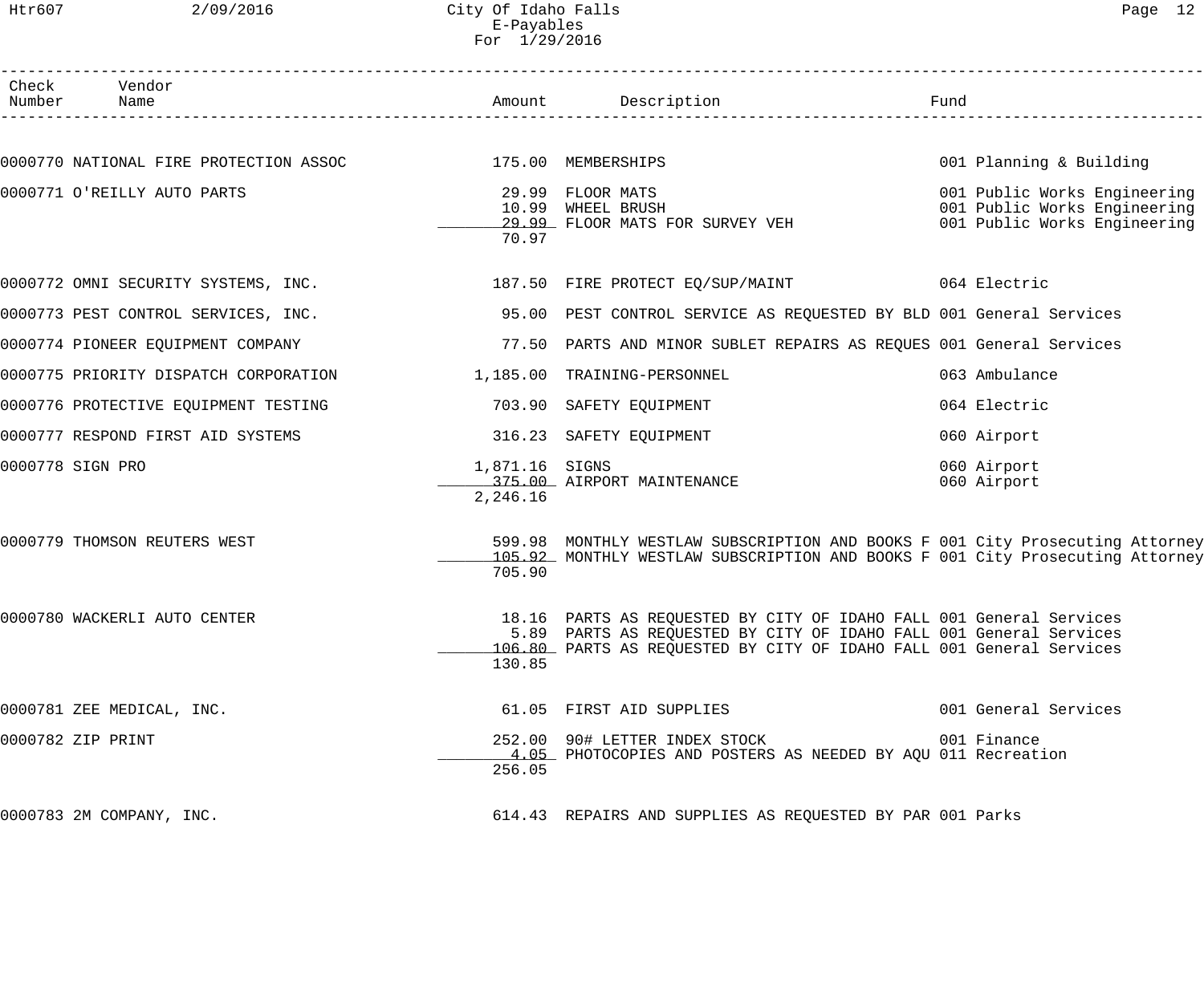| Check Number | Vendor Name | Amount | Description | Fund |
|---|---|---|---|---|
| 0000770 | NATIONAL FIRE PROTECTION ASSOC | 175.00 | MEMBERSHIPS | 001 Planning & Building |
| 0000771 | O'REILLY AUTO PARTS | 29.99 | FLOOR MATS | 001 Public Works Engineering |
| | | 10.99 | WHEEL BRUSH | 001 Public Works Engineering |
| | | 29.99 | FLOOR MATS FOR SURVEY VEH | 001 Public Works Engineering |
| | | 70.97 | | |
| 0000772 | OMNI SECURITY SYSTEMS, INC. | 187.50 | FIRE PROTECT EQ/SUP/MAINT | 064 Electric |
| 0000773 | PEST CONTROL SERVICES, INC. | 95.00 | PEST CONTROL SERVICE AS REQUESTED BY BLD | 001 General Services |
| 0000774 | PIONEER EQUIPMENT COMPANY | 77.50 | PARTS AND MINOR SUBLET REPAIRS AS REQUES | 001 General Services |
| 0000775 | PRIORITY DISPATCH CORPORATION | 1,185.00 | TRAINING-PERSONNEL | 063 Ambulance |
| 0000776 | PROTECTIVE EQUIPMENT TESTING | 703.90 | SAFETY EQUIPMENT | 064 Electric |
| 0000777 | RESPOND FIRST AID SYSTEMS | 316.23 | SAFETY EQUIPMENT | 060 Airport |
| 0000778 | SIGN PRO | 1,871.16 | SIGNS | 060 Airport |
| | | 375.00 | AIRPORT MAINTENANCE | 060 Airport |
| | | 2,246.16 | | |
| 0000779 | THOMSON REUTERS WEST | 599.98 | MONTHLY WESTLAW SUBSCRIPTION AND BOOKS F | 001 City Prosecuting Attorney |
| | | 105.92 | MONTHLY WESTLAW SUBSCRIPTION AND BOOKS F | 001 City Prosecuting Attorney |
| | | 705.90 | | |
| 0000780 | WACKERLI AUTO CENTER | 18.16 | PARTS AS REQUESTED BY CITY OF IDAHO FALL | 001 General Services |
| | | 5.89 | PARTS AS REQUESTED BY CITY OF IDAHO FALL | 001 General Services |
| | | 106.80 | PARTS AS REQUESTED BY CITY OF IDAHO FALL | 001 General Services |
| | | 130.85 | | |
| 0000781 | ZEE MEDICAL, INC. | 61.05 | FIRST AID SUPPLIES | 001 General Services |
| 0000782 | ZIP PRINT | 252.00 | 90# LETTER INDEX STOCK | 001 Finance |
| | | 4.05 | PHOTOCOPIES AND POSTERS AS NEEDED BY AQU | 011 Recreation |
| | | 256.05 | | |
| 0000783 | 2M COMPANY, INC. | 614.43 | REPAIRS AND SUPPLIES AS REQUESTED BY PAR | 001 Parks |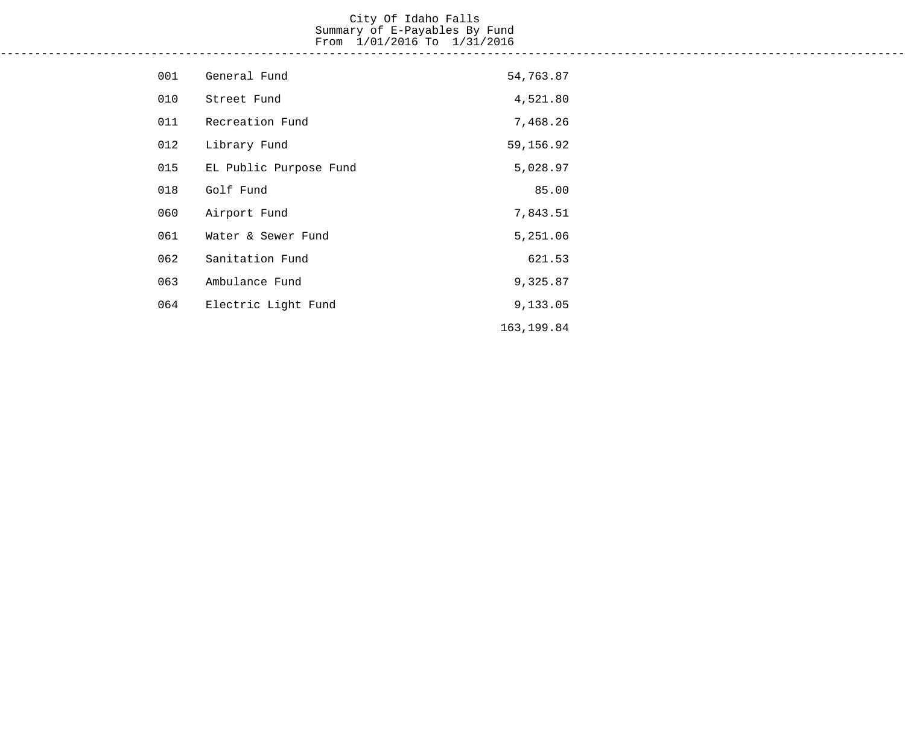City Of Idaho Falls
Summary of E-Payables By Fund
From 1/01/2016 To 1/31/2016

| | | |
|---|---|---|
| 001 | General Fund | 54,763.87 |
| 010 | Street Fund | 4,521.80 |
| 011 | Recreation Fund | 7,468.26 |
| 012 | Library Fund | 59,156.92 |
| 015 | EL Public Purpose Fund | 5,028.97 |
| 018 | Golf Fund | 85.00 |
| 060 | Airport Fund | 7,843.51 |
| 061 | Water & Sewer Fund | 5,251.06 |
| 062 | Sanitation Fund | 621.53 |
| 063 | Ambulance Fund | 9,325.87 |
| 064 | Electric Light Fund | 9,133.05 |
| | | 163,199.84 |